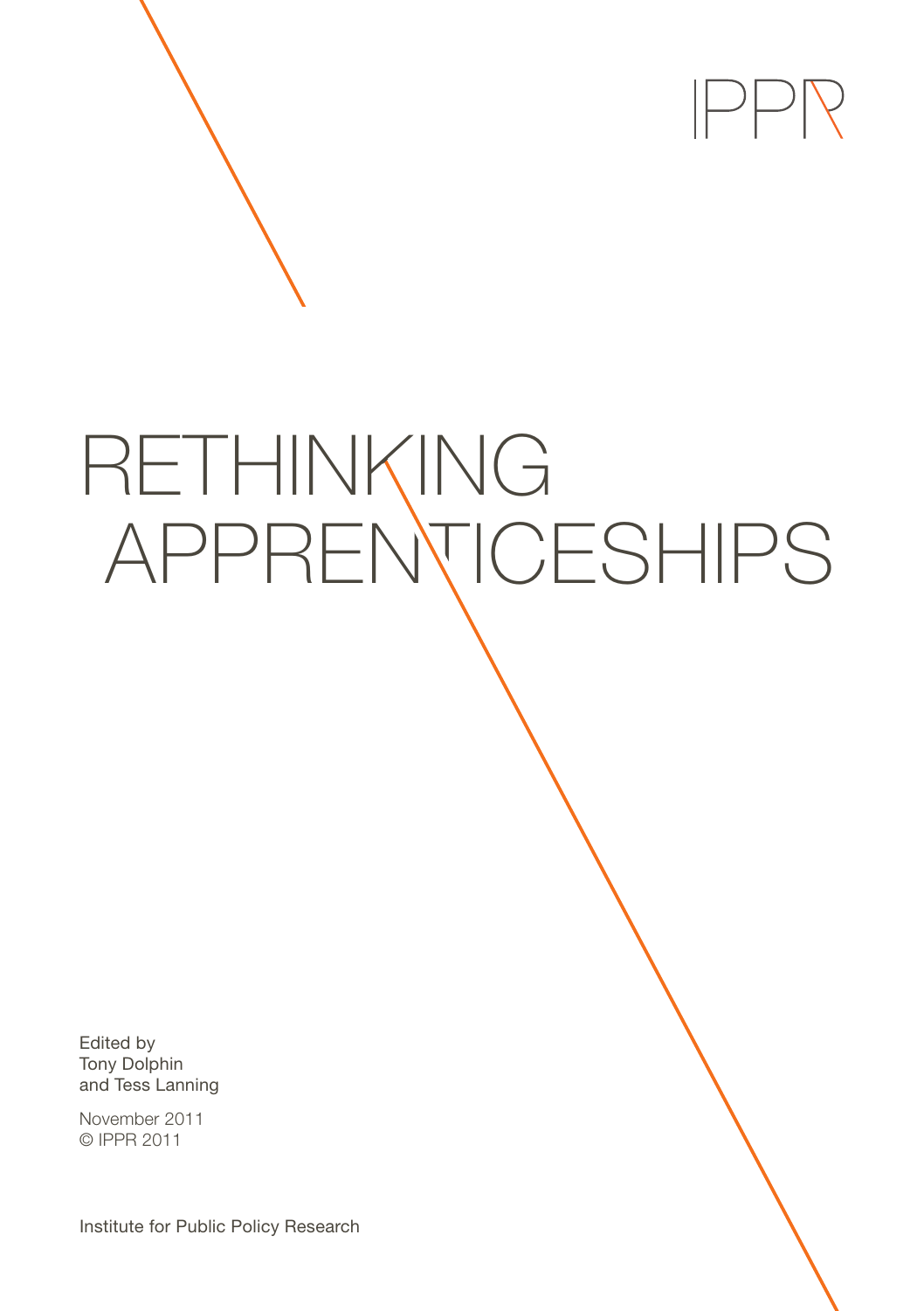IPPR

# RETHINKING APPRENTICESHIPS

Edited by
Tony Dolphin
and Tess Lanning

November 2011
© IPPR 2011

Institute for Public Policy Research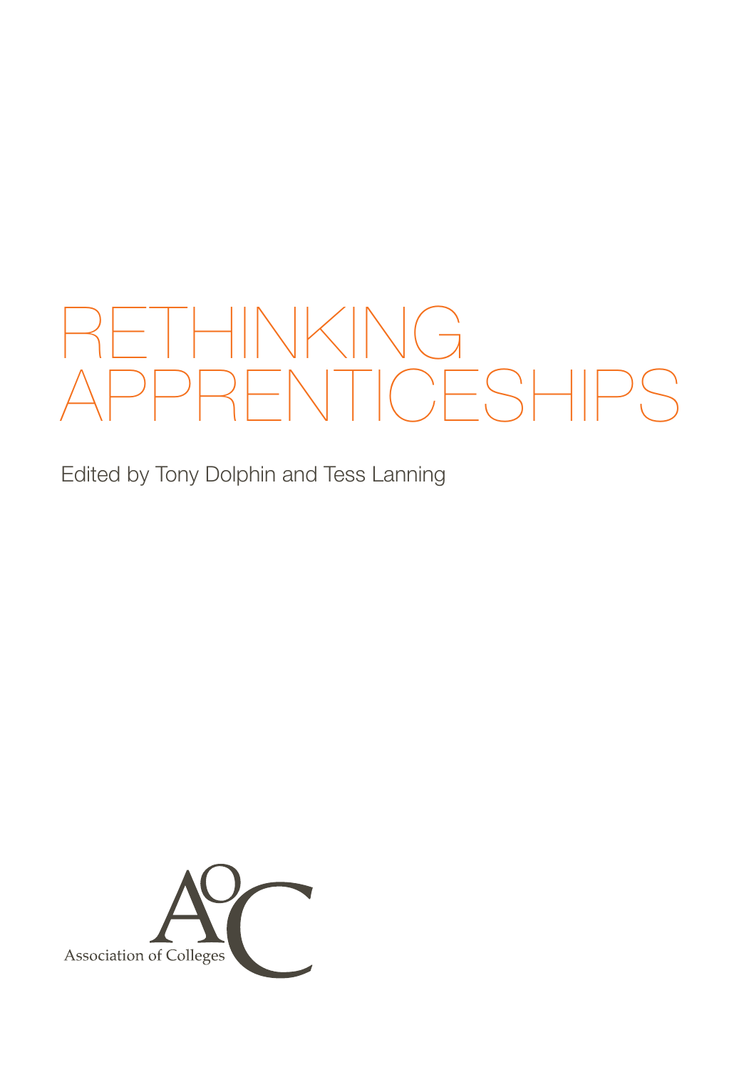# RETHINKING APPRENTICESHIPS

Edited by Tony Dolphin and Tess Lanning

Association of Colleges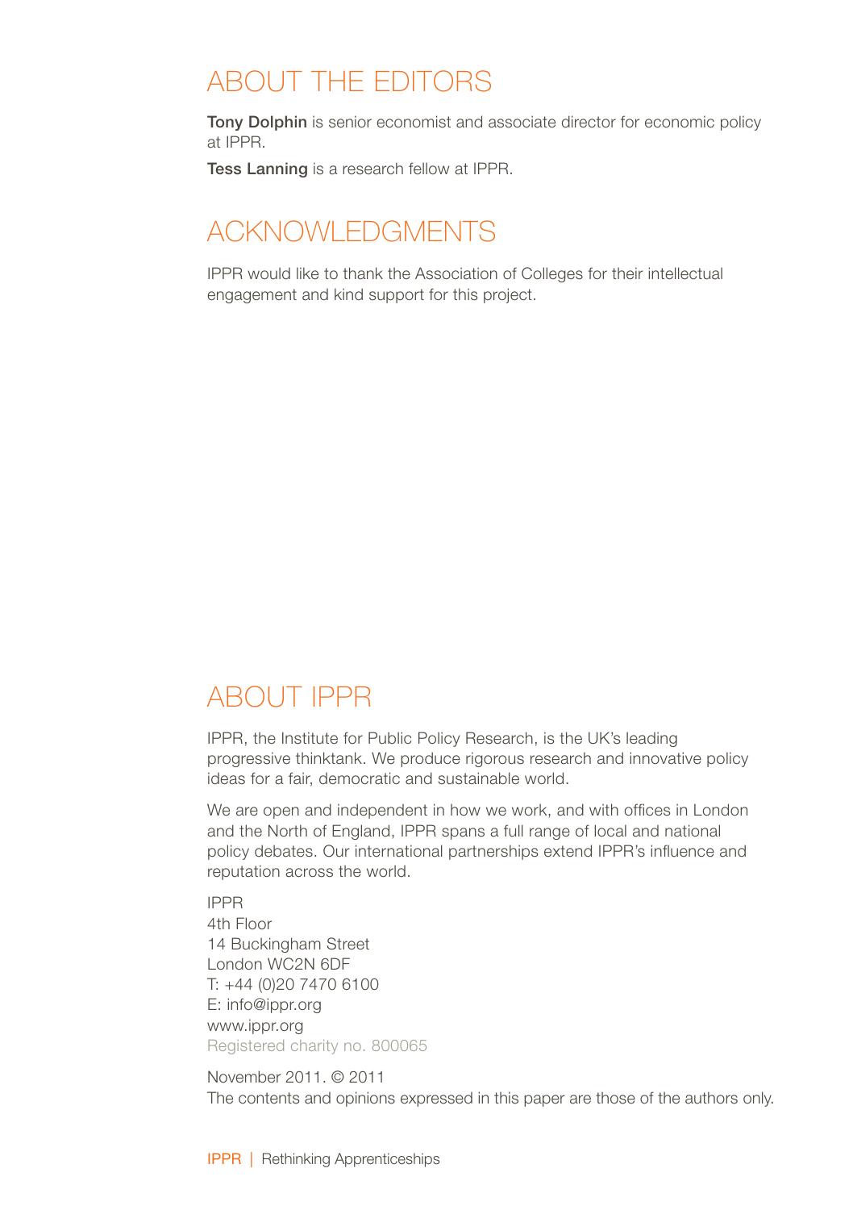## ABOUT THE EDITORS

**Tony Dolphin** is senior economist and associate director for economic policy at IPPR.

**Tess Lanning** is a research fellow at IPPR.

## ACKNOWLEDGMENTS

IPPR would like to thank the Association of Colleges for their intellectual engagement and kind support for this project.

## ABOUT IPPR

IPPR, the Institute for Public Policy Research, is the UK's leading progressive thinktank. We produce rigorous research and innovative policy ideas for a fair, democratic and sustainable world.

We are open and independent in how we work, and with offices in London and the North of England, IPPR spans a full range of local and national policy debates. Our international partnerships extend IPPR's influence and reputation across the world.

IPPR
4th Floor
14 Buckingham Street
London WC2N 6DF
T: +44 (0)20 7470 6100
E: info@ippr.org
www.ippr.org
Registered charity no. 800065

November 2011. © 2011
The contents and opinions expressed in this paper are those of the authors only.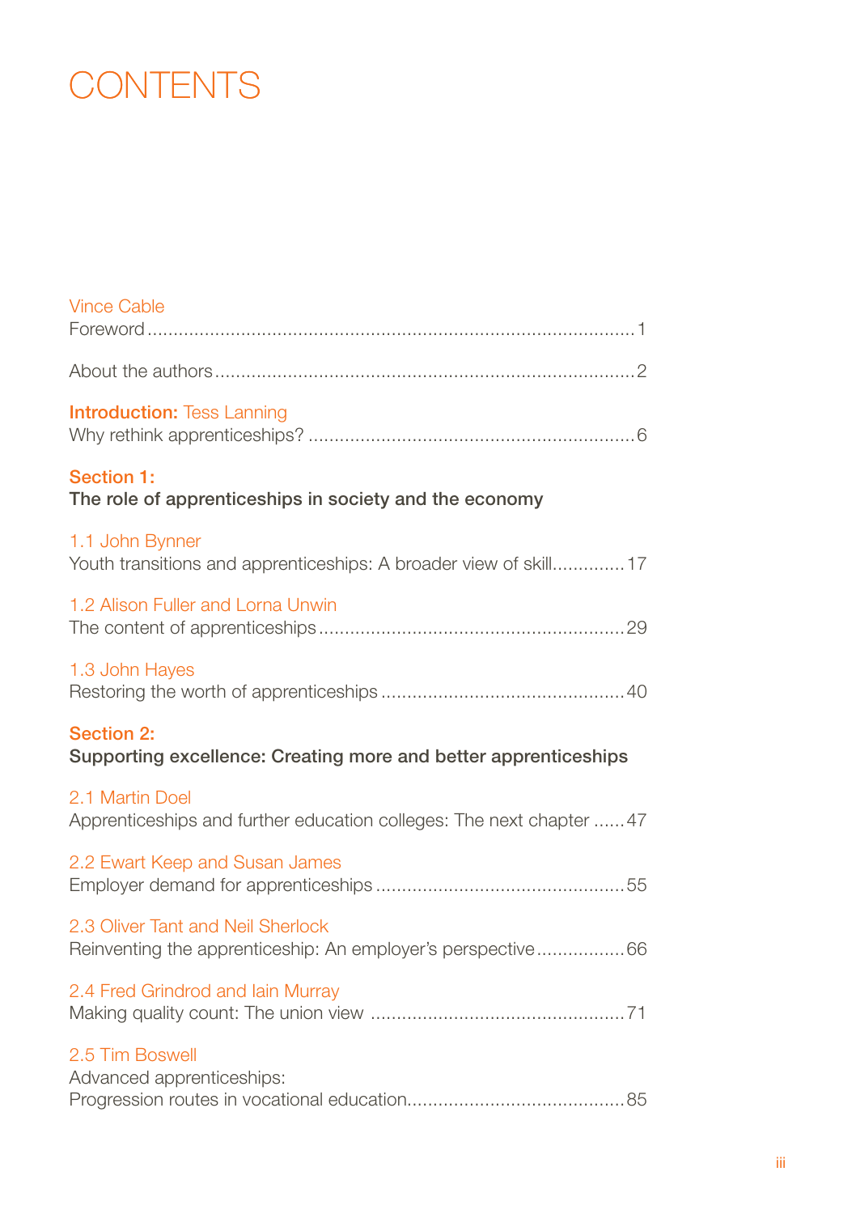# CONTENTS

Vince Cable
Foreword ........................................................................................ 1

About the authors ............................................................................ 2

**Introduction:** Tess Lanning
Why rethink apprenticeships? ........................................................... 6

**Section 1:**
**The role of apprenticeships in society and the economy**

1.1 John Bynner
Youth transitions and apprenticeships: A broader view of skill ............. 17

1.2 Alison Fuller and Lorna Unwin
The content of apprenticeships ....................................................... 29

1.3 John Hayes
Restoring the worth of apprenticeships ............................................ 40

**Section 2:**
**Supporting excellence: Creating more and better apprenticeships**

2.1 Martin Doel
Apprenticeships and further education colleges: The next chapter ...... 47

2.2 Ewart Keep and Susan James
Employer demand for apprenticeships ............................................. 55

2.3 Oliver Tant and Neil Sherlock
Reinventing the apprenticeship: An employer's perspective ................. 66

2.4 Fred Grindrod and Iain Murray
Making quality count: The union view .............................................. 71

2.5 Tim Boswell
Advanced apprenticeships:
Progression routes in vocational education ....................................... 85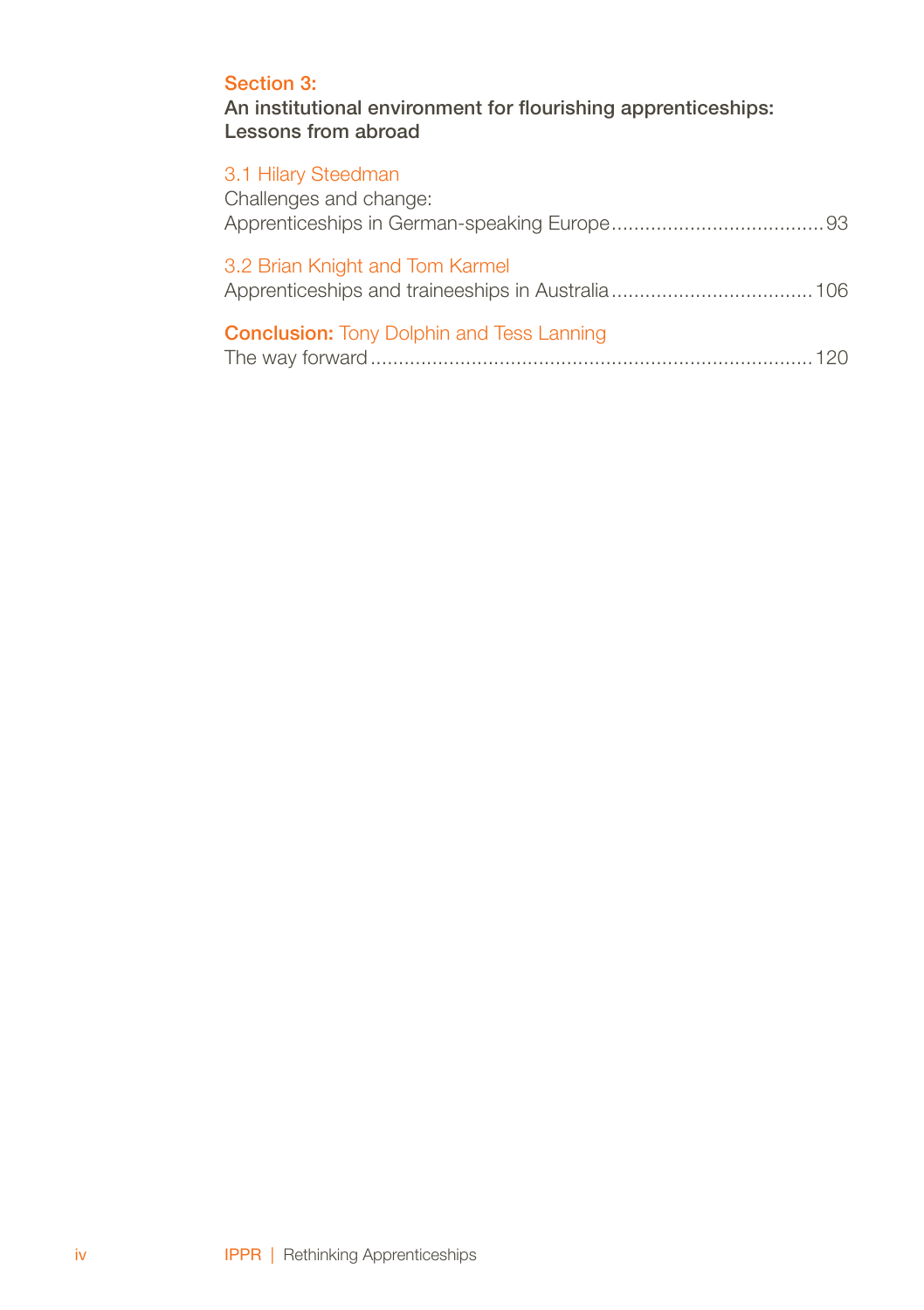## Section 3:

**An institutional environment for flourishing apprenticeships: Lessons from abroad**

3.1 Hilary Steedman
Challenges and change:
Apprenticeships in German-speaking Europe ..................................... 93

3.2 Brian Knight and Tom Karmel
Apprenticeships and traineeships in Australia ................................... 106

**Conclusion:** Tony Dolphin and Tess Lanning
The way forward ............................................................................ 120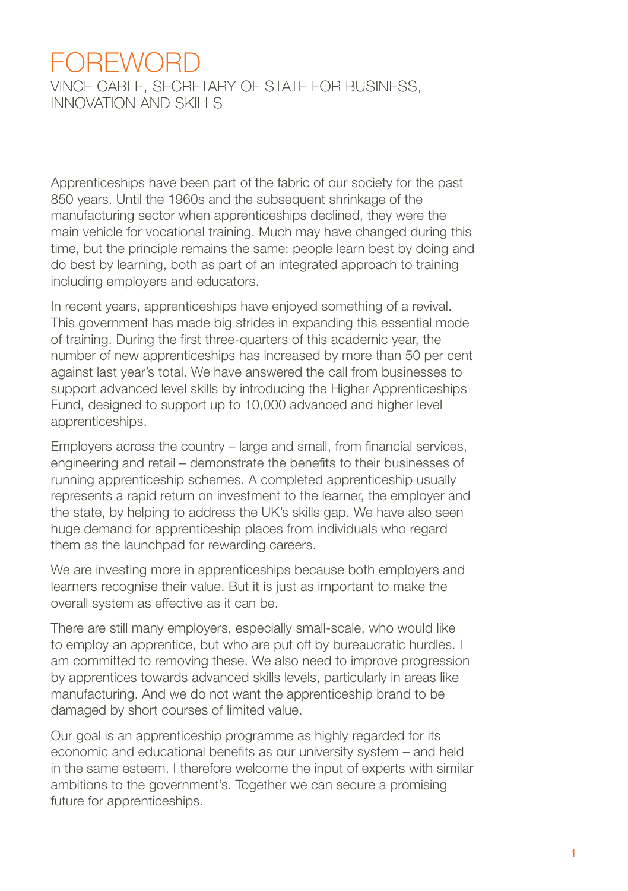# FOREWORD

## VINCE CABLE, SECRETARY OF STATE FOR BUSINESS, INNOVATION AND SKILLS

Apprenticeships have been part of the fabric of our society for the past 850 years. Until the 1960s and the subsequent shrinkage of the manufacturing sector when apprenticeships declined, they were the main vehicle for vocational training. Much may have changed during this time, but the principle remains the same: people learn best by doing and do best by learning, both as part of an integrated approach to training including employers and educators.

In recent years, apprenticeships have enjoyed something of a revival. This government has made big strides in expanding this essential mode of training. During the first three-quarters of this academic year, the number of new apprenticeships has increased by more than 50 per cent against last year's total. We have answered the call from businesses to support advanced level skills by introducing the Higher Apprenticeships Fund, designed to support up to 10,000 advanced and higher level apprenticeships.

Employers across the country – large and small, from financial services, engineering and retail – demonstrate the benefits to their businesses of running apprenticeship schemes. A completed apprenticeship usually represents a rapid return on investment to the learner, the employer and the state, by helping to address the UK's skills gap. We have also seen huge demand for apprenticeship places from individuals who regard them as the launchpad for rewarding careers.

We are investing more in apprenticeships because both employers and learners recognise their value. But it is just as important to make the overall system as effective as it can be.

There are still many employers, especially small-scale, who would like to employ an apprentice, but who are put off by bureaucratic hurdles. I am committed to removing these. We also need to improve progression by apprentices towards advanced skills levels, particularly in areas like manufacturing. And we do not want the apprenticeship brand to be damaged by short courses of limited value.

Our goal is an apprenticeship programme as highly regarded for its economic and educational benefits as our university system – and held in the same esteem. I therefore welcome the input of experts with similar ambitions to the government's. Together we can secure a promising future for apprenticeships.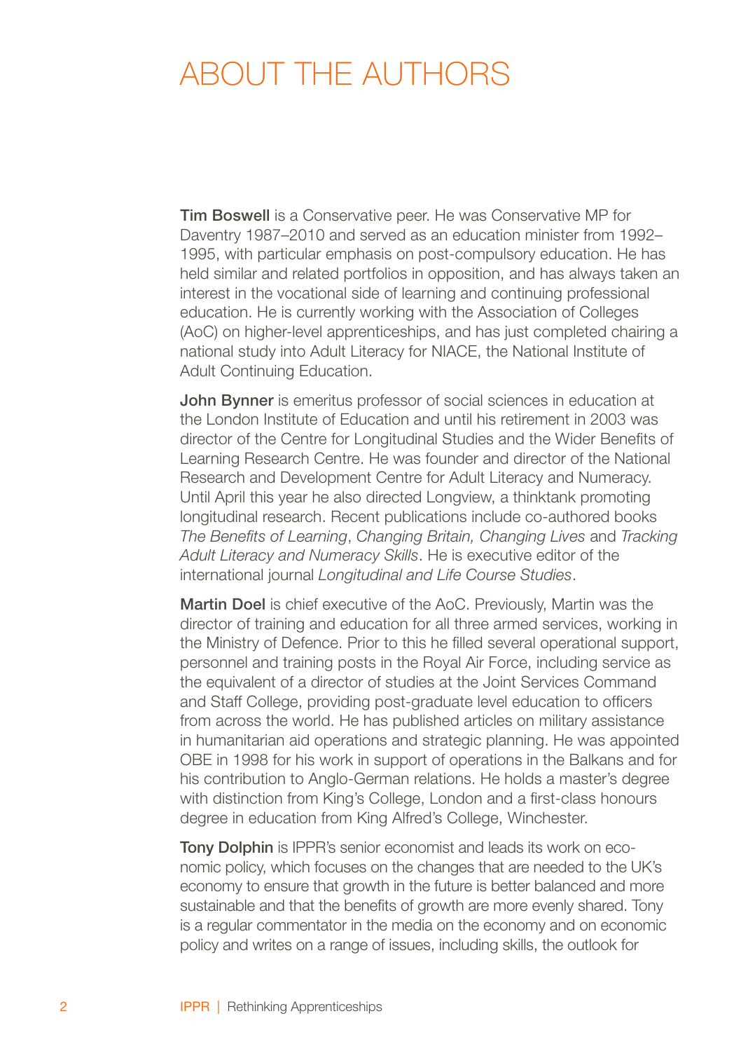# ABOUT THE AUTHORS

**Tim Boswell** is a Conservative peer. He was Conservative MP for Daventry 1987–2010 and served as an education minister from 1992–1995, with particular emphasis on post-compulsory education. He has held similar and related portfolios in opposition, and has always taken an interest in the vocational side of learning and continuing professional education. He is currently working with the Association of Colleges (AoC) on higher-level apprenticeships, and has just completed chairing a national study into Adult Literacy for NIACE, the National Institute of Adult Continuing Education.

**John Bynner** is emeritus professor of social sciences in education at the London Institute of Education and until his retirement in 2003 was director of the Centre for Longitudinal Studies and the Wider Benefits of Learning Research Centre. He was founder and director of the National Research and Development Centre for Adult Literacy and Numeracy. Until April this year he also directed Longview, a thinktank promoting longitudinal research. Recent publications include co-authored books *The Benefits of Learning*, *Changing Britain, Changing Lives* and *Tracking Adult Literacy and Numeracy Skills*. He is executive editor of the international journal *Longitudinal and Life Course Studies*.

**Martin Doel** is chief executive of the AoC. Previously, Martin was the director of training and education for all three armed services, working in the Ministry of Defence. Prior to this he filled several operational support, personnel and training posts in the Royal Air Force, including service as the equivalent of a director of studies at the Joint Services Command and Staff College, providing post-graduate level education to officers from across the world. He has published articles on military assistance in humanitarian aid operations and strategic planning. He was appointed OBE in 1998 for his work in support of operations in the Balkans and for his contribution to Anglo-German relations. He holds a master's degree with distinction from King's College, London and a first-class honours degree in education from King Alfred's College, Winchester.

**Tony Dolphin** is IPPR's senior economist and leads its work on economic policy, which focuses on the changes that are needed to the UK's economy to ensure that growth in the future is better balanced and more sustainable and that the benefits of growth are more evenly shared. Tony is a regular commentator in the media on the economy and on economic policy and writes on a range of issues, including skills, the outlook for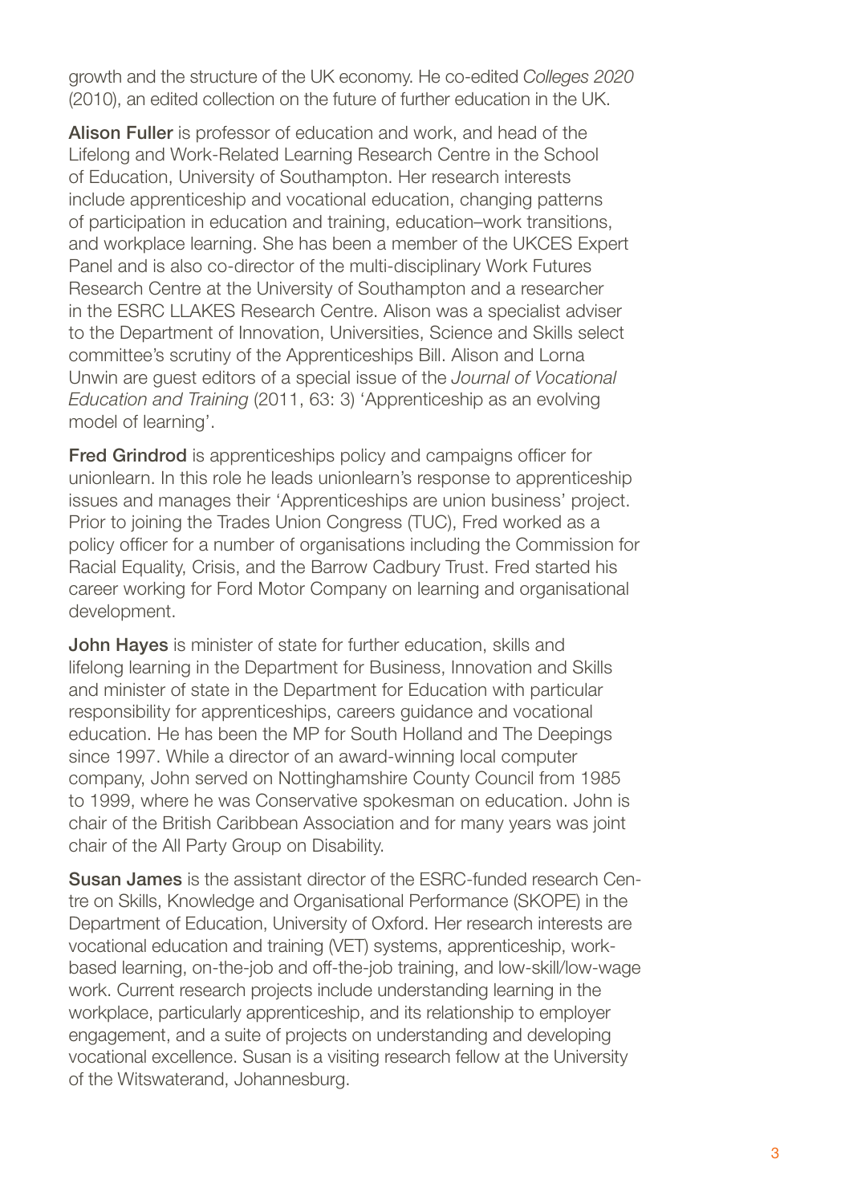growth and the structure of the UK economy. He co-edited *Colleges 2020* (2010), an edited collection on the future of further education in the UK.

**Alison Fuller** is professor of education and work, and head of the Lifelong and Work-Related Learning Research Centre in the School of Education, University of Southampton. Her research interests include apprenticeship and vocational education, changing patterns of participation in education and training, education–work transitions, and workplace learning. She has been a member of the UKCES Expert Panel and is also co-director of the multi-disciplinary Work Futures Research Centre at the University of Southampton and a researcher in the ESRC LLAKES Research Centre. Alison was a specialist adviser to the Department of Innovation, Universities, Science and Skills select committee's scrutiny of the Apprenticeships Bill. Alison and Lorna Unwin are guest editors of a special issue of the *Journal of Vocational Education and Training* (2011, 63: 3) 'Apprenticeship as an evolving model of learning'.

**Fred Grindrod** is apprenticeships policy and campaigns officer for unionlearn. In this role he leads unionlearn's response to apprenticeship issues and manages their 'Apprenticeships are union business' project. Prior to joining the Trades Union Congress (TUC), Fred worked as a policy officer for a number of organisations including the Commission for Racial Equality, Crisis, and the Barrow Cadbury Trust. Fred started his career working for Ford Motor Company on learning and organisational development.

**John Hayes** is minister of state for further education, skills and lifelong learning in the Department for Business, Innovation and Skills and minister of state in the Department for Education with particular responsibility for apprenticeships, careers guidance and vocational education. He has been the MP for South Holland and The Deepings since 1997. While a director of an award-winning local computer company, John served on Nottinghamshire County Council from 1985 to 1999, where he was Conservative spokesman on education. John is chair of the British Caribbean Association and for many years was joint chair of the All Party Group on Disability.

**Susan James** is the assistant director of the ESRC-funded research Centre on Skills, Knowledge and Organisational Performance (SKOPE) in the Department of Education, University of Oxford. Her research interests are vocational education and training (VET) systems, apprenticeship, work-based learning, on-the-job and off-the-job training, and low-skill/low-wage work. Current research projects include understanding learning in the workplace, particularly apprenticeship, and its relationship to employer engagement, and a suite of projects on understanding and developing vocational excellence. Susan is a visiting research fellow at the University of the Witswaterand, Johannesburg.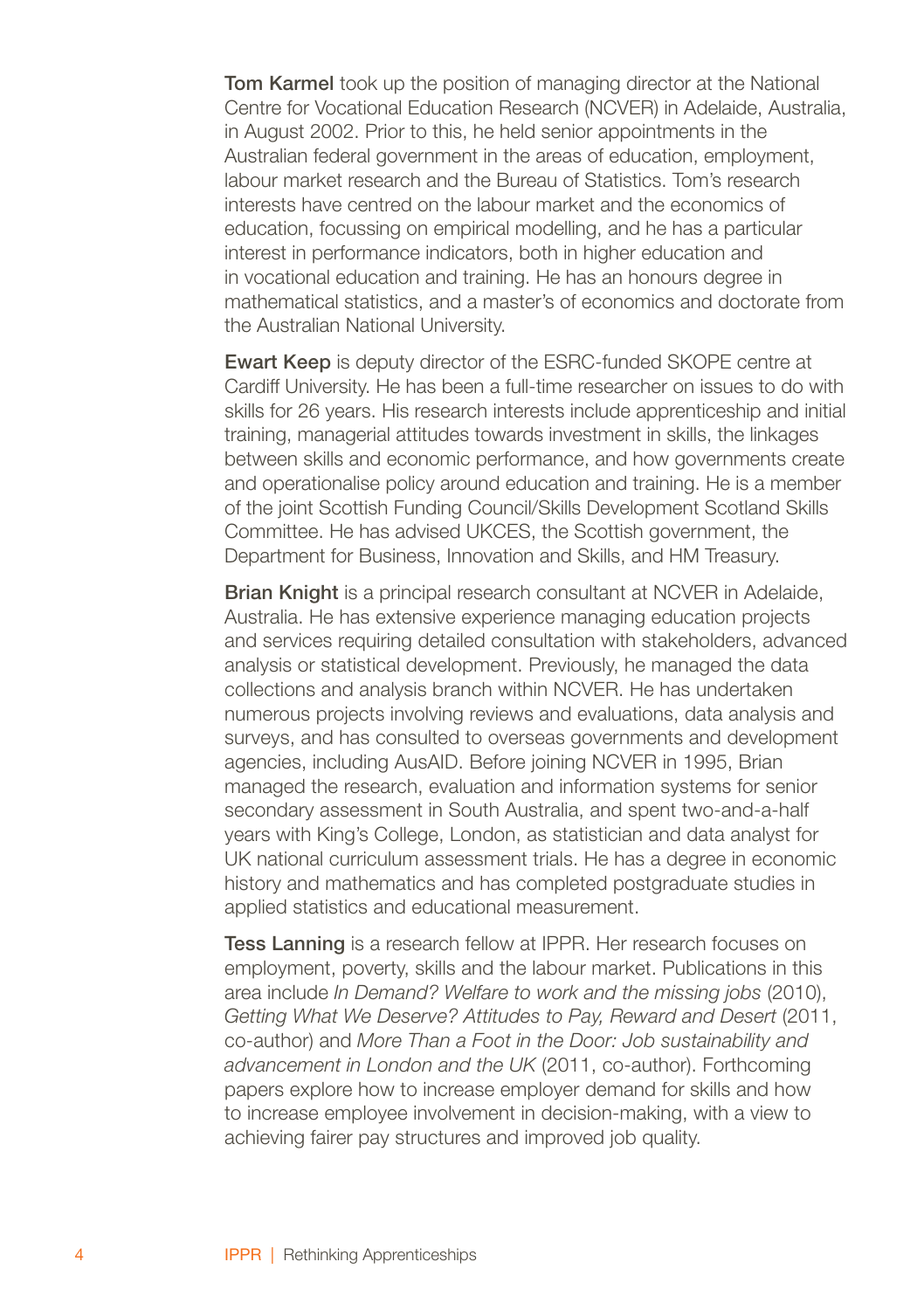**Tom Karmel** took up the position of managing director at the National Centre for Vocational Education Research (NCVER) in Adelaide, Australia, in August 2002. Prior to this, he held senior appointments in the Australian federal government in the areas of education, employment, labour market research and the Bureau of Statistics. Tom's research interests have centred on the labour market and the economics of education, focussing on empirical modelling, and he has a particular interest in performance indicators, both in higher education and in vocational education and training. He has an honours degree in mathematical statistics, and a master's of economics and doctorate from the Australian National University.

**Ewart Keep** is deputy director of the ESRC-funded SKOPE centre at Cardiff University. He has been a full-time researcher on issues to do with skills for 26 years. His research interests include apprenticeship and initial training, managerial attitudes towards investment in skills, the linkages between skills and economic performance, and how governments create and operationalise policy around education and training. He is a member of the joint Scottish Funding Council/Skills Development Scotland Skills Committee. He has advised UKCES, the Scottish government, the Department for Business, Innovation and Skills, and HM Treasury.

**Brian Knight** is a principal research consultant at NCVER in Adelaide, Australia. He has extensive experience managing education projects and services requiring detailed consultation with stakeholders, advanced analysis or statistical development. Previously, he managed the data collections and analysis branch within NCVER. He has undertaken numerous projects involving reviews and evaluations, data analysis and surveys, and has consulted to overseas governments and development agencies, including AusAID. Before joining NCVER in 1995, Brian managed the research, evaluation and information systems for senior secondary assessment in South Australia, and spent two-and-a-half years with King's College, London, as statistician and data analyst for UK national curriculum assessment trials. He has a degree in economic history and mathematics and has completed postgraduate studies in applied statistics and educational measurement.

**Tess Lanning** is a research fellow at IPPR. Her research focuses on employment, poverty, skills and the labour market. Publications in this area include *In Demand? Welfare to work and the missing jobs* (2010), *Getting What We Deserve? Attitudes to Pay, Reward and Desert* (2011, co-author) and *More Than a Foot in the Door: Job sustainability and advancement in London and the UK* (2011, co-author). Forthcoming papers explore how to increase employer demand for skills and how to increase employee involvement in decision-making, with a view to achieving fairer pay structures and improved job quality.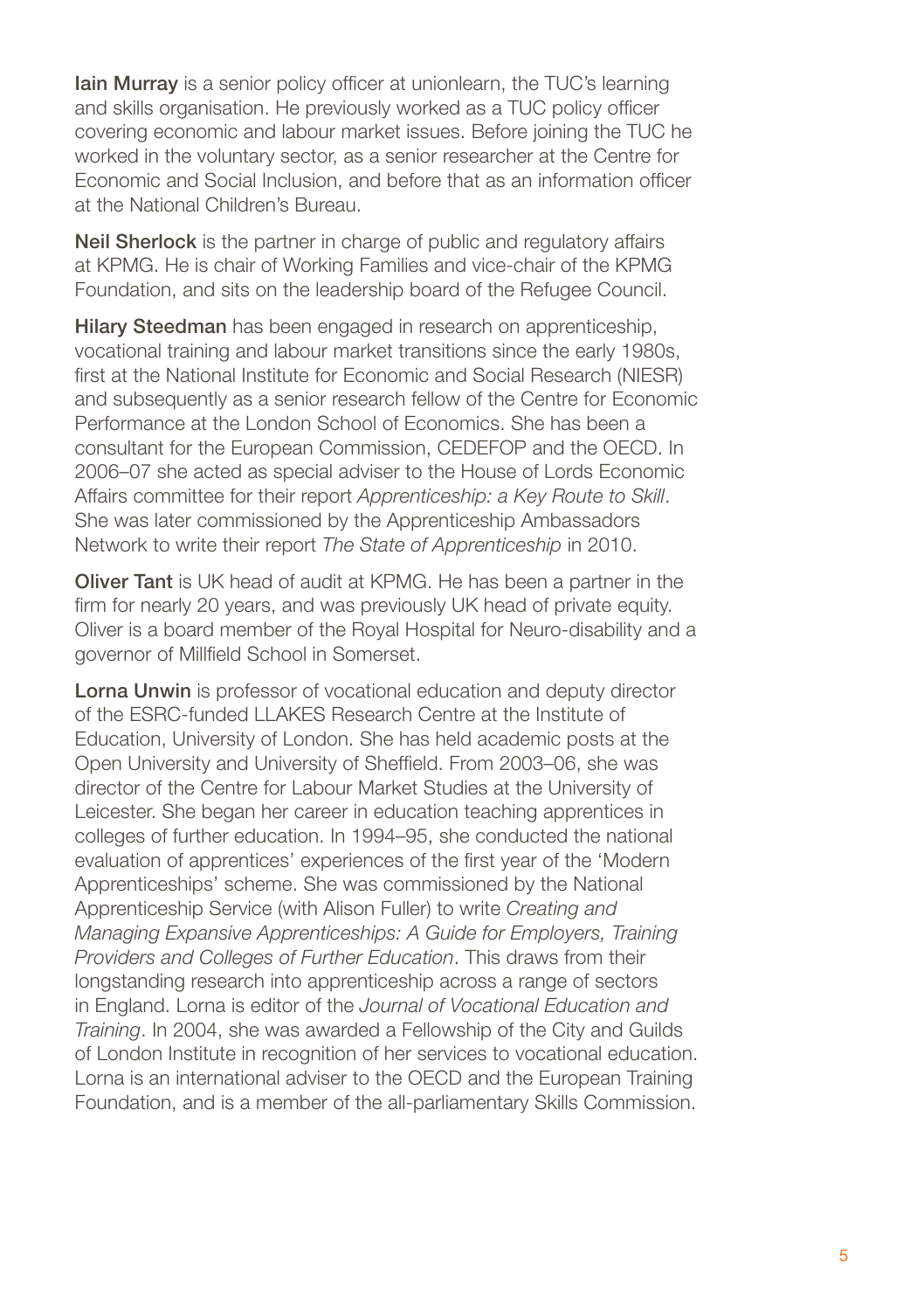**Iain Murray** is a senior policy officer at unionlearn, the TUC's learning and skills organisation. He previously worked as a TUC policy officer covering economic and labour market issues. Before joining the TUC he worked in the voluntary sector, as a senior researcher at the Centre for Economic and Social Inclusion, and before that as an information officer at the National Children's Bureau.

**Neil Sherlock** is the partner in charge of public and regulatory affairs at KPMG. He is chair of Working Families and vice-chair of the KPMG Foundation, and sits on the leadership board of the Refugee Council.

**Hilary Steedman** has been engaged in research on apprenticeship, vocational training and labour market transitions since the early 1980s, first at the National Institute for Economic and Social Research (NIESR) and subsequently as a senior research fellow of the Centre for Economic Performance at the London School of Economics. She has been a consultant for the European Commission, CEDEFOP and the OECD. In 2006–07 she acted as special adviser to the House of Lords Economic Affairs committee for their report *Apprenticeship: a Key Route to Skill*. She was later commissioned by the Apprenticeship Ambassadors Network to write their report *The State of Apprenticeship* in 2010.

**Oliver Tant** is UK head of audit at KPMG. He has been a partner in the firm for nearly 20 years, and was previously UK head of private equity. Oliver is a board member of the Royal Hospital for Neuro-disability and a governor of Millfield School in Somerset.

**Lorna Unwin** is professor of vocational education and deputy director of the ESRC-funded LLAKES Research Centre at the Institute of Education, University of London. She has held academic posts at the Open University and University of Sheffield. From 2003–06, she was director of the Centre for Labour Market Studies at the University of Leicester. She began her career in education teaching apprentices in colleges of further education. In 1994–95, she conducted the national evaluation of apprentices' experiences of the first year of the 'Modern Apprenticeships' scheme. She was commissioned by the National Apprenticeship Service (with Alison Fuller) to write *Creating and Managing Expansive Apprenticeships: A Guide for Employers, Training Providers and Colleges of Further Education*. This draws from their longstanding research into apprenticeship across a range of sectors in England. Lorna is editor of the *Journal of Vocational Education and Training*. In 2004, she was awarded a Fellowship of the City and Guilds of London Institute in recognition of her services to vocational education. Lorna is an international adviser to the OECD and the European Training Foundation, and is a member of the all-parliamentary Skills Commission.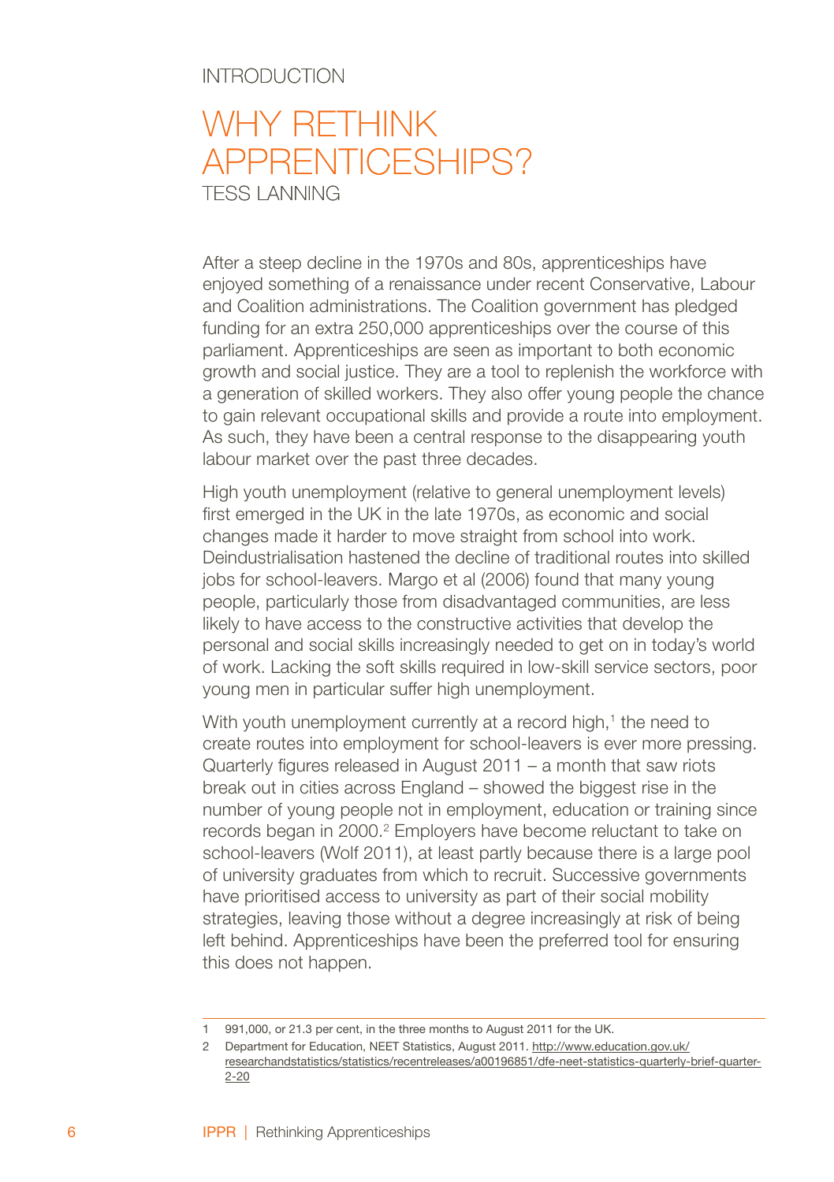INTRODUCTION

# WHY RETHINK APPRENTICESHIPS?

TESS LANNING

After a steep decline in the 1970s and 80s, apprenticeships have enjoyed something of a renaissance under recent Conservative, Labour and Coalition administrations. The Coalition government has pledged funding for an extra 250,000 apprenticeships over the course of this parliament. Apprenticeships are seen as important to both economic growth and social justice. They are a tool to replenish the workforce with a generation of skilled workers. They also offer young people the chance to gain relevant occupational skills and provide a route into employment. As such, they have been a central response to the disappearing youth labour market over the past three decades.

High youth unemployment (relative to general unemployment levels) first emerged in the UK in the late 1970s, as economic and social changes made it harder to move straight from school into work. Deindustrialisation hastened the decline of traditional routes into skilled jobs for school-leavers. Margo et al (2006) found that many young people, particularly those from disadvantaged communities, are less likely to have access to the constructive activities that develop the personal and social skills increasingly needed to get on in today's world of work. Lacking the soft skills required in low-skill service sectors, poor young men in particular suffer high unemployment.

With youth unemployment currently at a record high,[1] the need to create routes into employment for school-leavers is ever more pressing. Quarterly figures released in August 2011 – a month that saw riots break out in cities across England – showed the biggest rise in the number of young people not in employment, education or training since records began in 2000.[2] Employers have become reluctant to take on school-leavers (Wolf 2011), at least partly because there is a large pool of university graduates from which to recruit. Successive governments have prioritised access to university as part of their social mobility strategies, leaving those without a degree increasingly at risk of being left behind. Apprenticeships have been the preferred tool for ensuring this does not happen.

---

1 991,000, or 21.3 per cent, in the three months to August 2011 for the UK.

2 Department for Education, NEET Statistics, August 2011. http://www.education.gov.uk/researchandstatistics/statistics/recentreleases/a00196851/dfe-neet-statistics-quarterly-brief-quarter-2-20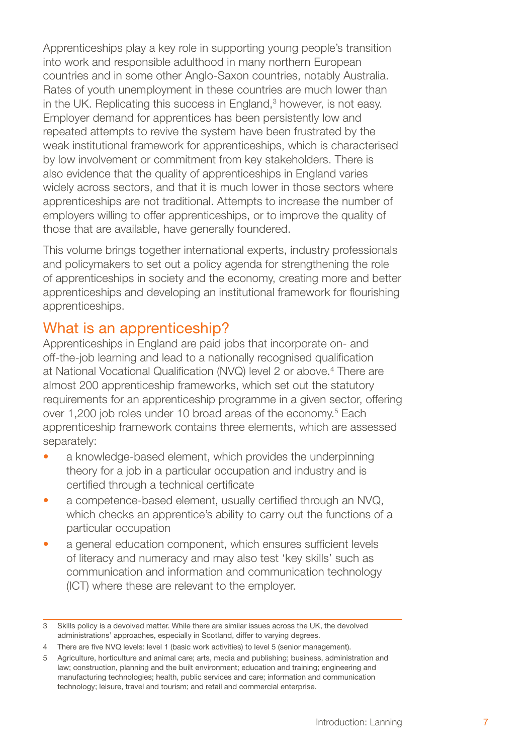Apprenticeships play a key role in supporting young people's transition into work and responsible adulthood in many northern European countries and in some other Anglo-Saxon countries, notably Australia. Rates of youth unemployment in these countries are much lower than in the UK. Replicating this success in England,[3] however, is not easy. Employer demand for apprentices has been persistently low and repeated attempts to revive the system have been frustrated by the weak institutional framework for apprenticeships, which is characterised by low involvement or commitment from key stakeholders. There is also evidence that the quality of apprenticeships in England varies widely across sectors, and that it is much lower in those sectors where apprenticeships are not traditional. Attempts to increase the number of employers willing to offer apprenticeships, or to improve the quality of those that are available, have generally foundered.

This volume brings together international experts, industry professionals and policymakers to set out a policy agenda for strengthening the role of apprenticeships in society and the economy, creating more and better apprenticeships and developing an institutional framework for flourishing apprenticeships.

## What is an apprenticeship?

Apprenticeships in England are paid jobs that incorporate on- and off-the-job learning and lead to a nationally recognised qualification at National Vocational Qualification (NVQ) level 2 or above.[4] There are almost 200 apprenticeship frameworks, which set out the statutory requirements for an apprenticeship programme in a given sector, offering over 1,200 job roles under 10 broad areas of the economy.[5] Each apprenticeship framework contains three elements, which are assessed separately:

- a knowledge-based element, which provides the underpinning theory for a job in a particular occupation and industry and is certified through a technical certificate
- a competence-based element, usually certified through an NVQ, which checks an apprentice's ability to carry out the functions of a particular occupation
- a general education component, which ensures sufficient levels of literacy and numeracy and may also test 'key skills' such as communication and information and communication technology (ICT) where these are relevant to the employer.

---

3 Skills policy is a devolved matter. While there are similar issues across the UK, the devolved administrations' approaches, especially in Scotland, differ to varying degrees.

4 There are five NVQ levels: level 1 (basic work activities) to level 5 (senior management).

5 Agriculture, horticulture and animal care; arts, media and publishing; business, administration and law; construction, planning and the built environment; education and training; engineering and manufacturing technologies; health, public services and care; information and communication technology; leisure, travel and tourism; and retail and commercial enterprise.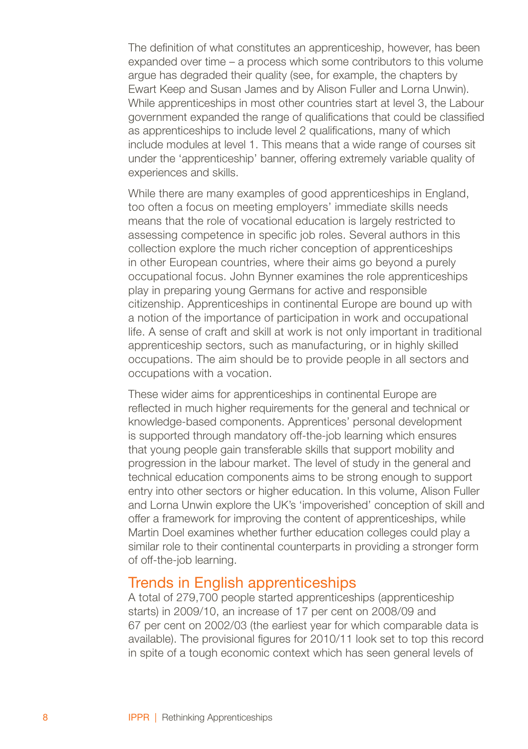The definition of what constitutes an apprenticeship, however, has been expanded over time – a process which some contributors to this volume argue has degraded their quality (see, for example, the chapters by Ewart Keep and Susan James and by Alison Fuller and Lorna Unwin). While apprenticeships in most other countries start at level 3, the Labour government expanded the range of qualifications that could be classified as apprenticeships to include level 2 qualifications, many of which include modules at level 1. This means that a wide range of courses sit under the 'apprenticeship' banner, offering extremely variable quality of experiences and skills.

While there are many examples of good apprenticeships in England, too often a focus on meeting employers' immediate skills needs means that the role of vocational education is largely restricted to assessing competence in specific job roles. Several authors in this collection explore the much richer conception of apprenticeships in other European countries, where their aims go beyond a purely occupational focus. John Bynner examines the role apprenticeships play in preparing young Germans for active and responsible citizenship. Apprenticeships in continental Europe are bound up with a notion of the importance of participation in work and occupational life. A sense of craft and skill at work is not only important in traditional apprenticeship sectors, such as manufacturing, or in highly skilled occupations. The aim should be to provide people in all sectors and occupations with a vocation.

These wider aims for apprenticeships in continental Europe are reflected in much higher requirements for the general and technical or knowledge-based components. Apprentices' personal development is supported through mandatory off-the-job learning which ensures that young people gain transferable skills that support mobility and progression in the labour market. The level of study in the general and technical education components aims to be strong enough to support entry into other sectors or higher education. In this volume, Alison Fuller and Lorna Unwin explore the UK's 'impoverished' conception of skill and offer a framework for improving the content of apprenticeships, while Martin Doel examines whether further education colleges could play a similar role to their continental counterparts in providing a stronger form of off-the-job learning.

## Trends in English apprenticeships

A total of 279,700 people started apprenticeships (apprenticeship starts) in 2009/10, an increase of 17 per cent on 2008/09 and 67 per cent on 2002/03 (the earliest year for which comparable data is available). The provisional figures for 2010/11 look set to top this record in spite of a tough economic context which has seen general levels of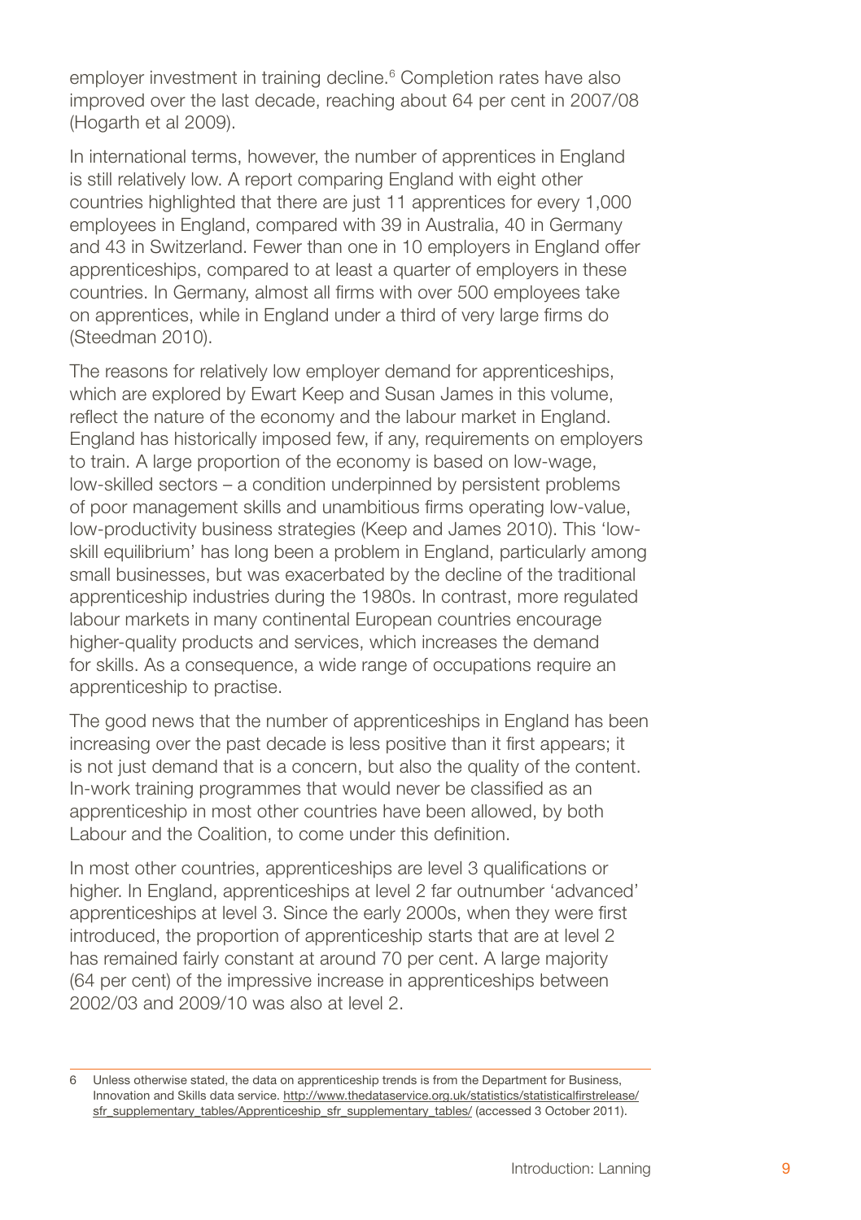employer investment in training decline.[6] Completion rates have also improved over the last decade, reaching about 64 per cent in 2007/08 (Hogarth et al 2009).

In international terms, however, the number of apprentices in England is still relatively low. A report comparing England with eight other countries highlighted that there are just 11 apprentices for every 1,000 employees in England, compared with 39 in Australia, 40 in Germany and 43 in Switzerland. Fewer than one in 10 employers in England offer apprenticeships, compared to at least a quarter of employers in these countries. In Germany, almost all firms with over 500 employees take on apprentices, while in England under a third of very large firms do (Steedman 2010).

The reasons for relatively low employer demand for apprenticeships, which are explored by Ewart Keep and Susan James in this volume, reflect the nature of the economy and the labour market in England. England has historically imposed few, if any, requirements on employers to train. A large proportion of the economy is based on low-wage, low-skilled sectors – a condition underpinned by persistent problems of poor management skills and unambitious firms operating low-value, low-productivity business strategies (Keep and James 2010). This 'low-skill equilibrium' has long been a problem in England, particularly among small businesses, but was exacerbated by the decline of the traditional apprenticeship industries during the 1980s. In contrast, more regulated labour markets in many continental European countries encourage higher-quality products and services, which increases the demand for skills. As a consequence, a wide range of occupations require an apprenticeship to practise.

The good news that the number of apprenticeships in England has been increasing over the past decade is less positive than it first appears; it is not just demand that is a concern, but also the quality of the content. In-work training programmes that would never be classified as an apprenticeship in most other countries have been allowed, by both Labour and the Coalition, to come under this definition.

In most other countries, apprenticeships are level 3 qualifications or higher. In England, apprenticeships at level 2 far outnumber 'advanced' apprenticeships at level 3. Since the early 2000s, when they were first introduced, the proportion of apprenticeship starts that are at level 2 has remained fairly constant at around 70 per cent. A large majority (64 per cent) of the impressive increase in apprenticeships between 2002/03 and 2009/10 was also at level 2.

---

6 Unless otherwise stated, the data on apprenticeship trends is from the Department for Business, Innovation and Skills data service. http://www.thedataservice.org.uk/statistics/statisticalfirstrelease/sfr_supplementary_tables/Apprenticeship_sfr_supplementary_tables/ (accessed 3 October 2011).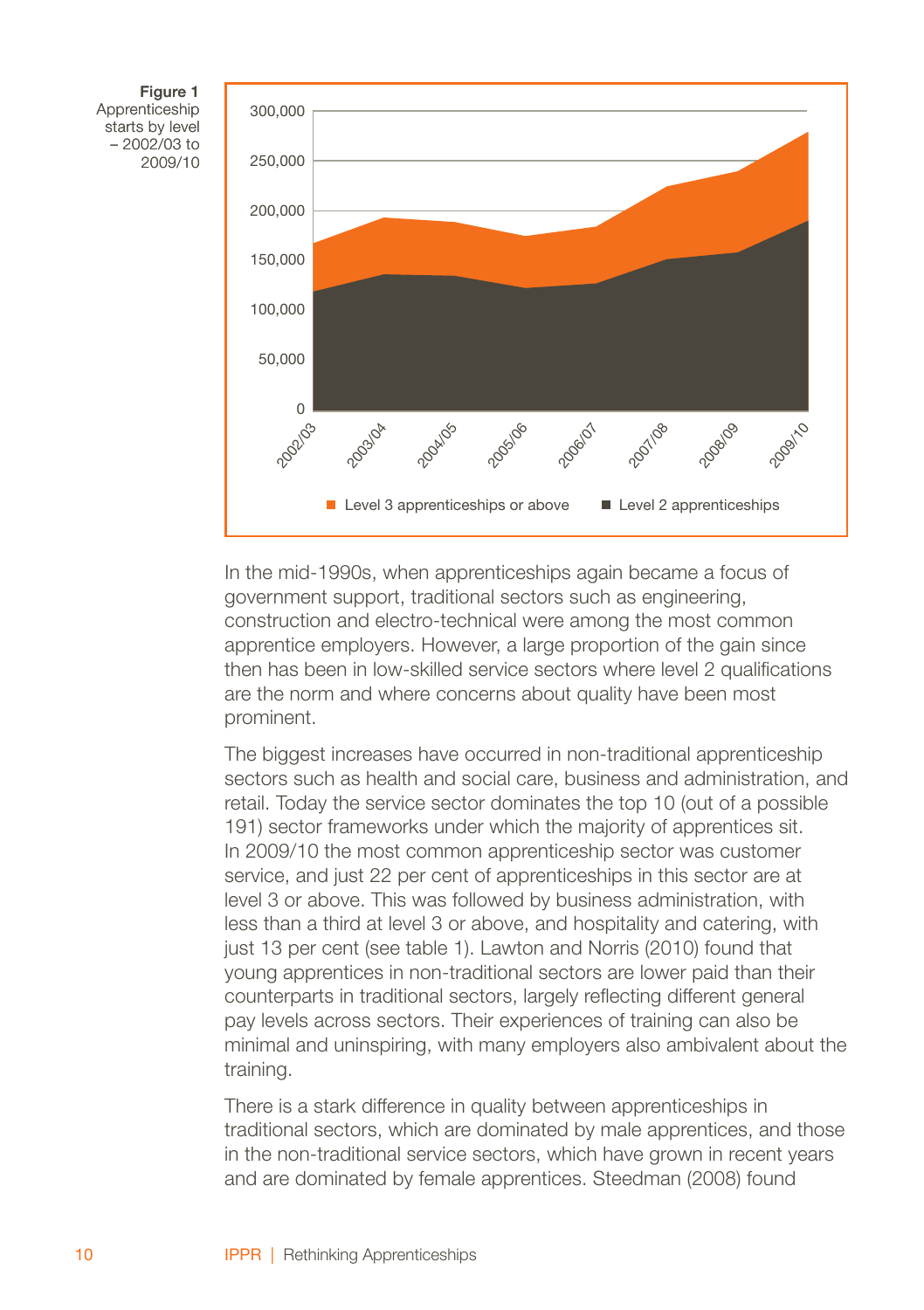**Figure 1**
Apprenticeship starts by level – 2002/03 to 2009/10

In the mid-1990s, when apprenticeships again became a focus of government support, traditional sectors such as engineering, construction and electro-technical were among the most common apprentice employers. However, a large proportion of the gain since then has been in low-skilled service sectors where level 2 qualifications are the norm and where concerns about quality have been most prominent.

The biggest increases have occurred in non-traditional apprenticeship sectors such as health and social care, business and administration, and retail. Today the service sector dominates the top 10 (out of a possible 191) sector frameworks under which the majority of apprentices sit. In 2009/10 the most common apprenticeship sector was customer service, and just 22 per cent of apprenticeships in this sector are at level 3 or above. This was followed by business administration, with less than a third at level 3 or above, and hospitality and catering, with just 13 per cent (see table 1). Lawton and Norris (2010) found that young apprentices in non-traditional sectors are lower paid than their counterparts in traditional sectors, largely reflecting different general pay levels across sectors. Their experiences of training can also be minimal and uninspiring, with many employers also ambivalent about the training.

There is a stark difference in quality between apprenticeships in traditional sectors, which are dominated by male apprentices, and those in the non-traditional service sectors, which have grown in recent years and are dominated by female apprentices. Steedman (2008) found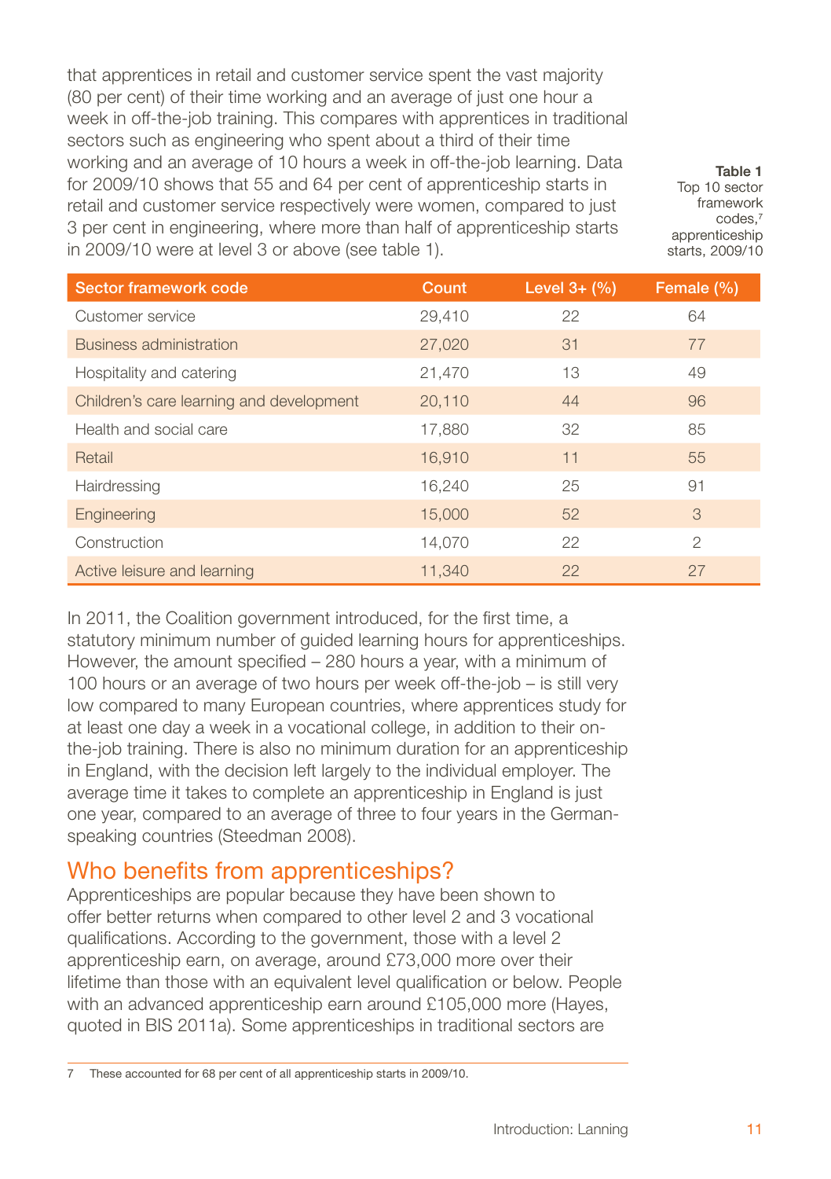that apprentices in retail and customer service spent the vast majority (80 per cent) of their time working and an average of just one hour a week in off-the-job training. This compares with apprentices in traditional sectors such as engineering who spent about a third of their time working and an average of 10 hours a week in off-the-job learning. Data for 2009/10 shows that 55 and 64 per cent of apprenticeship starts in retail and customer service respectively were women, compared to just 3 per cent in engineering, where more than half of apprenticeship starts in 2009/10 were at level 3 or above (see table 1).

**Table 1**
Top 10 sector framework codes,[7] apprenticeship starts, 2009/10

| Sector framework code | Count | Level 3+ (%) | Female (%) |
|---|---|---|---|
| Customer service | 29,410 | 22 | 64 |
| Business administration | 27,020 | 31 | 77 |
| Hospitality and catering | 21,470 | 13 | 49 |
| Children's care learning and development | 20,110 | 44 | 96 |
| Health and social care | 17,880 | 32 | 85 |
| Retail | 16,910 | 11 | 55 |
| Hairdressing | 16,240 | 25 | 91 |
| Engineering | 15,000 | 52 | 3 |
| Construction | 14,070 | 22 | 2 |
| Active leisure and learning | 11,340 | 22 | 27 |

In 2011, the Coalition government introduced, for the first time, a statutory minimum number of guided learning hours for apprenticeships. However, the amount specified – 280 hours a year, with a minimum of 100 hours or an average of two hours per week off-the-job – is still very low compared to many European countries, where apprentices study for at least one day a week in a vocational college, in addition to their on-the-job training. There is also no minimum duration for an apprenticeship in England, with the decision left largely to the individual employer. The average time it takes to complete an apprenticeship in England is just one year, compared to an average of three to four years in the German-speaking countries (Steedman 2008).

## Who benefits from apprenticeships?

Apprenticeships are popular because they have been shown to offer better returns when compared to other level 2 and 3 vocational qualifications. According to the government, those with a level 2 apprenticeship earn, on average, around £73,000 more over their lifetime than those with an equivalent level qualification or below. People with an advanced apprenticeship earn around £105,000 more (Hayes, quoted in BIS 2011a). Some apprenticeships in traditional sectors are

---

7 These accounted for 68 per cent of all apprenticeship starts in 2009/10.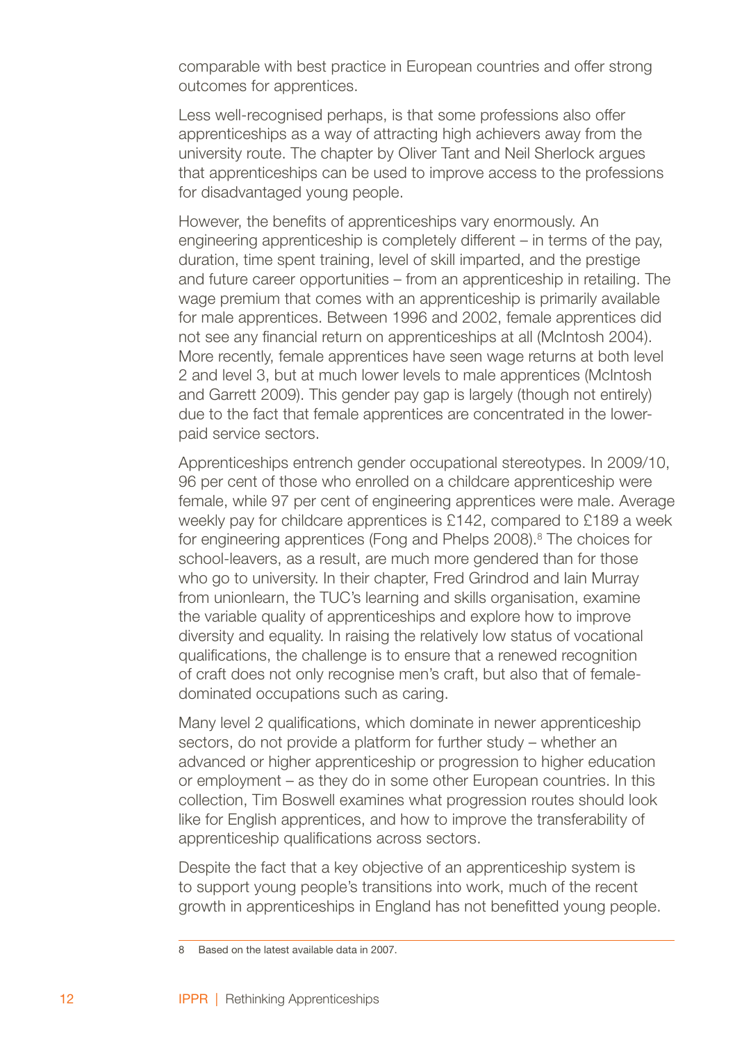comparable with best practice in European countries and offer strong outcomes for apprentices.

Less well-recognised perhaps, is that some professions also offer apprenticeships as a way of attracting high achievers away from the university route. The chapter by Oliver Tant and Neil Sherlock argues that apprenticeships can be used to improve access to the professions for disadvantaged young people.

However, the benefits of apprenticeships vary enormously. An engineering apprenticeship is completely different – in terms of the pay, duration, time spent training, level of skill imparted, and the prestige and future career opportunities – from an apprenticeship in retailing. The wage premium that comes with an apprenticeship is primarily available for male apprentices. Between 1996 and 2002, female apprentices did not see any financial return on apprenticeships at all (McIntosh 2004). More recently, female apprentices have seen wage returns at both level 2 and level 3, but at much lower levels to male apprentices (McIntosh and Garrett 2009). This gender pay gap is largely (though not entirely) due to the fact that female apprentices are concentrated in the lower-paid service sectors.

Apprenticeships entrench gender occupational stereotypes. In 2009/10, 96 per cent of those who enrolled on a childcare apprenticeship were female, while 97 per cent of engineering apprentices were male. Average weekly pay for childcare apprentices is £142, compared to £189 a week for engineering apprentices (Fong and Phelps 2008).[8] The choices for school-leavers, as a result, are much more gendered than for those who go to university. In their chapter, Fred Grindrod and Iain Murray from unionlearn, the TUC's learning and skills organisation, examine the variable quality of apprenticeships and explore how to improve diversity and equality. In raising the relatively low status of vocational qualifications, the challenge is to ensure that a renewed recognition of craft does not only recognise men's craft, but also that of female-dominated occupations such as caring.

Many level 2 qualifications, which dominate in newer apprenticeship sectors, do not provide a platform for further study – whether an advanced or higher apprenticeship or progression to higher education or employment – as they do in some other European countries. In this collection, Tim Boswell examines what progression routes should look like for English apprentices, and how to improve the transferability of apprenticeship qualifications across sectors.

Despite the fact that a key objective of an apprenticeship system is to support young people's transitions into work, much of the recent growth in apprenticeships in England has not benefitted young people.

8 Based on the latest available data in 2007.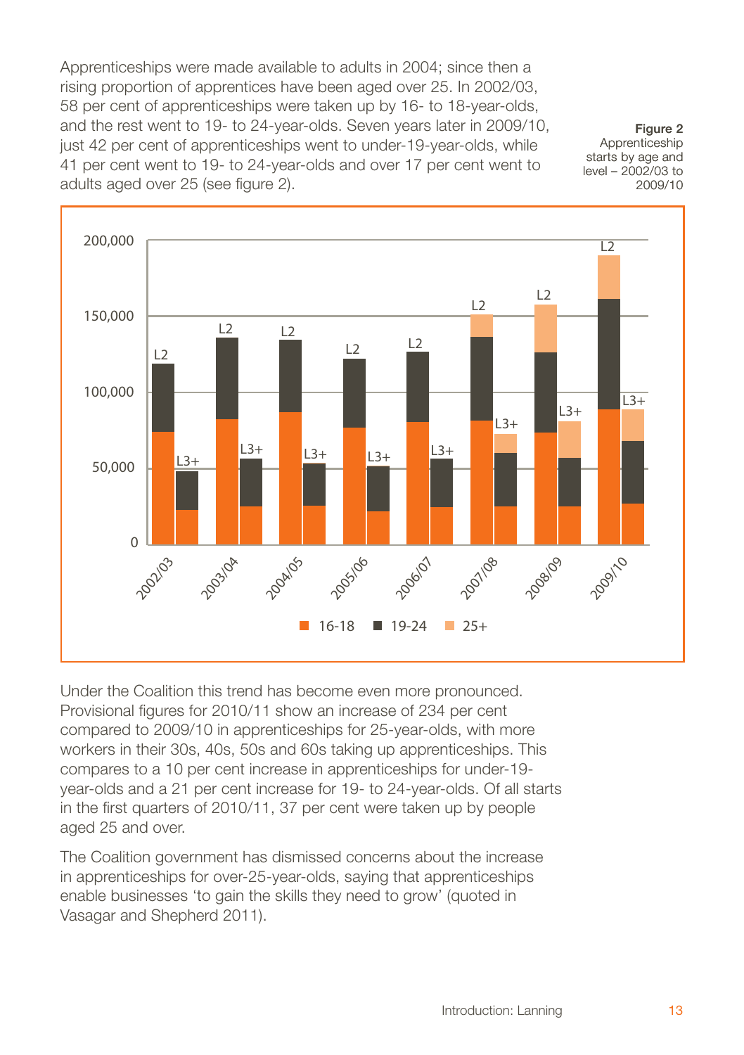Apprenticeships were made available to adults in 2004; since then a rising proportion of apprentices have been aged over 25. In 2002/03, 58 per cent of apprenticeships were taken up by 16- to 18-year-olds, and the rest went to 19- to 24-year-olds. Seven years later in 2009/10, just 42 per cent of apprenticeships went to under-19-year-olds, while 41 per cent went to 19- to 24-year-olds and over 17 per cent went to adults aged over 25 (see figure 2).

**Figure 2** Apprenticeship starts by age and level – 2002/03 to 2009/10

Under the Coalition this trend has become even more pronounced. Provisional figures for 2010/11 show an increase of 234 per cent compared to 2009/10 in apprenticeships for 25-year-olds, with more workers in their 30s, 40s, 50s and 60s taking up apprenticeships. This compares to a 10 per cent increase in apprenticeships for under-19-year-olds and a 21 per cent increase for 19- to 24-year-olds. Of all starts in the first quarters of 2010/11, 37 per cent were taken up by people aged 25 and over.

The Coalition government has dismissed concerns about the increase in apprenticeships for over-25-year-olds, saying that apprenticeships enable businesses 'to gain the skills they need to grow' (quoted in Vasagar and Shepherd 2011).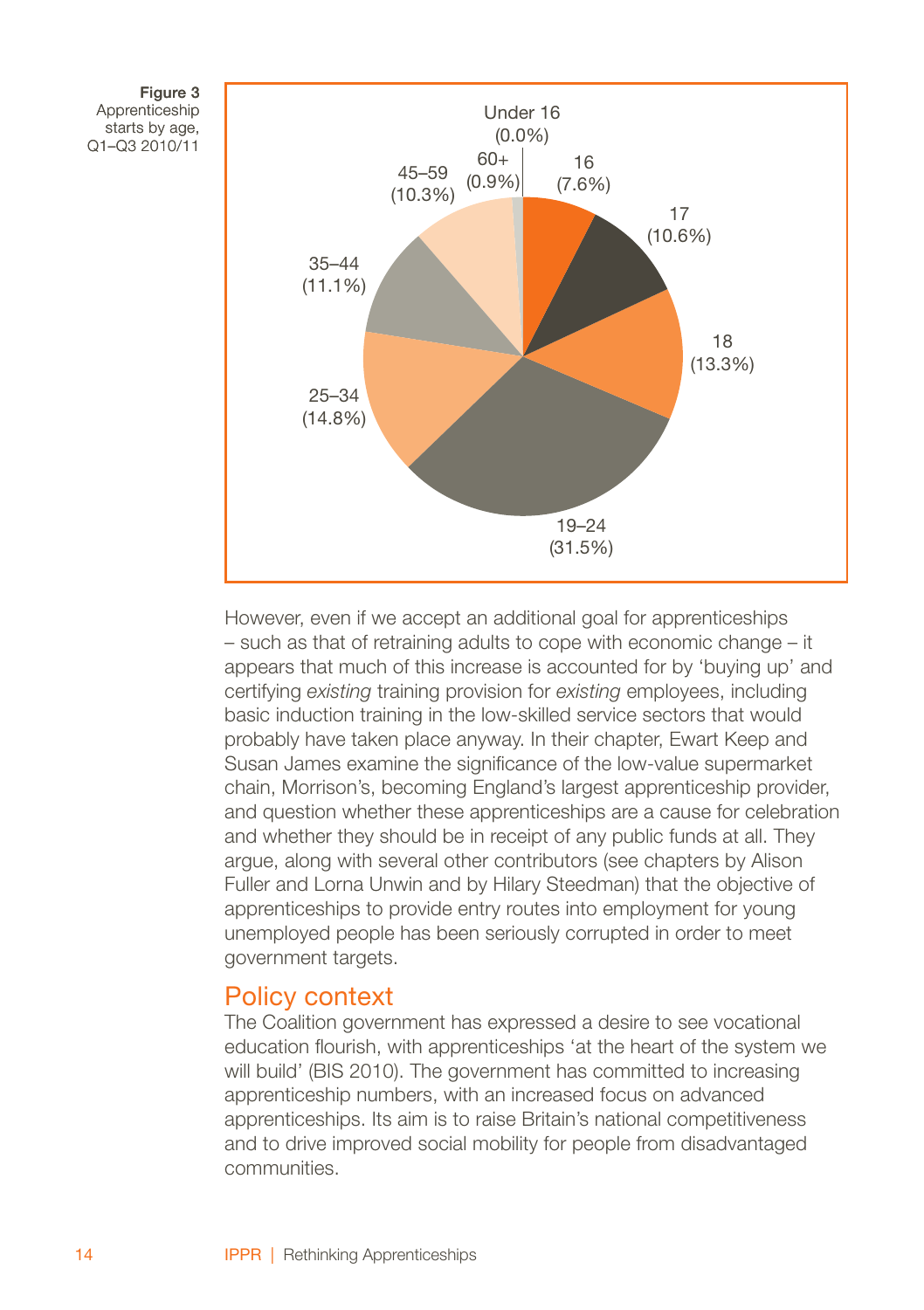**Figure 3**
Apprenticeship starts by age, Q1–Q3 2010/11

| Age | Share |
|---|---|
| Under 16 | 0.0% |
| 16 | 7.6% |
| 17 | 10.6% |
| 18 | 13.3% |
| 19–24 | 31.5% |
| 25–34 | 14.8% |
| 35–44 | 11.1% |
| 45–59 | 10.3% |
| 60+ | 0.9% |

However, even if we accept an additional goal for apprenticeships – such as that of retraining adults to cope with economic change – it appears that much of this increase is accounted for by 'buying up' and certifying *existing* training provision for *existing* employees, including basic induction training in the low-skilled service sectors that would probably have taken place anyway. In their chapter, Ewart Keep and Susan James examine the significance of the low-value supermarket chain, Morrison's, becoming England's largest apprenticeship provider, and question whether these apprenticeships are a cause for celebration and whether they should be in receipt of any public funds at all. They argue, along with several other contributors (see chapters by Alison Fuller and Lorna Unwin and by Hilary Steedman) that the objective of apprenticeships to provide entry routes into employment for young unemployed people has been seriously corrupted in order to meet government targets.

## Policy context

The Coalition government has expressed a desire to see vocational education flourish, with apprenticeships 'at the heart of the system we will build' (BIS 2010). The government has committed to increasing apprenticeship numbers, with an increased focus on advanced apprenticeships. Its aim is to raise Britain's national competitiveness and to drive improved social mobility for people from disadvantaged communities.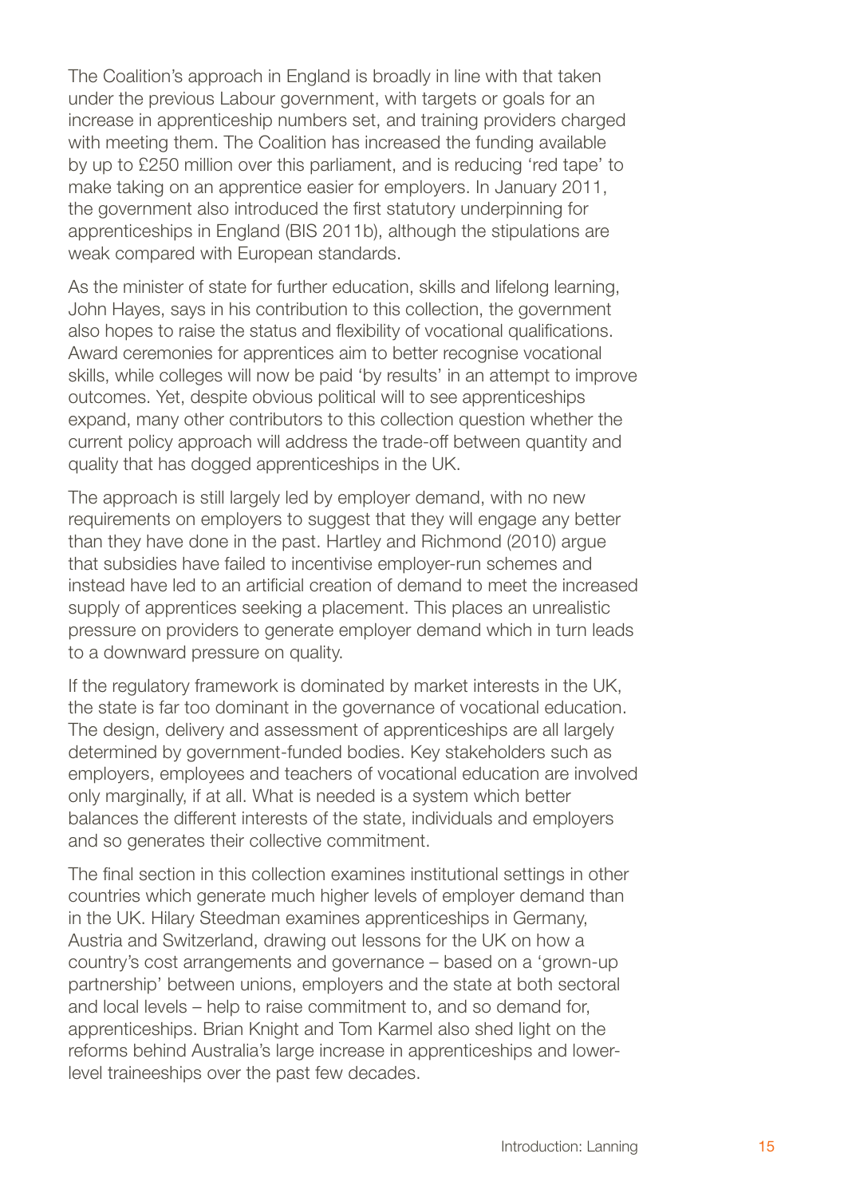The Coalition's approach in England is broadly in line with that taken under the previous Labour government, with targets or goals for an increase in apprenticeship numbers set, and training providers charged with meeting them. The Coalition has increased the funding available by up to £250 million over this parliament, and is reducing 'red tape' to make taking on an apprentice easier for employers. In January 2011, the government also introduced the first statutory underpinning for apprenticeships in England (BIS 2011b), although the stipulations are weak compared with European standards.

As the minister of state for further education, skills and lifelong learning, John Hayes, says in his contribution to this collection, the government also hopes to raise the status and flexibility of vocational qualifications. Award ceremonies for apprentices aim to better recognise vocational skills, while colleges will now be paid 'by results' in an attempt to improve outcomes. Yet, despite obvious political will to see apprenticeships expand, many other contributors to this collection question whether the current policy approach will address the trade-off between quantity and quality that has dogged apprenticeships in the UK.

The approach is still largely led by employer demand, with no new requirements on employers to suggest that they will engage any better than they have done in the past. Hartley and Richmond (2010) argue that subsidies have failed to incentivise employer-run schemes and instead have led to an artificial creation of demand to meet the increased supply of apprentices seeking a placement. This places an unrealistic pressure on providers to generate employer demand which in turn leads to a downward pressure on quality.

If the regulatory framework is dominated by market interests in the UK, the state is far too dominant in the governance of vocational education. The design, delivery and assessment of apprenticeships are all largely determined by government-funded bodies. Key stakeholders such as employers, employees and teachers of vocational education are involved only marginally, if at all. What is needed is a system which better balances the different interests of the state, individuals and employers and so generates their collective commitment.

The final section in this collection examines institutional settings in other countries which generate much higher levels of employer demand than in the UK. Hilary Steedman examines apprenticeships in Germany, Austria and Switzerland, drawing out lessons for the UK on how a country's cost arrangements and governance – based on a 'grown-up partnership' between unions, employers and the state at both sectoral and local levels – help to raise commitment to, and so demand for, apprenticeships. Brian Knight and Tom Karmel also shed light on the reforms behind Australia's large increase in apprenticeships and lower-level traineeships over the past few decades.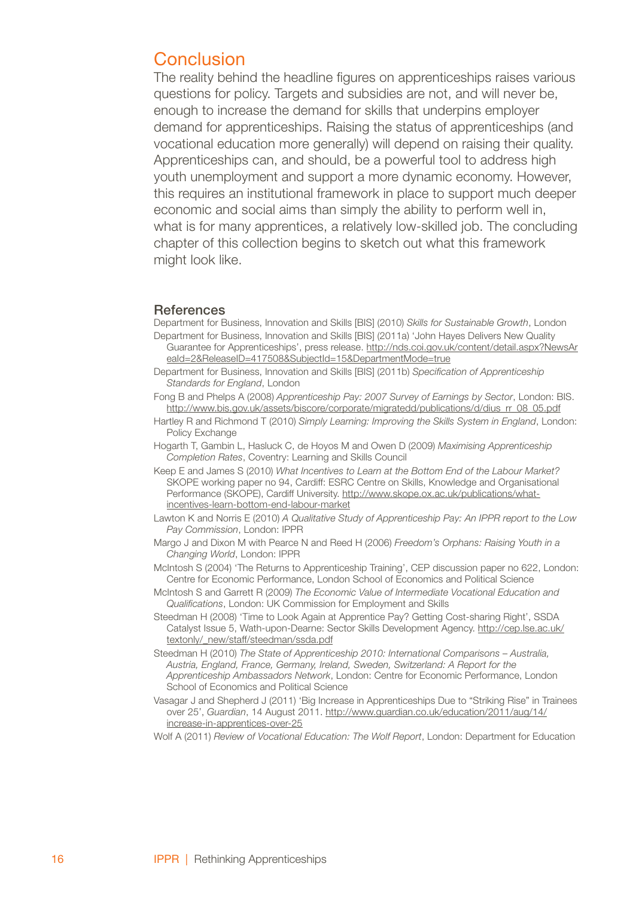## Conclusion

The reality behind the headline figures on apprenticeships raises various questions for policy. Targets and subsidies are not, and will never be, enough to increase the demand for skills that underpins employer demand for apprenticeships. Raising the status of apprenticeships (and vocational education more generally) will depend on raising their quality. Apprenticeships can, and should, be a powerful tool to address high youth unemployment and support a more dynamic economy. However, this requires an institutional framework in place to support much deeper economic and social aims than simply the ability to perform well in, what is for many apprentices, a relatively low-skilled job. The concluding chapter of this collection begins to sketch out what this framework might look like.

### References

Department for Business, Innovation and Skills [BIS] (2010) *Skills for Sustainable Growth*, London

Department for Business, Innovation and Skills [BIS] (2011a) 'John Hayes Delivers New Quality Guarantee for Apprenticeships', press release. http://nds.coi.gov.uk/content/detail.aspx?NewsAreaId=2&ReleaseID=417508&SubjectId=15&DepartmentMode=true

Department for Business, Innovation and Skills [BIS] (2011b) *Specification of Apprenticeship Standards for England*, London

Fong B and Phelps A (2008) *Apprenticeship Pay: 2007 Survey of Earnings by Sector*, London: BIS. http://www.bis.gov.uk/assets/biscore/corporate/migratedd/publications/d/dius_rr_08_05.pdf

Hartley R and Richmond T (2010) *Simply Learning: Improving the Skills System in England*, London: Policy Exchange

Hogarth T, Gambin L, Hasluck C, de Hoyos M and Owen D (2009) *Maximising Apprenticeship Completion Rates*, Coventry: Learning and Skills Council

Keep E and James S (2010) *What Incentives to Learn at the Bottom End of the Labour Market?* SKOPE working paper no 94, Cardiff: ESRC Centre on Skills, Knowledge and Organisational Performance (SKOPE), Cardiff University. http://www.skope.ox.ac.uk/publications/what-incentives-learn-bottom-end-labour-market

Lawton K and Norris E (2010) *A Qualitative Study of Apprenticeship Pay: An IPPR report to the Low Pay Commission*, London: IPPR

Margo J and Dixon M with Pearce N and Reed H (2006) *Freedom's Orphans: Raising Youth in a Changing World*, London: IPPR

McIntosh S (2004) 'The Returns to Apprenticeship Training', CEP discussion paper no 622, London: Centre for Economic Performance, London School of Economics and Political Science

McIntosh S and Garrett R (2009) *The Economic Value of Intermediate Vocational Education and Qualifications*, London: UK Commission for Employment and Skills

Steedman H (2008) 'Time to Look Again at Apprentice Pay? Getting Cost-sharing Right', SSDA Catalyst Issue 5, Wath-upon-Dearne: Sector Skills Development Agency. http://cep.lse.ac.uk/textonly/_new/staff/steedman/ssda.pdf

Steedman H (2010) *The State of Apprenticeship 2010: International Comparisons – Australia, Austria, England, France, Germany, Ireland, Sweden, Switzerland: A Report for the Apprenticeship Ambassadors Network*, London: Centre for Economic Performance, London School of Economics and Political Science

Vasagar J and Shepherd J (2011) 'Big Increase in Apprenticeships Due to "Striking Rise" in Trainees over 25', *Guardian*, 14 August 2011. http://www.guardian.co.uk/education/2011/aug/14/increase-in-apprentices-over-25

Wolf A (2011) *Review of Vocational Education: The Wolf Report*, London: Department for Education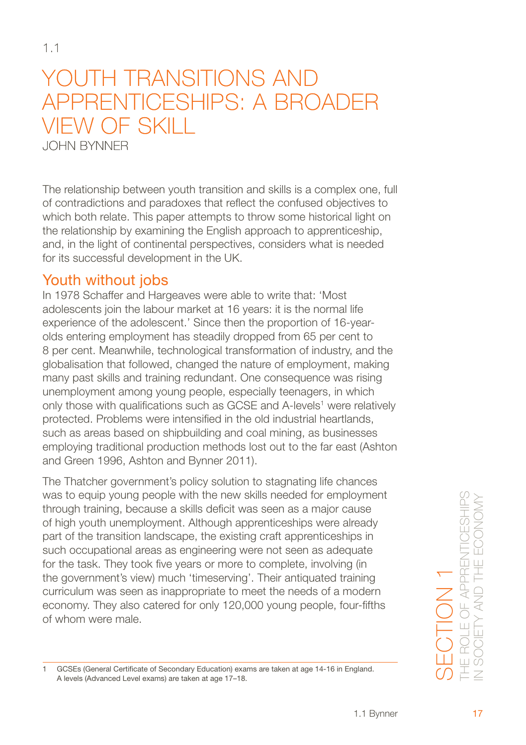1.1

# YOUTH TRANSITIONS AND APPRENTICESHIPS: A BROADER VIEW OF SKILL

JOHN BYNNER

The relationship between youth transition and skills is a complex one, full of contradictions and paradoxes that reflect the confused objectives to which both relate. This paper attempts to throw some historical light on the relationship by examining the English approach to apprenticeship, and, in the light of continental perspectives, considers what is needed for its successful development in the UK.

## Youth without jobs

In 1978 Schaffer and Hargeaves were able to write that: 'Most adolescents join the labour market at 16 years: it is the normal life experience of the adolescent.' Since then the proportion of 16-year-olds entering employment has steadily dropped from 65 per cent to 8 per cent. Meanwhile, technological transformation of industry, and the globalisation that followed, changed the nature of employment, making many past skills and training redundant. One consequence was rising unemployment among young people, especially teenagers, in which only those with qualifications such as GCSE and A-levels[1] were relatively protected. Problems were intensified in the old industrial heartlands, such as areas based on shipbuilding and coal mining, as businesses employing traditional production methods lost out to the far east (Ashton and Green 1996, Ashton and Bynner 2011).

The Thatcher government's policy solution to stagnating life chances was to equip young people with the new skills needed for employment through training, because a skills deficit was seen as a major cause of high youth unemployment. Although apprenticeships were already part of the transition landscape, the existing craft apprenticeships in such occupational areas as engineering were not seen as adequate for the task. They took five years or more to complete, involving (in the government's view) much 'timeserving'. Their antiquated training curriculum was seen as inappropriate to meet the needs of a modern economy. They also catered for only 120,000 young people, four-fifths of whom were male.

---

1 GCSEs (General Certificate of Secondary Education) exams are taken at age 14-16 in England. A levels (Advanced Level exams) are taken at age 17–18.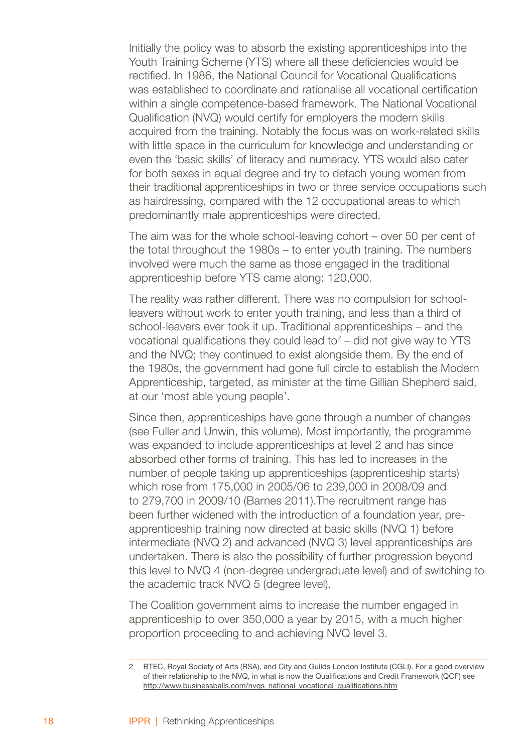Initially the policy was to absorb the existing apprenticeships into the Youth Training Scheme (YTS) where all these deficiencies would be rectified. In 1986, the National Council for Vocational Qualifications was established to coordinate and rationalise all vocational certification within a single competence-based framework. The National Vocational Qualification (NVQ) would certify for employers the modern skills acquired from the training. Notably the focus was on work-related skills with little space in the curriculum for knowledge and understanding or even the 'basic skills' of literacy and numeracy. YTS would also cater for both sexes in equal degree and try to detach young women from their traditional apprenticeships in two or three service occupations such as hairdressing, compared with the 12 occupational areas to which predominantly male apprenticeships were directed.

The aim was for the whole school-leaving cohort – over 50 per cent of the total throughout the 1980s – to enter youth training. The numbers involved were much the same as those engaged in the traditional apprenticeship before YTS came along: 120,000.

The reality was rather different. There was no compulsion for school-leavers without work to enter youth training, and less than a third of school-leavers ever took it up. Traditional apprenticeships – and the vocational qualifications they could lead to[2] – did not give way to YTS and the NVQ; they continued to exist alongside them. By the end of the 1980s, the government had gone full circle to establish the Modern Apprenticeship, targeted, as minister at the time Gillian Shepherd said, at our 'most able young people'.

Since then, apprenticeships have gone through a number of changes (see Fuller and Unwin, this volume). Most importantly, the programme was expanded to include apprenticeships at level 2 and has since absorbed other forms of training. This has led to increases in the number of people taking up apprenticeships (apprenticeship starts) which rose from 175,000 in 2005/06 to 239,000 in 2008/09 and to 279,700 in 2009/10 (Barnes 2011).The recruitment range has been further widened with the introduction of a foundation year, pre-apprenticeship training now directed at basic skills (NVQ 1) before intermediate (NVQ 2) and advanced (NVQ 3) level apprenticeships are undertaken. There is also the possibility of further progression beyond this level to NVQ 4 (non-degree undergraduate level) and of switching to the academic track NVQ 5 (degree level).

The Coalition government aims to increase the number engaged in apprenticeship to over 350,000 a year by 2015, with a much higher proportion proceeding to and achieving NVQ level 3.

---

2 BTEC, Royal Society of Arts (RSA), and City and Guilds London Institute (CGLI). For a good overview of their relationship to the NVQ, in what is now the Qualifications and Credit Framework (QCF) see http://www.businessballs.com/nvqs_national_vocational_qualifications.htm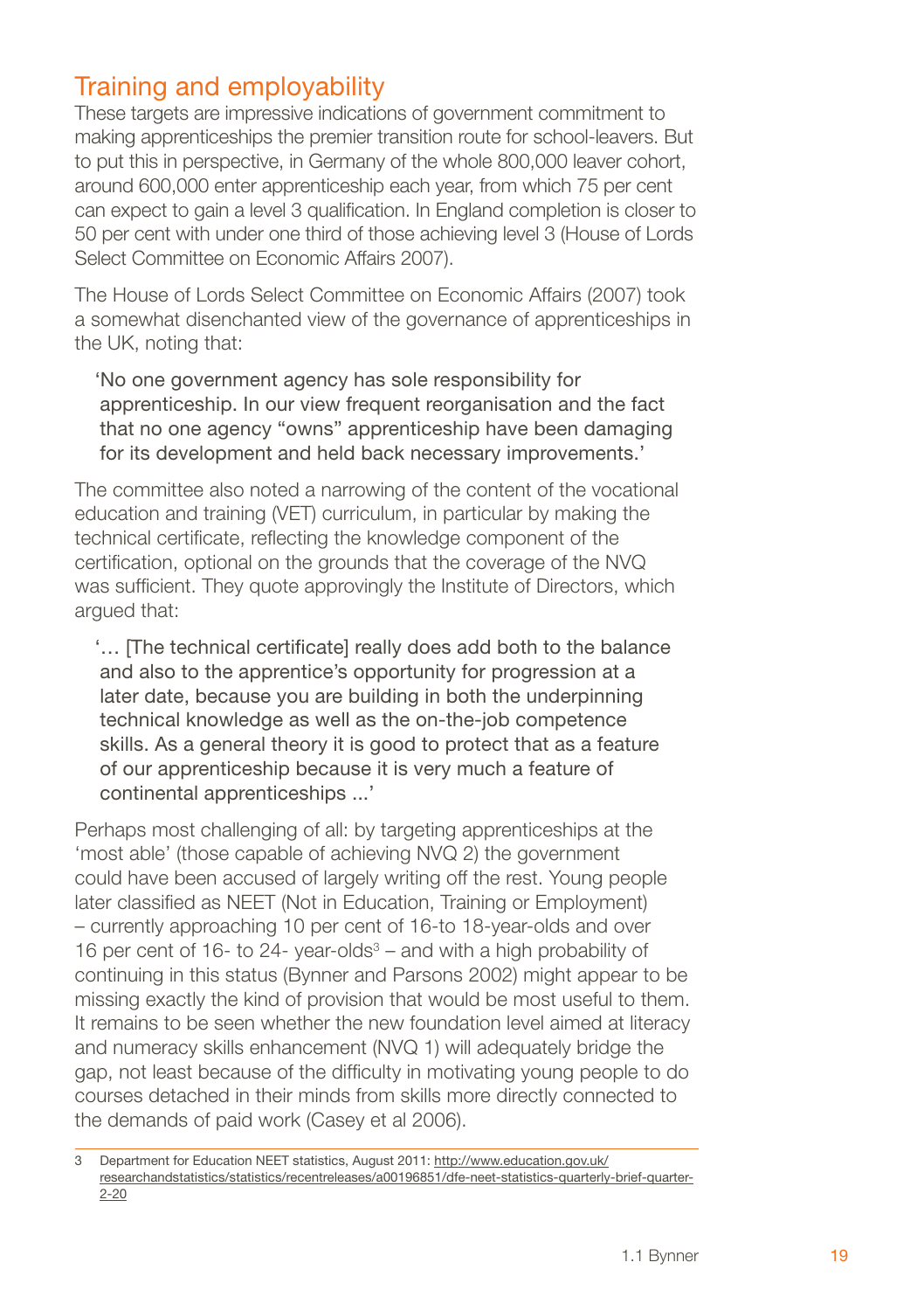## Training and employability

These targets are impressive indications of government commitment to making apprenticeships the premier transition route for school-leavers. But to put this in perspective, in Germany of the whole 800,000 leaver cohort, around 600,000 enter apprenticeship each year, from which 75 per cent can expect to gain a level 3 qualification. In England completion is closer to 50 per cent with under one third of those achieving level 3 (House of Lords Select Committee on Economic Affairs 2007).

The House of Lords Select Committee on Economic Affairs (2007) took a somewhat disenchanted view of the governance of apprenticeships in the UK, noting that:

> 'No one government agency has sole responsibility for apprenticeship. In our view frequent reorganisation and the fact that no one agency "owns" apprenticeship have been damaging for its development and held back necessary improvements.'

The committee also noted a narrowing of the content of the vocational education and training (VET) curriculum, in particular by making the technical certificate, reflecting the knowledge component of the certification, optional on the grounds that the coverage of the NVQ was sufficient. They quote approvingly the Institute of Directors, which argued that:

> '… [The technical certificate] really does add both to the balance and also to the apprentice's opportunity for progression at a later date, because you are building in both the underpinning technical knowledge as well as the on-the-job competence skills. As a general theory it is good to protect that as a feature of our apprenticeship because it is very much a feature of continental apprenticeships ...'

Perhaps most challenging of all: by targeting apprenticeships at the 'most able' (those capable of achieving NVQ 2) the government could have been accused of largely writing off the rest. Young people later classified as NEET (Not in Education, Training or Employment) – currently approaching 10 per cent of 16-to 18-year-olds and over 16 per cent of 16- to 24- year-olds[3] – and with a high probability of continuing in this status (Bynner and Parsons 2002) might appear to be missing exactly the kind of provision that would be most useful to them. It remains to be seen whether the new foundation level aimed at literacy and numeracy skills enhancement (NVQ 1) will adequately bridge the gap, not least because of the difficulty in motivating young people to do courses detached in their minds from skills more directly connected to the demands of paid work (Casey et al 2006).

---

3 Department for Education NEET statistics, August 2011: http://www.education.gov.uk/researchandstatistics/statistics/recentreleases/a00196851/dfe-neet-statistics-quarterly-brief-quarter-2-20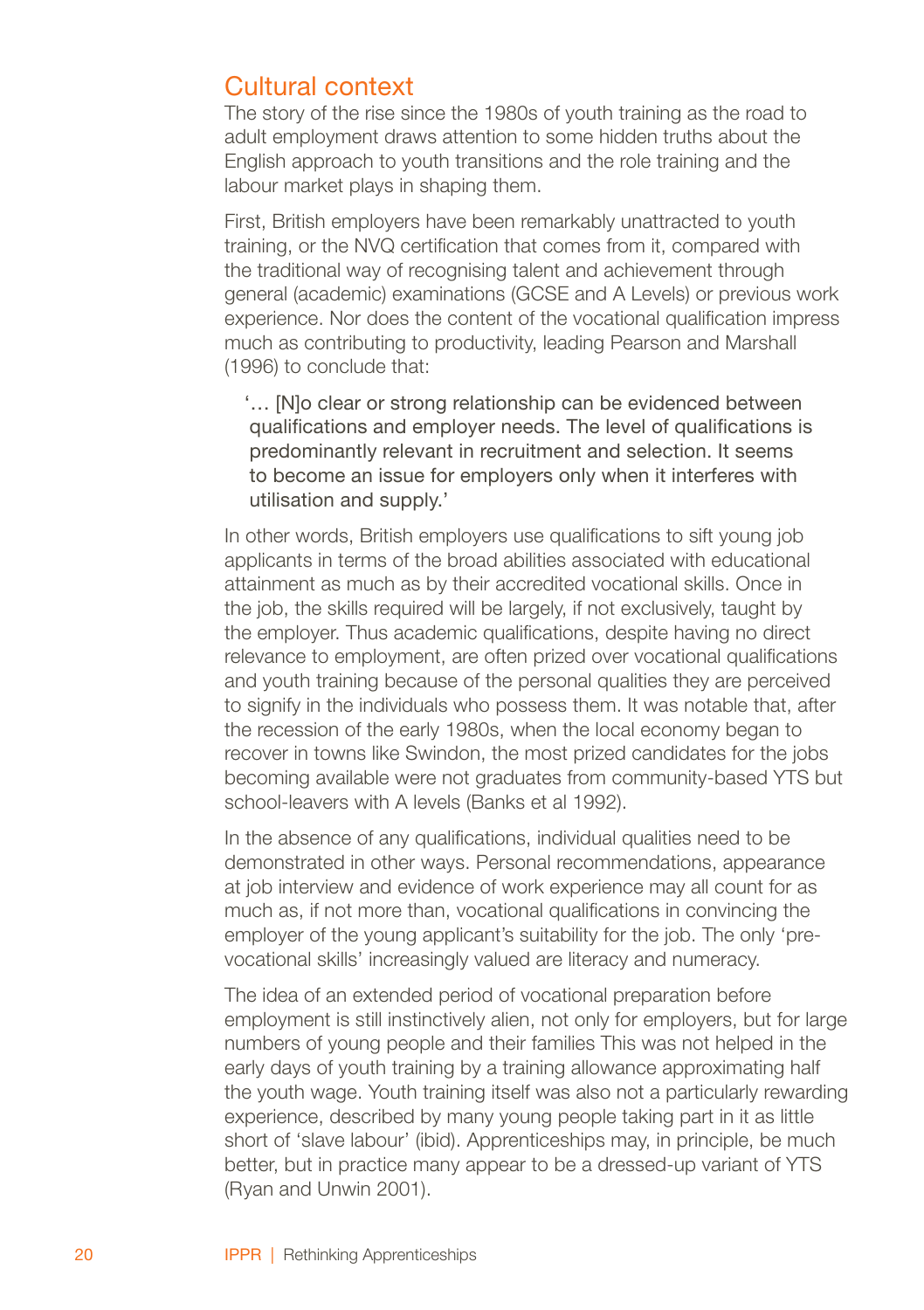## Cultural context

The story of the rise since the 1980s of youth training as the road to adult employment draws attention to some hidden truths about the English approach to youth transitions and the role training and the labour market plays in shaping them.

First, British employers have been remarkably unattracted to youth training, or the NVQ certification that comes from it, compared with the traditional way of recognising talent and achievement through general (academic) examinations (GCSE and A Levels) or previous work experience. Nor does the content of the vocational qualification impress much as contributing to productivity, leading Pearson and Marshall (1996) to conclude that:

> '… [N]o clear or strong relationship can be evidenced between qualifications and employer needs. The level of qualifications is predominantly relevant in recruitment and selection. It seems to become an issue for employers only when it interferes with utilisation and supply.'

In other words, British employers use qualifications to sift young job applicants in terms of the broad abilities associated with educational attainment as much as by their accredited vocational skills. Once in the job, the skills required will be largely, if not exclusively, taught by the employer. Thus academic qualifications, despite having no direct relevance to employment, are often prized over vocational qualifications and youth training because of the personal qualities they are perceived to signify in the individuals who possess them. It was notable that, after the recession of the early 1980s, when the local economy began to recover in towns like Swindon, the most prized candidates for the jobs becoming available were not graduates from community-based YTS but school-leavers with A levels (Banks et al 1992).

In the absence of any qualifications, individual qualities need to be demonstrated in other ways. Personal recommendations, appearance at job interview and evidence of work experience may all count for as much as, if not more than, vocational qualifications in convincing the employer of the young applicant's suitability for the job. The only 'pre-vocational skills' increasingly valued are literacy and numeracy.

The idea of an extended period of vocational preparation before employment is still instinctively alien, not only for employers, but for large numbers of young people and their families This was not helped in the early days of youth training by a training allowance approximating half the youth wage. Youth training itself was also not a particularly rewarding experience, described by many young people taking part in it as little short of 'slave labour' (ibid). Apprenticeships may, in principle, be much better, but in practice many appear to be a dressed-up variant of YTS (Ryan and Unwin 2001).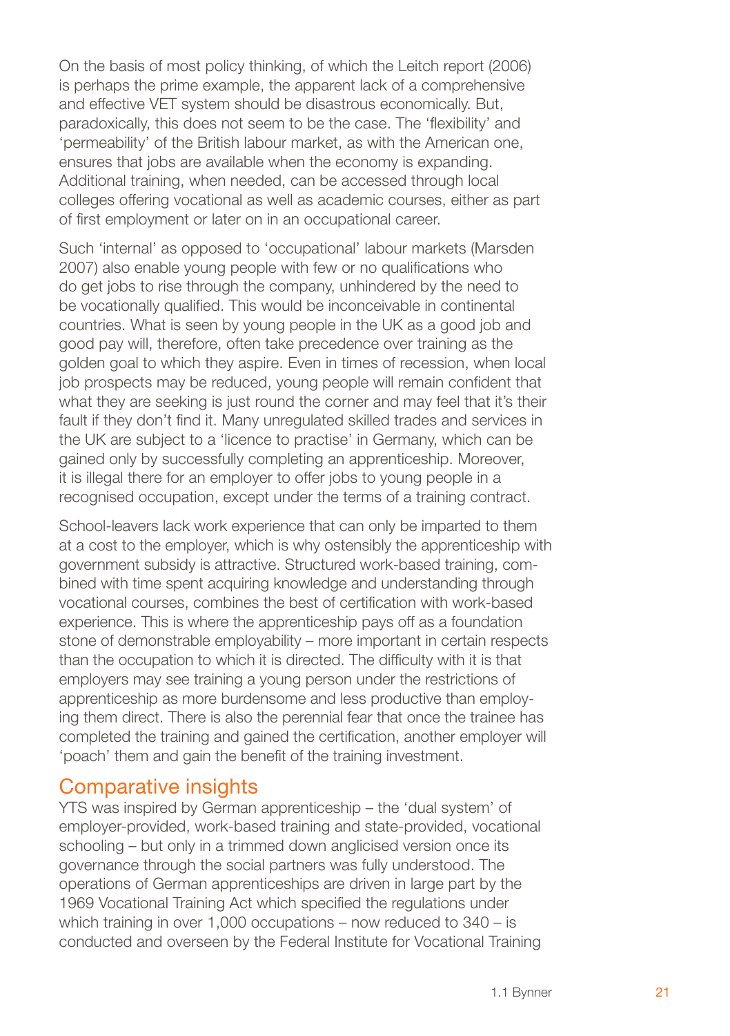On the basis of most policy thinking, of which the Leitch report (2006) is perhaps the prime example, the apparent lack of a comprehensive and effective VET system should be disastrous economically. But, paradoxically, this does not seem to be the case. The 'flexibility' and 'permeability' of the British labour market, as with the American one, ensures that jobs are available when the economy is expanding. Additional training, when needed, can be accessed through local colleges offering vocational as well as academic courses, either as part of first employment or later on in an occupational career.

Such 'internal' as opposed to 'occupational' labour markets (Marsden 2007) also enable young people with few or no qualifications who do get jobs to rise through the company, unhindered by the need to be vocationally qualified. This would be inconceivable in continental countries. What is seen by young people in the UK as a good job and good pay will, therefore, often take precedence over training as the golden goal to which they aspire. Even in times of recession, when local job prospects may be reduced, young people will remain confident that what they are seeking is just round the corner and may feel that it's their fault if they don't find it. Many unregulated skilled trades and services in the UK are subject to a 'licence to practise' in Germany, which can be gained only by successfully completing an apprenticeship. Moreover, it is illegal there for an employer to offer jobs to young people in a recognised occupation, except under the terms of a training contract.

School-leavers lack work experience that can only be imparted to them at a cost to the employer, which is why ostensibly the apprenticeship with government subsidy is attractive. Structured work-based training, combined with time spent acquiring knowledge and understanding through vocational courses, combines the best of certification with work-based experience. This is where the apprenticeship pays off as a foundation stone of demonstrable employability – more important in certain respects than the occupation to which it is directed. The difficulty with it is that employers may see training a young person under the restrictions of apprenticeship as more burdensome and less productive than employing them direct. There is also the perennial fear that once the trainee has completed the training and gained the certification, another employer will 'poach' them and gain the benefit of the training investment.

## Comparative insights

YTS was inspired by German apprenticeship – the 'dual system' of employer-provided, work-based training and state-provided, vocational schooling – but only in a trimmed down anglicised version once its governance through the social partners was fully understood. The operations of German apprenticeships are driven in large part by the 1969 Vocational Training Act which specified the regulations under which training in over 1,000 occupations – now reduced to 340 – is conducted and overseen by the Federal Institute for Vocational Training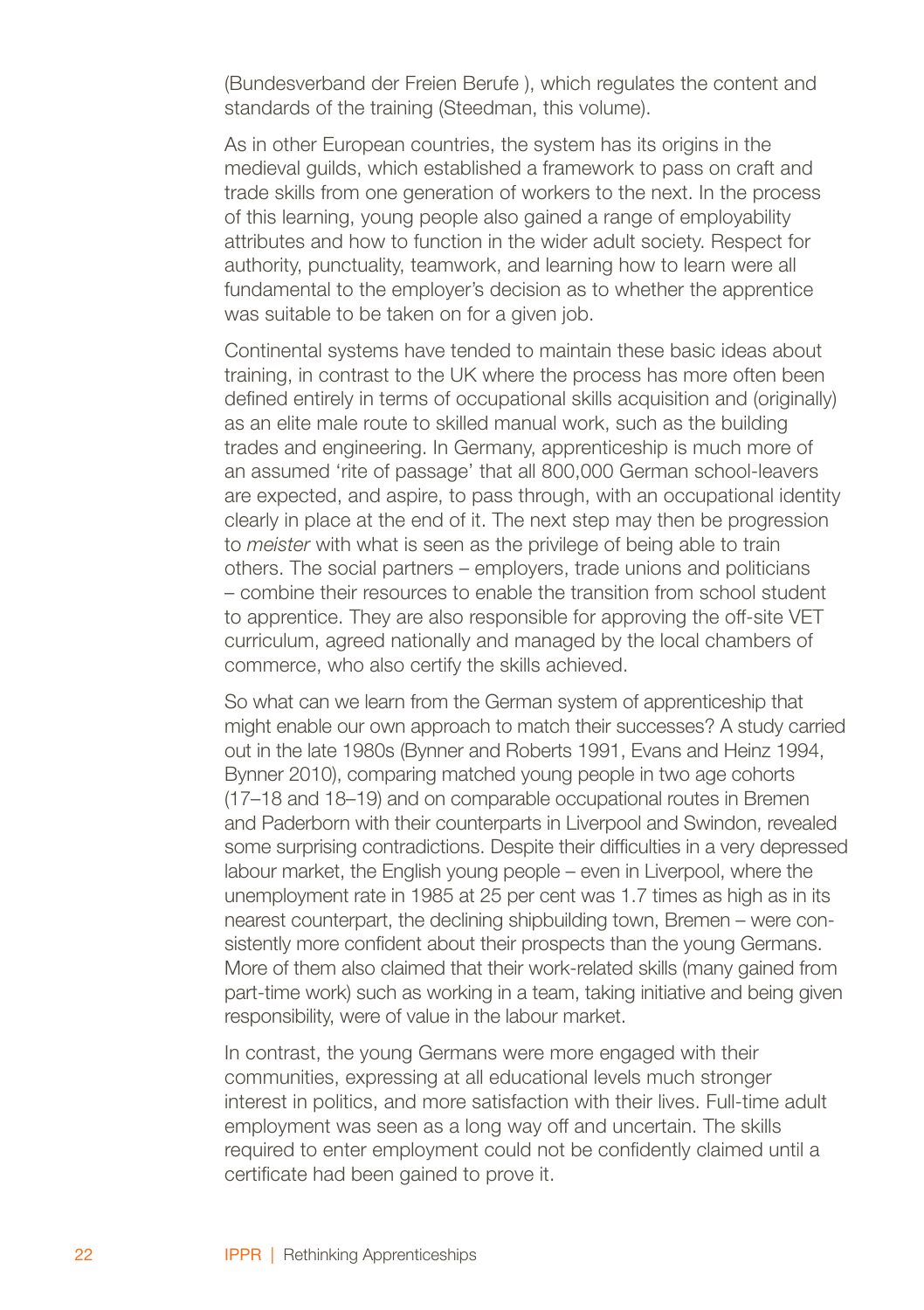(Bundesverband der Freien Berufe ), which regulates the content and standards of the training (Steedman, this volume).

As in other European countries, the system has its origins in the medieval guilds, which established a framework to pass on craft and trade skills from one generation of workers to the next. In the process of this learning, young people also gained a range of employability attributes and how to function in the wider adult society. Respect for authority, punctuality, teamwork, and learning how to learn were all fundamental to the employer's decision as to whether the apprentice was suitable to be taken on for a given job.

Continental systems have tended to maintain these basic ideas about training, in contrast to the UK where the process has more often been defined entirely in terms of occupational skills acquisition and (originally) as an elite male route to skilled manual work, such as the building trades and engineering. In Germany, apprenticeship is much more of an assumed 'rite of passage' that all 800,000 German school-leavers are expected, and aspire, to pass through, with an occupational identity clearly in place at the end of it. The next step may then be progression to *meister* with what is seen as the privilege of being able to train others. The social partners – employers, trade unions and politicians – combine their resources to enable the transition from school student to apprentice. They are also responsible for approving the off-site VET curriculum, agreed nationally and managed by the local chambers of commerce, who also certify the skills achieved.

So what can we learn from the German system of apprenticeship that might enable our own approach to match their successes? A study carried out in the late 1980s (Bynner and Roberts 1991, Evans and Heinz 1994, Bynner 2010), comparing matched young people in two age cohorts (17–18 and 18–19) and on comparable occupational routes in Bremen and Paderborn with their counterparts in Liverpool and Swindon, revealed some surprising contradictions. Despite their difficulties in a very depressed labour market, the English young people – even in Liverpool, where the unemployment rate in 1985 at 25 per cent was 1.7 times as high as in its nearest counterpart, the declining shipbuilding town, Bremen – were consistently more confident about their prospects than the young Germans. More of them also claimed that their work-related skills (many gained from part-time work) such as working in a team, taking initiative and being given responsibility, were of value in the labour market.

In contrast, the young Germans were more engaged with their communities, expressing at all educational levels much stronger interest in politics, and more satisfaction with their lives. Full-time adult employment was seen as a long way off and uncertain. The skills required to enter employment could not be confidently claimed until a certificate had been gained to prove it.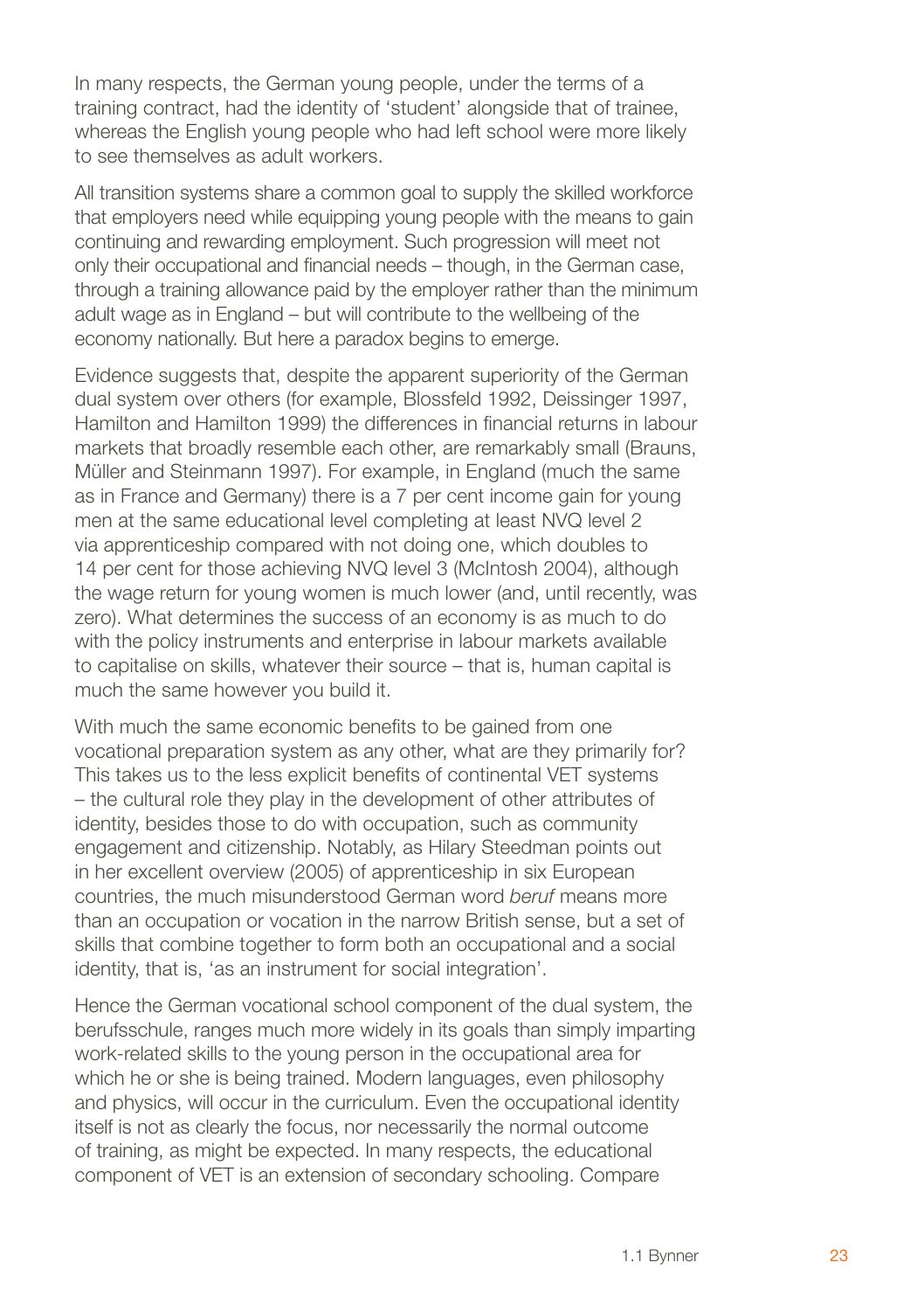In many respects, the German young people, under the terms of a training contract, had the identity of 'student' alongside that of trainee, whereas the English young people who had left school were more likely to see themselves as adult workers.

All transition systems share a common goal to supply the skilled workforce that employers need while equipping young people with the means to gain continuing and rewarding employment. Such progression will meet not only their occupational and financial needs – though, in the German case, through a training allowance paid by the employer rather than the minimum adult wage as in England – but will contribute to the wellbeing of the economy nationally. But here a paradox begins to emerge.

Evidence suggests that, despite the apparent superiority of the German dual system over others (for example, Blossfeld 1992, Deissinger 1997, Hamilton and Hamilton 1999) the differences in financial returns in labour markets that broadly resemble each other, are remarkably small (Brauns, Müller and Steinmann 1997). For example, in England (much the same as in France and Germany) there is a 7 per cent income gain for young men at the same educational level completing at least NVQ level 2 via apprenticeship compared with not doing one, which doubles to 14 per cent for those achieving NVQ level 3 (McIntosh 2004), although the wage return for young women is much lower (and, until recently, was zero). What determines the success of an economy is as much to do with the policy instruments and enterprise in labour markets available to capitalise on skills, whatever their source – that is, human capital is much the same however you build it.

With much the same economic benefits to be gained from one vocational preparation system as any other, what are they primarily for? This takes us to the less explicit benefits of continental VET systems – the cultural role they play in the development of other attributes of identity, besides those to do with occupation, such as community engagement and citizenship. Notably, as Hilary Steedman points out in her excellent overview (2005) of apprenticeship in six European countries, the much misunderstood German word *beruf* means more than an occupation or vocation in the narrow British sense, but a set of skills that combine together to form both an occupational and a social identity, that is, 'as an instrument for social integration'.

Hence the German vocational school component of the dual system, the berufsschule, ranges much more widely in its goals than simply imparting work-related skills to the young person in the occupational area for which he or she is being trained. Modern languages, even philosophy and physics, will occur in the curriculum. Even the occupational identity itself is not as clearly the focus, nor necessarily the normal outcome of training, as might be expected. In many respects, the educational component of VET is an extension of secondary schooling. Compare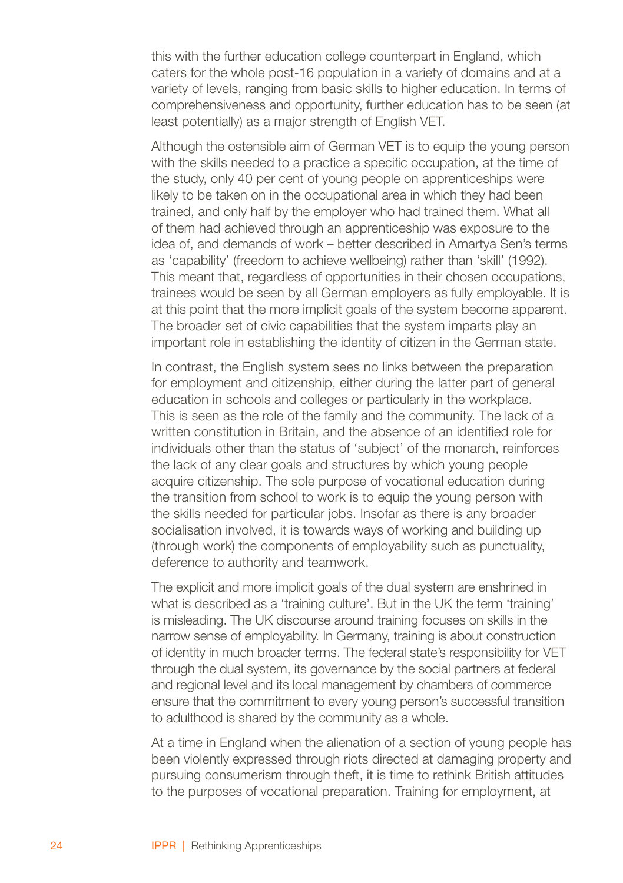this with the further education college counterpart in England, which caters for the whole post-16 population in a variety of domains and at a variety of levels, ranging from basic skills to higher education. In terms of comprehensiveness and opportunity, further education has to be seen (at least potentially) as a major strength of English VET.

Although the ostensible aim of German VET is to equip the young person with the skills needed to a practice a specific occupation, at the time of the study, only 40 per cent of young people on apprenticeships were likely to be taken on in the occupational area in which they had been trained, and only half by the employer who had trained them. What all of them had achieved through an apprenticeship was exposure to the idea of, and demands of work – better described in Amartya Sen's terms as 'capability' (freedom to achieve wellbeing) rather than 'skill' (1992). This meant that, regardless of opportunities in their chosen occupations, trainees would be seen by all German employers as fully employable. It is at this point that the more implicit goals of the system become apparent. The broader set of civic capabilities that the system imparts play an important role in establishing the identity of citizen in the German state.

In contrast, the English system sees no links between the preparation for employment and citizenship, either during the latter part of general education in schools and colleges or particularly in the workplace. This is seen as the role of the family and the community. The lack of a written constitution in Britain, and the absence of an identified role for individuals other than the status of 'subject' of the monarch, reinforces the lack of any clear goals and structures by which young people acquire citizenship. The sole purpose of vocational education during the transition from school to work is to equip the young person with the skills needed for particular jobs. Insofar as there is any broader socialisation involved, it is towards ways of working and building up (through work) the components of employability such as punctuality, deference to authority and teamwork.

The explicit and more implicit goals of the dual system are enshrined in what is described as a 'training culture'. But in the UK the term 'training' is misleading. The UK discourse around training focuses on skills in the narrow sense of employability. In Germany, training is about construction of identity in much broader terms. The federal state's responsibility for VET through the dual system, its governance by the social partners at federal and regional level and its local management by chambers of commerce ensure that the commitment to every young person's successful transition to adulthood is shared by the community as a whole.

At a time in England when the alienation of a section of young people has been violently expressed through riots directed at damaging property and pursuing consumerism through theft, it is time to rethink British attitudes to the purposes of vocational preparation. Training for employment, at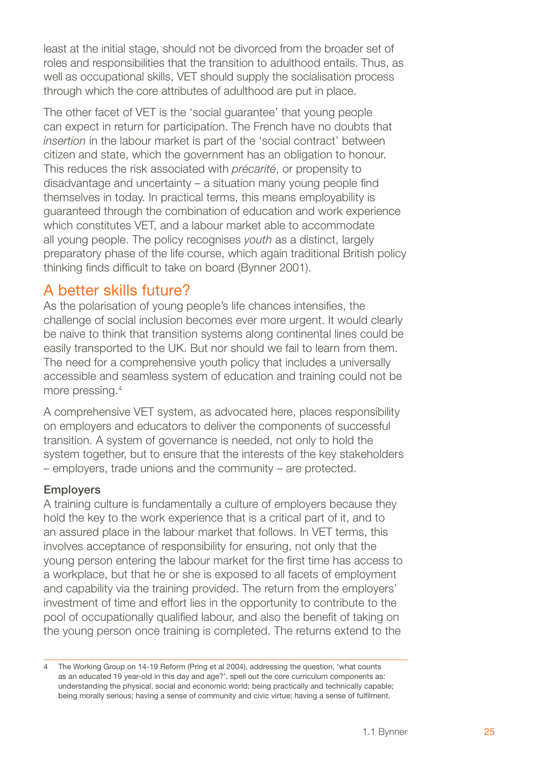least at the initial stage, should not be divorced from the broader set of roles and responsibilities that the transition to adulthood entails. Thus, as well as occupational skills, VET should supply the socialisation process through which the core attributes of adulthood are put in place.

The other facet of VET is the 'social guarantee' that young people can expect in return for participation. The French have no doubts that *insertion* in the labour market is part of the 'social contract' between citizen and state, which the government has an obligation to honour. This reduces the risk associated with *précarité*, or propensity to disadvantage and uncertainty – a situation many young people find themselves in today. In practical terms, this means employability is guaranteed through the combination of education and work experience which constitutes VET, and a labour market able to accommodate all young people. The policy recognises *youth* as a distinct, largely preparatory phase of the life course, which again traditional British policy thinking finds difficult to take on board (Bynner 2001).

## A better skills future?

As the polarisation of young people's life chances intensifies, the challenge of social inclusion becomes ever more urgent. It would clearly be naive to think that transition systems along continental lines could be easily transported to the UK. But nor should we fail to learn from them. The need for a comprehensive youth policy that includes a universally accessible and seamless system of education and training could not be more pressing.[4]

A comprehensive VET system, as advocated here, places responsibility on employers and educators to deliver the components of successful transition. A system of governance is needed, not only to hold the system together, but to ensure that the interests of the key stakeholders – employers, trade unions and the community – are protected.

### Employers

A training culture is fundamentally a culture of employers because they hold the key to the work experience that is a critical part of it, and to an assured place in the labour market that follows. In VET terms, this involves acceptance of responsibility for ensuring, not only that the young person entering the labour market for the first time has access to a workplace, but that he or she is exposed to all facets of employment and capability via the training provided. The return from the employers' investment of time and effort lies in the opportunity to contribute to the pool of occupationally qualified labour, and also the benefit of taking on the young person once training is completed. The returns extend to the

---

4 The Working Group on 14-19 Reform (Pring et al 2004), addressing the question, 'what counts as an educated 19 year-old in this day and age?', spell out the core curriculum components as: understanding the physical, social and economic world; being practically and technically capable; being morally serious; having a sense of community and civic virtue; having a sense of fulfilment.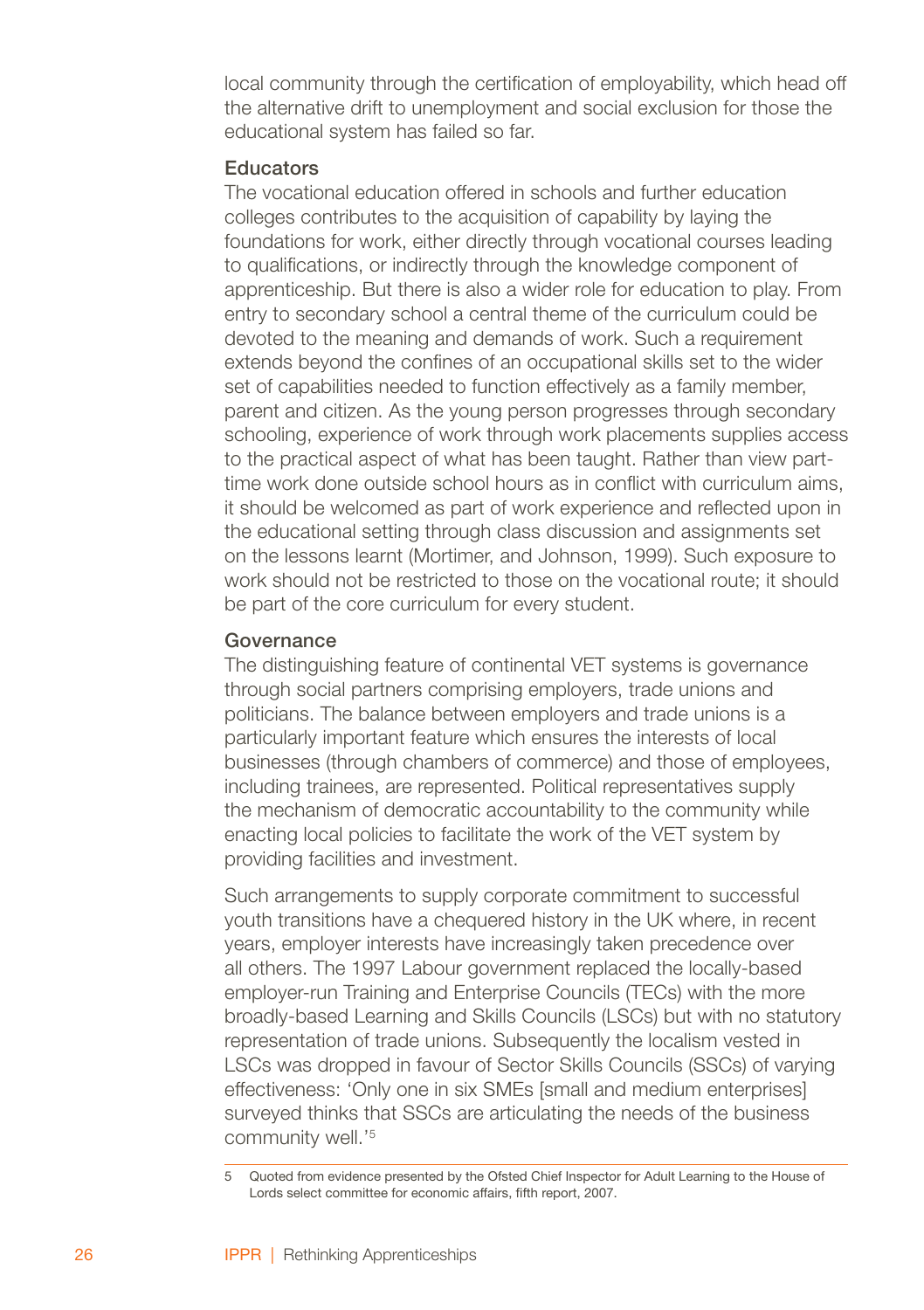local community through the certification of employability, which head off the alternative drift to unemployment and social exclusion for those the educational system has failed so far.

### Educators

The vocational education offered in schools and further education colleges contributes to the acquisition of capability by laying the foundations for work, either directly through vocational courses leading to qualifications, or indirectly through the knowledge component of apprenticeship. But there is also a wider role for education to play. From entry to secondary school a central theme of the curriculum could be devoted to the meaning and demands of work. Such a requirement extends beyond the confines of an occupational skills set to the wider set of capabilities needed to function effectively as a family member, parent and citizen. As the young person progresses through secondary schooling, experience of work through work placements supplies access to the practical aspect of what has been taught. Rather than view part-time work done outside school hours as in conflict with curriculum aims, it should be welcomed as part of work experience and reflected upon in the educational setting through class discussion and assignments set on the lessons learnt (Mortimer, and Johnson, 1999). Such exposure to work should not be restricted to those on the vocational route; it should be part of the core curriculum for every student.

### Governance

The distinguishing feature of continental VET systems is governance through social partners comprising employers, trade unions and politicians. The balance between employers and trade unions is a particularly important feature which ensures the interests of local businesses (through chambers of commerce) and those of employees, including trainees, are represented. Political representatives supply the mechanism of democratic accountability to the community while enacting local policies to facilitate the work of the VET system by providing facilities and investment.

Such arrangements to supply corporate commitment to successful youth transitions have a chequered history in the UK where, in recent years, employer interests have increasingly taken precedence over all others. The 1997 Labour government replaced the locally-based employer-run Training and Enterprise Councils (TECs) with the more broadly-based Learning and Skills Councils (LSCs) but with no statutory representation of trade unions. Subsequently the localism vested in LSCs was dropped in favour of Sector Skills Councils (SSCs) of varying effectiveness: 'Only one in six SMEs [small and medium enterprises] surveyed thinks that SSCs are articulating the needs of the business community well.'[5]

---

5 Quoted from evidence presented by the Ofsted Chief Inspector for Adult Learning to the House of Lords select committee for economic affairs, fifth report, 2007.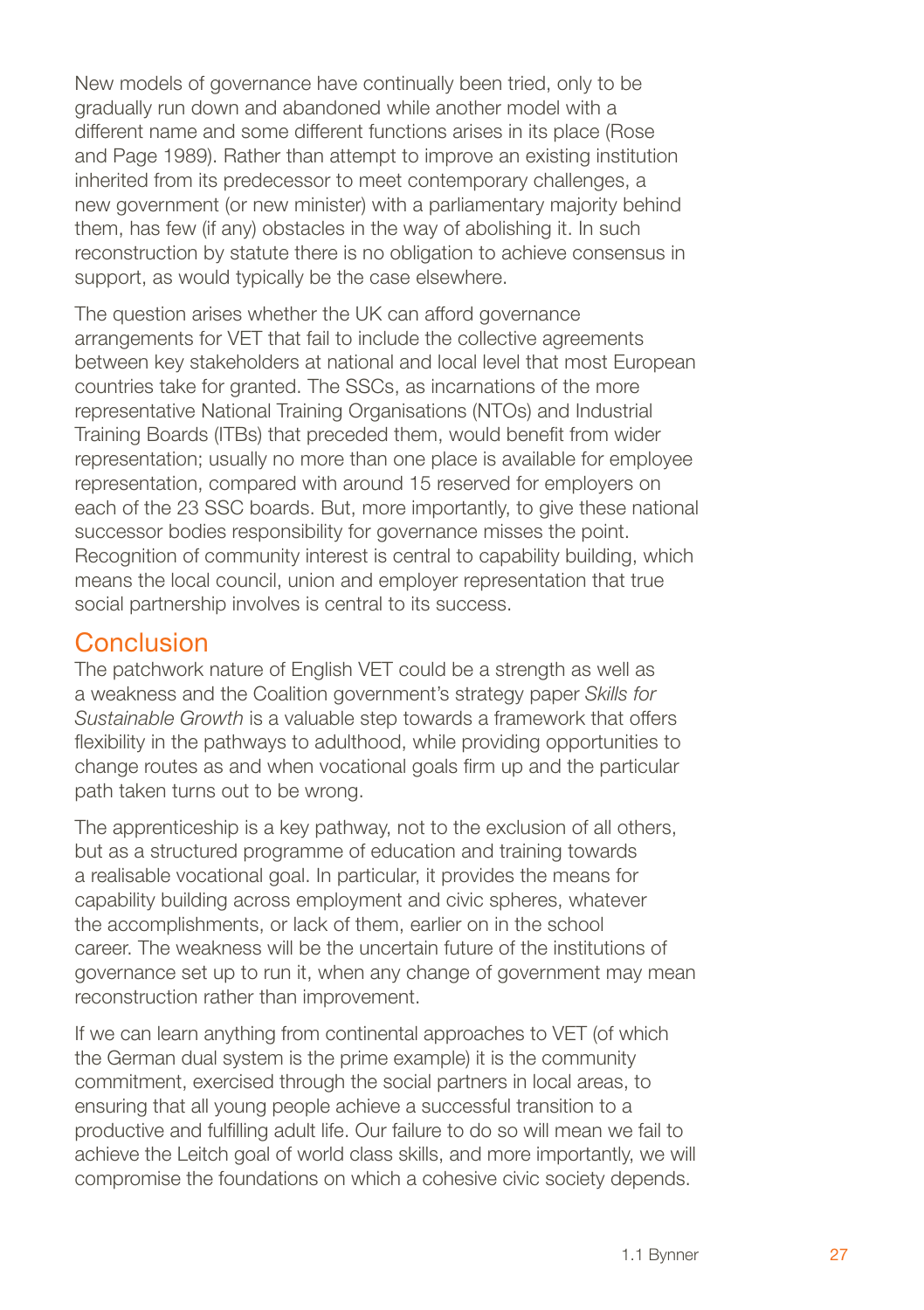New models of governance have continually been tried, only to be gradually run down and abandoned while another model with a different name and some different functions arises in its place (Rose and Page 1989). Rather than attempt to improve an existing institution inherited from its predecessor to meet contemporary challenges, a new government (or new minister) with a parliamentary majority behind them, has few (if any) obstacles in the way of abolishing it. In such reconstruction by statute there is no obligation to achieve consensus in support, as would typically be the case elsewhere.

The question arises whether the UK can afford governance arrangements for VET that fail to include the collective agreements between key stakeholders at national and local level that most European countries take for granted. The SSCs, as incarnations of the more representative National Training Organisations (NTOs) and Industrial Training Boards (ITBs) that preceded them, would benefit from wider representation; usually no more than one place is available for employee representation, compared with around 15 reserved for employers on each of the 23 SSC boards. But, more importantly, to give these national successor bodies responsibility for governance misses the point. Recognition of community interest is central to capability building, which means the local council, union and employer representation that true social partnership involves is central to its success.

## Conclusion

The patchwork nature of English VET could be a strength as well as a weakness and the Coalition government's strategy paper *Skills for Sustainable Growth* is a valuable step towards a framework that offers flexibility in the pathways to adulthood, while providing opportunities to change routes as and when vocational goals firm up and the particular path taken turns out to be wrong.

The apprenticeship is a key pathway, not to the exclusion of all others, but as a structured programme of education and training towards a realisable vocational goal. In particular, it provides the means for capability building across employment and civic spheres, whatever the accomplishments, or lack of them, earlier on in the school career. The weakness will be the uncertain future of the institutions of governance set up to run it, when any change of government may mean reconstruction rather than improvement.

If we can learn anything from continental approaches to VET (of which the German dual system is the prime example) it is the community commitment, exercised through the social partners in local areas, to ensuring that all young people achieve a successful transition to a productive and fulfilling adult life. Our failure to do so will mean we fail to achieve the Leitch goal of world class skills, and more importantly, we will compromise the foundations on which a cohesive civic society depends.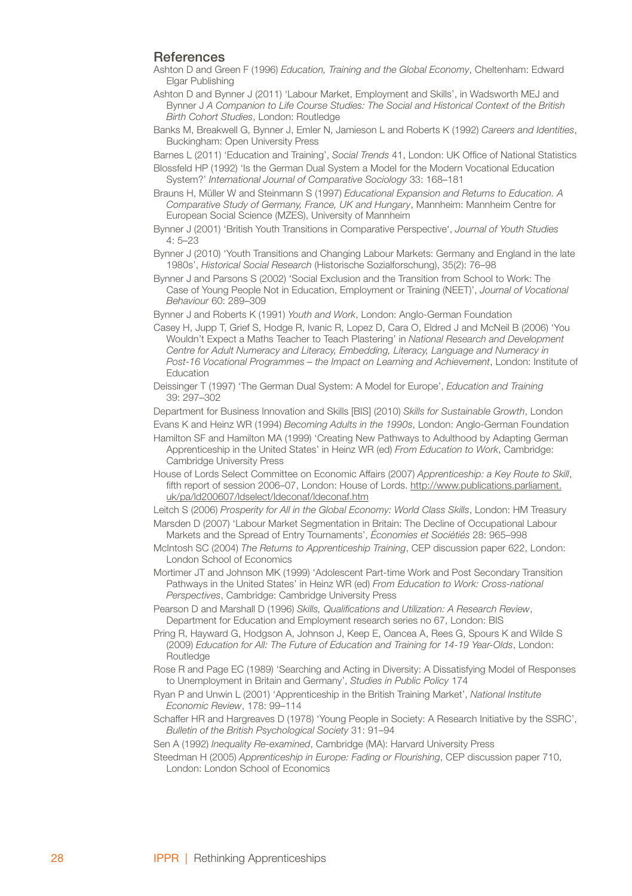## References

Ashton D and Green F (1996) *Education, Training and the Global Economy*, Cheltenham: Edward Elgar Publishing

Ashton D and Bynner J (2011) 'Labour Market, Employment and Skills', in Wadsworth MEJ and Bynner J *A Companion to Life Course Studies: The Social and Historical Context of the British Birth Cohort Studies*, London: Routledge

Banks M, Breakwell G, Bynner J, Emler N, Jamieson L and Roberts K (1992) *Careers and Identities*, Buckingham: Open University Press

Barnes L (2011) 'Education and Training', *Social Trends* 41, London: UK Office of National Statistics

Blossfeld HP (1992) 'Is the German Dual System a Model for the Modern Vocational Education System?' *International Journal of Comparative Sociology* 33: 168–181

Brauns H, Müller W and Steinmann S (1997) *Educational Expansion and Returns to Education. A Comparative Study of Germany, France, UK and Hungary*, Mannheim: Mannheim Centre for European Social Science (MZES), University of Mannheim

Bynner J (2001) 'British Youth Transitions in Comparative Perspective', *Journal of Youth Studies* 4: 5–23

Bynner J (2010) 'Youth Transitions and Changing Labour Markets: Germany and England in the late 1980s', *Historical Social Research* (Historische Sozialforschung), 35(2): 76–98

Bynner J and Parsons S (2002) 'Social Exclusion and the Transition from School to Work: The Case of Young People Not in Education, Employment or Training (NEET)', *Journal of Vocational Behaviour* 60: 289–309

Bynner J and Roberts K (1991) *Youth and Work*, London: Anglo-German Foundation

Casey H, Jupp T, Grief S, Hodge R, Ivanic R, Lopez D, Cara O, Eldred J and McNeil B (2006) 'You Wouldn't Expect a Maths Teacher to Teach Plastering' in *National Research and Development Centre for Adult Numeracy and Literacy, Embedding, Literacy, Language and Numeracy in Post-16 Vocational Programmes – the Impact on Learning and Achievement*, London: Institute of Education

Deissinger T (1997) 'The German Dual System: A Model for Europe', *Education and Training* 39: 297–302

Department for Business Innovation and Skills [BIS] (2010) *Skills for Sustainable Growth*, London

Evans K and Heinz WR (1994) *Becoming Adults in the 1990s*, London: Anglo-German Foundation

Hamilton SF and Hamilton MA (1999) 'Creating New Pathways to Adulthood by Adapting German Apprenticeship in the United States' in Heinz WR (ed) *From Education to Work*, Cambridge: Cambridge University Press

House of Lords Select Committee on Economic Affairs (2007) *Apprenticeship: a Key Route to Skill*, fifth report of session 2006–07, London: House of Lords. http://www.publications.parliament.uk/pa/ld200607/ldselect/ldeconaf/ldeconaf.htm

Leitch S (2006) *Prosperity for All in the Global Economy: World Class Skills*, London: HM Treasury

Marsden D (2007) 'Labour Market Segmentation in Britain: The Decline of Occupational Labour Markets and the Spread of Entry Tournaments', *Économies et Sociétiés* 28: 965–998

McIntosh SC (2004) *The Returns to Apprenticeship Training*, CEP discussion paper 622, London: London School of Economics

Mortimer JT and Johnson MK (1999) 'Adolescent Part-time Work and Post Secondary Transition Pathways in the United States' in Heinz WR (ed) *From Education to Work: Cross-national Perspectives*, Cambridge: Cambridge University Press

Pearson D and Marshall D (1996) *Skills, Qualifications and Utilization: A Research Review*, Department for Education and Employment research series no 67, London: BIS

Pring R, Hayward G, Hodgson A, Johnson J, Keep E, Oancea A, Rees G, Spours K and Wilde S (2009) *Education for All: The Future of Education and Training for 14-19 Year-Olds*, London: Routledge

Rose R and Page EC (1989) 'Searching and Acting in Diversity: A Dissatisfying Model of Responses to Unemployment in Britain and Germany', *Studies in Public Policy* 174

Ryan P and Unwin L (2001) 'Apprenticeship in the British Training Market', *National Institute Economic Review*, 178: 99–114

Schaffer HR and Hargreaves D (1978) 'Young People in Society: A Research Initiative by the SSRC', *Bulletin of the British Psychological Society* 31: 91–94

Sen A (1992) *Inequality Re-examined*, Cambridge (MA): Harvard University Press

Steedman H (2005) *Apprenticeship in Europe: Fading or Flourishing*, CEP discussion paper 710, London: London School of Economics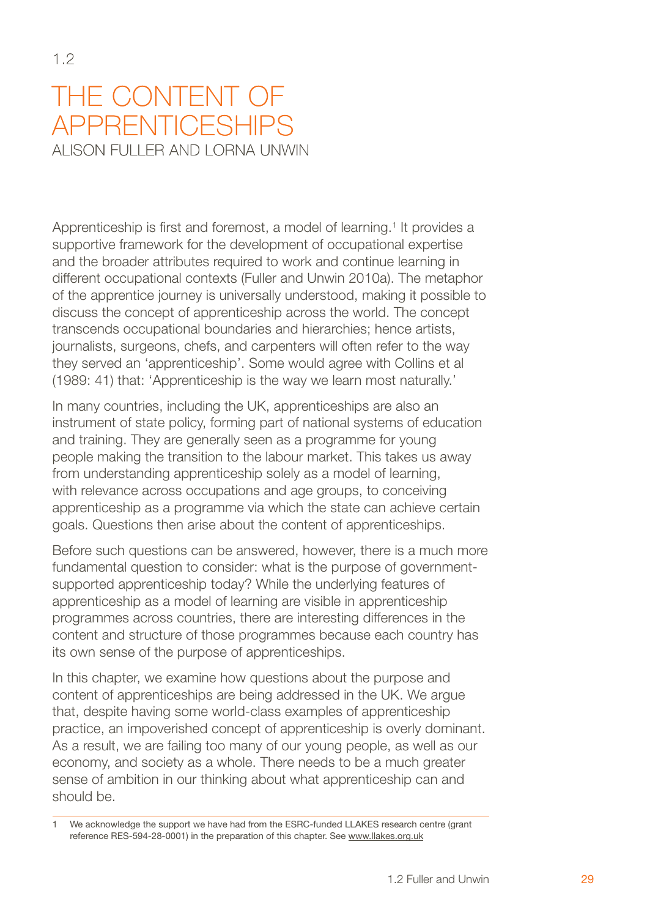1.2

# THE CONTENT OF APPRENTICESHIPS

ALISON FULLER AND LORNA UNWIN

Apprenticeship is first and foremost, a model of learning.[1] It provides a supportive framework for the development of occupational expertise and the broader attributes required to work and continue learning in different occupational contexts (Fuller and Unwin 2010a). The metaphor of the apprentice journey is universally understood, making it possible to discuss the concept of apprenticeship across the world. The concept transcends occupational boundaries and hierarchies; hence artists, journalists, surgeons, chefs, and carpenters will often refer to the way they served an 'apprenticeship'. Some would agree with Collins et al (1989: 41) that: 'Apprenticeship is the way we learn most naturally.'

In many countries, including the UK, apprenticeships are also an instrument of state policy, forming part of national systems of education and training. They are generally seen as a programme for young people making the transition to the labour market. This takes us away from understanding apprenticeship solely as a model of learning, with relevance across occupations and age groups, to conceiving apprenticeship as a programme via which the state can achieve certain goals. Questions then arise about the content of apprenticeships.

Before such questions can be answered, however, there is a much more fundamental question to consider: what is the purpose of government-supported apprenticeship today? While the underlying features of apprenticeship as a model of learning are visible in apprenticeship programmes across countries, there are interesting differences in the content and structure of those programmes because each country has its own sense of the purpose of apprenticeships.

In this chapter, we examine how questions about the purpose and content of apprenticeships are being addressed in the UK. We argue that, despite having some world-class examples of apprenticeship practice, an impoverished concept of apprenticeship is overly dominant. As a result, we are failing too many of our young people, as well as our economy, and society as a whole. There needs to be a much greater sense of ambition in our thinking about what apprenticeship can and should be.

---

1 We acknowledge the support we have had from the ESRC-funded LLAKES research centre (grant reference RES-594-28-0001) in the preparation of this chapter. See www.llakes.org.uk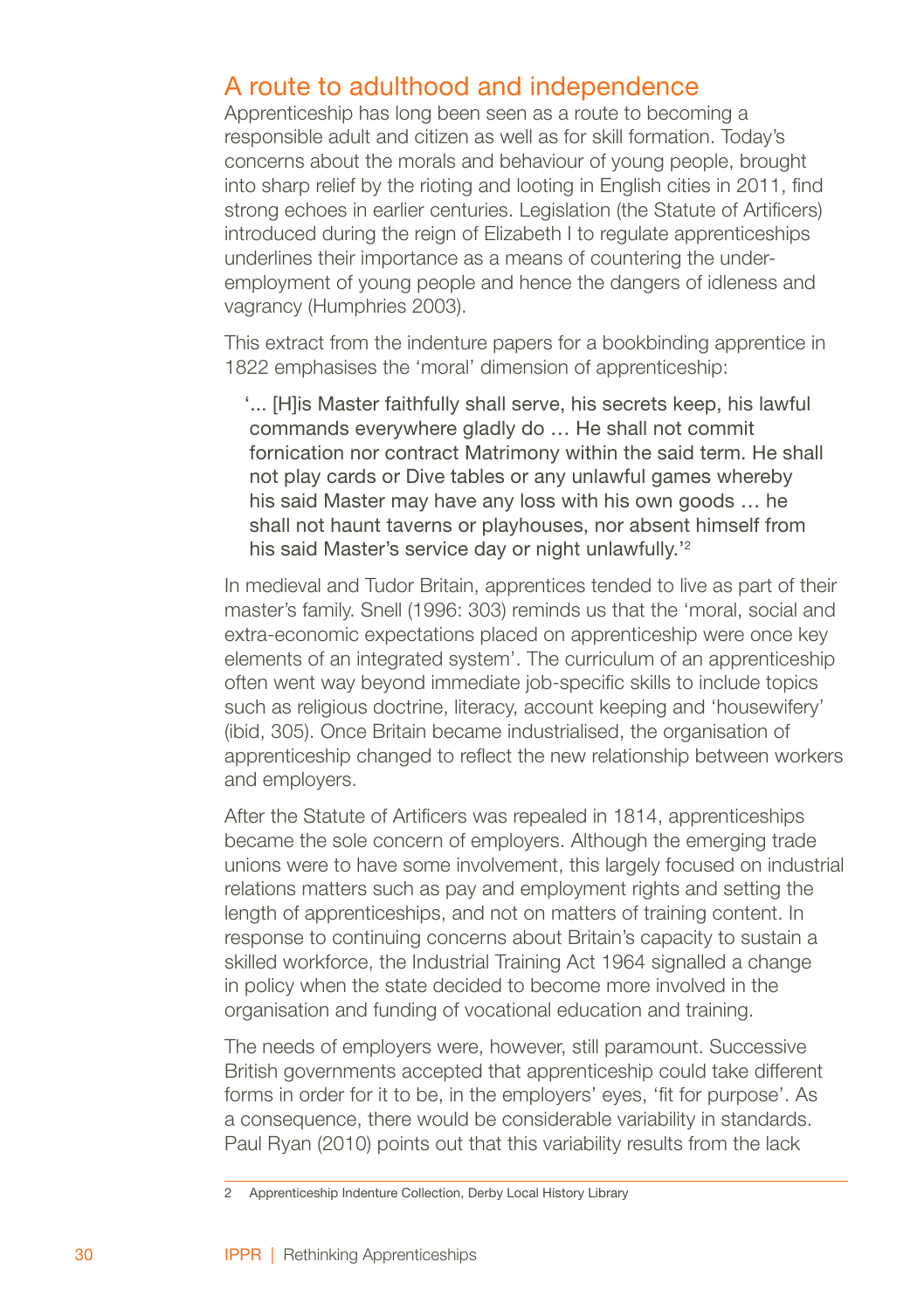## A route to adulthood and independence

Apprenticeship has long been seen as a route to becoming a responsible adult and citizen as well as for skill formation. Today's concerns about the morals and behaviour of young people, brought into sharp relief by the rioting and looting in English cities in 2011, find strong echoes in earlier centuries. Legislation (the Statute of Artificers) introduced during the reign of Elizabeth I to regulate apprenticeships underlines their importance as a means of countering the under-employment of young people and hence the dangers of idleness and vagrancy (Humphries 2003).

This extract from the indenture papers for a bookbinding apprentice in 1822 emphasises the 'moral' dimension of apprenticeship:

> '... [H]is Master faithfully shall serve, his secrets keep, his lawful commands everywhere gladly do … He shall not commit fornication nor contract Matrimony within the said term. He shall not play cards or Dive tables or any unlawful games whereby his said Master may have any loss with his own goods … he shall not haunt taverns or playhouses, nor absent himself from his said Master's service day or night unlawfully.'[2]

In medieval and Tudor Britain, apprentices tended to live as part of their master's family. Snell (1996: 303) reminds us that the 'moral, social and extra-economic expectations placed on apprenticeship were once key elements of an integrated system'. The curriculum of an apprenticeship often went way beyond immediate job-specific skills to include topics such as religious doctrine, literacy, account keeping and 'housewifery' (ibid, 305). Once Britain became industrialised, the organisation of apprenticeship changed to reflect the new relationship between workers and employers.

After the Statute of Artificers was repealed in 1814, apprenticeships became the sole concern of employers. Although the emerging trade unions were to have some involvement, this largely focused on industrial relations matters such as pay and employment rights and setting the length of apprenticeships, and not on matters of training content. In response to continuing concerns about Britain's capacity to sustain a skilled workforce, the Industrial Training Act 1964 signalled a change in policy when the state decided to become more involved in the organisation and funding of vocational education and training.

The needs of employers were, however, still paramount. Successive British governments accepted that apprenticeship could take different forms in order for it to be, in the employers' eyes, 'fit for purpose'. As a consequence, there would be considerable variability in standards. Paul Ryan (2010) points out that this variability results from the lack

2 Apprenticeship Indenture Collection, Derby Local History Library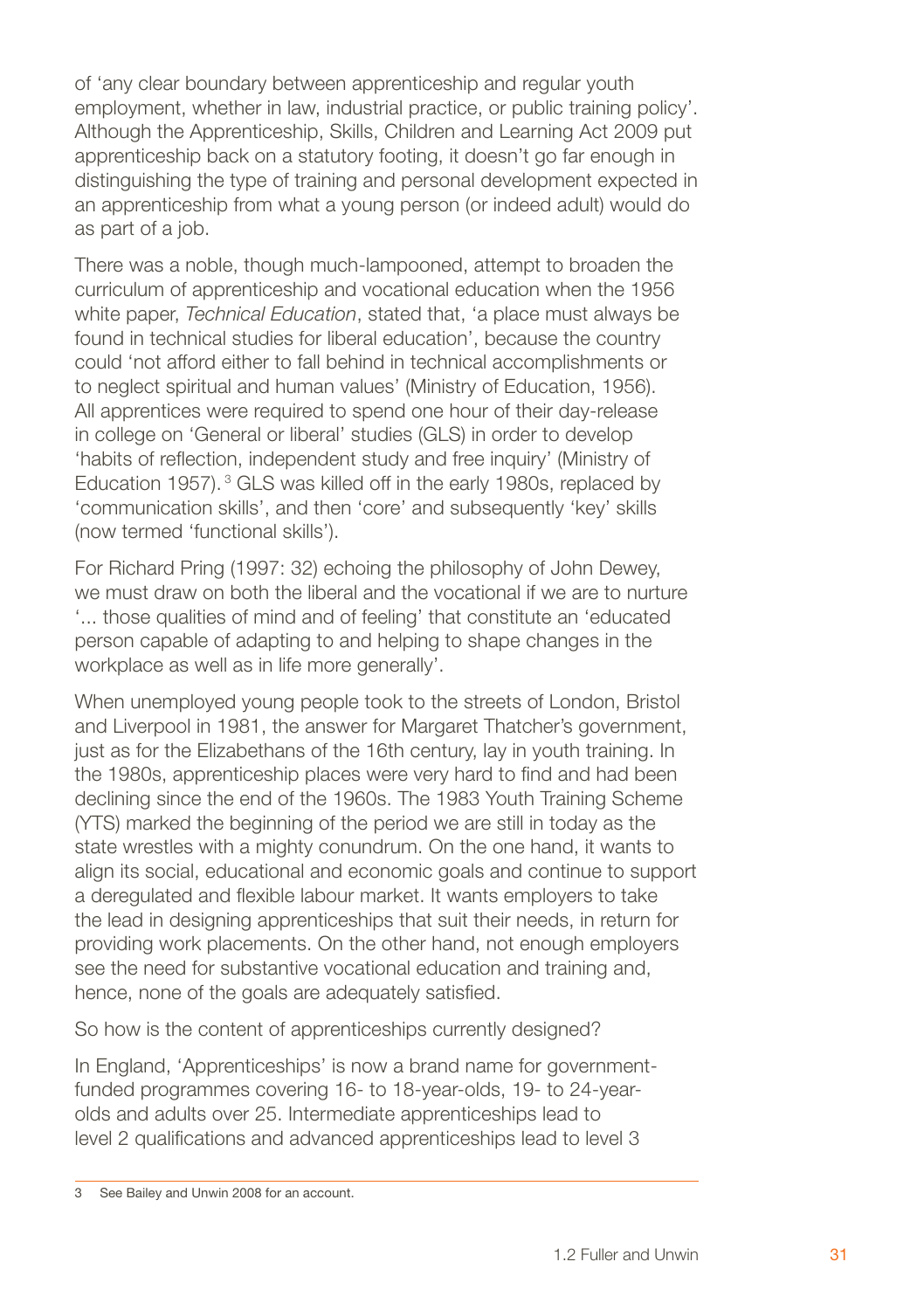of 'any clear boundary between apprenticeship and regular youth employment, whether in law, industrial practice, or public training policy'. Although the Apprenticeship, Skills, Children and Learning Act 2009 put apprenticeship back on a statutory footing, it doesn't go far enough in distinguishing the type of training and personal development expected in an apprenticeship from what a young person (or indeed adult) would do as part of a job.

There was a noble, though much-lampooned, attempt to broaden the curriculum of apprenticeship and vocational education when the 1956 white paper, *Technical Education*, stated that, 'a place must always be found in technical studies for liberal education', because the country could 'not afford either to fall behind in technical accomplishments or to neglect spiritual and human values' (Ministry of Education, 1956). All apprentices were required to spend one hour of their day-release in college on 'General or liberal' studies (GLS) in order to develop 'habits of reflection, independent study and free inquiry' (Ministry of Education 1957).[3] GLS was killed off in the early 1980s, replaced by 'communication skills', and then 'core' and subsequently 'key' skills (now termed 'functional skills').

For Richard Pring (1997: 32) echoing the philosophy of John Dewey, we must draw on both the liberal and the vocational if we are to nurture '... those qualities of mind and of feeling' that constitute an 'educated person capable of adapting to and helping to shape changes in the workplace as well as in life more generally'.

When unemployed young people took to the streets of London, Bristol and Liverpool in 1981, the answer for Margaret Thatcher's government, just as for the Elizabethans of the 16th century, lay in youth training. In the 1980s, apprenticeship places were very hard to find and had been declining since the end of the 1960s. The 1983 Youth Training Scheme (YTS) marked the beginning of the period we are still in today as the state wrestles with a mighty conundrum. On the one hand, it wants to align its social, educational and economic goals and continue to support a deregulated and flexible labour market. It wants employers to take the lead in designing apprenticeships that suit their needs, in return for providing work placements. On the other hand, not enough employers see the need for substantive vocational education and training and, hence, none of the goals are adequately satisfied.

So how is the content of apprenticeships currently designed?

In England, 'Apprenticeships' is now a brand name for government-funded programmes covering 16- to 18-year-olds, 19- to 24-year-olds and adults over 25. Intermediate apprenticeships lead to level 2 qualifications and advanced apprenticeships lead to level 3

---

3 See Bailey and Unwin 2008 for an account.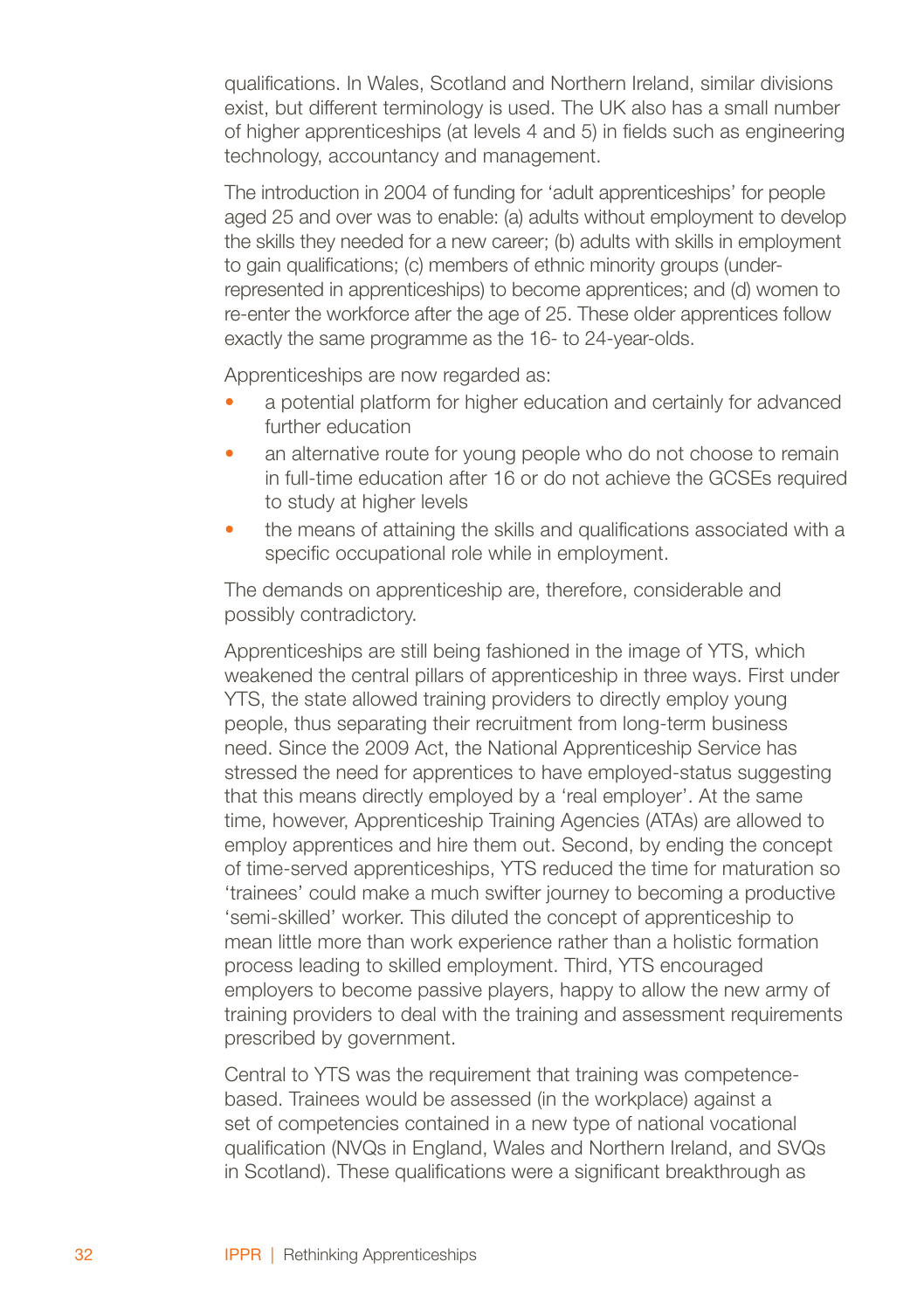qualifications. In Wales, Scotland and Northern Ireland, similar divisions exist, but different terminology is used. The UK also has a small number of higher apprenticeships (at levels 4 and 5) in fields such as engineering technology, accountancy and management.

The introduction in 2004 of funding for 'adult apprenticeships' for people aged 25 and over was to enable: (a) adults without employment to develop the skills they needed for a new career; (b) adults with skills in employment to gain qualifications; (c) members of ethnic minority groups (under-represented in apprenticeships) to become apprentices; and (d) women to re-enter the workforce after the age of 25. These older apprentices follow exactly the same programme as the 16- to 24-year-olds.

Apprenticeships are now regarded as:

- a potential platform for higher education and certainly for advanced further education
- an alternative route for young people who do not choose to remain in full-time education after 16 or do not achieve the GCSEs required to study at higher levels
- the means of attaining the skills and qualifications associated with a specific occupational role while in employment.

The demands on apprenticeship are, therefore, considerable and possibly contradictory.

Apprenticeships are still being fashioned in the image of YTS, which weakened the central pillars of apprenticeship in three ways. First under YTS, the state allowed training providers to directly employ young people, thus separating their recruitment from long-term business need. Since the 2009 Act, the National Apprenticeship Service has stressed the need for apprentices to have employed-status suggesting that this means directly employed by a 'real employer'. At the same time, however, Apprenticeship Training Agencies (ATAs) are allowed to employ apprentices and hire them out. Second, by ending the concept of time-served apprenticeships, YTS reduced the time for maturation so 'trainees' could make a much swifter journey to becoming a productive 'semi-skilled' worker. This diluted the concept of apprenticeship to mean little more than work experience rather than a holistic formation process leading to skilled employment. Third, YTS encouraged employers to become passive players, happy to allow the new army of training providers to deal with the training and assessment requirements prescribed by government.

Central to YTS was the requirement that training was competence-based. Trainees would be assessed (in the workplace) against a set of competencies contained in a new type of national vocational qualification (NVQs in England, Wales and Northern Ireland, and SVQs in Scotland). These qualifications were a significant breakthrough as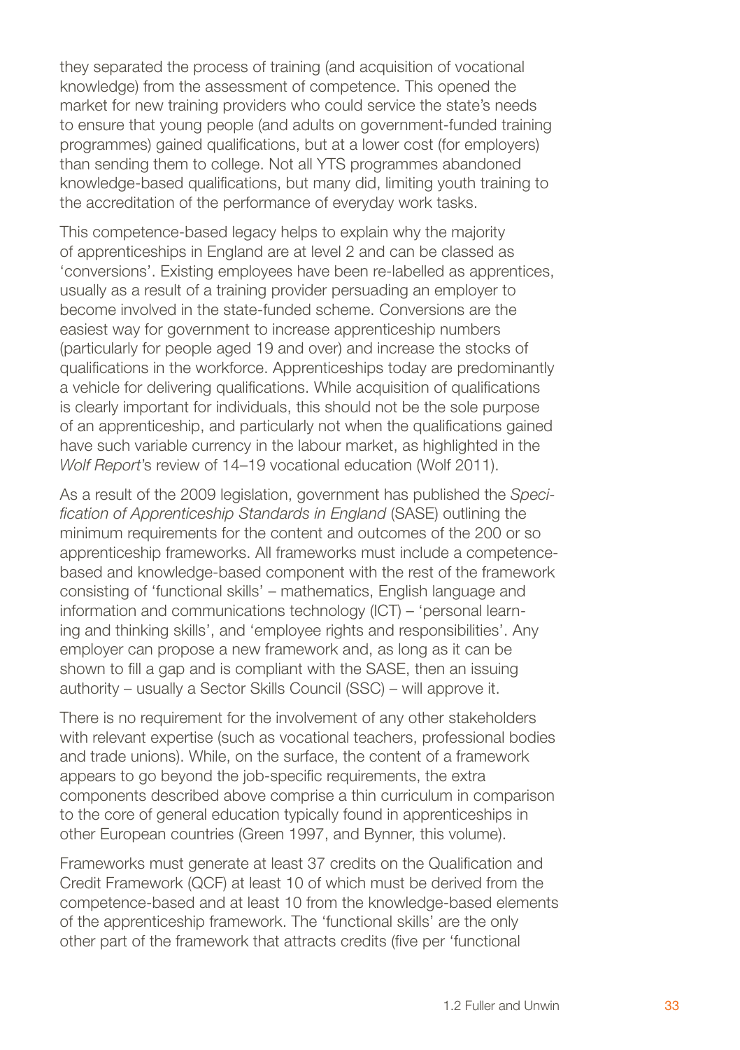they separated the process of training (and acquisition of vocational knowledge) from the assessment of competence. This opened the market for new training providers who could service the state's needs to ensure that young people (and adults on government-funded training programmes) gained qualifications, but at a lower cost (for employers) than sending them to college. Not all YTS programmes abandoned knowledge-based qualifications, but many did, limiting youth training to the accreditation of the performance of everyday work tasks.

This competence-based legacy helps to explain why the majority of apprenticeships in England are at level 2 and can be classed as 'conversions'. Existing employees have been re-labelled as apprentices, usually as a result of a training provider persuading an employer to become involved in the state-funded scheme. Conversions are the easiest way for government to increase apprenticeship numbers (particularly for people aged 19 and over) and increase the stocks of qualifications in the workforce. Apprenticeships today are predominantly a vehicle for delivering qualifications. While acquisition of qualifications is clearly important for individuals, this should not be the sole purpose of an apprenticeship, and particularly not when the qualifications gained have such variable currency in the labour market, as highlighted in the *Wolf Report*'s review of 14–19 vocational education (Wolf 2011).

As a result of the 2009 legislation, government has published the *Specification of Apprenticeship Standards in England* (SASE) outlining the minimum requirements for the content and outcomes of the 200 or so apprenticeship frameworks. All frameworks must include a competence-based and knowledge-based component with the rest of the framework consisting of 'functional skills' – mathematics, English language and information and communications technology (ICT) – 'personal learning and thinking skills', and 'employee rights and responsibilities'. Any employer can propose a new framework and, as long as it can be shown to fill a gap and is compliant with the SASE, then an issuing authority – usually a Sector Skills Council (SSC) – will approve it.

There is no requirement for the involvement of any other stakeholders with relevant expertise (such as vocational teachers, professional bodies and trade unions). While, on the surface, the content of a framework appears to go beyond the job-specific requirements, the extra components described above comprise a thin curriculum in comparison to the core of general education typically found in apprenticeships in other European countries (Green 1997, and Bynner, this volume).

Frameworks must generate at least 37 credits on the Qualification and Credit Framework (QCF) at least 10 of which must be derived from the competence-based and at least 10 from the knowledge-based elements of the apprenticeship framework. The 'functional skills' are the only other part of the framework that attracts credits (five per 'functional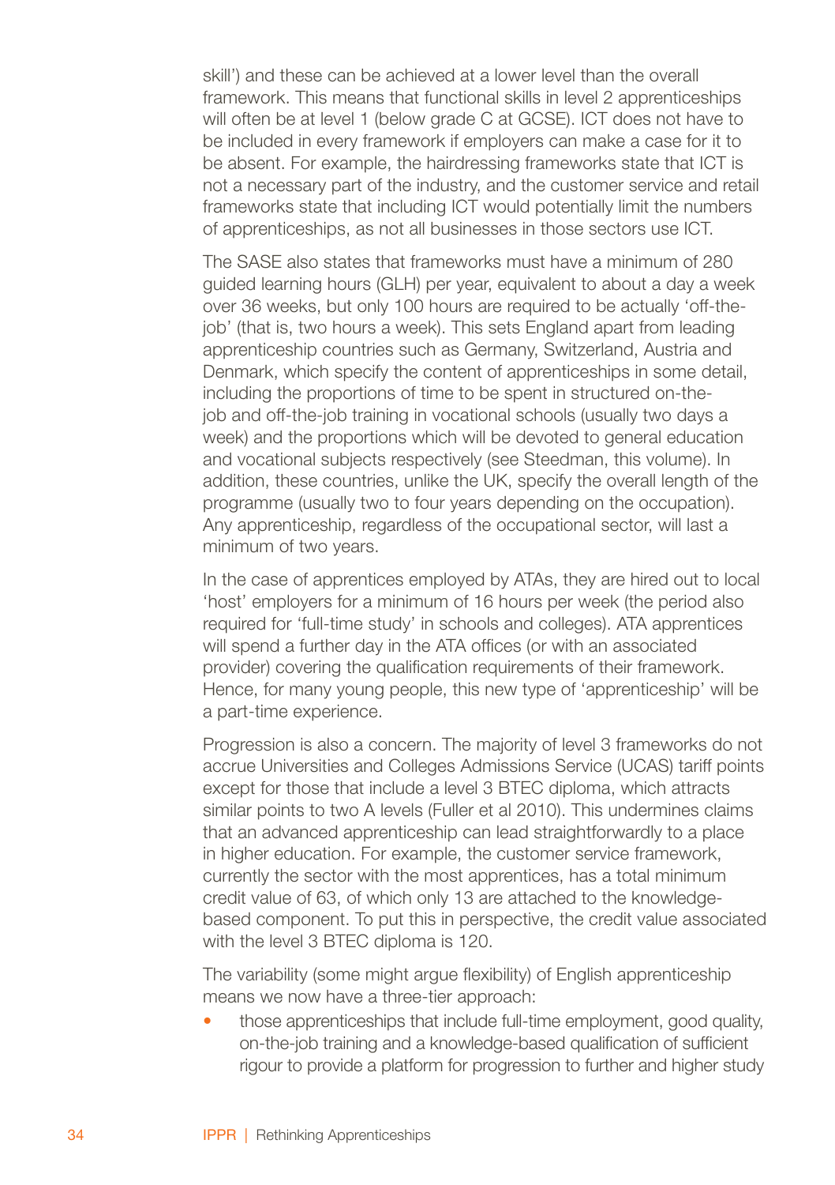skill') and these can be achieved at a lower level than the overall framework. This means that functional skills in level 2 apprenticeships will often be at level 1 (below grade C at GCSE). ICT does not have to be included in every framework if employers can make a case for it to be absent. For example, the hairdressing frameworks state that ICT is not a necessary part of the industry, and the customer service and retail frameworks state that including ICT would potentially limit the numbers of apprenticeships, as not all businesses in those sectors use ICT.

The SASE also states that frameworks must have a minimum of 280 guided learning hours (GLH) per year, equivalent to about a day a week over 36 weeks, but only 100 hours are required to be actually 'off-the-job' (that is, two hours a week). This sets England apart from leading apprenticeship countries such as Germany, Switzerland, Austria and Denmark, which specify the content of apprenticeships in some detail, including the proportions of time to be spent in structured on-the-job and off-the-job training in vocational schools (usually two days a week) and the proportions which will be devoted to general education and vocational subjects respectively (see Steedman, this volume). In addition, these countries, unlike the UK, specify the overall length of the programme (usually two to four years depending on the occupation). Any apprenticeship, regardless of the occupational sector, will last a minimum of two years.

In the case of apprentices employed by ATAs, they are hired out to local 'host' employers for a minimum of 16 hours per week (the period also required for 'full-time study' in schools and colleges). ATA apprentices will spend a further day in the ATA offices (or with an associated provider) covering the qualification requirements of their framework. Hence, for many young people, this new type of 'apprenticeship' will be a part-time experience.

Progression is also a concern. The majority of level 3 frameworks do not accrue Universities and Colleges Admissions Service (UCAS) tariff points except for those that include a level 3 BTEC diploma, which attracts similar points to two A levels (Fuller et al 2010). This undermines claims that an advanced apprenticeship can lead straightforwardly to a place in higher education. For example, the customer service framework, currently the sector with the most apprentices, has a total minimum credit value of 63, of which only 13 are attached to the knowledge-based component. To put this in perspective, the credit value associated with the level 3 BTEC diploma is 120.

The variability (some might argue flexibility) of English apprenticeship means we now have a three-tier approach:

- those apprenticeships that include full-time employment, good quality, on-the-job training and a knowledge-based qualification of sufficient rigour to provide a platform for progression to further and higher study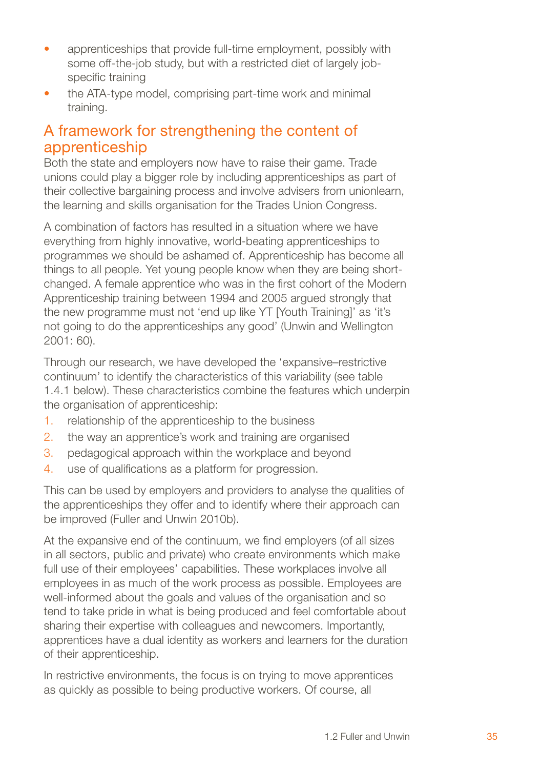- apprenticeships that provide full-time employment, possibly with some off-the-job study, but with a restricted diet of largely job-specific training
- the ATA-type model, comprising part-time work and minimal training.

## A framework for strengthening the content of apprenticeship

Both the state and employers now have to raise their game. Trade unions could play a bigger role by including apprenticeships as part of their collective bargaining process and involve advisers from unionlearn, the learning and skills organisation for the Trades Union Congress.

A combination of factors has resulted in a situation where we have everything from highly innovative, world-beating apprenticeships to programmes we should be ashamed of. Apprenticeship has become all things to all people. Yet young people know when they are being short-changed. A female apprentice who was in the first cohort of the Modern Apprenticeship training between 1994 and 2005 argued strongly that the new programme must not 'end up like YT [Youth Training]' as 'it's not going to do the apprenticeships any good' (Unwin and Wellington 2001: 60).

Through our research, we have developed the 'expansive–restrictive continuum' to identify the characteristics of this variability (see table 1.4.1 below). These characteristics combine the features which underpin the organisation of apprenticeship:

1. relationship of the apprenticeship to the business
2. the way an apprentice's work and training are organised
3. pedagogical approach within the workplace and beyond
4. use of qualifications as a platform for progression.

This can be used by employers and providers to analyse the qualities of the apprenticeships they offer and to identify where their approach can be improved (Fuller and Unwin 2010b).

At the expansive end of the continuum, we find employers (of all sizes in all sectors, public and private) who create environments which make full use of their employees' capabilities. These workplaces involve all employees in as much of the work process as possible. Employees are well-informed about the goals and values of the organisation and so tend to take pride in what is being produced and feel comfortable about sharing their expertise with colleagues and newcomers. Importantly, apprentices have a dual identity as workers and learners for the duration of their apprenticeship.

In restrictive environments, the focus is on trying to move apprentices as quickly as possible to being productive workers. Of course, all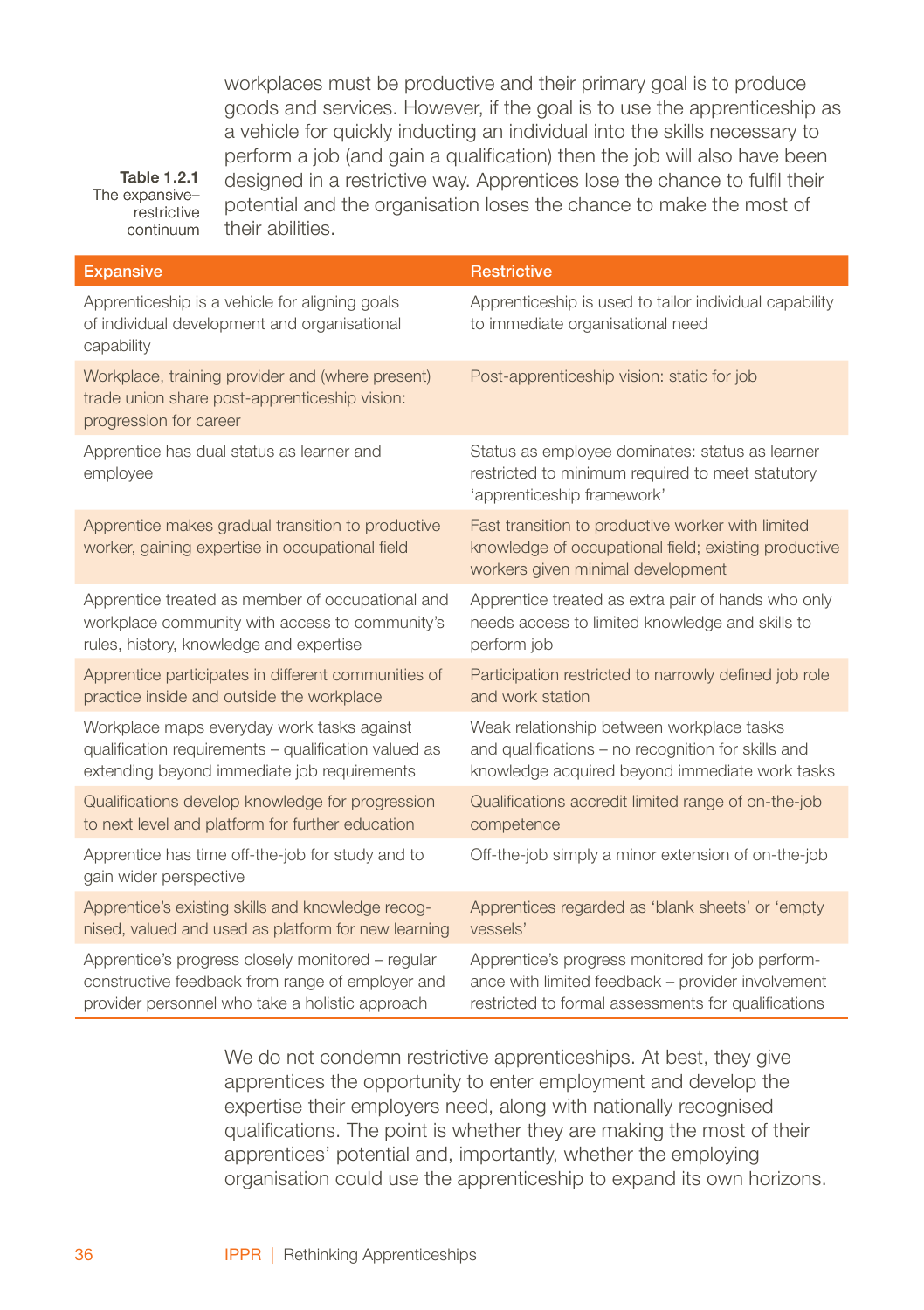workplaces must be productive and their primary goal is to produce goods and services. However, if the goal is to use the apprenticeship as a vehicle for quickly inducting an individual into the skills necessary to perform a job (and gain a qualification) then the job will also have been designed in a restrictive way. Apprentices lose the chance to fulfil their potential and the organisation loses the chance to make the most of their abilities.

**Table 1.2.1**
The expansive–restrictive continuum

| Expansive | Restrictive |
|---|---|
| Apprenticeship is a vehicle for aligning goals of individual development and organisational capability | Apprenticeship is used to tailor individual capability to immediate organisational need |
| Workplace, training provider and (where present) trade union share post-apprenticeship vision: progression for career | Post-apprenticeship vision: static for job |
| Apprentice has dual status as learner and employee | Status as employee dominates: status as learner restricted to minimum required to meet statutory 'apprenticeship framework' |
| Apprentice makes gradual transition to productive worker, gaining expertise in occupational field | Fast transition to productive worker with limited knowledge of occupational field; existing productive workers given minimal development |
| Apprentice treated as member of occupational and workplace community with access to community's rules, history, knowledge and expertise | Apprentice treated as extra pair of hands who only needs access to limited knowledge and skills to perform job |
| Apprentice participates in different communities of practice inside and outside the workplace | Participation restricted to narrowly defined job role and work station |
| Workplace maps everyday work tasks against qualification requirements – qualification valued as extending beyond immediate job requirements | Weak relationship between workplace tasks and qualifications – no recognition for skills and knowledge acquired beyond immediate work tasks |
| Qualifications develop knowledge for progression to next level and platform for further education | Qualifications accredit limited range of on-the-job competence |
| Apprentice has time off-the-job for study and to gain wider perspective | Off-the-job simply a minor extension of on-the-job |
| Apprentice's existing skills and knowledge recognised, valued and used as platform for new learning | Apprentices regarded as 'blank sheets' or 'empty vessels' |
| Apprentice's progress closely monitored – regular constructive feedback from range of employer and provider personnel who take a holistic approach | Apprentice's progress monitored for job performance with limited feedback – provider involvement restricted to formal assessments for qualifications |

We do not condemn restrictive apprenticeships. At best, they give apprentices the opportunity to enter employment and develop the expertise their employers need, along with nationally recognised qualifications. The point is whether they are making the most of their apprentices' potential and, importantly, whether the employing organisation could use the apprenticeship to expand its own horizons.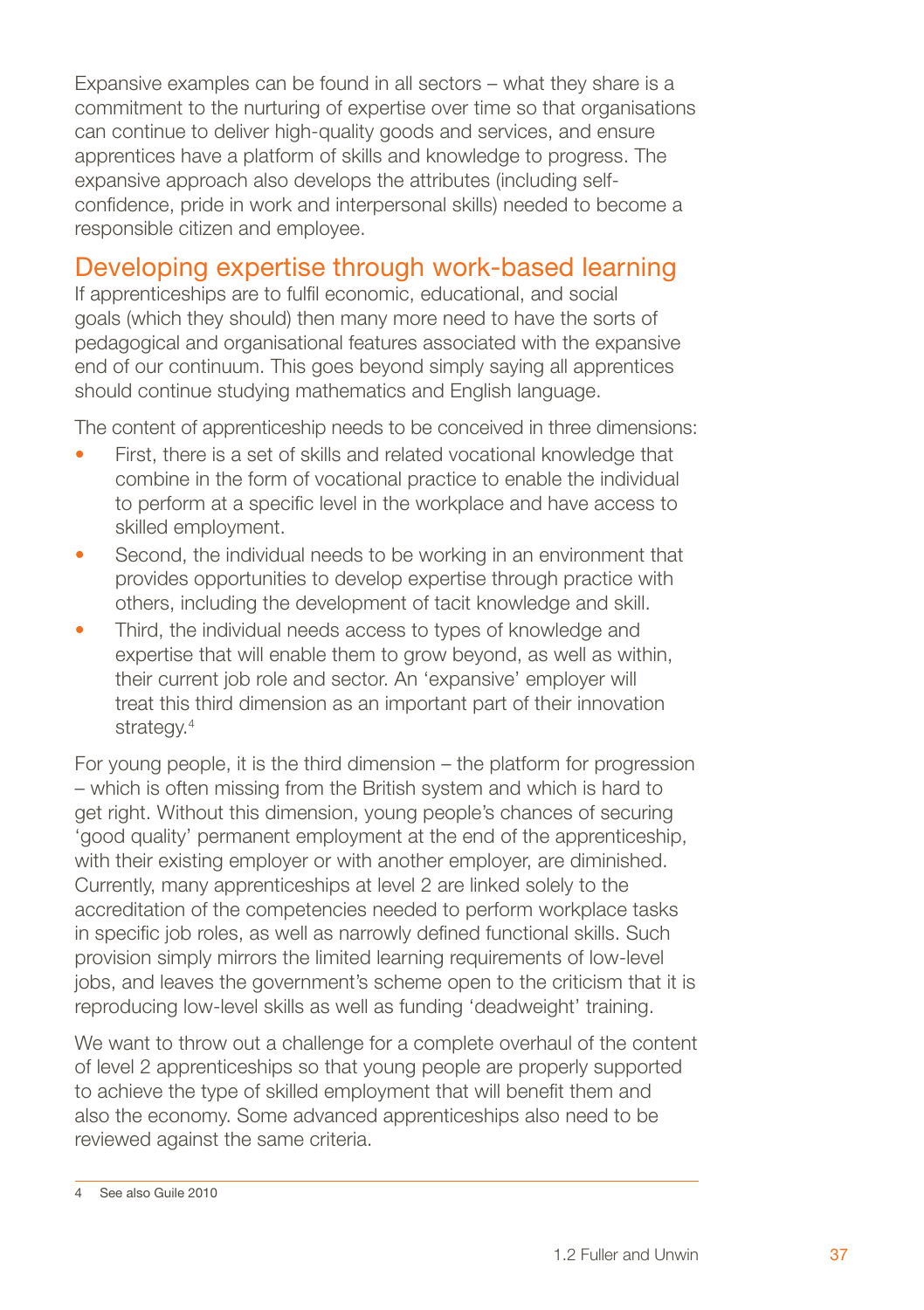Expansive examples can be found in all sectors – what they share is a commitment to the nurturing of expertise over time so that organisations can continue to deliver high-quality goods and services, and ensure apprentices have a platform of skills and knowledge to progress. The expansive approach also develops the attributes (including self-confidence, pride in work and interpersonal skills) needed to become a responsible citizen and employee.

## Developing expertise through work-based learning

If apprenticeships are to fulfil economic, educational, and social goals (which they should) then many more need to have the sorts of pedagogical and organisational features associated with the expansive end of our continuum. This goes beyond simply saying all apprentices should continue studying mathematics and English language.

The content of apprenticeship needs to be conceived in three dimensions:

- First, there is a set of skills and related vocational knowledge that combine in the form of vocational practice to enable the individual to perform at a specific level in the workplace and have access to skilled employment.
- Second, the individual needs to be working in an environment that provides opportunities to develop expertise through practice with others, including the development of tacit knowledge and skill.
- Third, the individual needs access to types of knowledge and expertise that will enable them to grow beyond, as well as within, their current job role and sector. An 'expansive' employer will treat this third dimension as an important part of their innovation strategy.[4]

For young people, it is the third dimension – the platform for progression – which is often missing from the British system and which is hard to get right. Without this dimension, young people's chances of securing 'good quality' permanent employment at the end of the apprenticeship, with their existing employer or with another employer, are diminished. Currently, many apprenticeships at level 2 are linked solely to the accreditation of the competencies needed to perform workplace tasks in specific job roles, as well as narrowly defined functional skills. Such provision simply mirrors the limited learning requirements of low-level jobs, and leaves the government's scheme open to the criticism that it is reproducing low-level skills as well as funding 'deadweight' training.

We want to throw out a challenge for a complete overhaul of the content of level 2 apprenticeships so that young people are properly supported to achieve the type of skilled employment that will benefit them and also the economy. Some advanced apprenticeships also need to be reviewed against the same criteria.

---

4 See also Guile 2010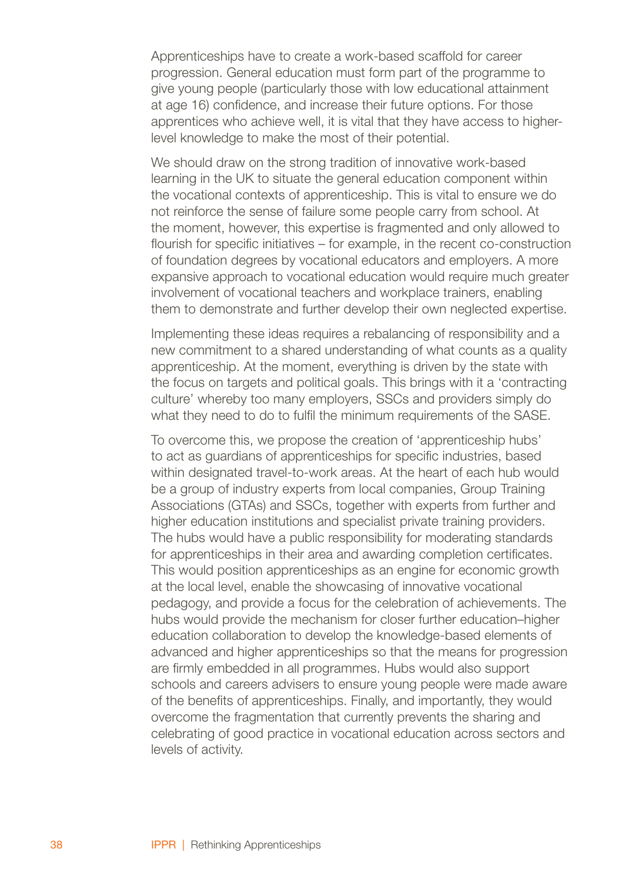Apprenticeships have to create a work-based scaffold for career progression. General education must form part of the programme to give young people (particularly those with low educational attainment at age 16) confidence, and increase their future options. For those apprentices who achieve well, it is vital that they have access to higher-level knowledge to make the most of their potential.

We should draw on the strong tradition of innovative work-based learning in the UK to situate the general education component within the vocational contexts of apprenticeship. This is vital to ensure we do not reinforce the sense of failure some people carry from school. At the moment, however, this expertise is fragmented and only allowed to flourish for specific initiatives – for example, in the recent co-construction of foundation degrees by vocational educators and employers. A more expansive approach to vocational education would require much greater involvement of vocational teachers and workplace trainers, enabling them to demonstrate and further develop their own neglected expertise.

Implementing these ideas requires a rebalancing of responsibility and a new commitment to a shared understanding of what counts as a quality apprenticeship. At the moment, everything is driven by the state with the focus on targets and political goals. This brings with it a 'contracting culture' whereby too many employers, SSCs and providers simply do what they need to do to fulfil the minimum requirements of the SASE.

To overcome this, we propose the creation of 'apprenticeship hubs' to act as guardians of apprenticeships for specific industries, based within designated travel-to-work areas. At the heart of each hub would be a group of industry experts from local companies, Group Training Associations (GTAs) and SSCs, together with experts from further and higher education institutions and specialist private training providers. The hubs would have a public responsibility for moderating standards for apprenticeships in their area and awarding completion certificates. This would position apprenticeships as an engine for economic growth at the local level, enable the showcasing of innovative vocational pedagogy, and provide a focus for the celebration of achievements. The hubs would provide the mechanism for closer further education–higher education collaboration to develop the knowledge-based elements of advanced and higher apprenticeships so that the means for progression are firmly embedded in all programmes. Hubs would also support schools and careers advisers to ensure young people were made aware of the benefits of apprenticeships. Finally, and importantly, they would overcome the fragmentation that currently prevents the sharing and celebrating of good practice in vocational education across sectors and levels of activity.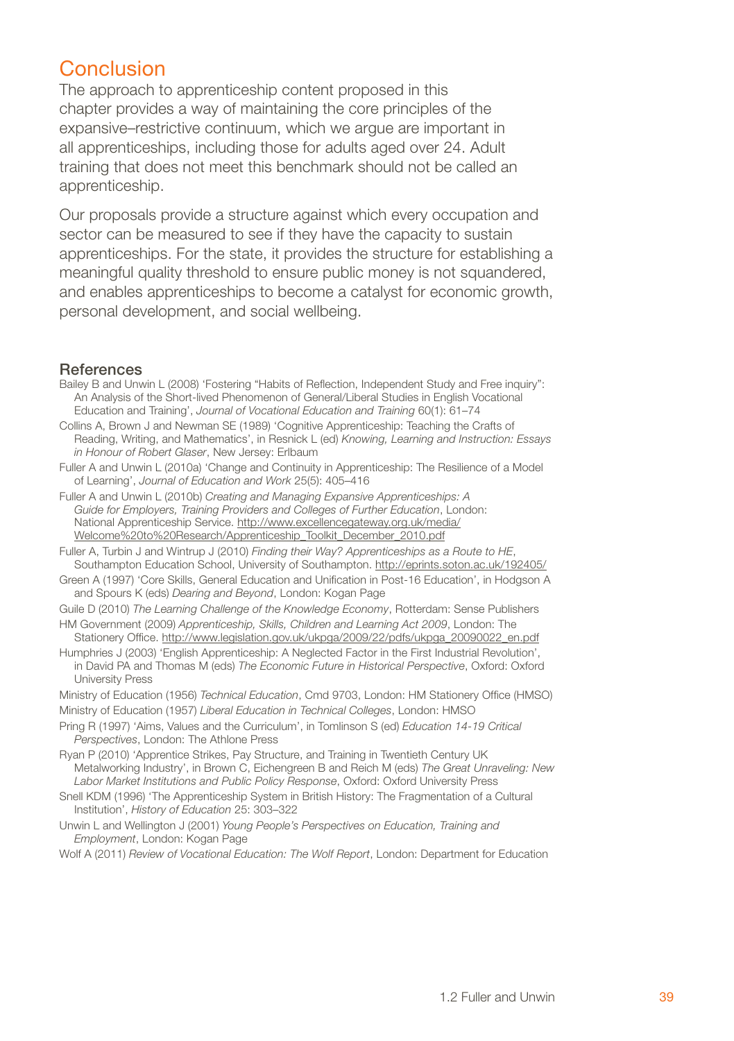## Conclusion

The approach to apprenticeship content proposed in this chapter provides a way of maintaining the core principles of the expansive–restrictive continuum, which we argue are important in all apprenticeships, including those for adults aged over 24. Adult training that does not meet this benchmark should not be called an apprenticeship.

Our proposals provide a structure against which every occupation and sector can be measured to see if they have the capacity to sustain apprenticeships. For the state, it provides the structure for establishing a meaningful quality threshold to ensure public money is not squandered, and enables apprenticeships to become a catalyst for economic growth, personal development, and social wellbeing.

### References

Bailey B and Unwin L (2008) 'Fostering "Habits of Reflection, Independent Study and Free inquiry": An Analysis of the Short-lived Phenomenon of General/Liberal Studies in English Vocational Education and Training', *Journal of Vocational Education and Training* 60(1): 61–74

Collins A, Brown J and Newman SE (1989) 'Cognitive Apprenticeship: Teaching the Crafts of Reading, Writing, and Mathematics', in Resnick L (ed) *Knowing, Learning and Instruction: Essays in Honour of Robert Glaser*, New Jersey: Erlbaum

Fuller A and Unwin L (2010a) 'Change and Continuity in Apprenticeship: The Resilience of a Model of Learning', *Journal of Education and Work* 25(5): 405–416

Fuller A and Unwin L (2010b) *Creating and Managing Expansive Apprenticeships: A Guide for Employers, Training Providers and Colleges of Further Education*, London: National Apprenticeship Service. http://www.excellencegateway.org.uk/media/Welcome%20to%20Research/Apprenticeship_Toolkit_December_2010.pdf

Fuller A, Turbin J and Wintrup J (2010) *Finding their Way? Apprenticeships as a Route to HE*, Southampton Education School, University of Southampton. http://eprints.soton.ac.uk/192405/

Green A (1997) 'Core Skills, General Education and Unification in Post-16 Education', in Hodgson A and Spours K (eds) *Dearing and Beyond*, London: Kogan Page

Guile D (2010) *The Learning Challenge of the Knowledge Economy*, Rotterdam: Sense Publishers

HM Government (2009) *Apprenticeship, Skills, Children and Learning Act 2009*, London: The Stationery Office. http://www.legislation.gov.uk/ukpga/2009/22/pdfs/ukpga_20090022_en.pdf

Humphries J (2003) 'English Apprenticeship: A Neglected Factor in the First Industrial Revolution', in David PA and Thomas M (eds) *The Economic Future in Historical Perspective*, Oxford: Oxford University Press

Ministry of Education (1956) *Technical Education*, Cmd 9703, London: HM Stationery Office (HMSO)

Ministry of Education (1957) *Liberal Education in Technical Colleges*, London: HMSO

Pring R (1997) 'Aims, Values and the Curriculum', in Tomlinson S (ed) *Education 14-19 Critical Perspectives*, London: The Athlone Press

Ryan P (2010) 'Apprentice Strikes, Pay Structure, and Training in Twentieth Century UK Metalworking Industry', in Brown C, Eichengreen B and Reich M (eds) *The Great Unraveling: New Labor Market Institutions and Public Policy Response*, Oxford: Oxford University Press

Snell KDM (1996) 'The Apprenticeship System in British History: The Fragmentation of a Cultural Institution', *History of Education* 25: 303–322

Unwin L and Wellington J (2001) *Young People's Perspectives on Education, Training and Employment*, London: Kogan Page

Wolf A (2011) *Review of Vocational Education: The Wolf Report*, London: Department for Education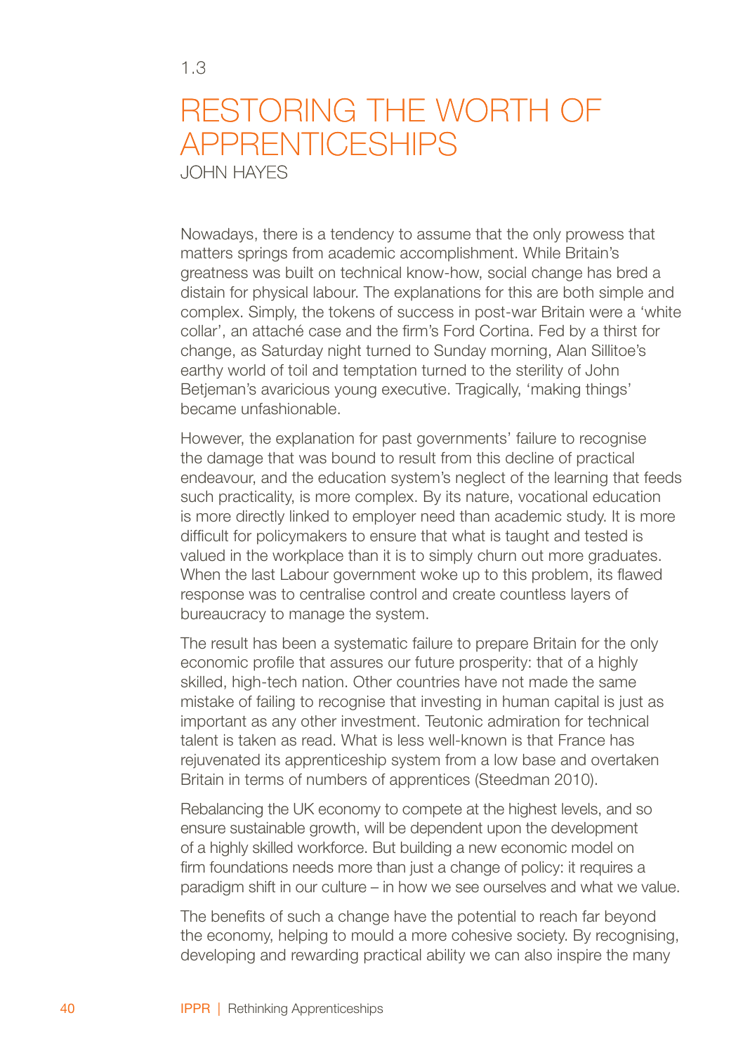1.3

# RESTORING THE WORTH OF APPRENTICESHIPS

JOHN HAYES

Nowadays, there is a tendency to assume that the only prowess that matters springs from academic accomplishment. While Britain's greatness was built on technical know-how, social change has bred a distain for physical labour. The explanations for this are both simple and complex. Simply, the tokens of success in post-war Britain were a 'white collar', an attaché case and the firm's Ford Cortina. Fed by a thirst for change, as Saturday night turned to Sunday morning, Alan Sillitoe's earthy world of toil and temptation turned to the sterility of John Betjeman's avaricious young executive. Tragically, 'making things' became unfashionable.

However, the explanation for past governments' failure to recognise the damage that was bound to result from this decline of practical endeavour, and the education system's neglect of the learning that feeds such practicality, is more complex. By its nature, vocational education is more directly linked to employer need than academic study. It is more difficult for policymakers to ensure that what is taught and tested is valued in the workplace than it is to simply churn out more graduates. When the last Labour government woke up to this problem, its flawed response was to centralise control and create countless layers of bureaucracy to manage the system.

The result has been a systematic failure to prepare Britain for the only economic profile that assures our future prosperity: that of a highly skilled, high-tech nation. Other countries have not made the same mistake of failing to recognise that investing in human capital is just as important as any other investment. Teutonic admiration for technical talent is taken as read. What is less well-known is that France has rejuvenated its apprenticeship system from a low base and overtaken Britain in terms of numbers of apprentices (Steedman 2010).

Rebalancing the UK economy to compete at the highest levels, and so ensure sustainable growth, will be dependent upon the development of a highly skilled workforce. But building a new economic model on firm foundations needs more than just a change of policy: it requires a paradigm shift in our culture – in how we see ourselves and what we value.

The benefits of such a change have the potential to reach far beyond the economy, helping to mould a more cohesive society. By recognising, developing and rewarding practical ability we can also inspire the many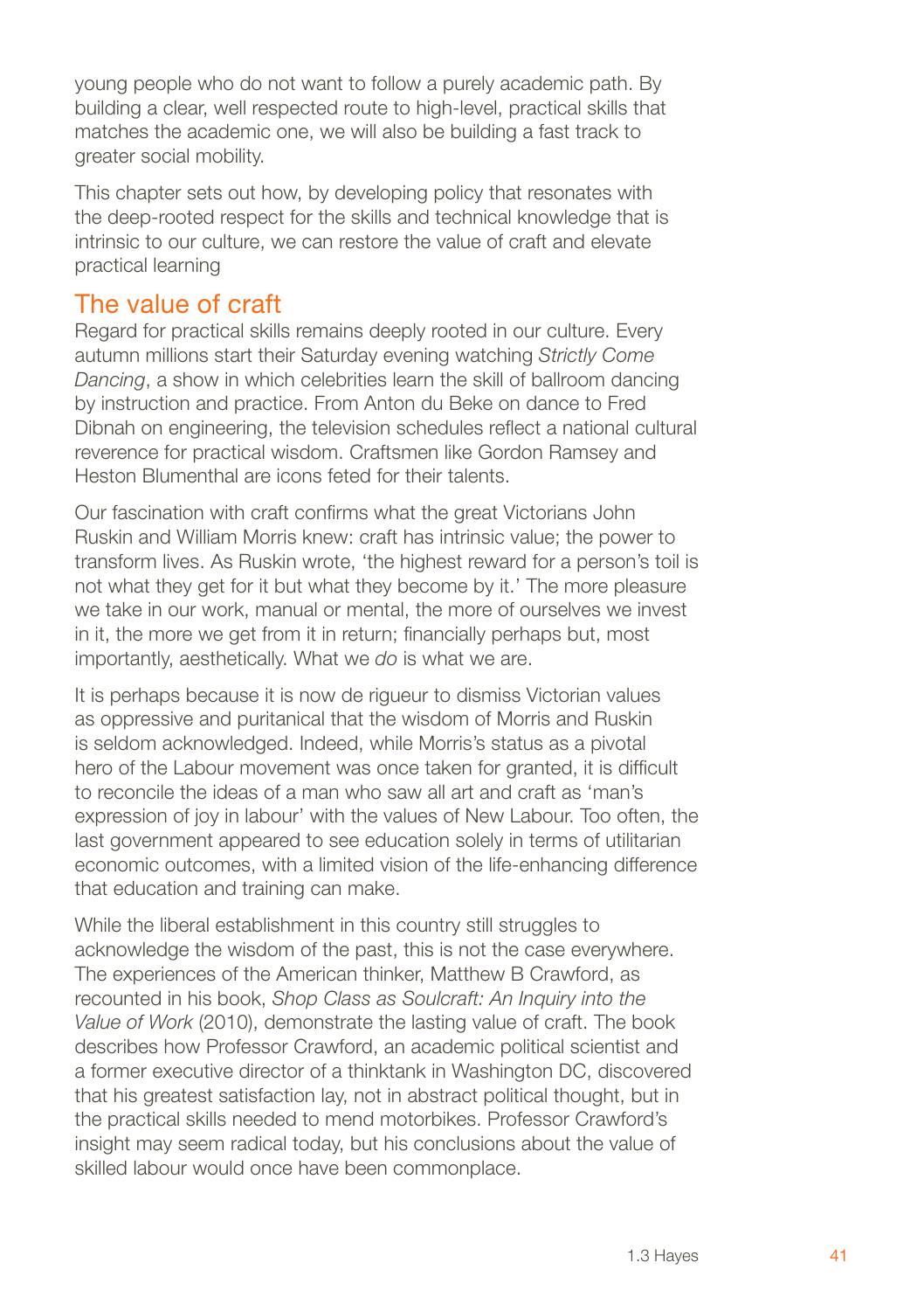young people who do not want to follow a purely academic path. By building a clear, well respected route to high-level, practical skills that matches the academic one, we will also be building a fast track to greater social mobility.

This chapter sets out how, by developing policy that resonates with the deep-rooted respect for the skills and technical knowledge that is intrinsic to our culture, we can restore the value of craft and elevate practical learning

## The value of craft

Regard for practical skills remains deeply rooted in our culture. Every autumn millions start their Saturday evening watching *Strictly Come Dancing*, a show in which celebrities learn the skill of ballroom dancing by instruction and practice. From Anton du Beke on dance to Fred Dibnah on engineering, the television schedules reflect a national cultural reverence for practical wisdom. Craftsmen like Gordon Ramsey and Heston Blumenthal are icons feted for their talents.

Our fascination with craft confirms what the great Victorians John Ruskin and William Morris knew: craft has intrinsic value; the power to transform lives. As Ruskin wrote, 'the highest reward for a person's toil is not what they get for it but what they become by it.' The more pleasure we take in our work, manual or mental, the more of ourselves we invest in it, the more we get from it in return; financially perhaps but, most importantly, aesthetically. What we *do* is what we are.

It is perhaps because it is now de rigueur to dismiss Victorian values as oppressive and puritanical that the wisdom of Morris and Ruskin is seldom acknowledged. Indeed, while Morris's status as a pivotal hero of the Labour movement was once taken for granted, it is difficult to reconcile the ideas of a man who saw all art and craft as 'man's expression of joy in labour' with the values of New Labour. Too often, the last government appeared to see education solely in terms of utilitarian economic outcomes, with a limited vision of the life-enhancing difference that education and training can make.

While the liberal establishment in this country still struggles to acknowledge the wisdom of the past, this is not the case everywhere. The experiences of the American thinker, Matthew B Crawford, as recounted in his book, *Shop Class as Soulcraft: An Inquiry into the Value of Work* (2010), demonstrate the lasting value of craft. The book describes how Professor Crawford, an academic political scientist and a former executive director of a thinktank in Washington DC, discovered that his greatest satisfaction lay, not in abstract political thought, but in the practical skills needed to mend motorbikes. Professor Crawford's insight may seem radical today, but his conclusions about the value of skilled labour would once have been commonplace.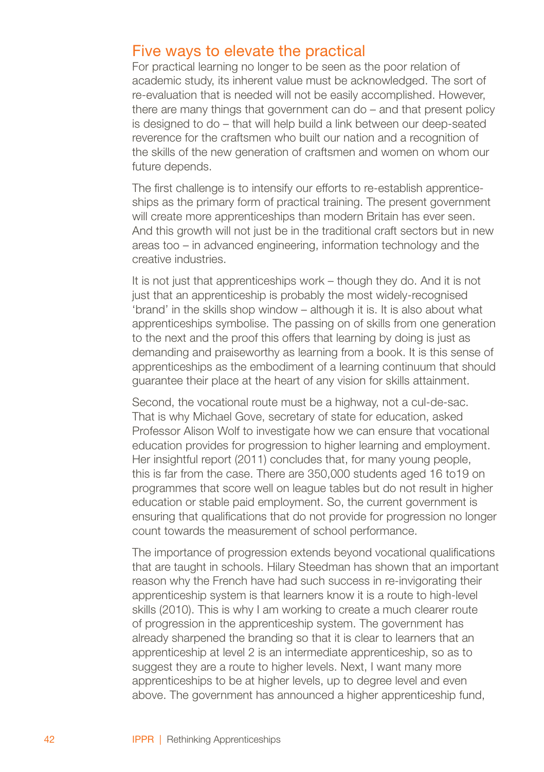## Five ways to elevate the practical

For practical learning no longer to be seen as the poor relation of academic study, its inherent value must be acknowledged. The sort of re-evaluation that is needed will not be easily accomplished. However, there are many things that government can do – and that present policy is designed to do – that will help build a link between our deep-seated reverence for the craftsmen who built our nation and a recognition of the skills of the new generation of craftsmen and women on whom our future depends.

The first challenge is to intensify our efforts to re-establish apprenticeships as the primary form of practical training. The present government will create more apprenticeships than modern Britain has ever seen. And this growth will not just be in the traditional craft sectors but in new areas too – in advanced engineering, information technology and the creative industries.

It is not just that apprenticeships work – though they do. And it is not just that an apprenticeship is probably the most widely-recognised 'brand' in the skills shop window – although it is. It is also about what apprenticeships symbolise. The passing on of skills from one generation to the next and the proof this offers that learning by doing is just as demanding and praiseworthy as learning from a book. It is this sense of apprenticeships as the embodiment of a learning continuum that should guarantee their place at the heart of any vision for skills attainment.

Second, the vocational route must be a highway, not a cul-de-sac. That is why Michael Gove, secretary of state for education, asked Professor Alison Wolf to investigate how we can ensure that vocational education provides for progression to higher learning and employment. Her insightful report (2011) concludes that, for many young people, this is far from the case. There are 350,000 students aged 16 to19 on programmes that score well on league tables but do not result in higher education or stable paid employment. So, the current government is ensuring that qualifications that do not provide for progression no longer count towards the measurement of school performance.

The importance of progression extends beyond vocational qualifications that are taught in schools. Hilary Steedman has shown that an important reason why the French have had such success in re-invigorating their apprenticeship system is that learners know it is a route to high-level skills (2010). This is why I am working to create a much clearer route of progression in the apprenticeship system. The government has already sharpened the branding so that it is clear to learners that an apprenticeship at level 2 is an intermediate apprenticeship, so as to suggest they are a route to higher levels. Next, I want many more apprenticeships to be at higher levels, up to degree level and even above. The government has announced a higher apprenticeship fund,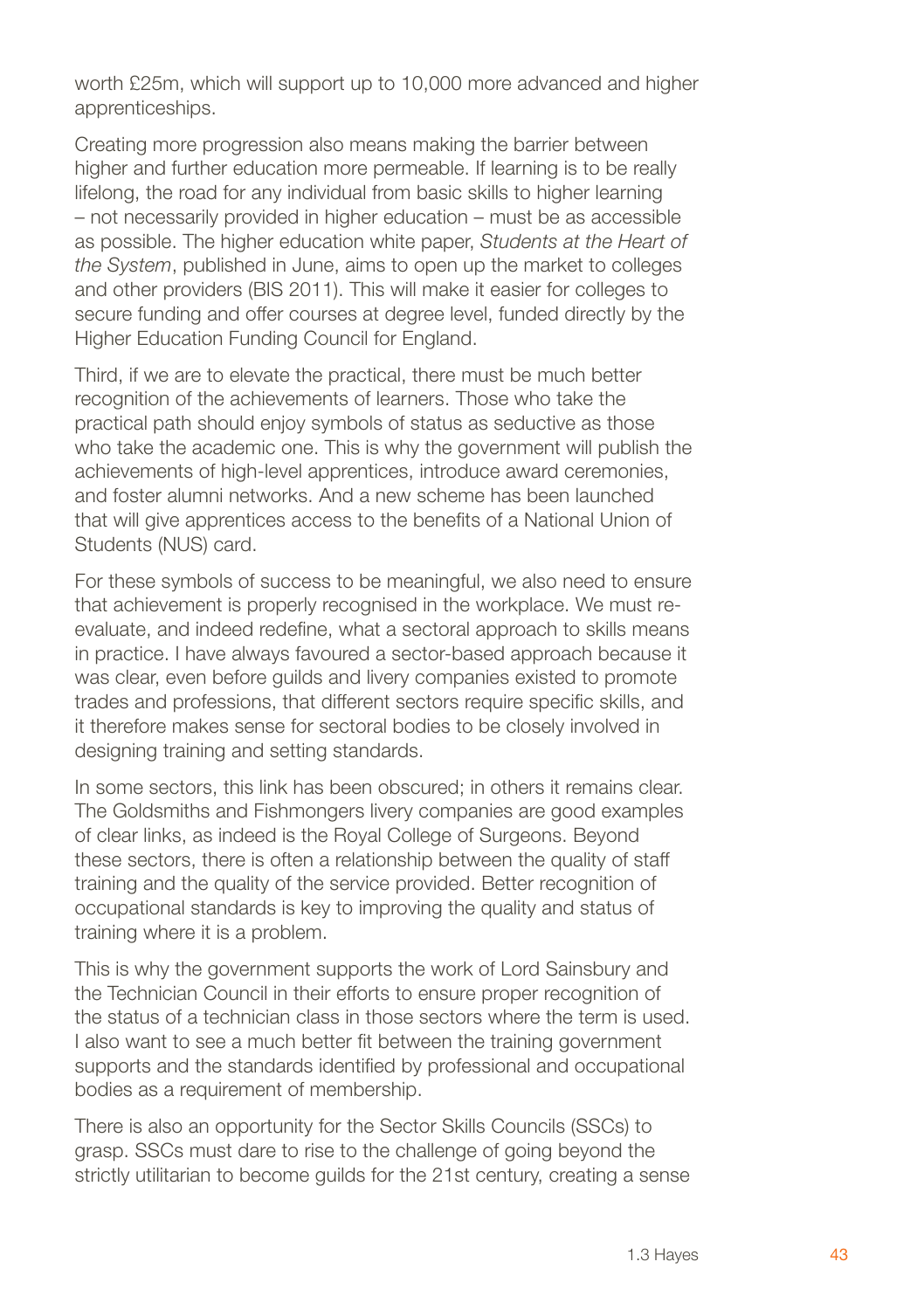worth £25m, which will support up to 10,000 more advanced and higher apprenticeships.

Creating more progression also means making the barrier between higher and further education more permeable. If learning is to be really lifelong, the road for any individual from basic skills to higher learning – not necessarily provided in higher education – must be as accessible as possible. The higher education white paper, *Students at the Heart of the System*, published in June, aims to open up the market to colleges and other providers (BIS 2011). This will make it easier for colleges to secure funding and offer courses at degree level, funded directly by the Higher Education Funding Council for England.

Third, if we are to elevate the practical, there must be much better recognition of the achievements of learners. Those who take the practical path should enjoy symbols of status as seductive as those who take the academic one. This is why the government will publish the achievements of high-level apprentices, introduce award ceremonies, and foster alumni networks. And a new scheme has been launched that will give apprentices access to the benefits of a National Union of Students (NUS) card.

For these symbols of success to be meaningful, we also need to ensure that achievement is properly recognised in the workplace. We must re-evaluate, and indeed redefine, what a sectoral approach to skills means in practice. I have always favoured a sector-based approach because it was clear, even before guilds and livery companies existed to promote trades and professions, that different sectors require specific skills, and it therefore makes sense for sectoral bodies to be closely involved in designing training and setting standards.

In some sectors, this link has been obscured; in others it remains clear. The Goldsmiths and Fishmongers livery companies are good examples of clear links, as indeed is the Royal College of Surgeons. Beyond these sectors, there is often a relationship between the quality of staff training and the quality of the service provided. Better recognition of occupational standards is key to improving the quality and status of training where it is a problem.

This is why the government supports the work of Lord Sainsbury and the Technician Council in their efforts to ensure proper recognition of the status of a technician class in those sectors where the term is used. I also want to see a much better fit between the training government supports and the standards identified by professional and occupational bodies as a requirement of membership.

There is also an opportunity for the Sector Skills Councils (SSCs) to grasp. SSCs must dare to rise to the challenge of going beyond the strictly utilitarian to become guilds for the 21st century, creating a sense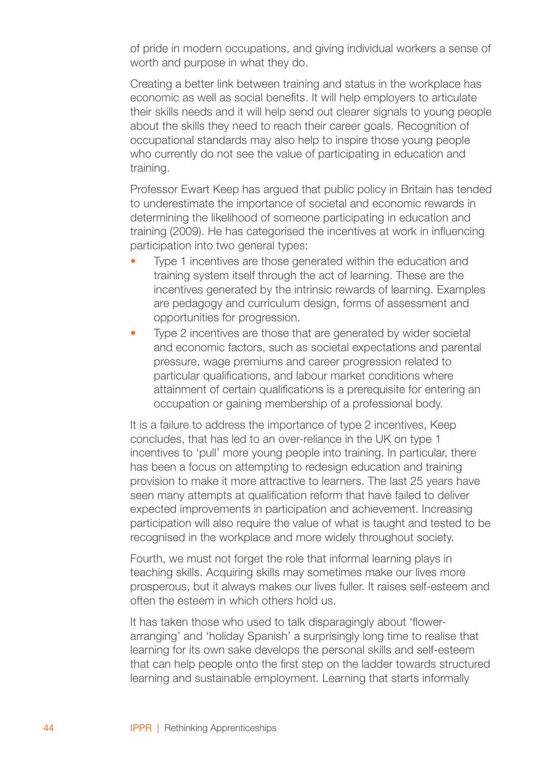of pride in modern occupations, and giving individual workers a sense of worth and purpose in what they do.

Creating a better link between training and status in the workplace has economic as well as social benefits. It will help employers to articulate their skills needs and it will help send out clearer signals to young people about the skills they need to reach their career goals. Recognition of occupational standards may also help to inspire those young people who currently do not see the value of participating in education and training.

Professor Ewart Keep has argued that public policy in Britain has tended to underestimate the importance of societal and economic rewards in determining the likelihood of someone participating in education and training (2009). He has categorised the incentives at work in influencing participation into two general types:

- Type 1 incentives are those generated within the education and training system itself through the act of learning. These are the incentives generated by the intrinsic rewards of learning. Examples are pedagogy and curriculum design, forms of assessment and opportunities for progression.
- Type 2 incentives are those that are generated by wider societal and economic factors, such as societal expectations and parental pressure, wage premiums and career progression related to particular qualifications, and labour market conditions where attainment of certain qualifications is a prerequisite for entering an occupation or gaining membership of a professional body.

It is a failure to address the importance of type 2 incentives, Keep concludes, that has led to an over-reliance in the UK on type 1 incentives to 'pull' more young people into training. In particular, there has been a focus on attempting to redesign education and training provision to make it more attractive to learners. The last 25 years have seen many attempts at qualification reform that have failed to deliver expected improvements in participation and achievement. Increasing participation will also require the value of what is taught and tested to be recognised in the workplace and more widely throughout society.

Fourth, we must not forget the role that informal learning plays in teaching skills. Acquiring skills may sometimes make our lives more prosperous, but it always makes our lives fuller. It raises self-esteem and often the esteem in which others hold us.

It has taken those who used to talk disparagingly about 'flower-arranging' and 'holiday Spanish' a surprisingly long time to realise that learning for its own sake develops the personal skills and self-esteem that can help people onto the first step on the ladder towards structured learning and sustainable employment. Learning that starts informally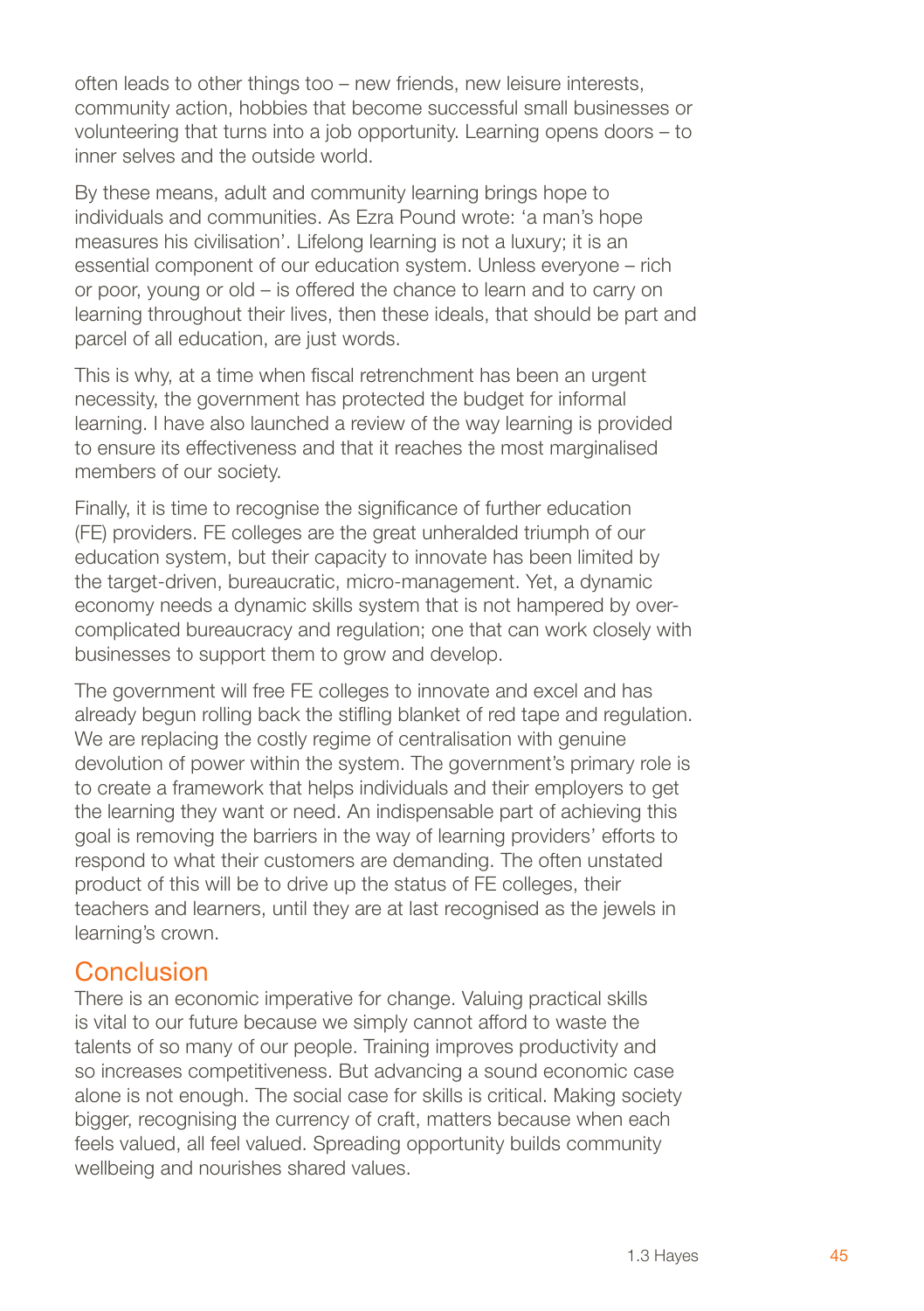often leads to other things too – new friends, new leisure interests, community action, hobbies that become successful small businesses or volunteering that turns into a job opportunity. Learning opens doors – to inner selves and the outside world.

By these means, adult and community learning brings hope to individuals and communities. As Ezra Pound wrote: 'a man's hope measures his civilisation'. Lifelong learning is not a luxury; it is an essential component of our education system. Unless everyone – rich or poor, young or old – is offered the chance to learn and to carry on learning throughout their lives, then these ideals, that should be part and parcel of all education, are just words.

This is why, at a time when fiscal retrenchment has been an urgent necessity, the government has protected the budget for informal learning. I have also launched a review of the way learning is provided to ensure its effectiveness and that it reaches the most marginalised members of our society.

Finally, it is time to recognise the significance of further education (FE) providers. FE colleges are the great unheralded triumph of our education system, but their capacity to innovate has been limited by the target-driven, bureaucratic, micro-management. Yet, a dynamic economy needs a dynamic skills system that is not hampered by over-complicated bureaucracy and regulation; one that can work closely with businesses to support them to grow and develop.

The government will free FE colleges to innovate and excel and has already begun rolling back the stifling blanket of red tape and regulation. We are replacing the costly regime of centralisation with genuine devolution of power within the system. The government's primary role is to create a framework that helps individuals and their employers to get the learning they want or need. An indispensable part of achieving this goal is removing the barriers in the way of learning providers' efforts to respond to what their customers are demanding. The often unstated product of this will be to drive up the status of FE colleges, their teachers and learners, until they are at last recognised as the jewels in learning's crown.

## Conclusion

There is an economic imperative for change. Valuing practical skills is vital to our future because we simply cannot afford to waste the talents of so many of our people. Training improves productivity and so increases competitiveness. But advancing a sound economic case alone is not enough. The social case for skills is critical. Making society bigger, recognising the currency of craft, matters because when each feels valued, all feel valued. Spreading opportunity builds community wellbeing and nourishes shared values.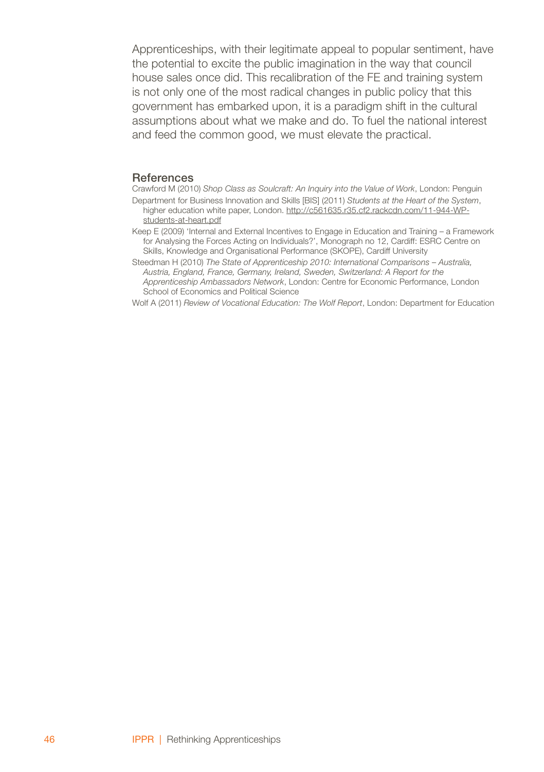Apprenticeships, with their legitimate appeal to popular sentiment, have the potential to excite the public imagination in the way that council house sales once did. This recalibration of the FE and training system is not only one of the most radical changes in public policy that this government has embarked upon, it is a paradigm shift in the cultural assumptions about what we make and do. To fuel the national interest and feed the common good, we must elevate the practical.

## References

Crawford M (2010) *Shop Class as Soulcraft: An Inquiry into the Value of Work*, London: Penguin

Department for Business Innovation and Skills [BIS] (2011) *Students at the Heart of the System*, higher education white paper, London. http://c561635.r35.cf2.rackcdn.com/11-944-WP-students-at-heart.pdf

Keep E (2009) 'Internal and External Incentives to Engage in Education and Training – a Framework for Analysing the Forces Acting on Individuals?', Monograph no 12, Cardiff: ESRC Centre on Skills, Knowledge and Organisational Performance (SKOPE), Cardiff University

Steedman H (2010) *The State of Apprenticeship 2010: International Comparisons – Australia, Austria, England, France, Germany, Ireland, Sweden, Switzerland: A Report for the Apprenticeship Ambassadors Network*, London: Centre for Economic Performance, London School of Economics and Political Science

Wolf A (2011) *Review of Vocational Education: The Wolf Report*, London: Department for Education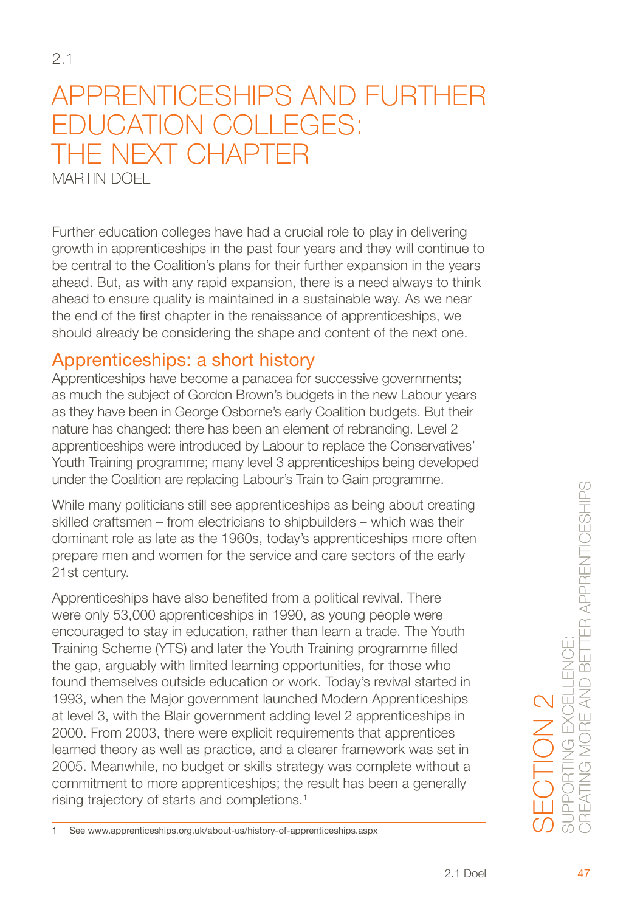2.1

# APPRENTICESHIPS AND FURTHER EDUCATION COLLEGES: THE NEXT CHAPTER

MARTIN DOEL

Further education colleges have had a crucial role to play in delivering growth in apprenticeships in the past four years and they will continue to be central to the Coalition's plans for their further expansion in the years ahead. But, as with any rapid expansion, there is a need always to think ahead to ensure quality is maintained in a sustainable way. As we near the end of the first chapter in the renaissance of apprenticeships, we should already be considering the shape and content of the next one.

## Apprenticeships: a short history

Apprenticeships have become a panacea for successive governments; as much the subject of Gordon Brown's budgets in the new Labour years as they have been in George Osborne's early Coalition budgets. But their nature has changed: there has been an element of rebranding. Level 2 apprenticeships were introduced by Labour to replace the Conservatives' Youth Training programme; many level 3 apprenticeships being developed under the Coalition are replacing Labour's Train to Gain programme.

While many politicians still see apprenticeships as being about creating skilled craftsmen – from electricians to shipbuilders – which was their dominant role as late as the 1960s, today's apprenticeships more often prepare men and women for the service and care sectors of the early 21st century.

Apprenticeships have also benefited from a political revival. There were only 53,000 apprenticeships in 1990, as young people were encouraged to stay in education, rather than learn a trade. The Youth Training Scheme (YTS) and later the Youth Training programme filled the gap, arguably with limited learning opportunities, for those who found themselves outside education or work. Today's revival started in 1993, when the Major government launched Modern Apprenticeships at level 3, with the Blair government adding level 2 apprenticeships in 2000. From 2003, there were explicit requirements that apprentices learned theory as well as practice, and a clearer framework was set in 2005. Meanwhile, no budget or skills strategy was complete without a commitment to more apprenticeships; the result has been a generally rising trajectory of starts and completions.[1]

1 See www.apprenticeships.org.uk/about-us/history-of-apprenticeships.aspx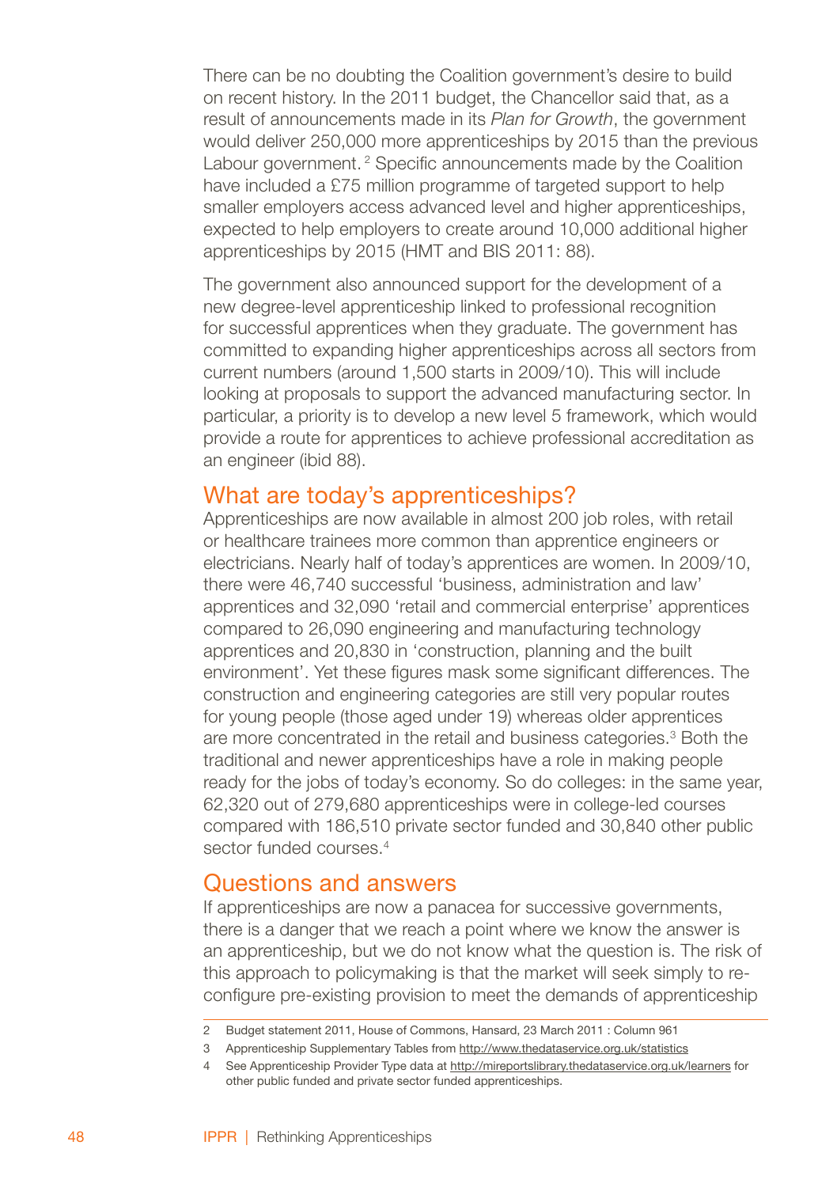There can be no doubting the Coalition government's desire to build on recent history. In the 2011 budget, the Chancellor said that, as a result of announcements made in its *Plan for Growth*, the government would deliver 250,000 more apprenticeships by 2015 than the previous Labour government.[2] Specific announcements made by the Coalition have included a £75 million programme of targeted support to help smaller employers access advanced level and higher apprenticeships, expected to help employers to create around 10,000 additional higher apprenticeships by 2015 (HMT and BIS 2011: 88).

The government also announced support for the development of a new degree-level apprenticeship linked to professional recognition for successful apprentices when they graduate. The government has committed to expanding higher apprenticeships across all sectors from current numbers (around 1,500 starts in 2009/10). This will include looking at proposals to support the advanced manufacturing sector. In particular, a priority is to develop a new level 5 framework, which would provide a route for apprentices to achieve professional accreditation as an engineer (ibid 88).

## What are today's apprenticeships?

Apprenticeships are now available in almost 200 job roles, with retail or healthcare trainees more common than apprentice engineers or electricians. Nearly half of today's apprentices are women. In 2009/10, there were 46,740 successful 'business, administration and law' apprentices and 32,090 'retail and commercial enterprise' apprentices compared to 26,090 engineering and manufacturing technology apprentices and 20,830 in 'construction, planning and the built environment'. Yet these figures mask some significant differences. The construction and engineering categories are still very popular routes for young people (those aged under 19) whereas older apprentices are more concentrated in the retail and business categories.[3] Both the traditional and newer apprenticeships have a role in making people ready for the jobs of today's economy. So do colleges: in the same year, 62,320 out of 279,680 apprenticeships were in college-led courses compared with 186,510 private sector funded and 30,840 other public sector funded courses.[4]

## Questions and answers

If apprenticeships are now a panacea for successive governments, there is a danger that we reach a point where we know the answer is an apprenticeship, but we do not know what the question is. The risk of this approach to policymaking is that the market will seek simply to re-configure pre-existing provision to meet the demands of apprenticeship

---

2 Budget statement 2011, House of Commons, Hansard, 23 March 2011 : Column 961

3 Apprenticeship Supplementary Tables from http://www.thedataservice.org.uk/statistics

4 See Apprenticeship Provider Type data at http://mireportslibrary.thedataservice.org.uk/learners for other public funded and private sector funded apprenticeships.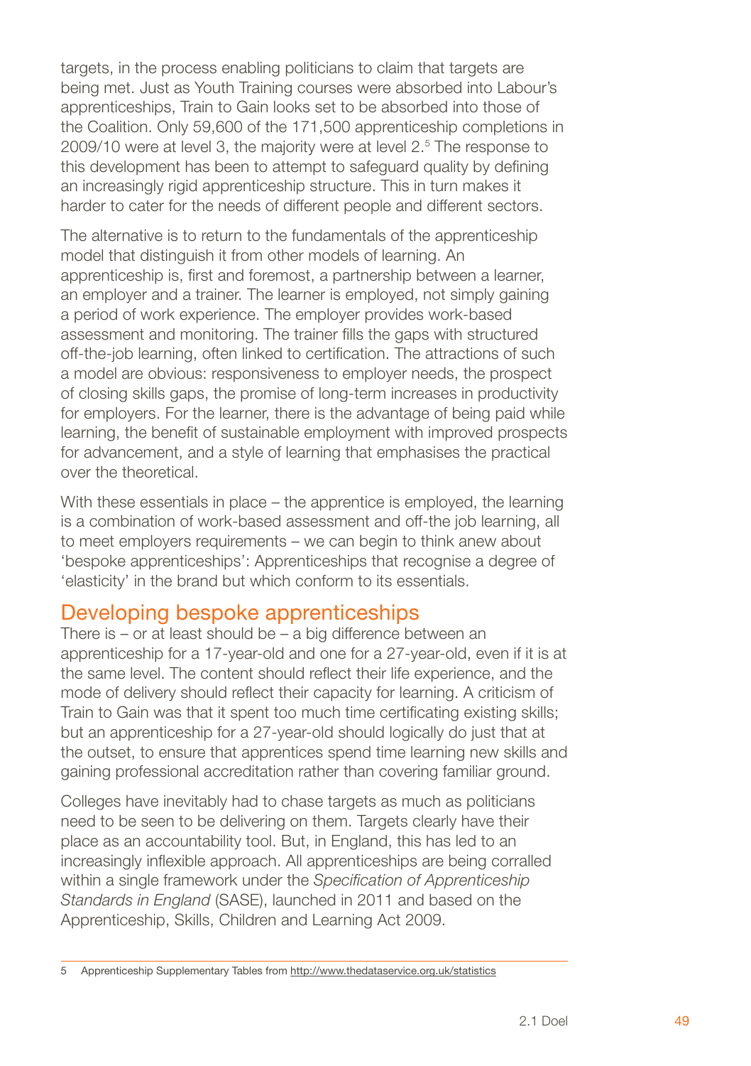targets, in the process enabling politicians to claim that targets are being met. Just as Youth Training courses were absorbed into Labour's apprenticeships, Train to Gain looks set to be absorbed into those of the Coalition. Only 59,600 of the 171,500 apprenticeship completions in 2009/10 were at level 3, the majority were at level 2.[5] The response to this development has been to attempt to safeguard quality by defining an increasingly rigid apprenticeship structure. This in turn makes it harder to cater for the needs of different people and different sectors.

The alternative is to return to the fundamentals of the apprenticeship model that distinguish it from other models of learning. An apprenticeship is, first and foremost, a partnership between a learner, an employer and a trainer. The learner is employed, not simply gaining a period of work experience. The employer provides work-based assessment and monitoring. The trainer fills the gaps with structured off-the-job learning, often linked to certification. The attractions of such a model are obvious: responsiveness to employer needs, the prospect of closing skills gaps, the promise of long-term increases in productivity for employers. For the learner, there is the advantage of being paid while learning, the benefit of sustainable employment with improved prospects for advancement, and a style of learning that emphasises the practical over the theoretical.

With these essentials in place – the apprentice is employed, the learning is a combination of work-based assessment and off-the job learning, all to meet employers requirements – we can begin to think anew about 'bespoke apprenticeships': Apprenticeships that recognise a degree of 'elasticity' in the brand but which conform to its essentials.

## Developing bespoke apprenticeships

There is – or at least should be – a big difference between an apprenticeship for a 17-year-old and one for a 27-year-old, even if it is at the same level. The content should reflect their life experience, and the mode of delivery should reflect their capacity for learning. A criticism of Train to Gain was that it spent too much time certificating existing skills; but an apprenticeship for a 27-year-old should logically do just that at the outset, to ensure that apprentices spend time learning new skills and gaining professional accreditation rather than covering familiar ground.

Colleges have inevitably had to chase targets as much as politicians need to be seen to be delivering on them. Targets clearly have their place as an accountability tool. But, in England, this has led to an increasingly inflexible approach. All apprenticeships are being corralled within a single framework under the *Specification of Apprenticeship Standards in England* (SASE), launched in 2011 and based on the Apprenticeship, Skills, Children and Learning Act 2009.

---

5 Apprenticeship Supplementary Tables from http://www.thedataservice.org.uk/statistics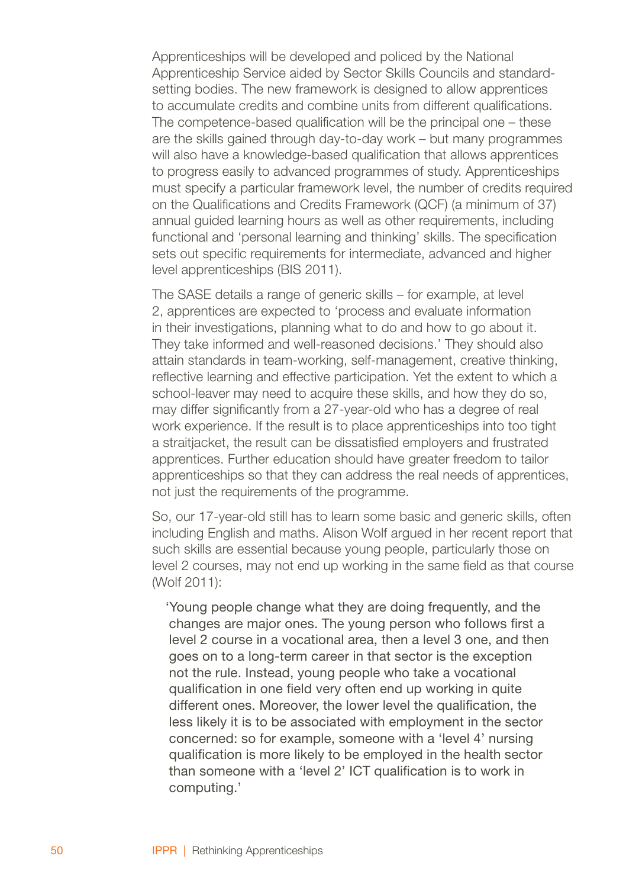Apprenticeships will be developed and policed by the National Apprenticeship Service aided by Sector Skills Councils and standard-setting bodies. The new framework is designed to allow apprentices to accumulate credits and combine units from different qualifications. The competence-based qualification will be the principal one – these are the skills gained through day-to-day work – but many programmes will also have a knowledge-based qualification that allows apprentices to progress easily to advanced programmes of study. Apprenticeships must specify a particular framework level, the number of credits required on the Qualifications and Credits Framework (QCF) (a minimum of 37) annual guided learning hours as well as other requirements, including functional and 'personal learning and thinking' skills. The specification sets out specific requirements for intermediate, advanced and higher level apprenticeships (BIS 2011).

The SASE details a range of generic skills – for example, at level 2, apprentices are expected to 'process and evaluate information in their investigations, planning what to do and how to go about it. They take informed and well-reasoned decisions.' They should also attain standards in team-working, self-management, creative thinking, reflective learning and effective participation. Yet the extent to which a school-leaver may need to acquire these skills, and how they do so, may differ significantly from a 27-year-old who has a degree of real work experience. If the result is to place apprenticeships into too tight a straitjacket, the result can be dissatisfied employers and frustrated apprentices. Further education should have greater freedom to tailor apprenticeships so that they can address the real needs of apprentices, not just the requirements of the programme.

So, our 17-year-old still has to learn some basic and generic skills, often including English and maths. Alison Wolf argued in her recent report that such skills are essential because young people, particularly those on level 2 courses, may not end up working in the same field as that course (Wolf 2011):

> 'Young people change what they are doing frequently, and the changes are major ones. The young person who follows first a level 2 course in a vocational area, then a level 3 one, and then goes on to a long-term career in that sector is the exception not the rule. Instead, young people who take a vocational qualification in one field very often end up working in quite different ones. Moreover, the lower level the qualification, the less likely it is to be associated with employment in the sector concerned: so for example, someone with a 'level 4' nursing qualification is more likely to be employed in the health sector than someone with a 'level 2' ICT qualification is to work in computing.'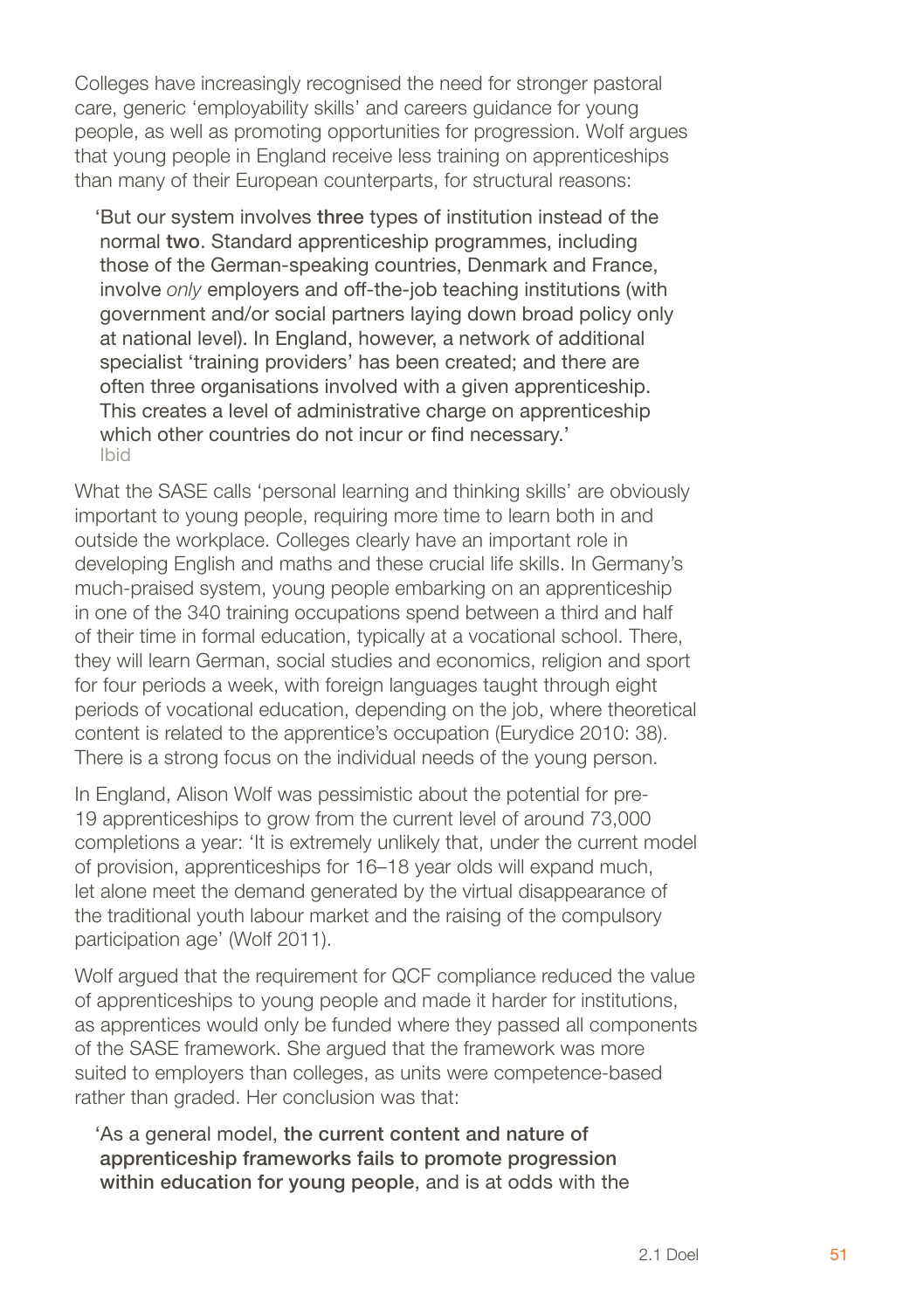Colleges have increasingly recognised the need for stronger pastoral care, generic 'employability skills' and careers guidance for young people, as well as promoting opportunities for progression. Wolf argues that young people in England receive less training on apprenticeships than many of their European counterparts, for structural reasons:

> 'But our system involves **three** types of institution instead of the normal **two**. Standard apprenticeship programmes, including those of the German-speaking countries, Denmark and France, involve *only* employers and off-the-job teaching institutions (with government and/or social partners laying down broad policy only at national level). In England, however, a network of additional specialist 'training providers' has been created; and there are often three organisations involved with a given apprenticeship. This creates a level of administrative charge on apprenticeship which other countries do not incur or find necessary.'
> Ibid

What the SASE calls 'personal learning and thinking skills' are obviously important to young people, requiring more time to learn both in and outside the workplace. Colleges clearly have an important role in developing English and maths and these crucial life skills. In Germany's much-praised system, young people embarking on an apprenticeship in one of the 340 training occupations spend between a third and half of their time in formal education, typically at a vocational school. There, they will learn German, social studies and economics, religion and sport for four periods a week, with foreign languages taught through eight periods of vocational education, depending on the job, where theoretical content is related to the apprentice's occupation (Eurydice 2010: 38). There is a strong focus on the individual needs of the young person.

In England, Alison Wolf was pessimistic about the potential for pre-19 apprenticeships to grow from the current level of around 73,000 completions a year: 'It is extremely unlikely that, under the current model of provision, apprenticeships for 16–18 year olds will expand much, let alone meet the demand generated by the virtual disappearance of the traditional youth labour market and the raising of the compulsory participation age' (Wolf 2011).

Wolf argued that the requirement for QCF compliance reduced the value of apprenticeships to young people and made it harder for institutions, as apprentices would only be funded where they passed all components of the SASE framework. She argued that the framework was more suited to employers than colleges, as units were competence-based rather than graded. Her conclusion was that:

> 'As a general model, **the current content and nature of apprenticeship frameworks fails to promote progression within education for young people**, and is at odds with the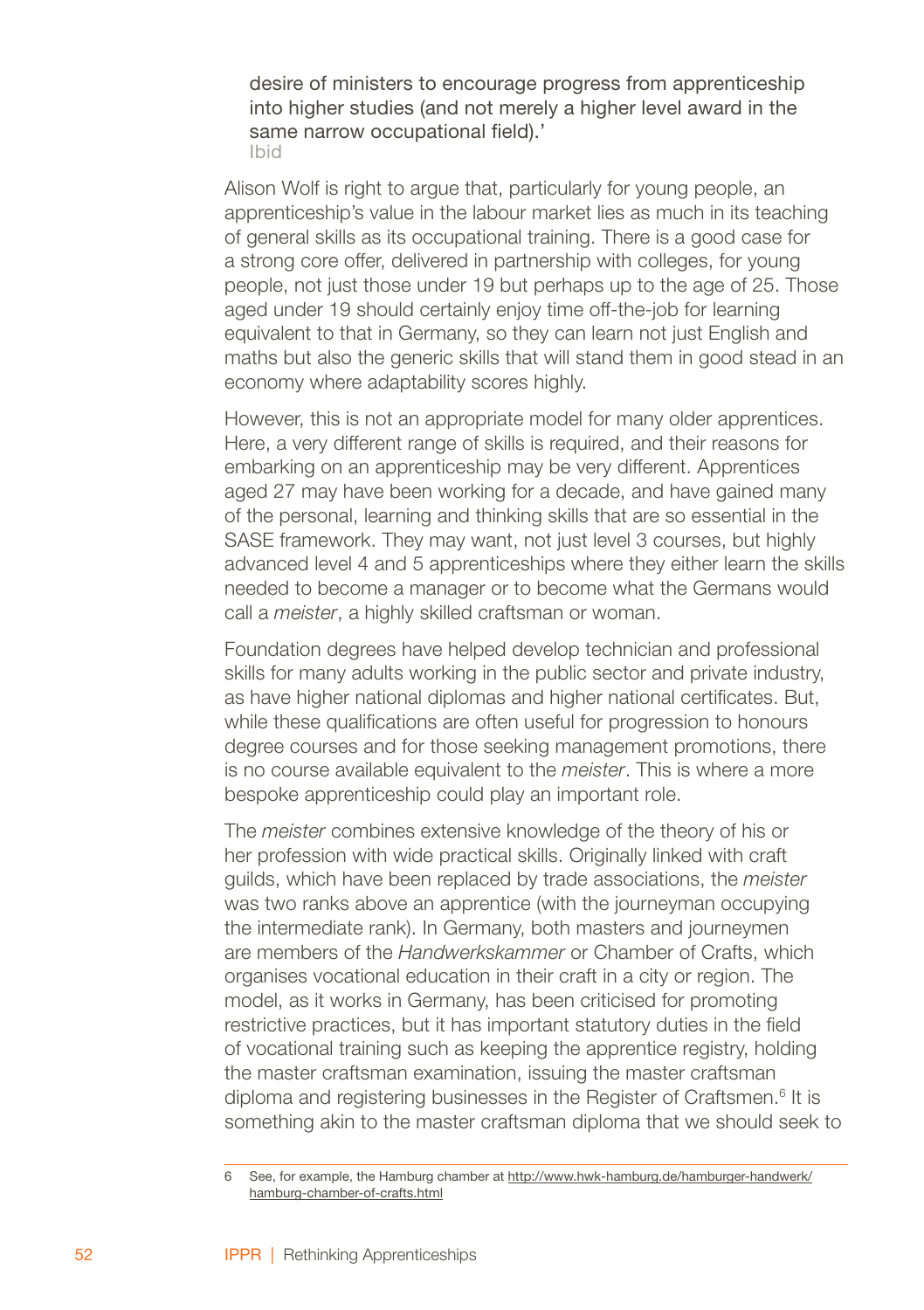> desire of ministers to encourage progress from apprenticeship into higher studies (and not merely a higher level award in the same narrow occupational field).'
> Ibid

Alison Wolf is right to argue that, particularly for young people, an apprenticeship's value in the labour market lies as much in its teaching of general skills as its occupational training. There is a good case for a strong core offer, delivered in partnership with colleges, for young people, not just those under 19 but perhaps up to the age of 25. Those aged under 19 should certainly enjoy time off-the-job for learning equivalent to that in Germany, so they can learn not just English and maths but also the generic skills that will stand them in good stead in an economy where adaptability scores highly.

However, this is not an appropriate model for many older apprentices. Here, a very different range of skills is required, and their reasons for embarking on an apprenticeship may be very different. Apprentices aged 27 may have been working for a decade, and have gained many of the personal, learning and thinking skills that are so essential in the SASE framework. They may want, not just level 3 courses, but highly advanced level 4 and 5 apprenticeships where they either learn the skills needed to become a manager or to become what the Germans would call a *meister*, a highly skilled craftsman or woman.

Foundation degrees have helped develop technician and professional skills for many adults working in the public sector and private industry, as have higher national diplomas and higher national certificates. But, while these qualifications are often useful for progression to honours degree courses and for those seeking management promotions, there is no course available equivalent to the *meister*. This is where a more bespoke apprenticeship could play an important role.

The *meister* combines extensive knowledge of the theory of his or her profession with wide practical skills. Originally linked with craft guilds, which have been replaced by trade associations, the *meister* was two ranks above an apprentice (with the journeyman occupying the intermediate rank). In Germany, both masters and journeymen are members of the *Handwerkskammer* or Chamber of Crafts, which organises vocational education in their craft in a city or region. The model, as it works in Germany, has been criticised for promoting restrictive practices, but it has important statutory duties in the field of vocational training such as keeping the apprentice registry, holding the master craftsman examination, issuing the master craftsman diploma and registering businesses in the Register of Craftsmen.[6] It is something akin to the master craftsman diploma that we should seek to

6 See, for example, the Hamburg chamber at http://www.hwk-hamburg.de/hamburger-handwerk/hamburg-chamber-of-crafts.html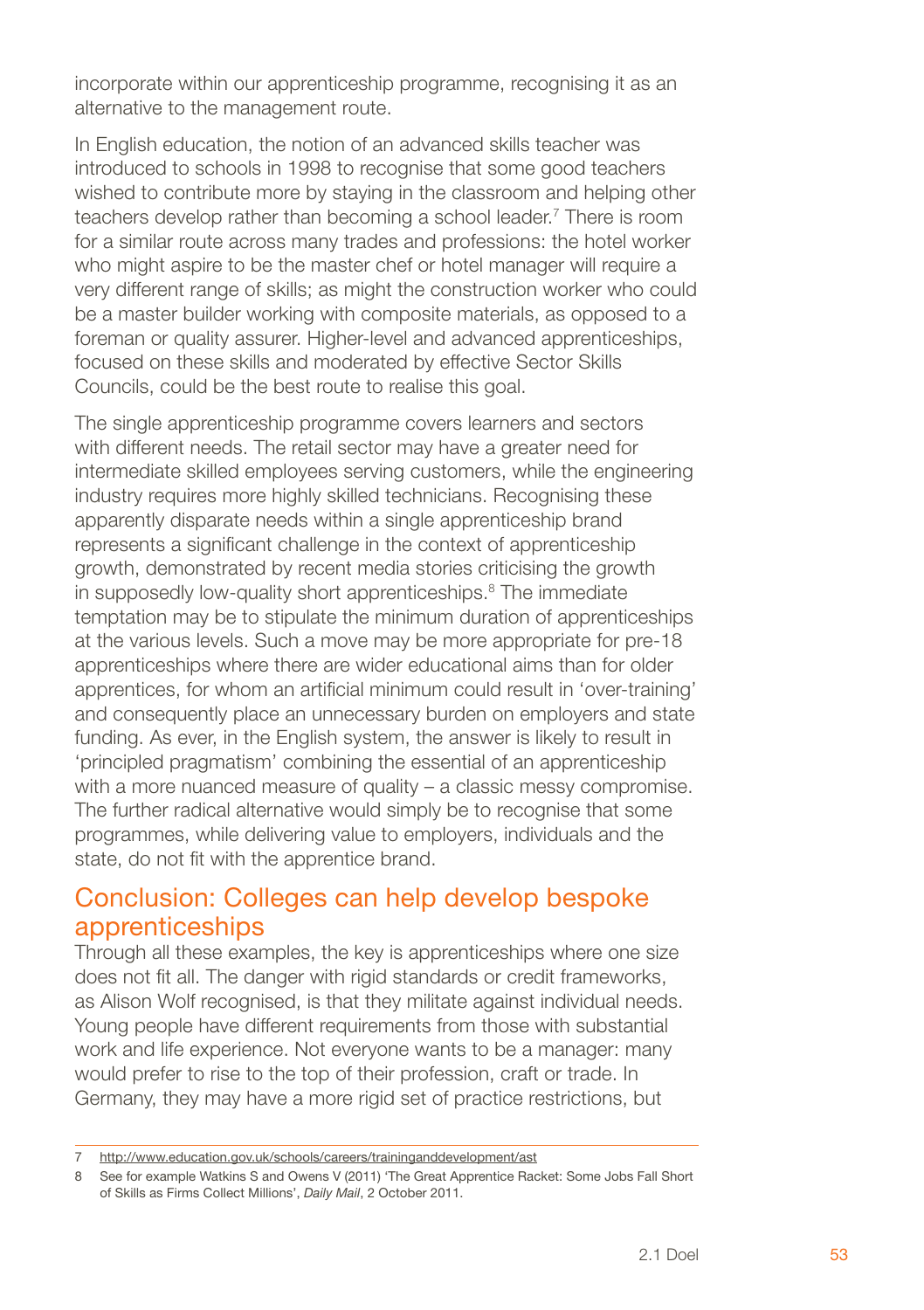incorporate within our apprenticeship programme, recognising it as an alternative to the management route.

In English education, the notion of an advanced skills teacher was introduced to schools in 1998 to recognise that some good teachers wished to contribute more by staying in the classroom and helping other teachers develop rather than becoming a school leader.[7] There is room for a similar route across many trades and professions: the hotel worker who might aspire to be the master chef or hotel manager will require a very different range of skills; as might the construction worker who could be a master builder working with composite materials, as opposed to a foreman or quality assurer. Higher-level and advanced apprenticeships, focused on these skills and moderated by effective Sector Skills Councils, could be the best route to realise this goal.

The single apprenticeship programme covers learners and sectors with different needs. The retail sector may have a greater need for intermediate skilled employees serving customers, while the engineering industry requires more highly skilled technicians. Recognising these apparently disparate needs within a single apprenticeship brand represents a significant challenge in the context of apprenticeship growth, demonstrated by recent media stories criticising the growth in supposedly low-quality short apprenticeships.[8] The immediate temptation may be to stipulate the minimum duration of apprenticeships at the various levels. Such a move may be more appropriate for pre-18 apprenticeships where there are wider educational aims than for older apprentices, for whom an artificial minimum could result in 'over-training' and consequently place an unnecessary burden on employers and state funding. As ever, in the English system, the answer is likely to result in 'principled pragmatism' combining the essential of an apprenticeship with a more nuanced measure of quality – a classic messy compromise. The further radical alternative would simply be to recognise that some programmes, while delivering value to employers, individuals and the state, do not fit with the apprentice brand.

## Conclusion: Colleges can help develop bespoke apprenticeships

Through all these examples, the key is apprenticeships where one size does not fit all. The danger with rigid standards or credit frameworks, as Alison Wolf recognised, is that they militate against individual needs. Young people have different requirements from those with substantial work and life experience. Not everyone wants to be a manager: many would prefer to rise to the top of their profession, craft or trade. In Germany, they may have a more rigid set of practice restrictions, but

---

7 http://www.education.gov.uk/schools/careers/traininganddevelopment/ast

8 See for example Watkins S and Owens V (2011) 'The Great Apprentice Racket: Some Jobs Fall Short of Skills as Firms Collect Millions', *Daily Mail*, 2 October 2011.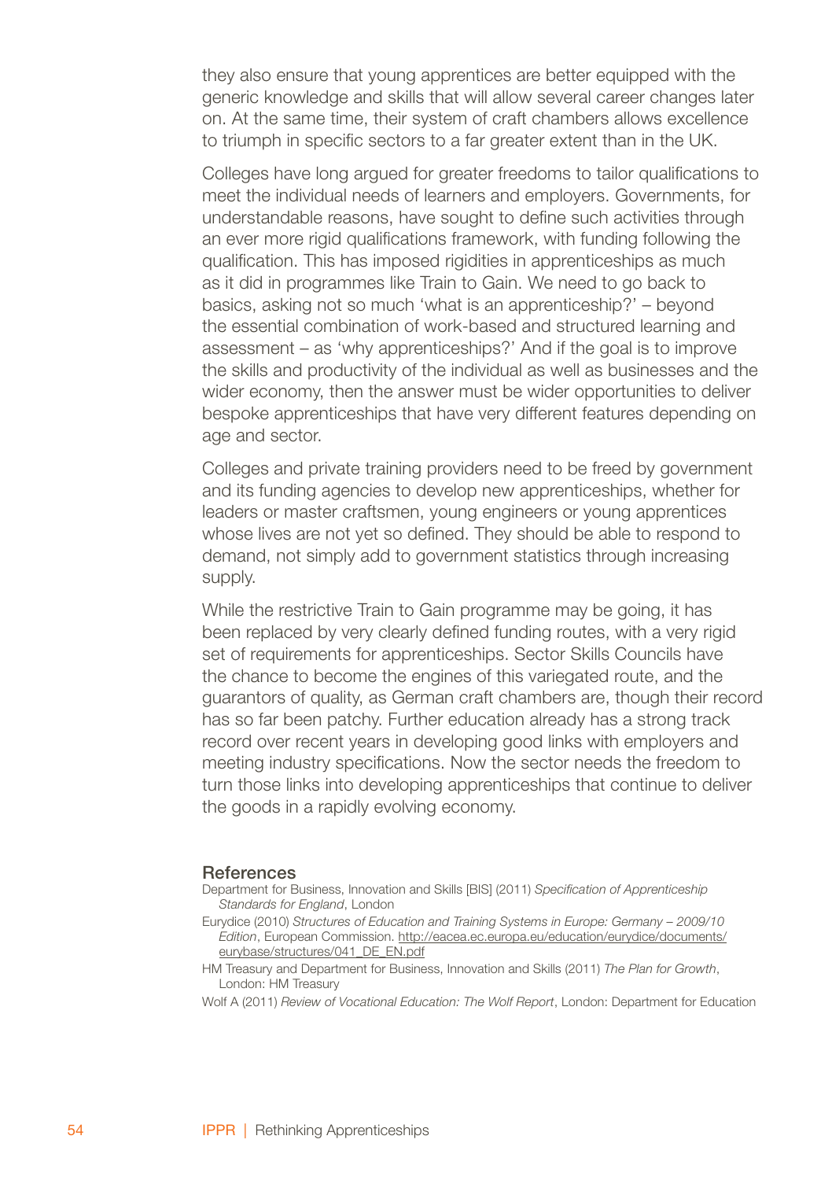they also ensure that young apprentices are better equipped with the generic knowledge and skills that will allow several career changes later on. At the same time, their system of craft chambers allows excellence to triumph in specific sectors to a far greater extent than in the UK.

Colleges have long argued for greater freedoms to tailor qualifications to meet the individual needs of learners and employers. Governments, for understandable reasons, have sought to define such activities through an ever more rigid qualifications framework, with funding following the qualification. This has imposed rigidities in apprenticeships as much as it did in programmes like Train to Gain. We need to go back to basics, asking not so much 'what is an apprenticeship?' – beyond the essential combination of work-based and structured learning and assessment – as 'why apprenticeships?' And if the goal is to improve the skills and productivity of the individual as well as businesses and the wider economy, then the answer must be wider opportunities to deliver bespoke apprenticeships that have very different features depending on age and sector.

Colleges and private training providers need to be freed by government and its funding agencies to develop new apprenticeships, whether for leaders or master craftsmen, young engineers or young apprentices whose lives are not yet so defined. They should be able to respond to demand, not simply add to government statistics through increasing supply.

While the restrictive Train to Gain programme may be going, it has been replaced by very clearly defined funding routes, with a very rigid set of requirements for apprenticeships. Sector Skills Councils have the chance to become the engines of this variegated route, and the guarantors of quality, as German craft chambers are, though their record has so far been patchy. Further education already has a strong track record over recent years in developing good links with employers and meeting industry specifications. Now the sector needs the freedom to turn those links into developing apprenticeships that continue to deliver the goods in a rapidly evolving economy.

## References

Department for Business, Innovation and Skills [BIS] (2011) *Specification of Apprenticeship Standards for England*, London

Eurydice (2010) *Structures of Education and Training Systems in Europe: Germany – 2009/10 Edition*, European Commission. http://eacea.ec.europa.eu/education/eurydice/documents/eurybase/structures/041_DE_EN.pdf

HM Treasury and Department for Business, Innovation and Skills (2011) *The Plan for Growth*, London: HM Treasury

Wolf A (2011) *Review of Vocational Education: The Wolf Report*, London: Department for Education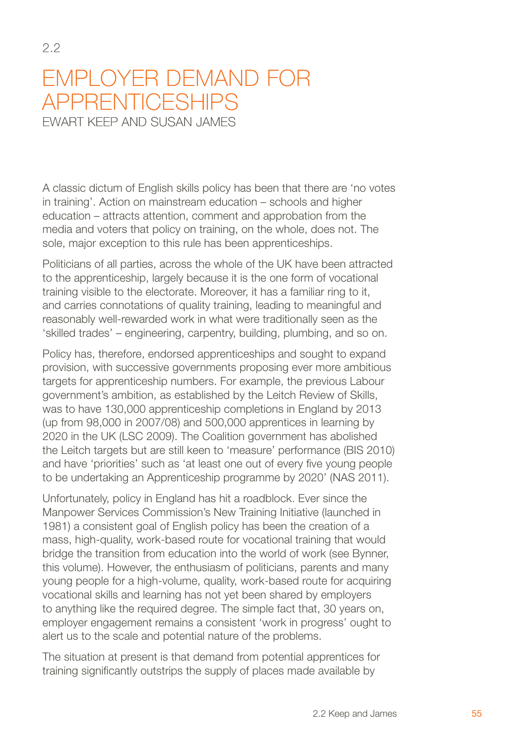2.2

# EMPLOYER DEMAND FOR APPRENTICESHIPS

EWART KEEP AND SUSAN JAMES

A classic dictum of English skills policy has been that there are 'no votes in training'. Action on mainstream education – schools and higher education – attracts attention, comment and approbation from the media and voters that policy on training, on the whole, does not. The sole, major exception to this rule has been apprenticeships.

Politicians of all parties, across the whole of the UK have been attracted to the apprenticeship, largely because it is the one form of vocational training visible to the electorate. Moreover, it has a familiar ring to it, and carries connotations of quality training, leading to meaningful and reasonably well-rewarded work in what were traditionally seen as the 'skilled trades' – engineering, carpentry, building, plumbing, and so on.

Policy has, therefore, endorsed apprenticeships and sought to expand provision, with successive governments proposing ever more ambitious targets for apprenticeship numbers. For example, the previous Labour government's ambition, as established by the Leitch Review of Skills, was to have 130,000 apprenticeship completions in England by 2013 (up from 98,000 in 2007/08) and 500,000 apprentices in learning by 2020 in the UK (LSC 2009). The Coalition government has abolished the Leitch targets but are still keen to 'measure' performance (BIS 2010) and have 'priorities' such as 'at least one out of every five young people to be undertaking an Apprenticeship programme by 2020' (NAS 2011).

Unfortunately, policy in England has hit a roadblock. Ever since the Manpower Services Commission's New Training Initiative (launched in 1981) a consistent goal of English policy has been the creation of a mass, high-quality, work-based route for vocational training that would bridge the transition from education into the world of work (see Bynner, this volume). However, the enthusiasm of politicians, parents and many young people for a high-volume, quality, work-based route for acquiring vocational skills and learning has not yet been shared by employers to anything like the required degree. The simple fact that, 30 years on, employer engagement remains a consistent 'work in progress' ought to alert us to the scale and potential nature of the problems.

The situation at present is that demand from potential apprentices for training significantly outstrips the supply of places made available by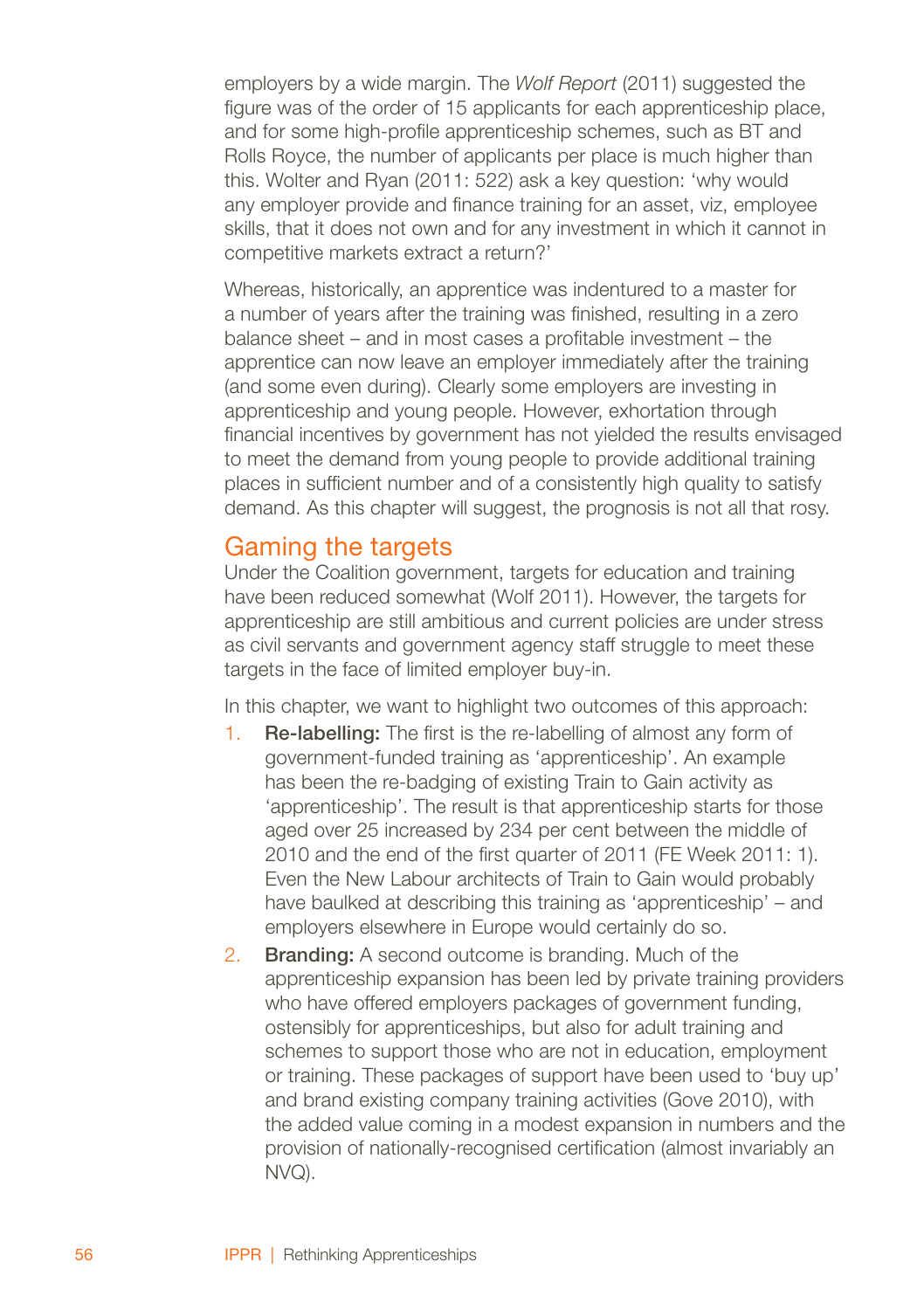employers by a wide margin. The *Wolf Report* (2011) suggested the figure was of the order of 15 applicants for each apprenticeship place, and for some high-profile apprenticeship schemes, such as BT and Rolls Royce, the number of applicants per place is much higher than this. Wolter and Ryan (2011: 522) ask a key question: 'why would any employer provide and finance training for an asset, viz, employee skills, that it does not own and for any investment in which it cannot in competitive markets extract a return?'

Whereas, historically, an apprentice was indentured to a master for a number of years after the training was finished, resulting in a zero balance sheet – and in most cases a profitable investment – the apprentice can now leave an employer immediately after the training (and some even during). Clearly some employers are investing in apprenticeship and young people. However, exhortation through financial incentives by government has not yielded the results envisaged to meet the demand from young people to provide additional training places in sufficient number and of a consistently high quality to satisfy demand. As this chapter will suggest, the prognosis is not all that rosy.

## Gaming the targets

Under the Coalition government, targets for education and training have been reduced somewhat (Wolf 2011). However, the targets for apprenticeship are still ambitious and current policies are under stress as civil servants and government agency staff struggle to meet these targets in the face of limited employer buy-in.

In this chapter, we want to highlight two outcomes of this approach:

1. **Re-labelling:** The first is the re-labelling of almost any form of government-funded training as 'apprenticeship'. An example has been the re-badging of existing Train to Gain activity as 'apprenticeship'. The result is that apprenticeship starts for those aged over 25 increased by 234 per cent between the middle of 2010 and the end of the first quarter of 2011 (FE Week 2011: 1). Even the New Labour architects of Train to Gain would probably have baulked at describing this training as 'apprenticeship' – and employers elsewhere in Europe would certainly do so.
2. **Branding:** A second outcome is branding. Much of the apprenticeship expansion has been led by private training providers who have offered employers packages of government funding, ostensibly for apprenticeships, but also for adult training and schemes to support those who are not in education, employment or training. These packages of support have been used to 'buy up' and brand existing company training activities (Gove 2010), with the added value coming in a modest expansion in numbers and the provision of nationally-recognised certification (almost invariably an NVQ).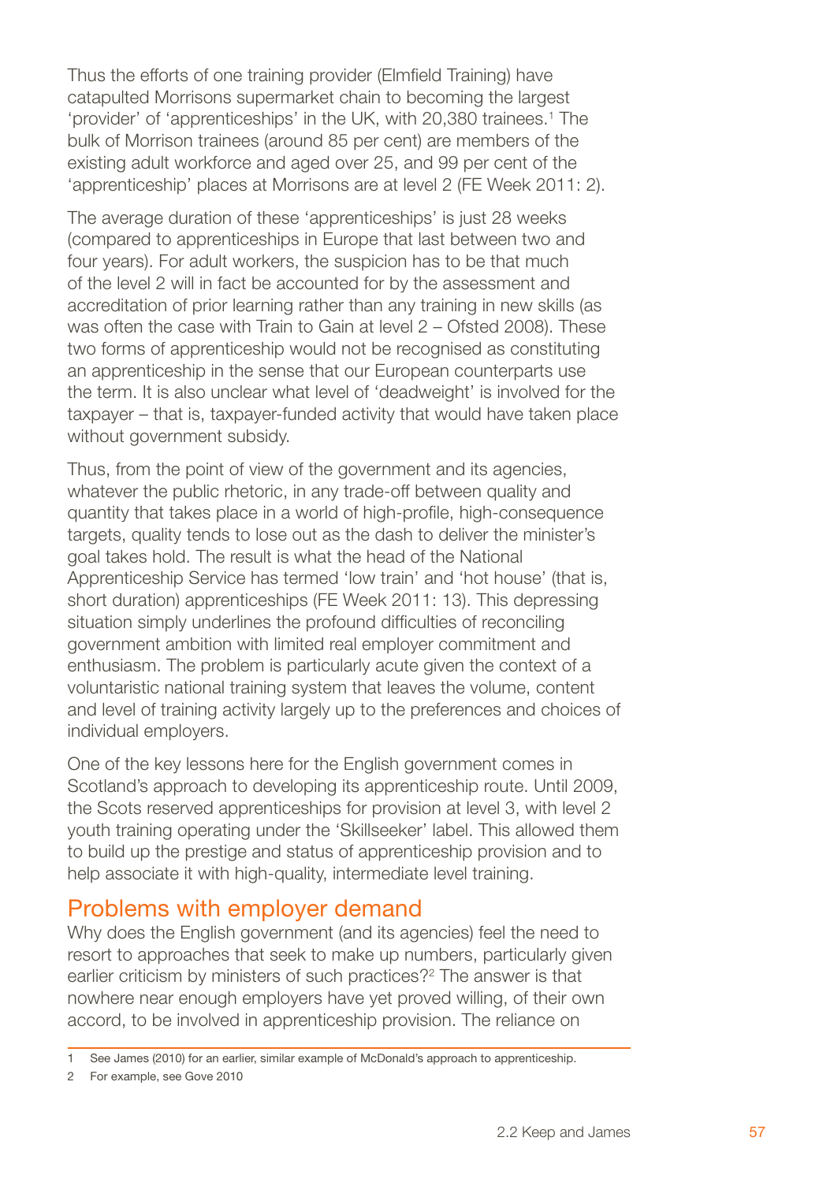Thus the efforts of one training provider (Elmfield Training) have catapulted Morrisons supermarket chain to becoming the largest 'provider' of 'apprenticeships' in the UK, with 20,380 trainees.[1] The bulk of Morrison trainees (around 85 per cent) are members of the existing adult workforce and aged over 25, and 99 per cent of the 'apprenticeship' places at Morrisons are at level 2 (FE Week 2011: 2).

The average duration of these 'apprenticeships' is just 28 weeks (compared to apprenticeships in Europe that last between two and four years). For adult workers, the suspicion has to be that much of the level 2 will in fact be accounted for by the assessment and accreditation of prior learning rather than any training in new skills (as was often the case with Train to Gain at level 2 – Ofsted 2008). These two forms of apprenticeship would not be recognised as constituting an apprenticeship in the sense that our European counterparts use the term. It is also unclear what level of 'deadweight' is involved for the taxpayer – that is, taxpayer-funded activity that would have taken place without government subsidy.

Thus, from the point of view of the government and its agencies, whatever the public rhetoric, in any trade-off between quality and quantity that takes place in a world of high-profile, high-consequence targets, quality tends to lose out as the dash to deliver the minister's goal takes hold. The result is what the head of the National Apprenticeship Service has termed 'low train' and 'hot house' (that is, short duration) apprenticeships (FE Week 2011: 13). This depressing situation simply underlines the profound difficulties of reconciling government ambition with limited real employer commitment and enthusiasm. The problem is particularly acute given the context of a voluntaristic national training system that leaves the volume, content and level of training activity largely up to the preferences and choices of individual employers.

One of the key lessons here for the English government comes in Scotland's approach to developing its apprenticeship route. Until 2009, the Scots reserved apprenticeships for provision at level 3, with level 2 youth training operating under the 'Skillseeker' label. This allowed them to build up the prestige and status of apprenticeship provision and to help associate it with high-quality, intermediate level training.

## Problems with employer demand

Why does the English government (and its agencies) feel the need to resort to approaches that seek to make up numbers, particularly given earlier criticism by ministers of such practices?[2] The answer is that nowhere near enough employers have yet proved willing, of their own accord, to be involved in apprenticeship provision. The reliance on

---

1 See James (2010) for an earlier, similar example of McDonald's approach to apprenticeship.

2 For example, see Gove 2010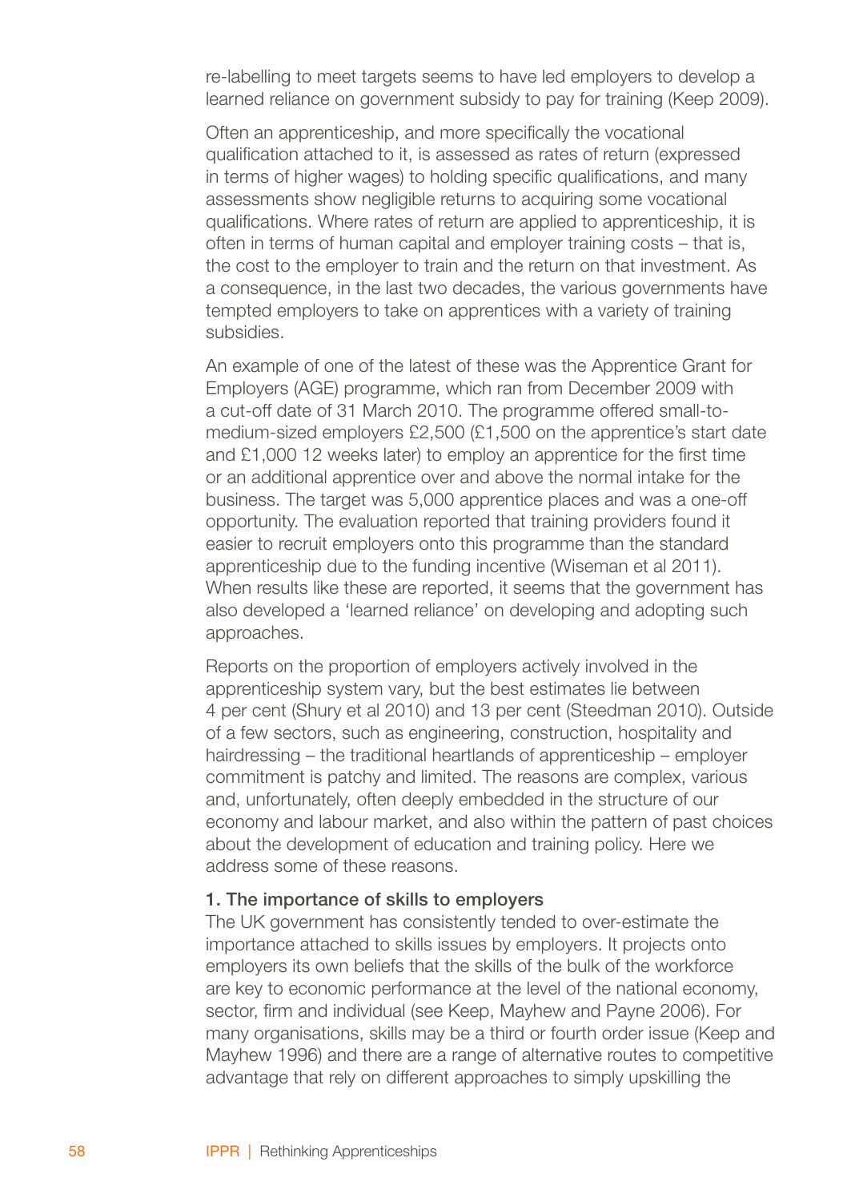re-labelling to meet targets seems to have led employers to develop a learned reliance on government subsidy to pay for training (Keep 2009).

Often an apprenticeship, and more specifically the vocational qualification attached to it, is assessed as rates of return (expressed in terms of higher wages) to holding specific qualifications, and many assessments show negligible returns to acquiring some vocational qualifications. Where rates of return are applied to apprenticeship, it is often in terms of human capital and employer training costs – that is, the cost to the employer to train and the return on that investment. As a consequence, in the last two decades, the various governments have tempted employers to take on apprentices with a variety of training subsidies.

An example of one of the latest of these was the Apprentice Grant for Employers (AGE) programme, which ran from December 2009 with a cut-off date of 31 March 2010. The programme offered small-to-medium-sized employers £2,500 (£1,500 on the apprentice's start date and £1,000 12 weeks later) to employ an apprentice for the first time or an additional apprentice over and above the normal intake for the business. The target was 5,000 apprentice places and was a one-off opportunity. The evaluation reported that training providers found it easier to recruit employers onto this programme than the standard apprenticeship due to the funding incentive (Wiseman et al 2011). When results like these are reported, it seems that the government has also developed a 'learned reliance' on developing and adopting such approaches.

Reports on the proportion of employers actively involved in the apprenticeship system vary, but the best estimates lie between 4 per cent (Shury et al 2010) and 13 per cent (Steedman 2010). Outside of a few sectors, such as engineering, construction, hospitality and hairdressing – the traditional heartlands of apprenticeship – employer commitment is patchy and limited. The reasons are complex, various and, unfortunately, often deeply embedded in the structure of our economy and labour market, and also within the pattern of past choices about the development of education and training policy. Here we address some of these reasons.

#### 1. The importance of skills to employers

The UK government has consistently tended to over-estimate the importance attached to skills issues by employers. It projects onto employers its own beliefs that the skills of the bulk of the workforce are key to economic performance at the level of the national economy, sector, firm and individual (see Keep, Mayhew and Payne 2006). For many organisations, skills may be a third or fourth order issue (Keep and Mayhew 1996) and there are a range of alternative routes to competitive advantage that rely on different approaches to simply upskilling the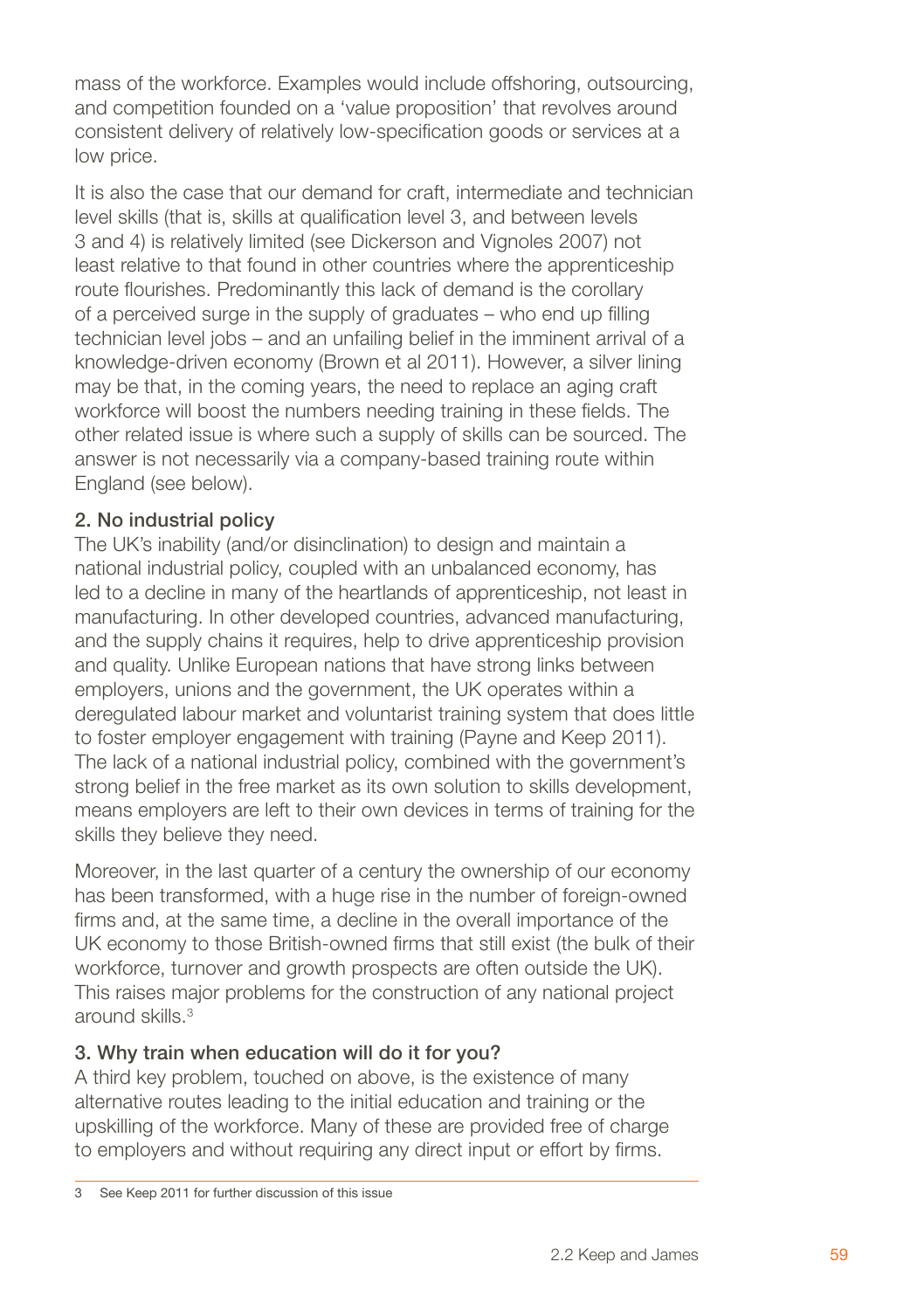mass of the workforce. Examples would include offshoring, outsourcing, and competition founded on a 'value proposition' that revolves around consistent delivery of relatively low-specification goods or services at a low price.

It is also the case that our demand for craft, intermediate and technician level skills (that is, skills at qualification level 3, and between levels 3 and 4) is relatively limited (see Dickerson and Vignoles 2007) not least relative to that found in other countries where the apprenticeship route flourishes. Predominantly this lack of demand is the corollary of a perceived surge in the supply of graduates – who end up filling technician level jobs – and an unfailing belief in the imminent arrival of a knowledge-driven economy (Brown et al 2011). However, a silver lining may be that, in the coming years, the need to replace an aging craft workforce will boost the numbers needing training in these fields. The other related issue is where such a supply of skills can be sourced. The answer is not necessarily via a company-based training route within England (see below).

### 2. No industrial policy

The UK's inability (and/or disinclination) to design and maintain a national industrial policy, coupled with an unbalanced economy, has led to a decline in many of the heartlands of apprenticeship, not least in manufacturing. In other developed countries, advanced manufacturing, and the supply chains it requires, help to drive apprenticeship provision and quality. Unlike European nations that have strong links between employers, unions and the government, the UK operates within a deregulated labour market and voluntarist training system that does little to foster employer engagement with training (Payne and Keep 2011). The lack of a national industrial policy, combined with the government's strong belief in the free market as its own solution to skills development, means employers are left to their own devices in terms of training for the skills they believe they need.

Moreover, in the last quarter of a century the ownership of our economy has been transformed, with a huge rise in the number of foreign-owned firms and, at the same time, a decline in the overall importance of the UK economy to those British-owned firms that still exist (the bulk of their workforce, turnover and growth prospects are often outside the UK). This raises major problems for the construction of any national project around skills.[3]

### 3. Why train when education will do it for you?

A third key problem, touched on above, is the existence of many alternative routes leading to the initial education and training or the upskilling of the workforce. Many of these are provided free of charge to employers and without requiring any direct input or effort by firms.

---

3 See Keep 2011 for further discussion of this issue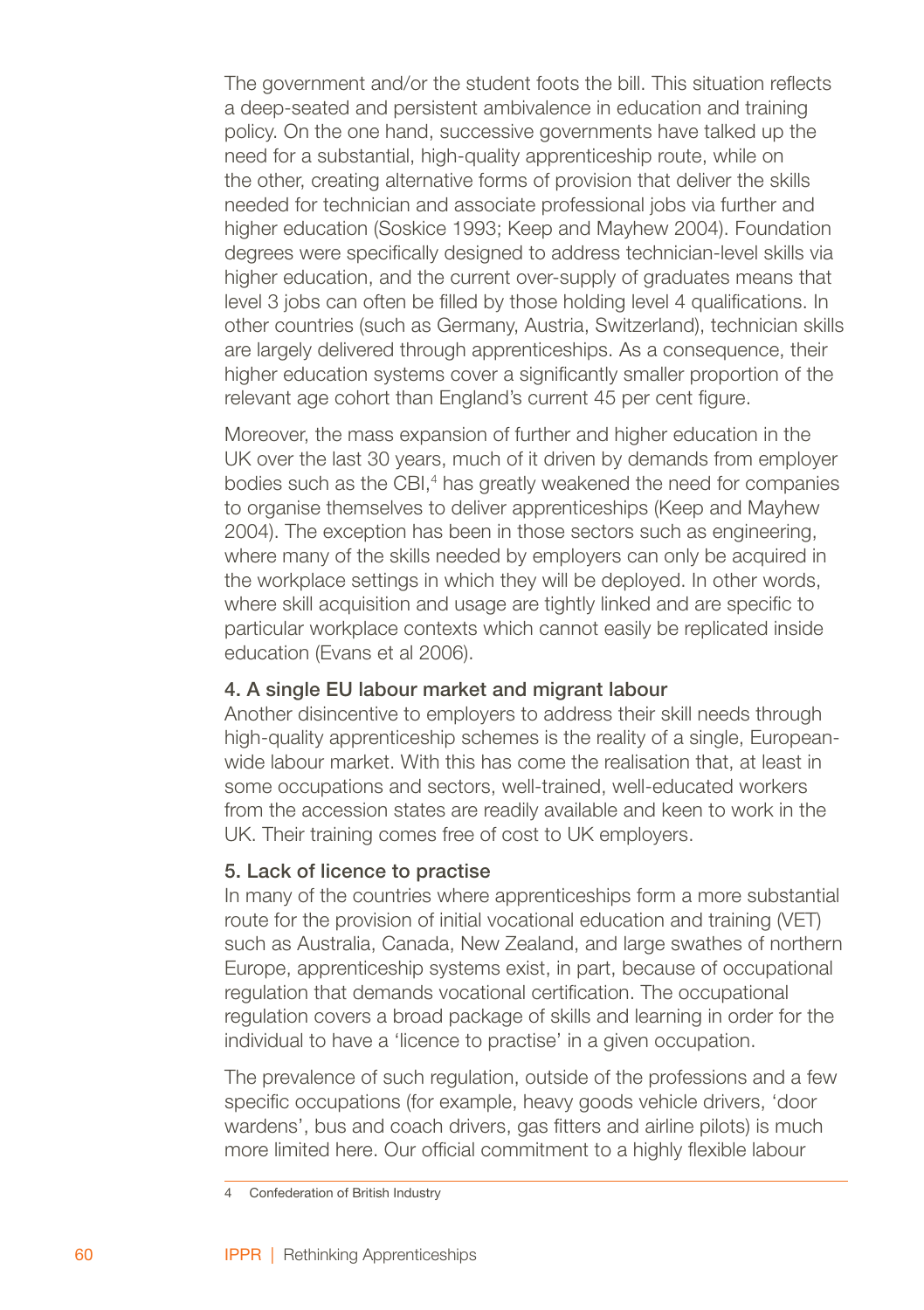The government and/or the student foots the bill. This situation reflects a deep-seated and persistent ambivalence in education and training policy. On the one hand, successive governments have talked up the need for a substantial, high-quality apprenticeship route, while on the other, creating alternative forms of provision that deliver the skills needed for technician and associate professional jobs via further and higher education (Soskice 1993; Keep and Mayhew 2004). Foundation degrees were specifically designed to address technician-level skills via higher education, and the current over-supply of graduates means that level 3 jobs can often be filled by those holding level 4 qualifications. In other countries (such as Germany, Austria, Switzerland), technician skills are largely delivered through apprenticeships. As a consequence, their higher education systems cover a significantly smaller proportion of the relevant age cohort than England's current 45 per cent figure.

Moreover, the mass expansion of further and higher education in the UK over the last 30 years, much of it driven by demands from employer bodies such as the CBI,[4] has greatly weakened the need for companies to organise themselves to deliver apprenticeships (Keep and Mayhew 2004). The exception has been in those sectors such as engineering, where many of the skills needed by employers can only be acquired in the workplace settings in which they will be deployed. In other words, where skill acquisition and usage are tightly linked and are specific to particular workplace contexts which cannot easily be replicated inside education (Evans et al 2006).

#### 4. A single EU labour market and migrant labour

Another disincentive to employers to address their skill needs through high-quality apprenticeship schemes is the reality of a single, European-wide labour market. With this has come the realisation that, at least in some occupations and sectors, well-trained, well-educated workers from the accession states are readily available and keen to work in the UK. Their training comes free of cost to UK employers.

#### 5. Lack of licence to practise

In many of the countries where apprenticeships form a more substantial route for the provision of initial vocational education and training (VET) such as Australia, Canada, New Zealand, and large swathes of northern Europe, apprenticeship systems exist, in part, because of occupational regulation that demands vocational certification. The occupational regulation covers a broad package of skills and learning in order for the individual to have a 'licence to practise' in a given occupation.

The prevalence of such regulation, outside of the professions and a few specific occupations (for example, heavy goods vehicle drivers, 'door wardens', bus and coach drivers, gas fitters and airline pilots) is much more limited here. Our official commitment to a highly flexible labour

4 Confederation of British Industry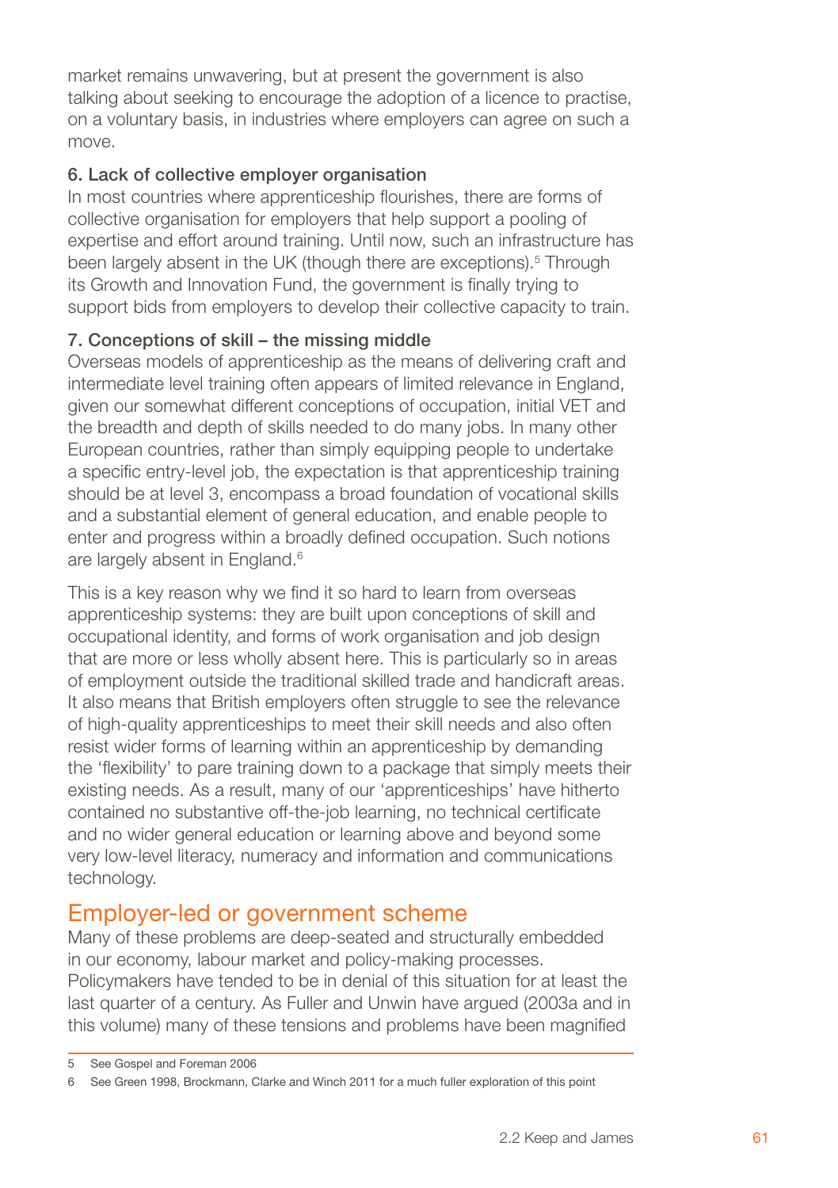market remains unwavering, but at present the government is also talking about seeking to encourage the adoption of a licence to practise, on a voluntary basis, in industries where employers can agree on such a move.

**6. Lack of collective employer organisation**

In most countries where apprenticeship flourishes, there are forms of collective organisation for employers that help support a pooling of expertise and effort around training. Until now, such an infrastructure has been largely absent in the UK (though there are exceptions).[5] Through its Growth and Innovation Fund, the government is finally trying to support bids from employers to develop their collective capacity to train.

**7. Conceptions of skill – the missing middle**

Overseas models of apprenticeship as the means of delivering craft and intermediate level training often appears of limited relevance in England, given our somewhat different conceptions of occupation, initial VET and the breadth and depth of skills needed to do many jobs. In many other European countries, rather than simply equipping people to undertake a specific entry-level job, the expectation is that apprenticeship training should be at level 3, encompass a broad foundation of vocational skills and a substantial element of general education, and enable people to enter and progress within a broadly defined occupation. Such notions are largely absent in England.[6]

This is a key reason why we find it so hard to learn from overseas apprenticeship systems: they are built upon conceptions of skill and occupational identity, and forms of work organisation and job design that are more or less wholly absent here. This is particularly so in areas of employment outside the traditional skilled trade and handicraft areas. It also means that British employers often struggle to see the relevance of high-quality apprenticeships to meet their skill needs and also often resist wider forms of learning within an apprenticeship by demanding the 'flexibility' to pare training down to a package that simply meets their existing needs. As a result, many of our 'apprenticeships' have hitherto contained no substantive off-the-job learning, no technical certificate and no wider general education or learning above and beyond some very low-level literacy, numeracy and information and communications technology.

## Employer-led or government scheme

Many of these problems are deep-seated and structurally embedded in our economy, labour market and policy-making processes. Policymakers have tended to be in denial of this situation for at least the last quarter of a century. As Fuller and Unwin have argued (2003a and in this volume) many of these tensions and problems have been magnified

---

5 See Gospel and Foreman 2006

6 See Green 1998, Brockmann, Clarke and Winch 2011 for a much fuller exploration of this point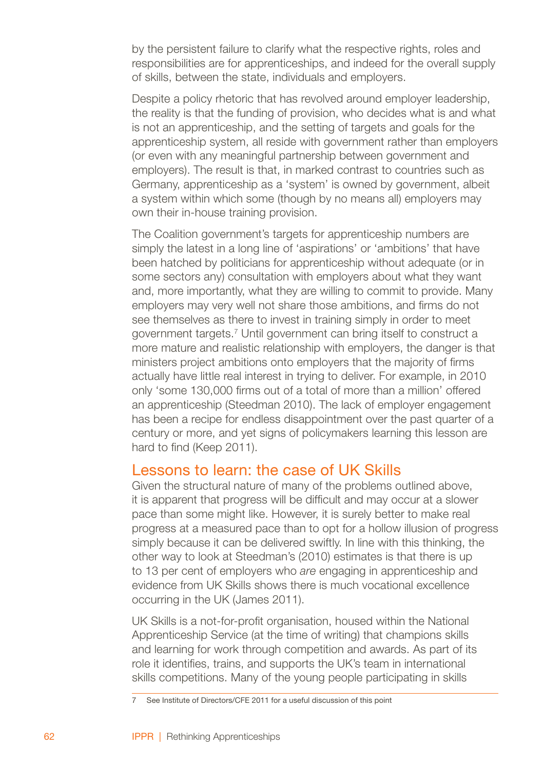by the persistent failure to clarify what the respective rights, roles and responsibilities are for apprenticeships, and indeed for the overall supply of skills, between the state, individuals and employers.

Despite a policy rhetoric that has revolved around employer leadership, the reality is that the funding of provision, who decides what is and what is not an apprenticeship, and the setting of targets and goals for the apprenticeship system, all reside with government rather than employers (or even with any meaningful partnership between government and employers). The result is that, in marked contrast to countries such as Germany, apprenticeship as a 'system' is owned by government, albeit a system within which some (though by no means all) employers may own their in-house training provision.

The Coalition government's targets for apprenticeship numbers are simply the latest in a long line of 'aspirations' or 'ambitions' that have been hatched by politicians for apprenticeship without adequate (or in some sectors any) consultation with employers about what they want and, more importantly, what they are willing to commit to provide. Many employers may very well not share those ambitions, and firms do not see themselves as there to invest in training simply in order to meet government targets.[7] Until government can bring itself to construct a more mature and realistic relationship with employers, the danger is that ministers project ambitions onto employers that the majority of firms actually have little real interest in trying to deliver. For example, in 2010 only 'some 130,000 firms out of a total of more than a million' offered an apprenticeship (Steedman 2010). The lack of employer engagement has been a recipe for endless disappointment over the past quarter of a century or more, and yet signs of policymakers learning this lesson are hard to find (Keep 2011).

## Lessons to learn: the case of UK Skills

Given the structural nature of many of the problems outlined above, it is apparent that progress will be difficult and may occur at a slower pace than some might like. However, it is surely better to make real progress at a measured pace than to opt for a hollow illusion of progress simply because it can be delivered swiftly. In line with this thinking, the other way to look at Steedman's (2010) estimates is that there is up to 13 per cent of employers who *are* engaging in apprenticeship and evidence from UK Skills shows there is much vocational excellence occurring in the UK (James 2011).

UK Skills is a not-for-profit organisation, housed within the National Apprenticeship Service (at the time of writing) that champions skills and learning for work through competition and awards. As part of its role it identifies, trains, and supports the UK's team in international skills competitions. Many of the young people participating in skills

7 See Institute of Directors/CFE 2011 for a useful discussion of this point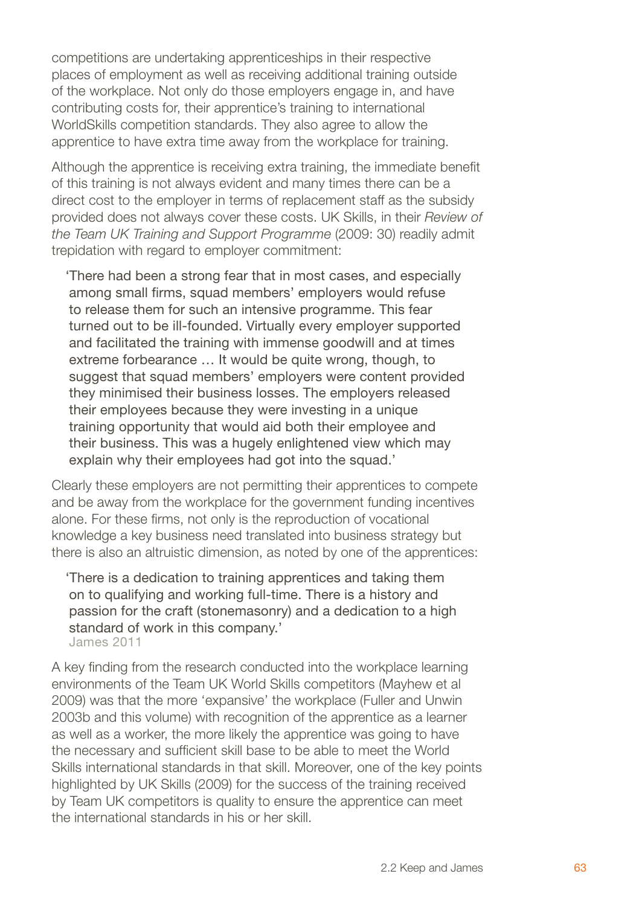competitions are undertaking apprenticeships in their respective places of employment as well as receiving additional training outside of the workplace. Not only do those employers engage in, and have contributing costs for, their apprentice's training to international WorldSkills competition standards. They also agree to allow the apprentice to have extra time away from the workplace for training.

Although the apprentice is receiving extra training, the immediate benefit of this training is not always evident and many times there can be a direct cost to the employer in terms of replacement staff as the subsidy provided does not always cover these costs. UK Skills, in their *Review of the Team UK Training and Support Programme* (2009: 30) readily admit trepidation with regard to employer commitment:

> 'There had been a strong fear that in most cases, and especially among small firms, squad members' employers would refuse to release them for such an intensive programme. This fear turned out to be ill-founded. Virtually every employer supported and facilitated the training with immense goodwill and at times extreme forbearance … It would be quite wrong, though, to suggest that squad members' employers were content provided they minimised their business losses. The employers released their employees because they were investing in a unique training opportunity that would aid both their employee and their business. This was a hugely enlightened view which may explain why their employees had got into the squad.'

Clearly these employers are not permitting their apprentices to compete and be away from the workplace for the government funding incentives alone. For these firms, not only is the reproduction of vocational knowledge a key business need translated into business strategy but there is also an altruistic dimension, as noted by one of the apprentices:

> 'There is a dedication to training apprentices and taking them on to qualifying and working full-time. There is a history and passion for the craft (stonemasonry) and a dedication to a high standard of work in this company.'
> James 2011

A key finding from the research conducted into the workplace learning environments of the Team UK World Skills competitors (Mayhew et al 2009) was that the more 'expansive' the workplace (Fuller and Unwin 2003b and this volume) with recognition of the apprentice as a learner as well as a worker, the more likely the apprentice was going to have the necessary and sufficient skill base to be able to meet the World Skills international standards in that skill. Moreover, one of the key points highlighted by UK Skills (2009) for the success of the training received by Team UK competitors is quality to ensure the apprentice can meet the international standards in his or her skill.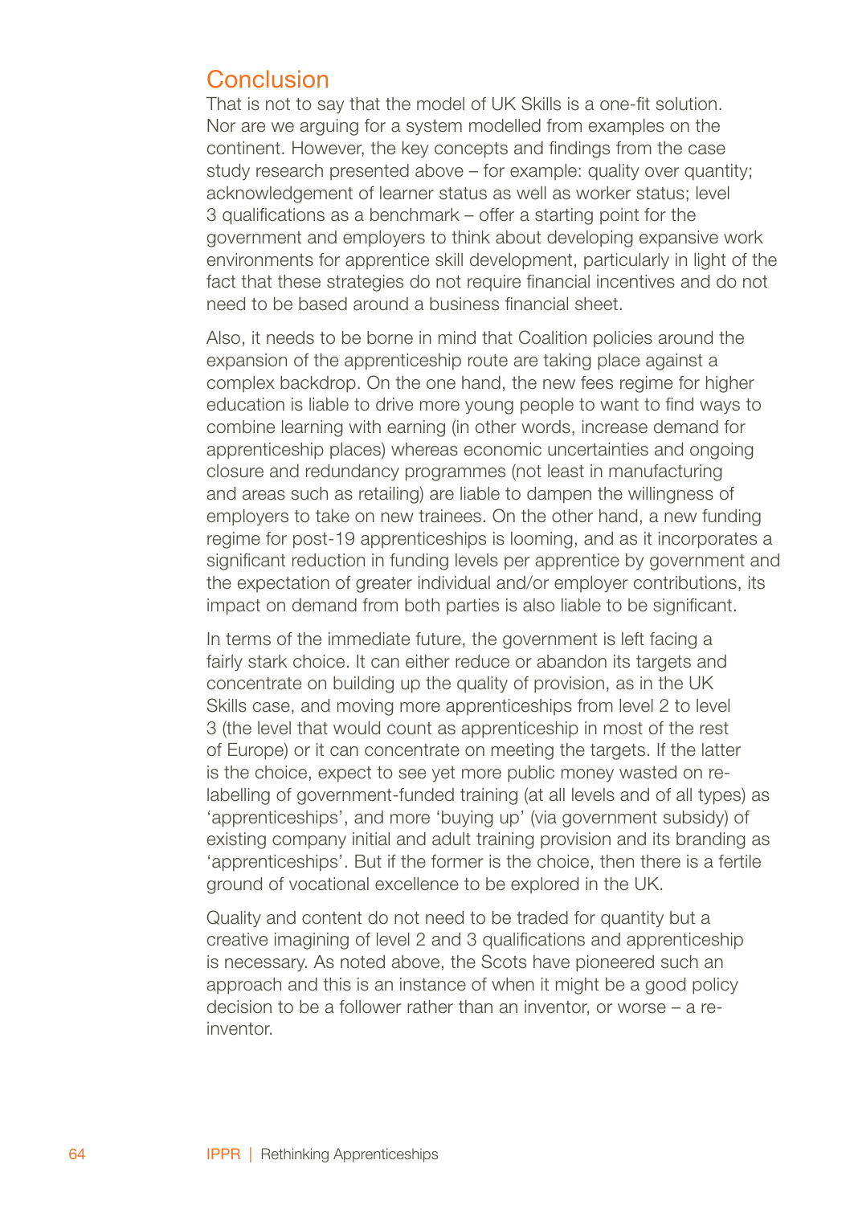## Conclusion

That is not to say that the model of UK Skills is a one-fit solution. Nor are we arguing for a system modelled from examples on the continent. However, the key concepts and findings from the case study research presented above – for example: quality over quantity; acknowledgement of learner status as well as worker status; level 3 qualifications as a benchmark – offer a starting point for the government and employers to think about developing expansive work environments for apprentice skill development, particularly in light of the fact that these strategies do not require financial incentives and do not need to be based around a business financial sheet.

Also, it needs to be borne in mind that Coalition policies around the expansion of the apprenticeship route are taking place against a complex backdrop. On the one hand, the new fees regime for higher education is liable to drive more young people to want to find ways to combine learning with earning (in other words, increase demand for apprenticeship places) whereas economic uncertainties and ongoing closure and redundancy programmes (not least in manufacturing and areas such as retailing) are liable to dampen the willingness of employers to take on new trainees. On the other hand, a new funding regime for post-19 apprenticeships is looming, and as it incorporates a significant reduction in funding levels per apprentice by government and the expectation of greater individual and/or employer contributions, its impact on demand from both parties is also liable to be significant.

In terms of the immediate future, the government is left facing a fairly stark choice. It can either reduce or abandon its targets and concentrate on building up the quality of provision, as in the UK Skills case, and moving more apprenticeships from level 2 to level 3 (the level that would count as apprenticeship in most of the rest of Europe) or it can concentrate on meeting the targets. If the latter is the choice, expect to see yet more public money wasted on re-labelling of government-funded training (at all levels and of all types) as 'apprenticeships', and more 'buying up' (via government subsidy) of existing company initial and adult training provision and its branding as 'apprenticeships'. But if the former is the choice, then there is a fertile ground of vocational excellence to be explored in the UK.

Quality and content do not need to be traded for quantity but a creative imagining of level 2 and 3 qualifications and apprenticeship is necessary. As noted above, the Scots have pioneered such an approach and this is an instance of when it might be a good policy decision to be a follower rather than an inventor, or worse – a re-inventor.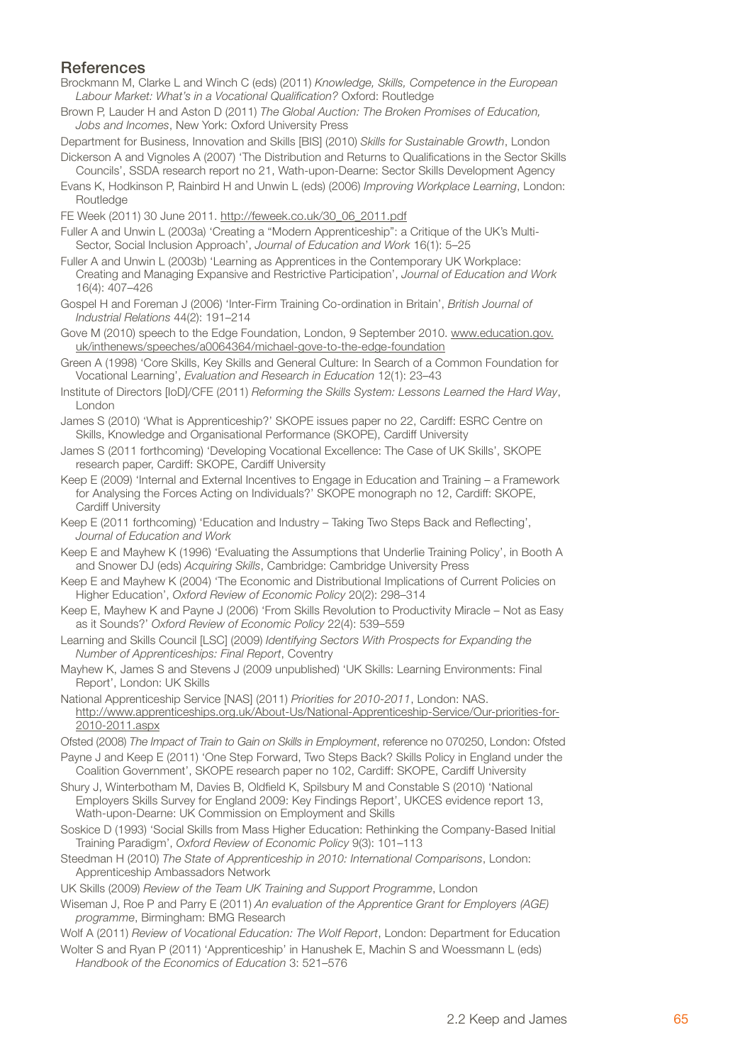## References

Brockmann M, Clarke L and Winch C (eds) (2011) *Knowledge, Skills, Competence in the European Labour Market: What's in a Vocational Qualification?* Oxford: Routledge

Brown P, Lauder H and Aston D (2011) *The Global Auction: The Broken Promises of Education, Jobs and Incomes*, New York: Oxford University Press

Department for Business, Innovation and Skills [BIS] (2010) *Skills for Sustainable Growth*, London

Dickerson A and Vignoles A (2007) 'The Distribution and Returns to Qualifications in the Sector Skills Councils', SSDA research report no 21, Wath-upon-Dearne: Sector Skills Development Agency

Evans K, Hodkinson P, Rainbird H and Unwin L (eds) (2006) *Improving Workplace Learning*, London: Routledge

FE Week (2011) 30 June 2011. http://feweek.co.uk/30_06_2011.pdf

Fuller A and Unwin L (2003a) 'Creating a "Modern Apprenticeship": a Critique of the UK's Multi-Sector, Social Inclusion Approach', *Journal of Education and Work* 16(1): 5–25

Fuller A and Unwin L (2003b) 'Learning as Apprentices in the Contemporary UK Workplace: Creating and Managing Expansive and Restrictive Participation', *Journal of Education and Work* 16(4): 407–426

Gospel H and Foreman J (2006) 'Inter-Firm Training Co-ordination in Britain', *British Journal of Industrial Relations* 44(2): 191–214

Gove M (2010) speech to the Edge Foundation, London, 9 September 2010. www.education.gov.uk/inthenews/speeches/a0064364/michael-gove-to-the-edge-foundation

Green A (1998) 'Core Skills, Key Skills and General Culture: In Search of a Common Foundation for Vocational Learning', *Evaluation and Research in Education* 12(1): 23–43

Institute of Directors [IoD]/CFE (2011) *Reforming the Skills System: Lessons Learned the Hard Way*, London

James S (2010) 'What is Apprenticeship?' SKOPE issues paper no 22, Cardiff: ESRC Centre on Skills, Knowledge and Organisational Performance (SKOPE), Cardiff University

James S (2011 forthcoming) 'Developing Vocational Excellence: The Case of UK Skills', SKOPE research paper, Cardiff: SKOPE, Cardiff University

Keep E (2009) 'Internal and External Incentives to Engage in Education and Training – a Framework for Analysing the Forces Acting on Individuals?' SKOPE monograph no 12, Cardiff: SKOPE, Cardiff University

Keep E (2011 forthcoming) 'Education and Industry – Taking Two Steps Back and Reflecting', *Journal of Education and Work*

Keep E and Mayhew K (1996) 'Evaluating the Assumptions that Underlie Training Policy', in Booth A and Snower DJ (eds) *Acquiring Skills*, Cambridge: Cambridge University Press

Keep E and Mayhew K (2004) 'The Economic and Distributional Implications of Current Policies on Higher Education', *Oxford Review of Economic Policy* 20(2): 298–314

Keep E, Mayhew K and Payne J (2006) 'From Skills Revolution to Productivity Miracle – Not as Easy as it Sounds?' *Oxford Review of Economic Policy* 22(4): 539–559

Learning and Skills Council [LSC] (2009) *Identifying Sectors With Prospects for Expanding the Number of Apprenticeships: Final Report*, Coventry

Mayhew K, James S and Stevens J (2009 unpublished) 'UK Skills: Learning Environments: Final Report', London: UK Skills

National Apprenticeship Service [NAS] (2011) *Priorities for 2010-2011*, London: NAS. http://www.apprenticeships.org.uk/About-Us/National-Apprenticeship-Service/Our-priorities-for-2010-2011.aspx

Ofsted (2008) *The Impact of Train to Gain on Skills in Employment*, reference no 070250, London: Ofsted

Payne J and Keep E (2011) 'One Step Forward, Two Steps Back? Skills Policy in England under the Coalition Government', SKOPE research paper no 102, Cardiff: SKOPE, Cardiff University

Shury J, Winterbotham M, Davies B, Oldfield K, Spilsbury M and Constable S (2010) 'National Employers Skills Survey for England 2009: Key Findings Report', UKCES evidence report 13, Wath-upon-Dearne: UK Commission on Employment and Skills

Soskice D (1993) 'Social Skills from Mass Higher Education: Rethinking the Company-Based Initial Training Paradigm', *Oxford Review of Economic Policy* 9(3): 101–113

Steedman H (2010) *The State of Apprenticeship in 2010: International Comparisons*, London: Apprenticeship Ambassadors Network

UK Skills (2009) *Review of the Team UK Training and Support Programme*, London

Wiseman J, Roe P and Parry E (2011) *An evaluation of the Apprentice Grant for Employers (AGE) programme*, Birmingham: BMG Research

Wolf A (2011) *Review of Vocational Education: The Wolf Report*, London: Department for Education

Wolter S and Ryan P (2011) 'Apprenticeship' in Hanushek E, Machin S and Woessmann L (eds) *Handbook of the Economics of Education* 3: 521–576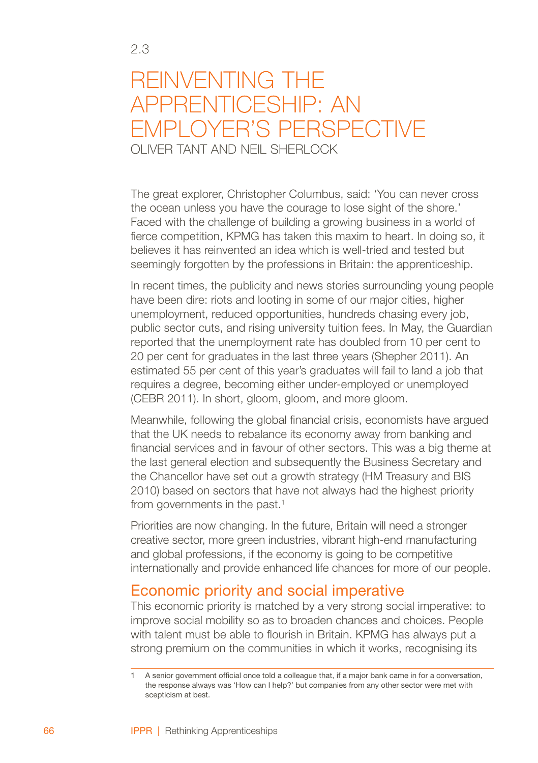2.3

# REINVENTING THE APPRENTICESHIP: AN EMPLOYER'S PERSPECTIVE

OLIVER TANT AND NEIL SHERLOCK

The great explorer, Christopher Columbus, said: 'You can never cross the ocean unless you have the courage to lose sight of the shore.' Faced with the challenge of building a growing business in a world of fierce competition, KPMG has taken this maxim to heart. In doing so, it believes it has reinvented an idea which is well-tried and tested but seemingly forgotten by the professions in Britain: the apprenticeship.

In recent times, the publicity and news stories surrounding young people have been dire: riots and looting in some of our major cities, higher unemployment, reduced opportunities, hundreds chasing every job, public sector cuts, and rising university tuition fees. In May, the Guardian reported that the unemployment rate has doubled from 10 per cent to 20 per cent for graduates in the last three years (Shepher 2011). An estimated 55 per cent of this year's graduates will fail to land a job that requires a degree, becoming either under-employed or unemployed (CEBR 2011). In short, gloom, gloom, and more gloom.

Meanwhile, following the global financial crisis, economists have argued that the UK needs to rebalance its economy away from banking and financial services and in favour of other sectors. This was a big theme at the last general election and subsequently the Business Secretary and the Chancellor have set out a growth strategy (HM Treasury and BIS 2010) based on sectors that have not always had the highest priority from governments in the past.[1]

Priorities are now changing. In the future, Britain will need a stronger creative sector, more green industries, vibrant high-end manufacturing and global professions, if the economy is going to be competitive internationally and provide enhanced life chances for more of our people.

## Economic priority and social imperative

This economic priority is matched by a very strong social imperative: to improve social mobility so as to broaden chances and choices. People with talent must be able to flourish in Britain. KPMG has always put a strong premium on the communities in which it works, recognising its

---

1 A senior government official once told a colleague that, if a major bank came in for a conversation, the response always was 'How can I help?' but companies from any other sector were met with scepticism at best.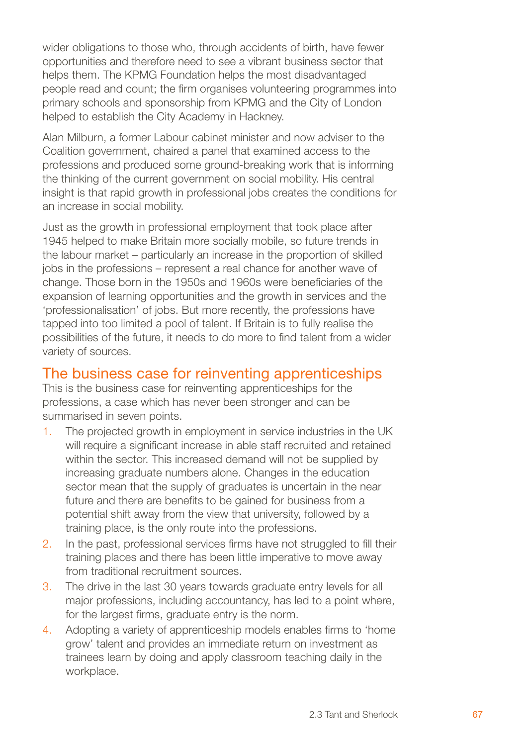wider obligations to those who, through accidents of birth, have fewer opportunities and therefore need to see a vibrant business sector that helps them. The KPMG Foundation helps the most disadvantaged people read and count; the firm organises volunteering programmes into primary schools and sponsorship from KPMG and the City of London helped to establish the City Academy in Hackney.

Alan Milburn, a former Labour cabinet minister and now adviser to the Coalition government, chaired a panel that examined access to the professions and produced some ground-breaking work that is informing the thinking of the current government on social mobility. His central insight is that rapid growth in professional jobs creates the conditions for an increase in social mobility.

Just as the growth in professional employment that took place after 1945 helped to make Britain more socially mobile, so future trends in the labour market – particularly an increase in the proportion of skilled jobs in the professions – represent a real chance for another wave of change. Those born in the 1950s and 1960s were beneficiaries of the expansion of learning opportunities and the growth in services and the 'professionalisation' of jobs. But more recently, the professions have tapped into too limited a pool of talent. If Britain is to fully realise the possibilities of the future, it needs to do more to find talent from a wider variety of sources.

## The business case for reinventing apprenticeships

This is the business case for reinventing apprenticeships for the professions, a case which has never been stronger and can be summarised in seven points.

1. The projected growth in employment in service industries in the UK will require a significant increase in able staff recruited and retained within the sector. This increased demand will not be supplied by increasing graduate numbers alone. Changes in the education sector mean that the supply of graduates is uncertain in the near future and there are benefits to be gained for business from a potential shift away from the view that university, followed by a training place, is the only route into the professions.
2. In the past, professional services firms have not struggled to fill their training places and there has been little imperative to move away from traditional recruitment sources.
3. The drive in the last 30 years towards graduate entry levels for all major professions, including accountancy, has led to a point where, for the largest firms, graduate entry is the norm.
4. Adopting a variety of apprenticeship models enables firms to 'home grow' talent and provides an immediate return on investment as trainees learn by doing and apply classroom teaching daily in the workplace.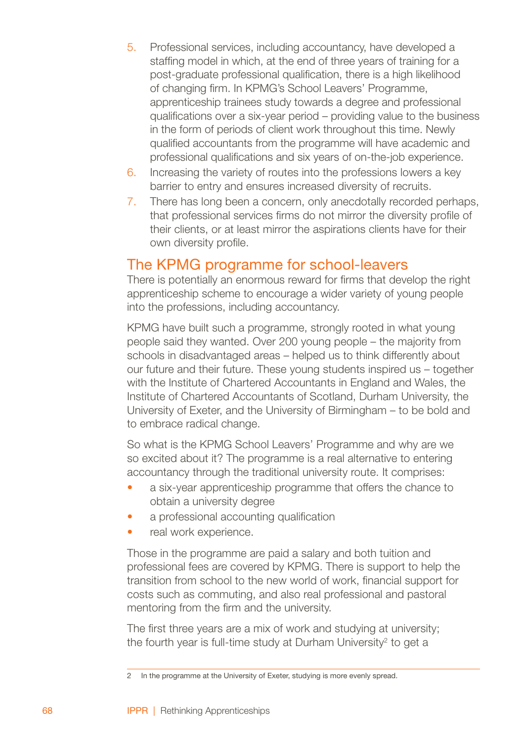5. Professional services, including accountancy, have developed a staffing model in which, at the end of three years of training for a post-graduate professional qualification, there is a high likelihood of changing firm. In KPMG's School Leavers' Programme, apprenticeship trainees study towards a degree and professional qualifications over a six-year period – providing value to the business in the form of periods of client work throughout this time. Newly qualified accountants from the programme will have academic and professional qualifications and six years of on-the-job experience.
6. Increasing the variety of routes into the professions lowers a key barrier to entry and ensures increased diversity of recruits.
7. There has long been a concern, only anecdotally recorded perhaps, that professional services firms do not mirror the diversity profile of their clients, or at least mirror the aspirations clients have for their own diversity profile.

## The KPMG programme for school-leavers

There is potentially an enormous reward for firms that develop the right apprenticeship scheme to encourage a wider variety of young people into the professions, including accountancy.

KPMG have built such a programme, strongly rooted in what young people said they wanted. Over 200 young people – the majority from schools in disadvantaged areas – helped us to think differently about our future and their future. These young students inspired us – together with the Institute of Chartered Accountants in England and Wales, the Institute of Chartered Accountants of Scotland, Durham University, the University of Exeter, and the University of Birmingham – to be bold and to embrace radical change.

So what is the KPMG School Leavers' Programme and why are we so excited about it? The programme is a real alternative to entering accountancy through the traditional university route. It comprises:

- a six-year apprenticeship programme that offers the chance to obtain a university degree
- a professional accounting qualification
- real work experience.

Those in the programme are paid a salary and both tuition and professional fees are covered by KPMG. There is support to help the transition from school to the new world of work, financial support for costs such as commuting, and also real professional and pastoral mentoring from the firm and the university.

The first three years are a mix of work and studying at university; the fourth year is full-time study at Durham University[2] to get a

2 In the programme at the University of Exeter, studying is more evenly spread.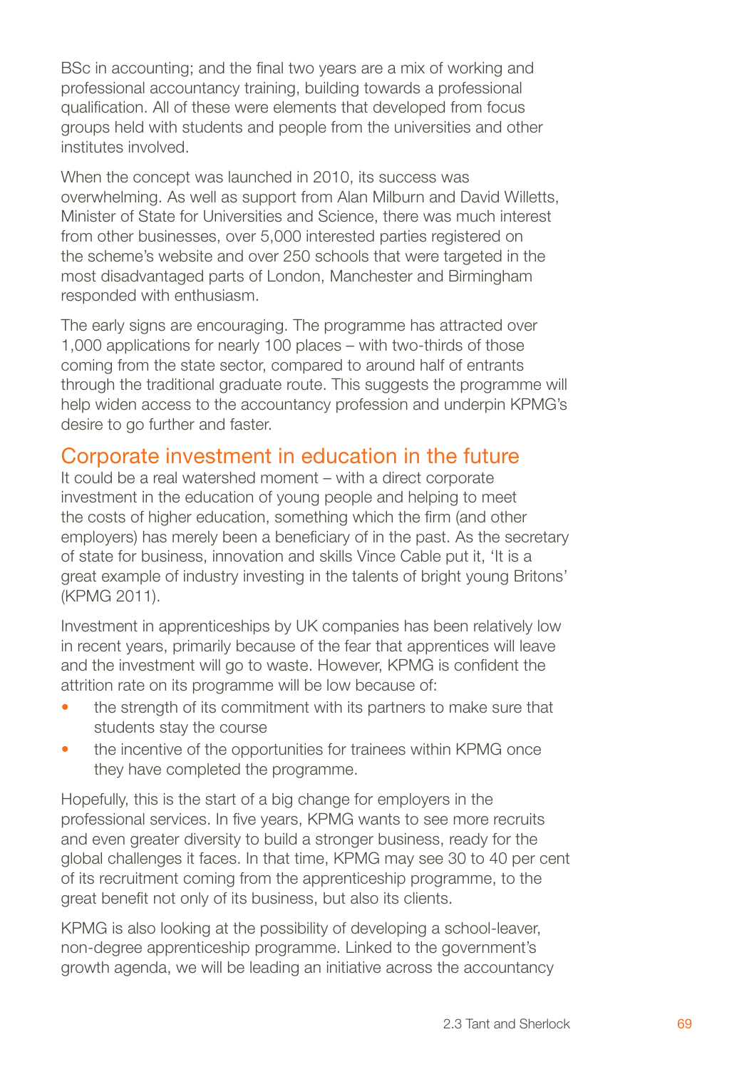BSc in accounting; and the final two years are a mix of working and professional accountancy training, building towards a professional qualification. All of these were elements that developed from focus groups held with students and people from the universities and other institutes involved.

When the concept was launched in 2010, its success was overwhelming. As well as support from Alan Milburn and David Willetts, Minister of State for Universities and Science, there was much interest from other businesses, over 5,000 interested parties registered on the scheme's website and over 250 schools that were targeted in the most disadvantaged parts of London, Manchester and Birmingham responded with enthusiasm.

The early signs are encouraging. The programme has attracted over 1,000 applications for nearly 100 places – with two-thirds of those coming from the state sector, compared to around half of entrants through the traditional graduate route. This suggests the programme will help widen access to the accountancy profession and underpin KPMG's desire to go further and faster.

## Corporate investment in education in the future

It could be a real watershed moment – with a direct corporate investment in the education of young people and helping to meet the costs of higher education, something which the firm (and other employers) has merely been a beneficiary of in the past. As the secretary of state for business, innovation and skills Vince Cable put it, 'It is a great example of industry investing in the talents of bright young Britons' (KPMG 2011).

Investment in apprenticeships by UK companies has been relatively low in recent years, primarily because of the fear that apprentices will leave and the investment will go to waste. However, KPMG is confident the attrition rate on its programme will be low because of:

- the strength of its commitment with its partners to make sure that students stay the course
- the incentive of the opportunities for trainees within KPMG once they have completed the programme.

Hopefully, this is the start of a big change for employers in the professional services. In five years, KPMG wants to see more recruits and even greater diversity to build a stronger business, ready for the global challenges it faces. In that time, KPMG may see 30 to 40 per cent of its recruitment coming from the apprenticeship programme, to the great benefit not only of its business, but also its clients.

KPMG is also looking at the possibility of developing a school-leaver, non-degree apprenticeship programme. Linked to the government's growth agenda, we will be leading an initiative across the accountancy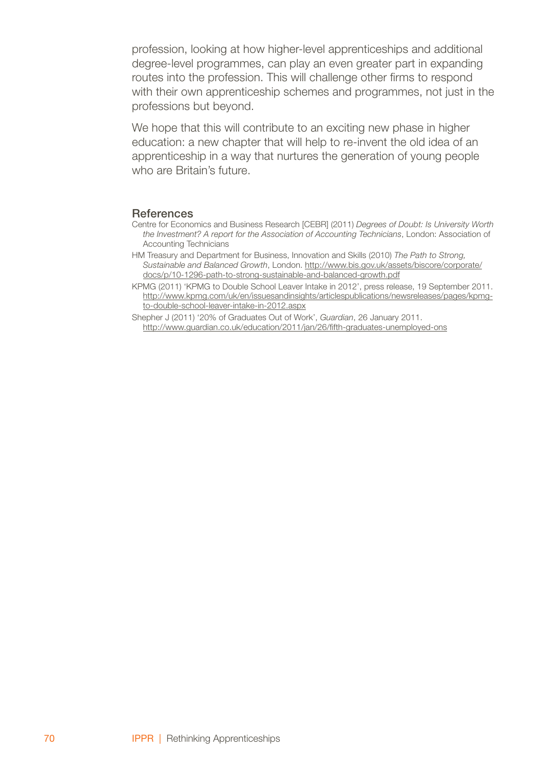profession, looking at how higher-level apprenticeships and additional degree-level programmes, can play an even greater part in expanding routes into the profession. This will challenge other firms to respond with their own apprenticeship schemes and programmes, not just in the professions but beyond.

We hope that this will contribute to an exciting new phase in higher education: a new chapter that will help to re-invent the old idea of an apprenticeship in a way that nurtures the generation of young people who are Britain's future.

## References

Centre for Economics and Business Research [CEBR] (2011) *Degrees of Doubt: Is University Worth the Investment? A report for the Association of Accounting Technicians*, London: Association of Accounting Technicians

HM Treasury and Department for Business, Innovation and Skills (2010) *The Path to Strong, Sustainable and Balanced Growth*, London. http://www.bis.gov.uk/assets/biscore/corporate/docs/p/10-1296-path-to-strong-sustainable-and-balanced-growth.pdf

KPMG (2011) 'KPMG to Double School Leaver Intake in 2012', press release, 19 September 2011. http://www.kpmg.com/uk/en/issuesandinsights/articlespublications/newsreleases/pages/kpmg-to-double-school-leaver-intake-in-2012.aspx

Shepher J (2011) '20% of Graduates Out of Work', *Guardian*, 26 January 2011. http://www.guardian.co.uk/education/2011/jan/26/fifth-graduates-unemployed-ons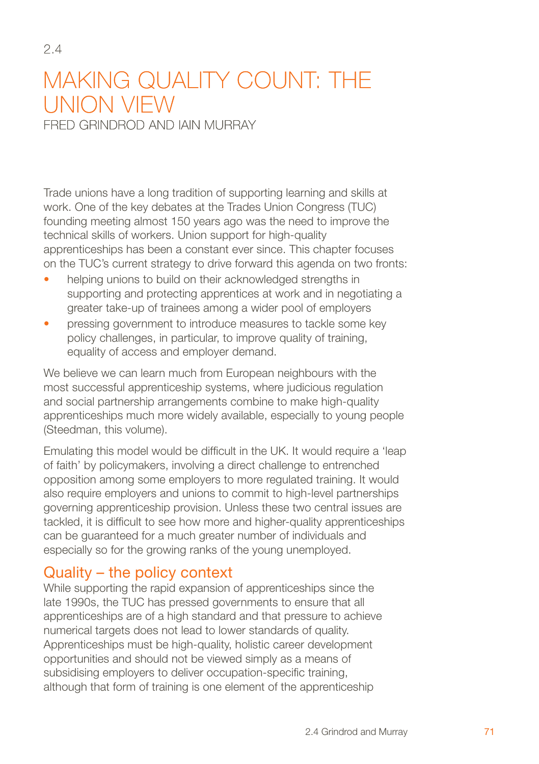2.4

# MAKING QUALITY COUNT: THE UNION VIEW

FRED GRINDROD AND IAIN MURRAY

Trade unions have a long tradition of supporting learning and skills at work. One of the key debates at the Trades Union Congress (TUC) founding meeting almost 150 years ago was the need to improve the technical skills of workers. Union support for high-quality apprenticeships has been a constant ever since. This chapter focuses on the TUC's current strategy to drive forward this agenda on two fronts:

- helping unions to build on their acknowledged strengths in supporting and protecting apprentices at work and in negotiating a greater take-up of trainees among a wider pool of employers
- pressing government to introduce measures to tackle some key policy challenges, in particular, to improve quality of training, equality of access and employer demand.

We believe we can learn much from European neighbours with the most successful apprenticeship systems, where judicious regulation and social partnership arrangements combine to make high-quality apprenticeships much more widely available, especially to young people (Steedman, this volume).

Emulating this model would be difficult in the UK. It would require a 'leap of faith' by policymakers, involving a direct challenge to entrenched opposition among some employers to more regulated training. It would also require employers and unions to commit to high-level partnerships governing apprenticeship provision. Unless these two central issues are tackled, it is difficult to see how more and higher-quality apprenticeships can be guaranteed for a much greater number of individuals and especially so for the growing ranks of the young unemployed.

## Quality – the policy context

While supporting the rapid expansion of apprenticeships since the late 1990s, the TUC has pressed governments to ensure that all apprenticeships are of a high standard and that pressure to achieve numerical targets does not lead to lower standards of quality. Apprenticeships must be high-quality, holistic career development opportunities and should not be viewed simply as a means of subsidising employers to deliver occupation-specific training, although that form of training is one element of the apprenticeship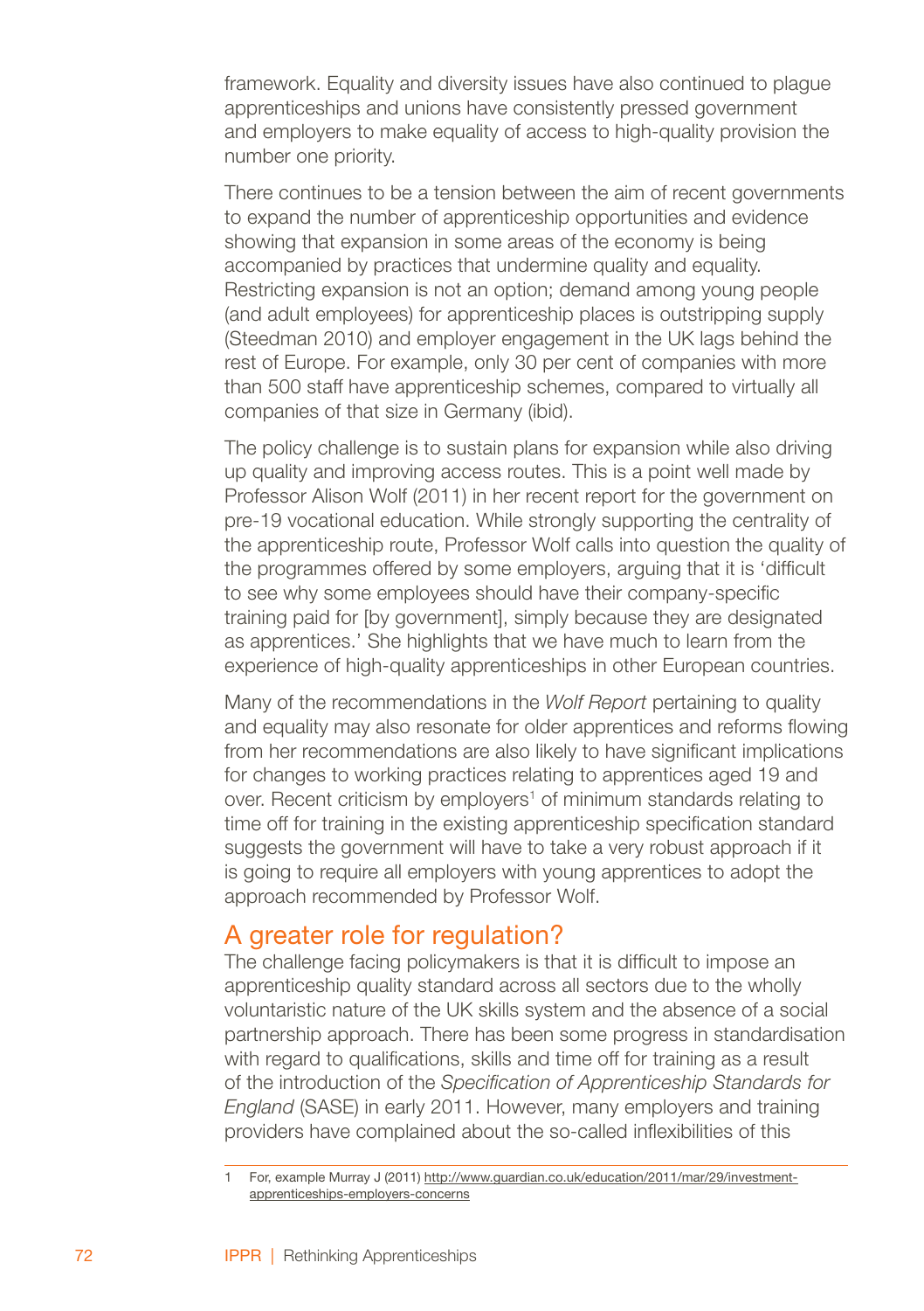framework. Equality and diversity issues have also continued to plague apprenticeships and unions have consistently pressed government and employers to make equality of access to high-quality provision the number one priority.

There continues to be a tension between the aim of recent governments to expand the number of apprenticeship opportunities and evidence showing that expansion in some areas of the economy is being accompanied by practices that undermine quality and equality. Restricting expansion is not an option; demand among young people (and adult employees) for apprenticeship places is outstripping supply (Steedman 2010) and employer engagement in the UK lags behind the rest of Europe. For example, only 30 per cent of companies with more than 500 staff have apprenticeship schemes, compared to virtually all companies of that size in Germany (ibid).

The policy challenge is to sustain plans for expansion while also driving up quality and improving access routes. This is a point well made by Professor Alison Wolf (2011) in her recent report for the government on pre-19 vocational education. While strongly supporting the centrality of the apprenticeship route, Professor Wolf calls into question the quality of the programmes offered by some employers, arguing that it is 'difficult to see why some employees should have their company-specific training paid for [by government], simply because they are designated as apprentices.' She highlights that we have much to learn from the experience of high-quality apprenticeships in other European countries.

Many of the recommendations in the *Wolf Report* pertaining to quality and equality may also resonate for older apprentices and reforms flowing from her recommendations are also likely to have significant implications for changes to working practices relating to apprentices aged 19 and over. Recent criticism by employers[1] of minimum standards relating to time off for training in the existing apprenticeship specification standard suggests the government will have to take a very robust approach if it is going to require all employers with young apprentices to adopt the approach recommended by Professor Wolf.

## A greater role for regulation?

The challenge facing policymakers is that it is difficult to impose an apprenticeship quality standard across all sectors due to the wholly voluntaristic nature of the UK skills system and the absence of a social partnership approach. There has been some progress in standardisation with regard to qualifications, skills and time off for training as a result of the introduction of the *Specification of Apprenticeship Standards for England* (SASE) in early 2011. However, many employers and training providers have complained about the so-called inflexibilities of this

1 For, example Murray J (2011) http://www.guardian.co.uk/education/2011/mar/29/investment-apprenticeships-employers-concerns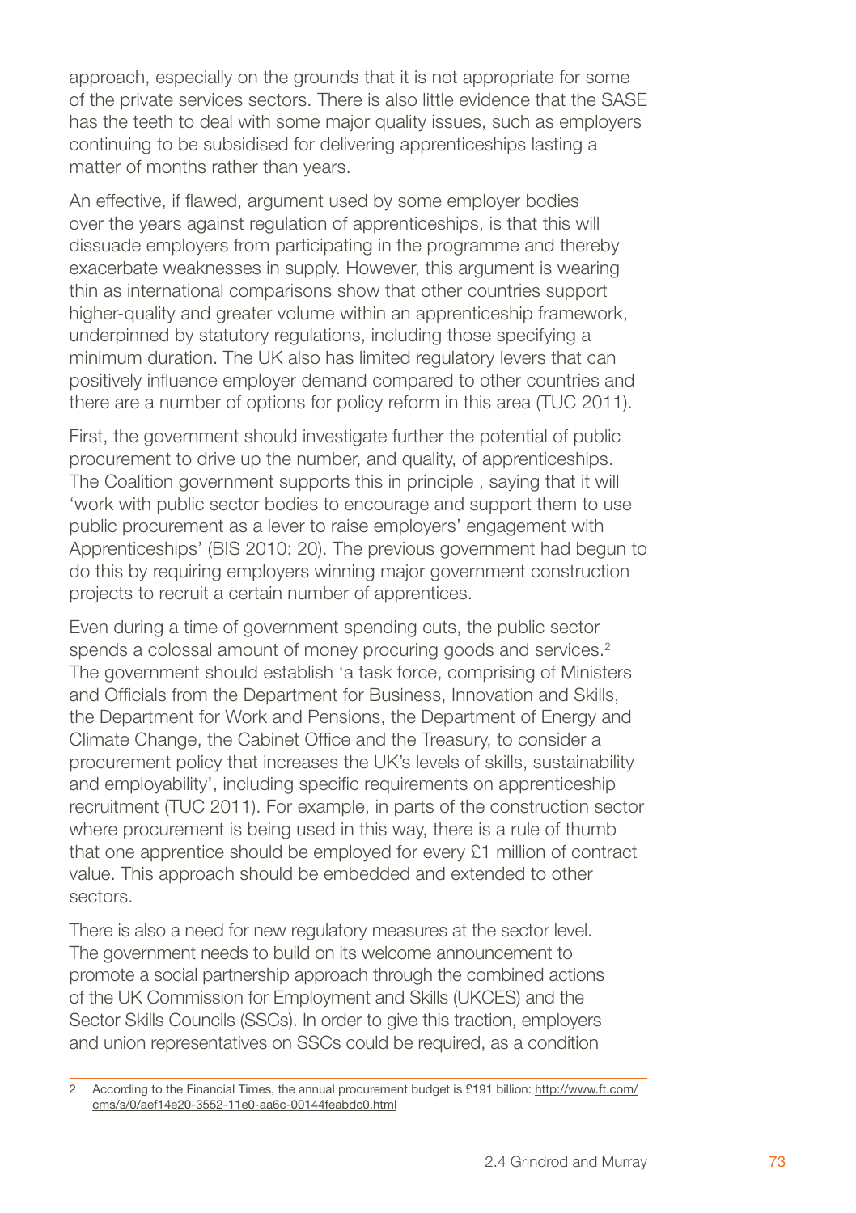approach, especially on the grounds that it is not appropriate for some of the private services sectors. There is also little evidence that the SASE has the teeth to deal with some major quality issues, such as employers continuing to be subsidised for delivering apprenticeships lasting a matter of months rather than years.

An effective, if flawed, argument used by some employer bodies over the years against regulation of apprenticeships, is that this will dissuade employers from participating in the programme and thereby exacerbate weaknesses in supply. However, this argument is wearing thin as international comparisons show that other countries support higher-quality and greater volume within an apprenticeship framework, underpinned by statutory regulations, including those specifying a minimum duration. The UK also has limited regulatory levers that can positively influence employer demand compared to other countries and there are a number of options for policy reform in this area (TUC 2011).

First, the government should investigate further the potential of public procurement to drive up the number, and quality, of apprenticeships. The Coalition government supports this in principle , saying that it will 'work with public sector bodies to encourage and support them to use public procurement as a lever to raise employers' engagement with Apprenticeships' (BIS 2010: 20). The previous government had begun to do this by requiring employers winning major government construction projects to recruit a certain number of apprentices.

Even during a time of government spending cuts, the public sector spends a colossal amount of money procuring goods and services.[2] The government should establish 'a task force, comprising of Ministers and Officials from the Department for Business, Innovation and Skills, the Department for Work and Pensions, the Department of Energy and Climate Change, the Cabinet Office and the Treasury, to consider a procurement policy that increases the UK's levels of skills, sustainability and employability', including specific requirements on apprenticeship recruitment (TUC 2011). For example, in parts of the construction sector where procurement is being used in this way, there is a rule of thumb that one apprentice should be employed for every £1 million of contract value. This approach should be embedded and extended to other sectors.

There is also a need for new regulatory measures at the sector level. The government needs to build on its welcome announcement to promote a social partnership approach through the combined actions of the UK Commission for Employment and Skills (UKCES) and the Sector Skills Councils (SSCs). In order to give this traction, employers and union representatives on SSCs could be required, as a condition

---

2 According to the Financial Times, the annual procurement budget is £191 billion: http://www.ft.com/cms/s/0/aef14e20-3552-11e0-aa6c-00144feabdc0.html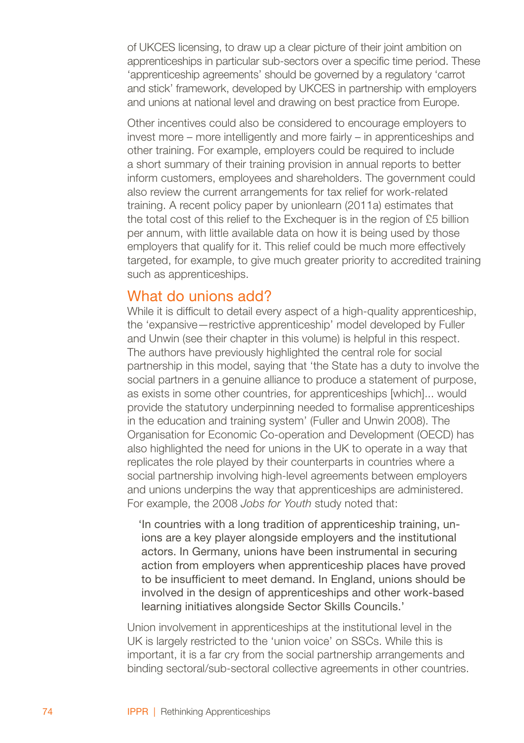of UKCES licensing, to draw up a clear picture of their joint ambition on apprenticeships in particular sub-sectors over a specific time period. These 'apprenticeship agreements' should be governed by a regulatory 'carrot and stick' framework, developed by UKCES in partnership with employers and unions at national level and drawing on best practice from Europe.

Other incentives could also be considered to encourage employers to invest more – more intelligently and more fairly – in apprenticeships and other training. For example, employers could be required to include a short summary of their training provision in annual reports to better inform customers, employees and shareholders. The government could also review the current arrangements for tax relief for work-related training. A recent policy paper by unionlearn (2011a) estimates that the total cost of this relief to the Exchequer is in the region of £5 billion per annum, with little available data on how it is being used by those employers that qualify for it. This relief could be much more effectively targeted, for example, to give much greater priority to accredited training such as apprenticeships.

## What do unions add?

While it is difficult to detail every aspect of a high-quality apprenticeship, the 'expansive—restrictive apprenticeship' model developed by Fuller and Unwin (see their chapter in this volume) is helpful in this respect. The authors have previously highlighted the central role for social partnership in this model, saying that 'the State has a duty to involve the social partners in a genuine alliance to produce a statement of purpose, as exists in some other countries, for apprenticeships [which]... would provide the statutory underpinning needed to formalise apprenticeships in the education and training system' (Fuller and Unwin 2008). The Organisation for Economic Co-operation and Development (OECD) has also highlighted the need for unions in the UK to operate in a way that replicates the role played by their counterparts in countries where a social partnership involving high-level agreements between employers and unions underpins the way that apprenticeships are administered. For example, the 2008 *Jobs for Youth* study noted that:

> 'In countries with a long tradition of apprenticeship training, unions are a key player alongside employers and the institutional actors. In Germany, unions have been instrumental in securing action from employers when apprenticeship places have proved to be insufficient to meet demand. In England, unions should be involved in the design of apprenticeships and other work-based learning initiatives alongside Sector Skills Councils.'

Union involvement in apprenticeships at the institutional level in the UK is largely restricted to the 'union voice' on SSCs. While this is important, it is a far cry from the social partnership arrangements and binding sectoral/sub-sectoral collective agreements in other countries.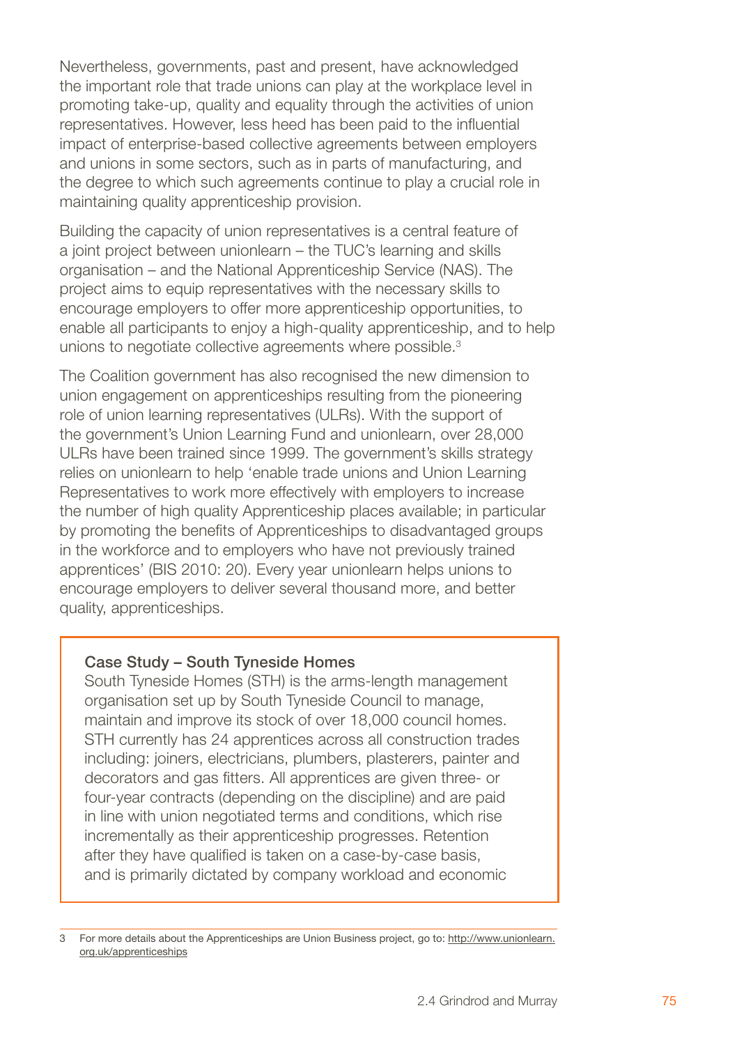Nevertheless, governments, past and present, have acknowledged the important role that trade unions can play at the workplace level in promoting take-up, quality and equality through the activities of union representatives. However, less heed has been paid to the influential impact of enterprise-based collective agreements between employers and unions in some sectors, such as in parts of manufacturing, and the degree to which such agreements continue to play a crucial role in maintaining quality apprenticeship provision.

Building the capacity of union representatives is a central feature of a joint project between unionlearn – the TUC's learning and skills organisation – and the National Apprenticeship Service (NAS). The project aims to equip representatives with the necessary skills to encourage employers to offer more apprenticeship opportunities, to enable all participants to enjoy a high-quality apprenticeship, and to help unions to negotiate collective agreements where possible.[3]

The Coalition government has also recognised the new dimension to union engagement on apprenticeships resulting from the pioneering role of union learning representatives (ULRs). With the support of the government's Union Learning Fund and unionlearn, over 28,000 ULRs have been trained since 1999. The government's skills strategy relies on unionlearn to help 'enable trade unions and Union Learning Representatives to work more effectively with employers to increase the number of high quality Apprenticeship places available; in particular by promoting the benefits of Apprenticeships to disadvantaged groups in the workforce and to employers who have not previously trained apprentices' (BIS 2010: 20). Every year unionlearn helps unions to encourage employers to deliver several thousand more, and better quality, apprenticeships.

> **Case Study – South Tyneside Homes**
>
> South Tyneside Homes (STH) is the arms-length management organisation set up by South Tyneside Council to manage, maintain and improve its stock of over 18,000 council homes. STH currently has 24 apprentices across all construction trades including: joiners, electricians, plumbers, plasterers, painter and decorators and gas fitters. All apprentices are given three- or four-year contracts (depending on the discipline) and are paid in line with union negotiated terms and conditions, which rise incrementally as their apprenticeship progresses. Retention after they have qualified is taken on a case-by-case basis, and is primarily dictated by company workload and economic

3 For more details about the Apprenticeships are Union Business project, go to: http://www.unionlearn.org.uk/apprenticeships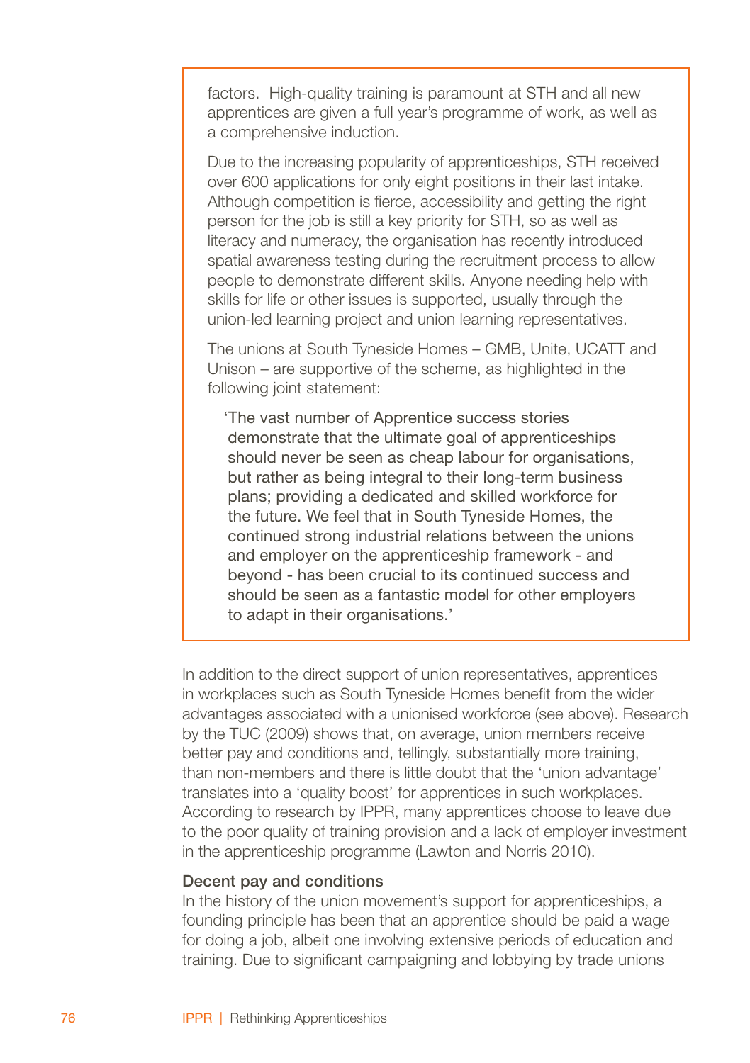factors. High-quality training is paramount at STH and all new apprentices are given a full year's programme of work, as well as a comprehensive induction.

Due to the increasing popularity of apprenticeships, STH received over 600 applications for only eight positions in their last intake. Although competition is fierce, accessibility and getting the right person for the job is still a key priority for STH, so as well as literacy and numeracy, the organisation has recently introduced spatial awareness testing during the recruitment process to allow people to demonstrate different skills. Anyone needing help with skills for life or other issues is supported, usually through the union-led learning project and union learning representatives.

The unions at South Tyneside Homes – GMB, Unite, UCATT and Unison – are supportive of the scheme, as highlighted in the following joint statement:

> 'The vast number of Apprentice success stories demonstrate that the ultimate goal of apprenticeships should never be seen as cheap labour for organisations, but rather as being integral to their long-term business plans; providing a dedicated and skilled workforce for the future. We feel that in South Tyneside Homes, the continued strong industrial relations between the unions and employer on the apprenticeship framework - and beyond - has been crucial to its continued success and should be seen as a fantastic model for other employers to adapt in their organisations.'

In addition to the direct support of union representatives, apprentices in workplaces such as South Tyneside Homes benefit from the wider advantages associated with a unionised workforce (see above). Research by the TUC (2009) shows that, on average, union members receive better pay and conditions and, tellingly, substantially more training, than non-members and there is little doubt that the 'union advantage' translates into a 'quality boost' for apprentices in such workplaces. According to research by IPPR, many apprentices choose to leave due to the poor quality of training provision and a lack of employer investment in the apprenticeship programme (Lawton and Norris 2010).

### Decent pay and conditions

In the history of the union movement's support for apprenticeships, a founding principle has been that an apprentice should be paid a wage for doing a job, albeit one involving extensive periods of education and training. Due to significant campaigning and lobbying by trade unions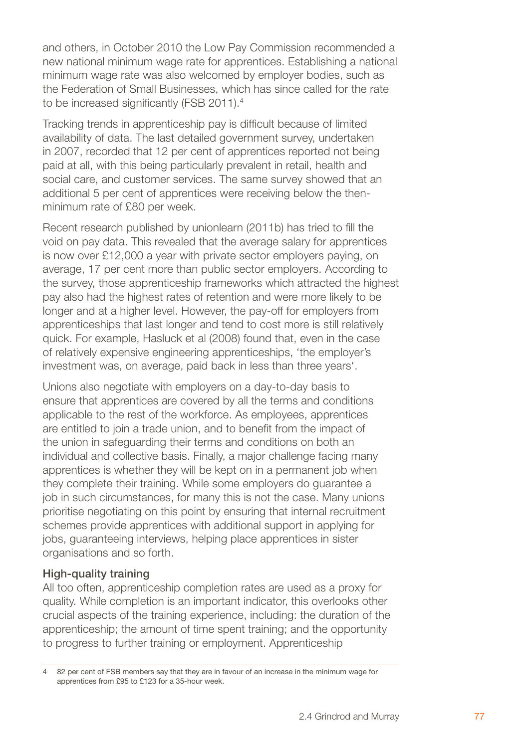and others, in October 2010 the Low Pay Commission recommended a new national minimum wage rate for apprentices. Establishing a national minimum wage rate was also welcomed by employer bodies, such as the Federation of Small Businesses, which has since called for the rate to be increased significantly (FSB 2011).[4]

Tracking trends in apprenticeship pay is difficult because of limited availability of data. The last detailed government survey, undertaken in 2007, recorded that 12 per cent of apprentices reported not being paid at all, with this being particularly prevalent in retail, health and social care, and customer services. The same survey showed that an additional 5 per cent of apprentices were receiving below the then-minimum rate of £80 per week.

Recent research published by unionlearn (2011b) has tried to fill the void on pay data. This revealed that the average salary for apprentices is now over £12,000 a year with private sector employers paying, on average, 17 per cent more than public sector employers. According to the survey, those apprenticeship frameworks which attracted the highest pay also had the highest rates of retention and were more likely to be longer and at a higher level. However, the pay-off for employers from apprenticeships that last longer and tend to cost more is still relatively quick. For example, Hasluck et al (2008) found that, even in the case of relatively expensive engineering apprenticeships, 'the employer's investment was, on average, paid back in less than three years'.

Unions also negotiate with employers on a day-to-day basis to ensure that apprentices are covered by all the terms and conditions applicable to the rest of the workforce. As employees, apprentices are entitled to join a trade union, and to benefit from the impact of the union in safeguarding their terms and conditions on both an individual and collective basis. Finally, a major challenge facing many apprentices is whether they will be kept on in a permanent job when they complete their training. While some employers do guarantee a job in such circumstances, for many this is not the case. Many unions prioritise negotiating on this point by ensuring that internal recruitment schemes provide apprentices with additional support in applying for jobs, guaranteeing interviews, helping place apprentices in sister organisations and so forth.

### High-quality training

All too often, apprenticeship completion rates are used as a proxy for quality. While completion is an important indicator, this overlooks other crucial aspects of the training experience, including: the duration of the apprenticeship; the amount of time spent training; and the opportunity to progress to further training or employment. Apprenticeship

---

4 82 per cent of FSB members say that they are in favour of an increase in the minimum wage for apprentices from £95 to £123 for a 35-hour week.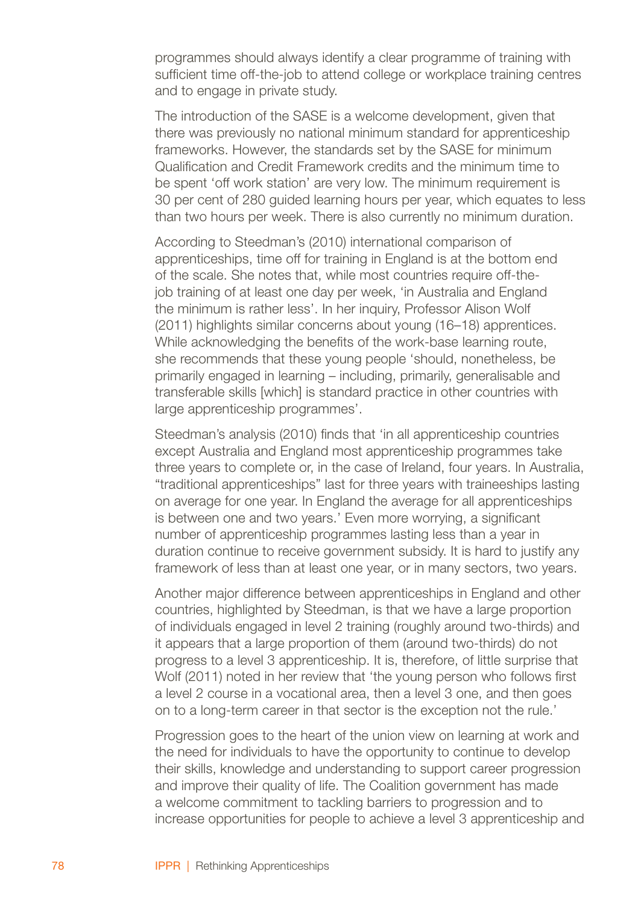programmes should always identify a clear programme of training with sufficient time off-the-job to attend college or workplace training centres and to engage in private study.

The introduction of the SASE is a welcome development, given that there was previously no national minimum standard for apprenticeship frameworks. However, the standards set by the SASE for minimum Qualification and Credit Framework credits and the minimum time to be spent 'off work station' are very low. The minimum requirement is 30 per cent of 280 guided learning hours per year, which equates to less than two hours per week. There is also currently no minimum duration.

According to Steedman's (2010) international comparison of apprenticeships, time off for training in England is at the bottom end of the scale. She notes that, while most countries require off-the-job training of at least one day per week, 'in Australia and England the minimum is rather less'. In her inquiry, Professor Alison Wolf (2011) highlights similar concerns about young (16–18) apprentices. While acknowledging the benefits of the work-base learning route, she recommends that these young people 'should, nonetheless, be primarily engaged in learning – including, primarily, generalisable and transferable skills [which] is standard practice in other countries with large apprenticeship programmes'.

Steedman's analysis (2010) finds that 'in all apprenticeship countries except Australia and England most apprenticeship programmes take three years to complete or, in the case of Ireland, four years. In Australia, "traditional apprenticeships" last for three years with traineeships lasting on average for one year. In England the average for all apprenticeships is between one and two years.' Even more worrying, a significant number of apprenticeship programmes lasting less than a year in duration continue to receive government subsidy. It is hard to justify any framework of less than at least one year, or in many sectors, two years.

Another major difference between apprenticeships in England and other countries, highlighted by Steedman, is that we have a large proportion of individuals engaged in level 2 training (roughly around two-thirds) and it appears that a large proportion of them (around two-thirds) do not progress to a level 3 apprenticeship. It is, therefore, of little surprise that Wolf (2011) noted in her review that 'the young person who follows first a level 2 course in a vocational area, then a level 3 one, and then goes on to a long-term career in that sector is the exception not the rule.'

Progression goes to the heart of the union view on learning at work and the need for individuals to have the opportunity to continue to develop their skills, knowledge and understanding to support career progression and improve their quality of life. The Coalition government has made a welcome commitment to tackling barriers to progression and to increase opportunities for people to achieve a level 3 apprenticeship and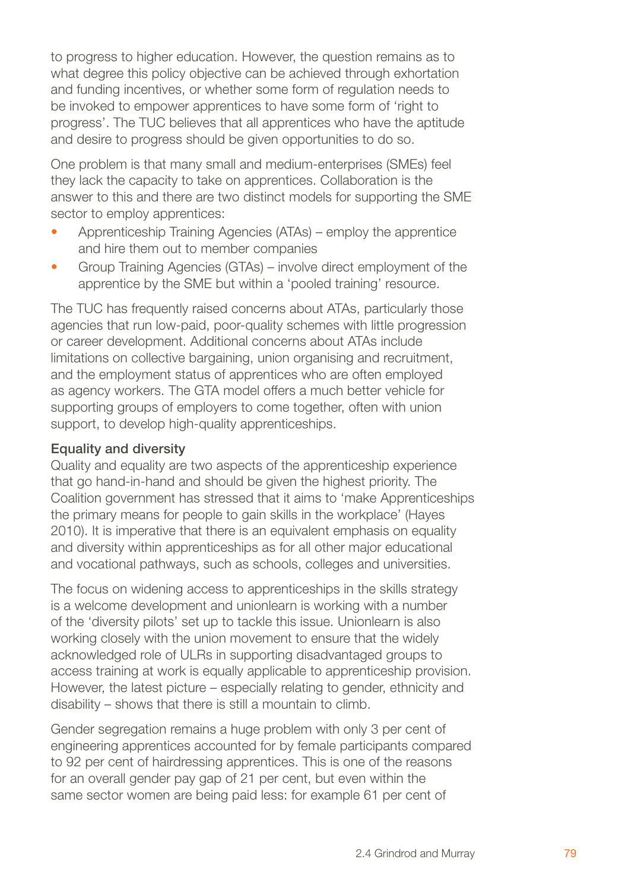to progress to higher education. However, the question remains as to what degree this policy objective can be achieved through exhortation and funding incentives, or whether some form of regulation needs to be invoked to empower apprentices to have some form of 'right to progress'. The TUC believes that all apprentices who have the aptitude and desire to progress should be given opportunities to do so.

One problem is that many small and medium-enterprises (SMEs) feel they lack the capacity to take on apprentices. Collaboration is the answer to this and there are two distinct models for supporting the SME sector to employ apprentices:

- Apprenticeship Training Agencies (ATAs) – employ the apprentice and hire them out to member companies
- Group Training Agencies (GTAs) – involve direct employment of the apprentice by the SME but within a 'pooled training' resource.

The TUC has frequently raised concerns about ATAs, particularly those agencies that run low-paid, poor-quality schemes with little progression or career development. Additional concerns about ATAs include limitations on collective bargaining, union organising and recruitment, and the employment status of apprentices who are often employed as agency workers. The GTA model offers a much better vehicle for supporting groups of employers to come together, often with union support, to develop high-quality apprenticeships.

### Equality and diversity

Quality and equality are two aspects of the apprenticeship experience that go hand-in-hand and should be given the highest priority. The Coalition government has stressed that it aims to 'make Apprenticeships the primary means for people to gain skills in the workplace' (Hayes 2010). It is imperative that there is an equivalent emphasis on equality and diversity within apprenticeships as for all other major educational and vocational pathways, such as schools, colleges and universities.

The focus on widening access to apprenticeships in the skills strategy is a welcome development and unionlearn is working with a number of the 'diversity pilots' set up to tackle this issue. Unionlearn is also working closely with the union movement to ensure that the widely acknowledged role of ULRs in supporting disadvantaged groups to access training at work is equally applicable to apprenticeship provision. However, the latest picture – especially relating to gender, ethnicity and disability – shows that there is still a mountain to climb.

Gender segregation remains a huge problem with only 3 per cent of engineering apprentices accounted for by female participants compared to 92 per cent of hairdressing apprentices. This is one of the reasons for an overall gender pay gap of 21 per cent, but even within the same sector women are being paid less: for example 61 per cent of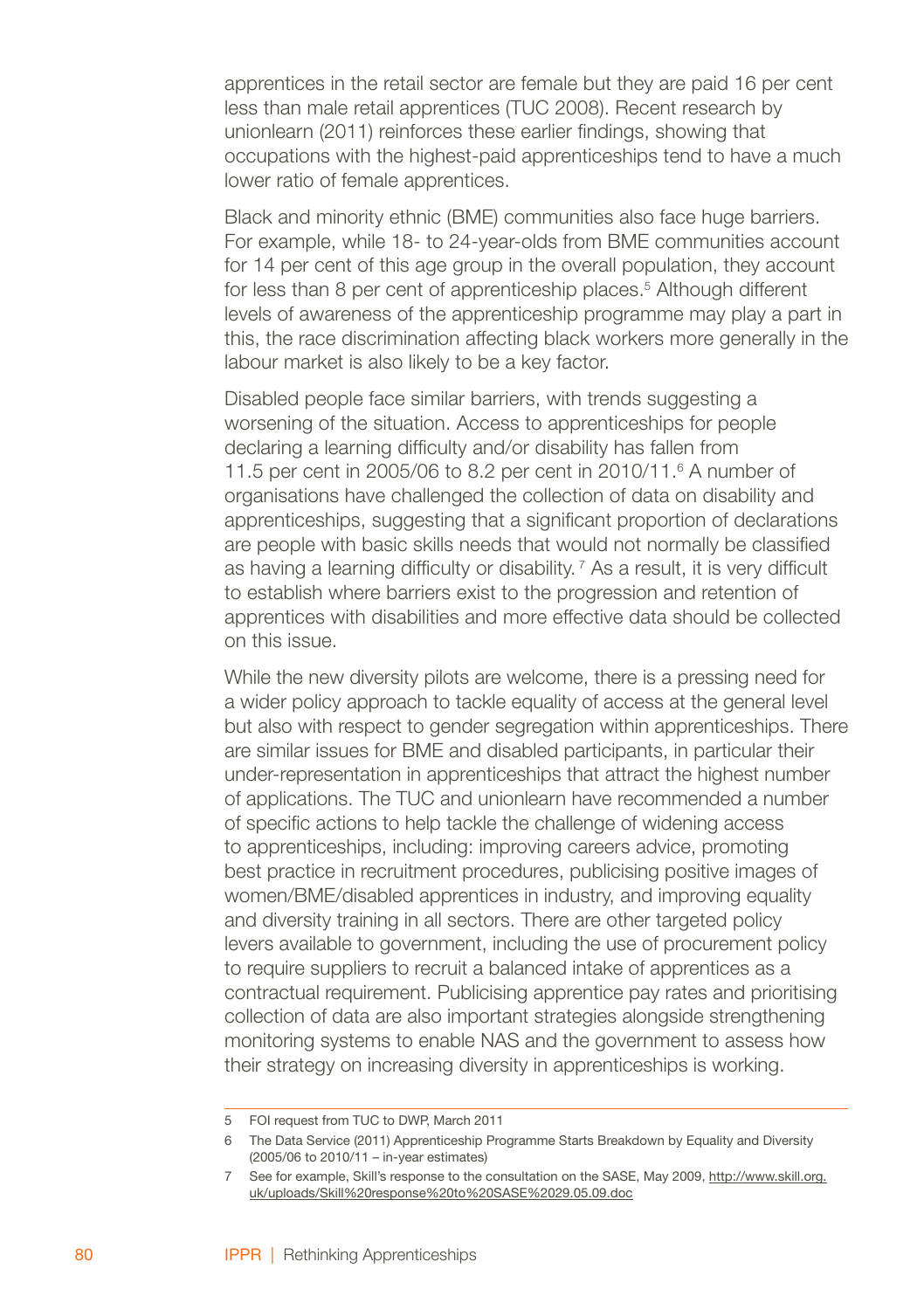apprentices in the retail sector are female but they are paid 16 per cent less than male retail apprentices (TUC 2008). Recent research by unionlearn (2011) reinforces these earlier findings, showing that occupations with the highest-paid apprenticeships tend to have a much lower ratio of female apprentices.

Black and minority ethnic (BME) communities also face huge barriers. For example, while 18- to 24-year-olds from BME communities account for 14 per cent of this age group in the overall population, they account for less than 8 per cent of apprenticeship places.[5] Although different levels of awareness of the apprenticeship programme may play a part in this, the race discrimination affecting black workers more generally in the labour market is also likely to be a key factor.

Disabled people face similar barriers, with trends suggesting a worsening of the situation. Access to apprenticeships for people declaring a learning difficulty and/or disability has fallen from 11.5 per cent in 2005/06 to 8.2 per cent in 2010/11.[6] A number of organisations have challenged the collection of data on disability and apprenticeships, suggesting that a significant proportion of declarations are people with basic skills needs that would not normally be classified as having a learning difficulty or disability.[7] As a result, it is very difficult to establish where barriers exist to the progression and retention of apprentices with disabilities and more effective data should be collected on this issue.

While the new diversity pilots are welcome, there is a pressing need for a wider policy approach to tackle equality of access at the general level but also with respect to gender segregation within apprenticeships. There are similar issues for BME and disabled participants, in particular their under-representation in apprenticeships that attract the highest number of applications. The TUC and unionlearn have recommended a number of specific actions to help tackle the challenge of widening access to apprenticeships, including: improving careers advice, promoting best practice in recruitment procedures, publicising positive images of women/BME/disabled apprentices in industry, and improving equality and diversity training in all sectors. There are other targeted policy levers available to government, including the use of procurement policy to require suppliers to recruit a balanced intake of apprentices as a contractual requirement. Publicising apprentice pay rates and prioritising collection of data are also important strategies alongside strengthening monitoring systems to enable NAS and the government to assess how their strategy on increasing diversity in apprenticeships is working.

---

5 FOI request from TUC to DWP, March 2011

6 The Data Service (2011) Apprenticeship Programme Starts Breakdown by Equality and Diversity (2005/06 to 2010/11 – in-year estimates)

7 See for example, Skill's response to the consultation on the SASE, May 2009, http://www.skill.org.uk/uploads/Skill%20response%20to%20SASE%2029.05.09.doc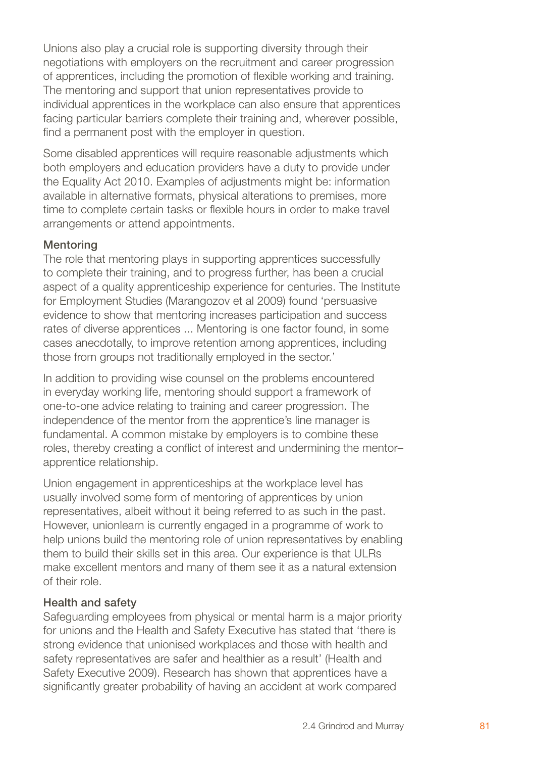Unions also play a crucial role is supporting diversity through their negotiations with employers on the recruitment and career progression of apprentices, including the promotion of flexible working and training. The mentoring and support that union representatives provide to individual apprentices in the workplace can also ensure that apprentices facing particular barriers complete their training and, wherever possible, find a permanent post with the employer in question.

Some disabled apprentices will require reasonable adjustments which both employers and education providers have a duty to provide under the Equality Act 2010. Examples of adjustments might be: information available in alternative formats, physical alterations to premises, more time to complete certain tasks or flexible hours in order to make travel arrangements or attend appointments.

#### Mentoring

The role that mentoring plays in supporting apprentices successfully to complete their training, and to progress further, has been a crucial aspect of a quality apprenticeship experience for centuries. The Institute for Employment Studies (Marangozov et al 2009) found 'persuasive evidence to show that mentoring increases participation and success rates of diverse apprentices ... Mentoring is one factor found, in some cases anecdotally, to improve retention among apprentices, including those from groups not traditionally employed in the sector.'

In addition to providing wise counsel on the problems encountered in everyday working life, mentoring should support a framework of one-to-one advice relating to training and career progression. The independence of the mentor from the apprentice's line manager is fundamental. A common mistake by employers is to combine these roles, thereby creating a conflict of interest and undermining the mentor–apprentice relationship.

Union engagement in apprenticeships at the workplace level has usually involved some form of mentoring of apprentices by union representatives, albeit without it being referred to as such in the past. However, unionlearn is currently engaged in a programme of work to help unions build the mentoring role of union representatives by enabling them to build their skills set in this area. Our experience is that ULRs make excellent mentors and many of them see it as a natural extension of their role.

#### Health and safety

Safeguarding employees from physical or mental harm is a major priority for unions and the Health and Safety Executive has stated that 'there is strong evidence that unionised workplaces and those with health and safety representatives are safer and healthier as a result' (Health and Safety Executive 2009). Research has shown that apprentices have a significantly greater probability of having an accident at work compared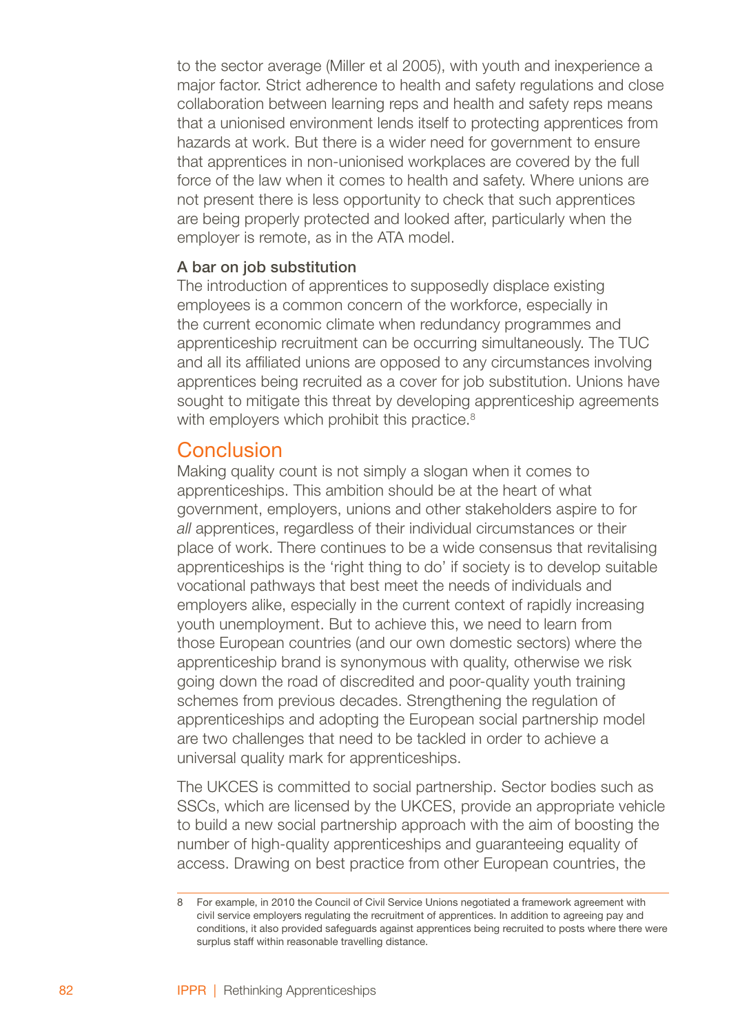to the sector average (Miller et al 2005), with youth and inexperience a major factor. Strict adherence to health and safety regulations and close collaboration between learning reps and health and safety reps means that a unionised environment lends itself to protecting apprentices from hazards at work. But there is a wider need for government to ensure that apprentices in non-unionised workplaces are covered by the full force of the law when it comes to health and safety. Where unions are not present there is less opportunity to check that such apprentices are being properly protected and looked after, particularly when the employer is remote, as in the ATA model.

### A bar on job substitution

The introduction of apprentices to supposedly displace existing employees is a common concern of the workforce, especially in the current economic climate when redundancy programmes and apprenticeship recruitment can be occurring simultaneously. The TUC and all its affiliated unions are opposed to any circumstances involving apprentices being recruited as a cover for job substitution. Unions have sought to mitigate this threat by developing apprenticeship agreements with employers which prohibit this practice.[8]

## Conclusion

Making quality count is not simply a slogan when it comes to apprenticeships. This ambition should be at the heart of what government, employers, unions and other stakeholders aspire to for *all* apprentices, regardless of their individual circumstances or their place of work. There continues to be a wide consensus that revitalising apprenticeships is the 'right thing to do' if society is to develop suitable vocational pathways that best meet the needs of individuals and employers alike, especially in the current context of rapidly increasing youth unemployment. But to achieve this, we need to learn from those European countries (and our own domestic sectors) where the apprenticeship brand is synonymous with quality, otherwise we risk going down the road of discredited and poor-quality youth training schemes from previous decades. Strengthening the regulation of apprenticeships and adopting the European social partnership model are two challenges that need to be tackled in order to achieve a universal quality mark for apprenticeships.

The UKCES is committed to social partnership. Sector bodies such as SSCs, which are licensed by the UKCES, provide an appropriate vehicle to build a new social partnership approach with the aim of boosting the number of high-quality apprenticeships and guaranteeing equality of access. Drawing on best practice from other European countries, the

---

8 For example, in 2010 the Council of Civil Service Unions negotiated a framework agreement with civil service employers regulating the recruitment of apprentices. In addition to agreeing pay and conditions, it also provided safeguards against apprentices being recruited to posts where there were surplus staff within reasonable travelling distance.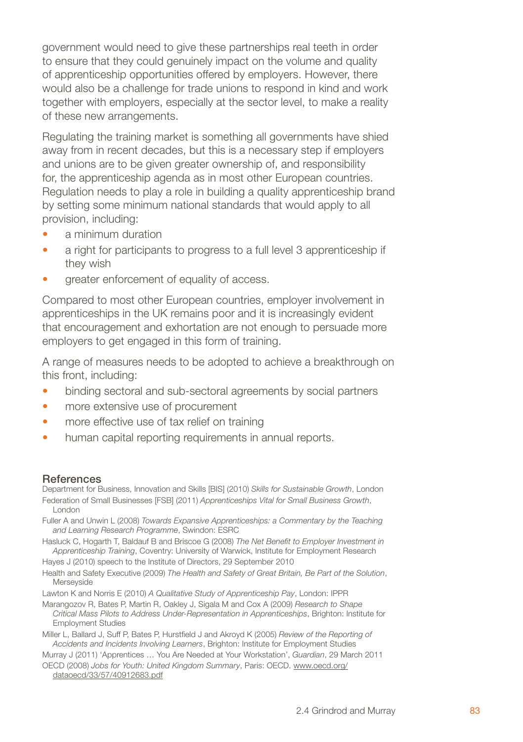government would need to give these partnerships real teeth in order to ensure that they could genuinely impact on the volume and quality of apprenticeship opportunities offered by employers. However, there would also be a challenge for trade unions to respond in kind and work together with employers, especially at the sector level, to make a reality of these new arrangements.

Regulating the training market is something all governments have shied away from in recent decades, but this is a necessary step if employers and unions are to be given greater ownership of, and responsibility for, the apprenticeship agenda as in most other European countries. Regulation needs to play a role in building a quality apprenticeship brand by setting some minimum national standards that would apply to all provision, including:

- a minimum duration
- a right for participants to progress to a full level 3 apprenticeship if they wish
- greater enforcement of equality of access.

Compared to most other European countries, employer involvement in apprenticeships in the UK remains poor and it is increasingly evident that encouragement and exhortation are not enough to persuade more employers to get engaged in this form of training.

A range of measures needs to be adopted to achieve a breakthrough on this front, including:

- binding sectoral and sub-sectoral agreements by social partners
- more extensive use of procurement
- more effective use of tax relief on training
- human capital reporting requirements in annual reports.

## References

Department for Business, Innovation and Skills [BIS] (2010) *Skills for Sustainable Growth*, London

Federation of Small Businesses [FSB] (2011) *Apprenticeships Vital for Small Business Growth*, London

Fuller A and Unwin L (2008) *Towards Expansive Apprenticeships: a Commentary by the Teaching and Learning Research Programme*, Swindon: ESRC

Hasluck C, Hogarth T, Baldauf B and Briscoe G (2008) *The Net Benefit to Employer Investment in Apprenticeship Training*, Coventry: University of Warwick, Institute for Employment Research

Hayes J (2010) speech to the Institute of Directors, 29 September 2010

Health and Safety Executive (2009) *The Health and Safety of Great Britain, Be Part of the Solution*, Merseyside

Lawton K and Norris E (2010) *A Qualitative Study of Apprenticeship Pay*, London: IPPR

Marangozov R, Bates P, Martin R, Oakley J, Sigala M and Cox A (2009) *Research to Shape Critical Mass Pilots to Address Under-Representation in Apprenticeships*, Brighton: Institute for Employment Studies

Miller L, Ballard J, Suff P, Bates P, Hurstfield J and Akroyd K (2005) *Review of the Reporting of Accidents and Incidents Involving Learners*, Brighton: Institute for Employment Studies

Murray J (2011) 'Apprentices … You Are Needed at Your Workstation', *Guardian*, 29 March 2011

OECD (2008) *Jobs for Youth: United Kingdom Summary*, Paris: OECD. www.oecd.org/dataoecd/33/57/40912683.pdf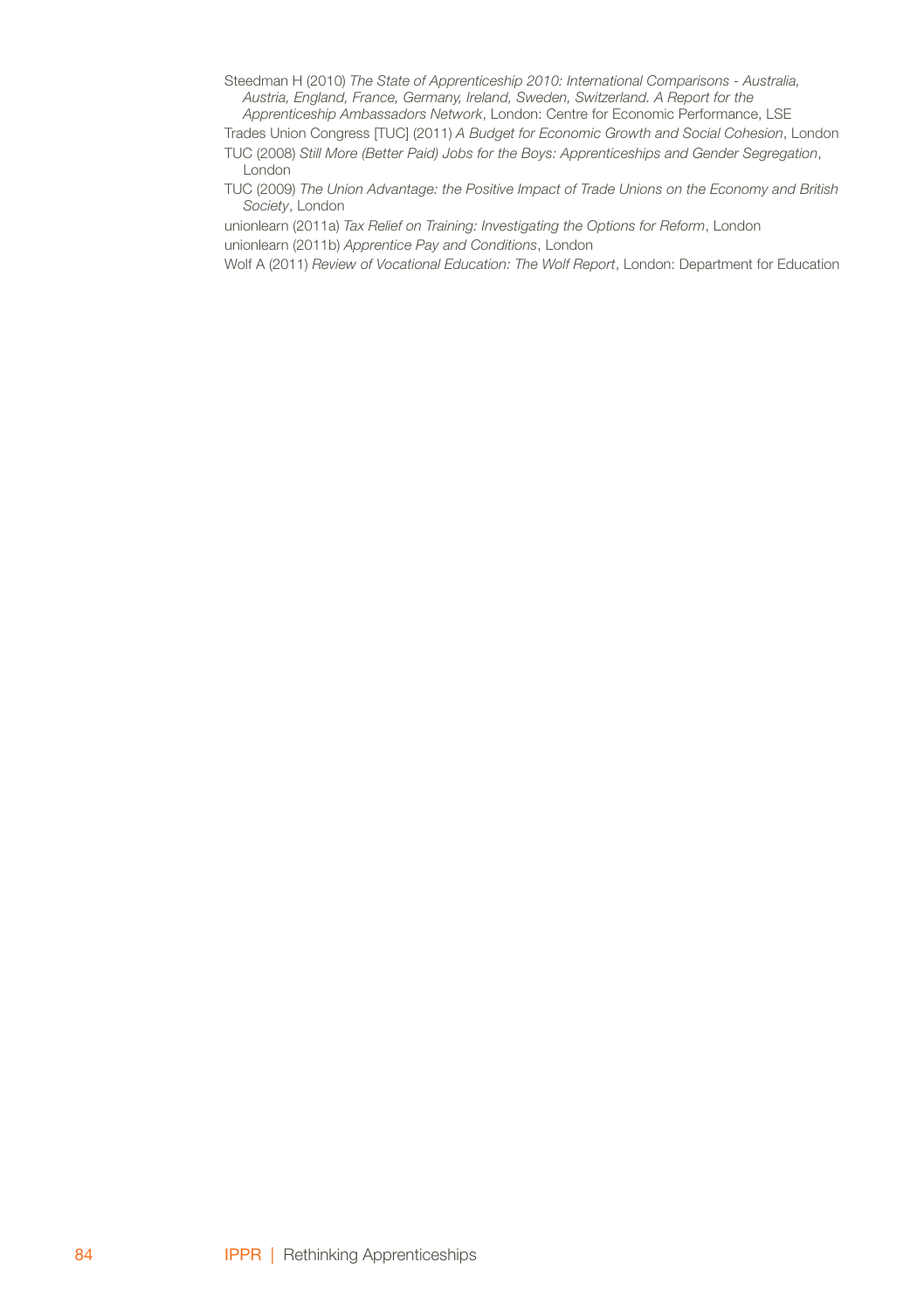Steedman H (2010) *The State of Apprenticeship 2010: International Comparisons - Australia, Austria, England, France, Germany, Ireland, Sweden, Switzerland. A Report for the Apprenticeship Ambassadors Network*, London: Centre for Economic Performance, LSE

Trades Union Congress [TUC] (2011) *A Budget for Economic Growth and Social Cohesion*, London

TUC (2008) *Still More (Better Paid) Jobs for the Boys: Apprenticeships and Gender Segregation*, London

TUC (2009) *The Union Advantage: the Positive Impact of Trade Unions on the Economy and British Society*, London

unionlearn (2011a) *Tax Relief on Training: Investigating the Options for Reform*, London

unionlearn (2011b) *Apprentice Pay and Conditions*, London

Wolf A (2011) *Review of Vocational Education: The Wolf Report*, London: Department for Education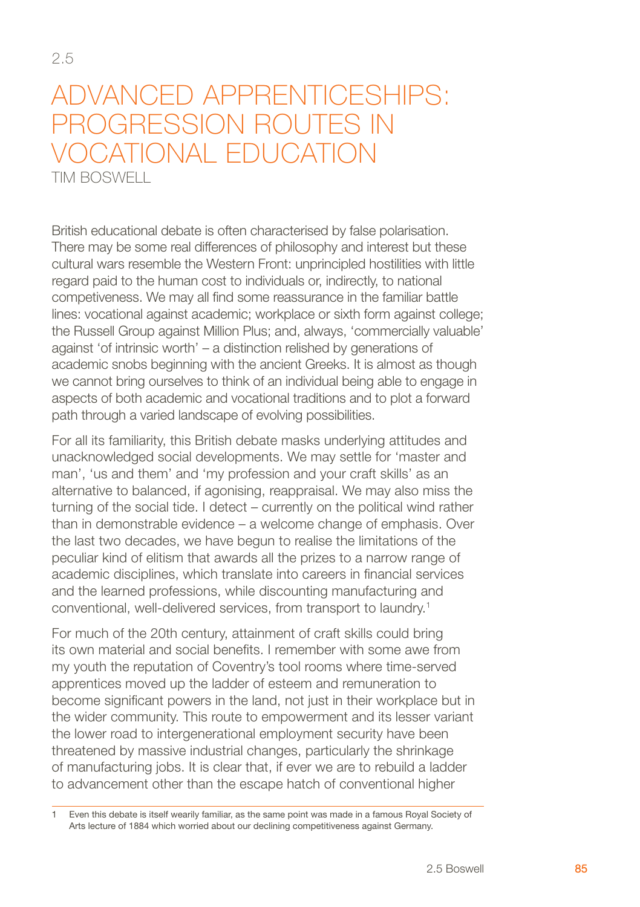2.5

# ADVANCED APPRENTICESHIPS: PROGRESSION ROUTES IN VOCATIONAL EDUCATION

TIM BOSWELL

British educational debate is often characterised by false polarisation. There may be some real differences of philosophy and interest but these cultural wars resemble the Western Front: unprincipled hostilities with little regard paid to the human cost to individuals or, indirectly, to national competiveness. We may all find some reassurance in the familiar battle lines: vocational against academic; workplace or sixth form against college; the Russell Group against Million Plus; and, always, 'commercially valuable' against 'of intrinsic worth' – a distinction relished by generations of academic snobs beginning with the ancient Greeks. It is almost as though we cannot bring ourselves to think of an individual being able to engage in aspects of both academic and vocational traditions and to plot a forward path through a varied landscape of evolving possibilities.

For all its familiarity, this British debate masks underlying attitudes and unacknowledged social developments. We may settle for 'master and man', 'us and them' and 'my profession and your craft skills' as an alternative to balanced, if agonising, reappraisal. We may also miss the turning of the social tide. I detect – currently on the political wind rather than in demonstrable evidence – a welcome change of emphasis. Over the last two decades, we have begun to realise the limitations of the peculiar kind of elitism that awards all the prizes to a narrow range of academic disciplines, which translate into careers in financial services and the learned professions, while discounting manufacturing and conventional, well-delivered services, from transport to laundry.[1]

For much of the 20th century, attainment of craft skills could bring its own material and social benefits. I remember with some awe from my youth the reputation of Coventry's tool rooms where time-served apprentices moved up the ladder of esteem and remuneration to become significant powers in the land, not just in their workplace but in the wider community. This route to empowerment and its lesser variant the lower road to intergenerational employment security have been threatened by massive industrial changes, particularly the shrinkage of manufacturing jobs. It is clear that, if ever we are to rebuild a ladder to advancement other than the escape hatch of conventional higher

1 Even this debate is itself wearily familiar, as the same point was made in a famous Royal Society of Arts lecture of 1884 which worried about our declining competitiveness against Germany.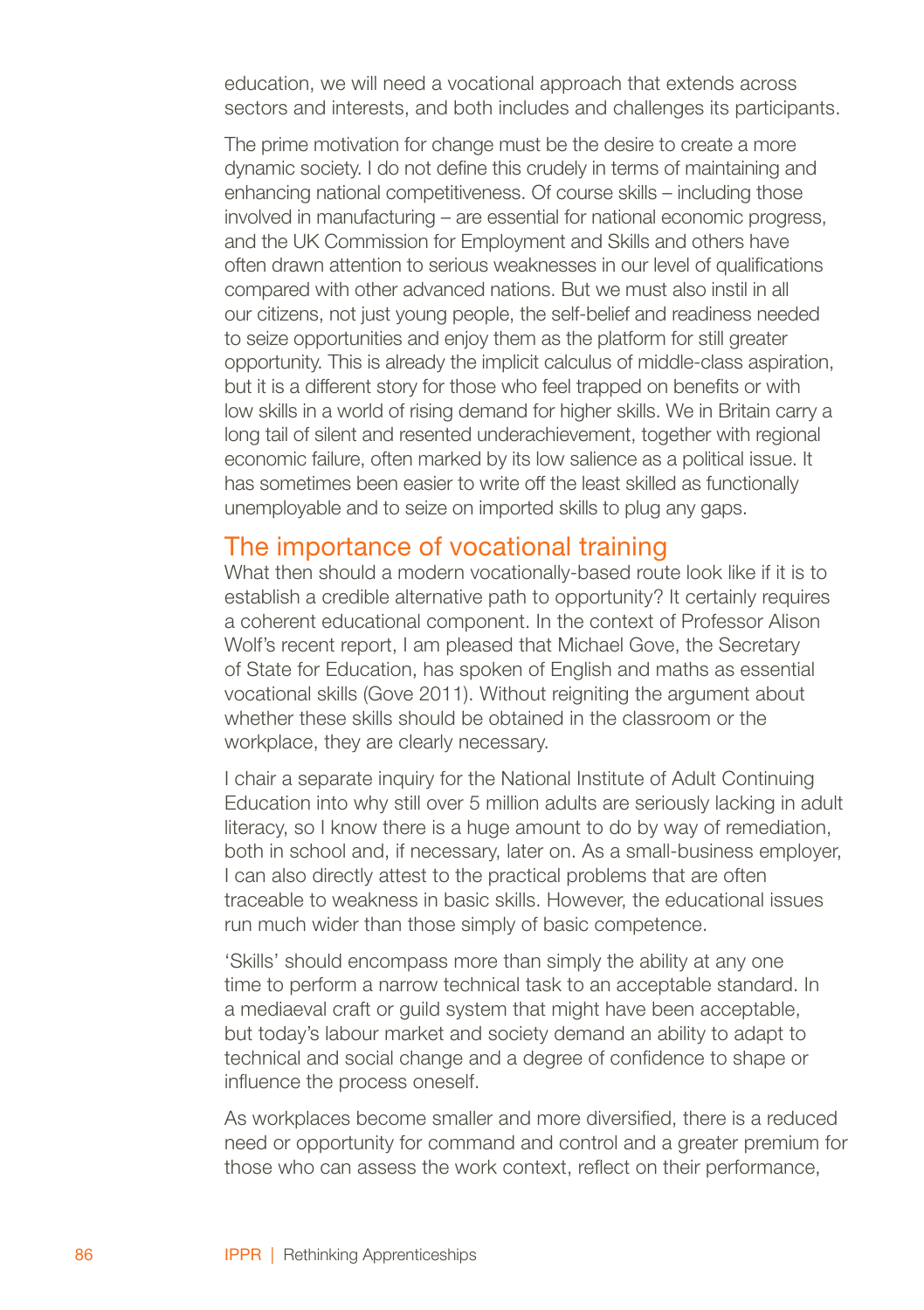education, we will need a vocational approach that extends across sectors and interests, and both includes and challenges its participants.

The prime motivation for change must be the desire to create a more dynamic society. I do not define this crudely in terms of maintaining and enhancing national competitiveness. Of course skills – including those involved in manufacturing – are essential for national economic progress, and the UK Commission for Employment and Skills and others have often drawn attention to serious weaknesses in our level of qualifications compared with other advanced nations. But we must also instil in all our citizens, not just young people, the self-belief and readiness needed to seize opportunities and enjoy them as the platform for still greater opportunity. This is already the implicit calculus of middle-class aspiration, but it is a different story for those who feel trapped on benefits or with low skills in a world of rising demand for higher skills. We in Britain carry a long tail of silent and resented underachievement, together with regional economic failure, often marked by its low salience as a political issue. It has sometimes been easier to write off the least skilled as functionally unemployable and to seize on imported skills to plug any gaps.

## The importance of vocational training

What then should a modern vocationally-based route look like if it is to establish a credible alternative path to opportunity? It certainly requires a coherent educational component. In the context of Professor Alison Wolf's recent report, I am pleased that Michael Gove, the Secretary of State for Education, has spoken of English and maths as essential vocational skills (Gove 2011). Without reigniting the argument about whether these skills should be obtained in the classroom or the workplace, they are clearly necessary.

I chair a separate inquiry for the National Institute of Adult Continuing Education into why still over 5 million adults are seriously lacking in adult literacy, so I know there is a huge amount to do by way of remediation, both in school and, if necessary, later on. As a small-business employer, I can also directly attest to the practical problems that are often traceable to weakness in basic skills. However, the educational issues run much wider than those simply of basic competence.

'Skills' should encompass more than simply the ability at any one time to perform a narrow technical task to an acceptable standard. In a mediaeval craft or guild system that might have been acceptable, but today's labour market and society demand an ability to adapt to technical and social change and a degree of confidence to shape or influence the process oneself.

As workplaces become smaller and more diversified, there is a reduced need or opportunity for command and control and a greater premium for those who can assess the work context, reflect on their performance,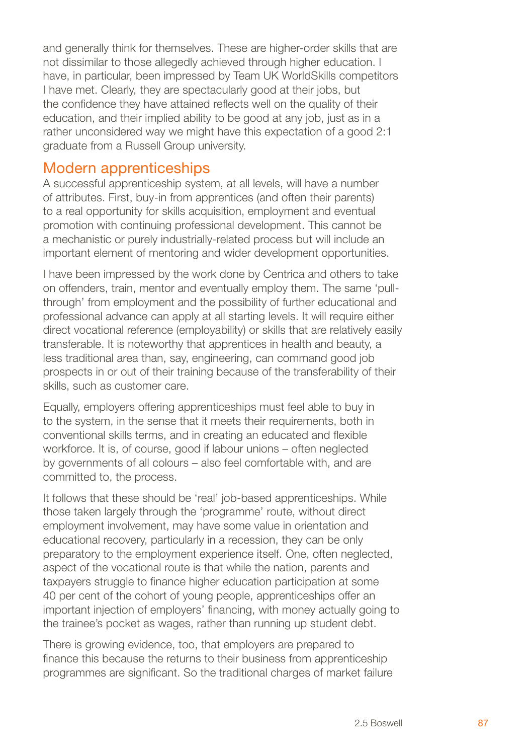and generally think for themselves. These are higher-order skills that are not dissimilar to those allegedly achieved through higher education. I have, in particular, been impressed by Team UK WorldSkills competitors I have met. Clearly, they are spectacularly good at their jobs, but the confidence they have attained reflects well on the quality of their education, and their implied ability to be good at any job, just as in a rather unconsidered way we might have this expectation of a good 2:1 graduate from a Russell Group university.

## Modern apprenticeships

A successful apprenticeship system, at all levels, will have a number of attributes. First, buy-in from apprentices (and often their parents) to a real opportunity for skills acquisition, employment and eventual promotion with continuing professional development. This cannot be a mechanistic or purely industrially-related process but will include an important element of mentoring and wider development opportunities.

I have been impressed by the work done by Centrica and others to take on offenders, train, mentor and eventually employ them. The same 'pull-through' from employment and the possibility of further educational and professional advance can apply at all starting levels. It will require either direct vocational reference (employability) or skills that are relatively easily transferable. It is noteworthy that apprentices in health and beauty, a less traditional area than, say, engineering, can command good job prospects in or out of their training because of the transferability of their skills, such as customer care.

Equally, employers offering apprenticeships must feel able to buy in to the system, in the sense that it meets their requirements, both in conventional skills terms, and in creating an educated and flexible workforce. It is, of course, good if labour unions – often neglected by governments of all colours – also feel comfortable with, and are committed to, the process.

It follows that these should be 'real' job-based apprenticeships. While those taken largely through the 'programme' route, without direct employment involvement, may have some value in orientation and educational recovery, particularly in a recession, they can be only preparatory to the employment experience itself. One, often neglected, aspect of the vocational route is that while the nation, parents and taxpayers struggle to finance higher education participation at some 40 per cent of the cohort of young people, apprenticeships offer an important injection of employers' financing, with money actually going to the trainee's pocket as wages, rather than running up student debt.

There is growing evidence, too, that employers are prepared to finance this because the returns to their business from apprenticeship programmes are significant. So the traditional charges of market failure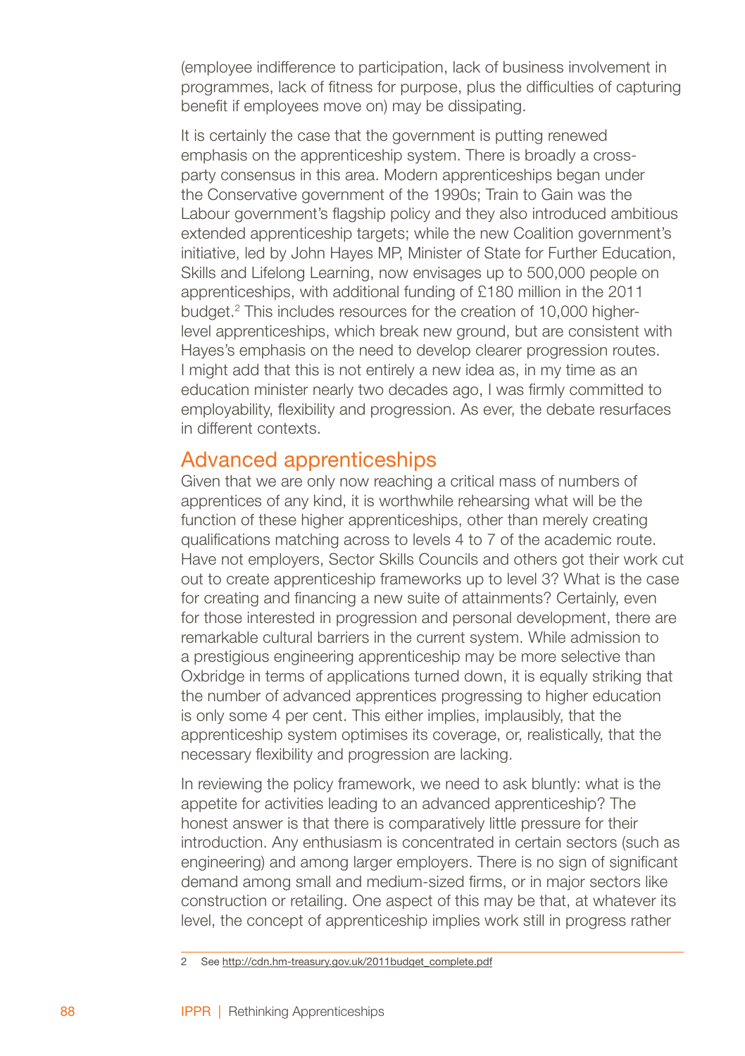(employee indifference to participation, lack of business involvement in programmes, lack of fitness for purpose, plus the difficulties of capturing benefit if employees move on) may be dissipating.

It is certainly the case that the government is putting renewed emphasis on the apprenticeship system. There is broadly a cross-party consensus in this area. Modern apprenticeships began under the Conservative government of the 1990s; Train to Gain was the Labour government's flagship policy and they also introduced ambitious extended apprenticeship targets; while the new Coalition government's initiative, led by John Hayes MP, Minister of State for Further Education, Skills and Lifelong Learning, now envisages up to 500,000 people on apprenticeships, with additional funding of £180 million in the 2011 budget.[2] This includes resources for the creation of 10,000 higher-level apprenticeships, which break new ground, but are consistent with Hayes's emphasis on the need to develop clearer progression routes. I might add that this is not entirely a new idea as, in my time as an education minister nearly two decades ago, I was firmly committed to employability, flexibility and progression. As ever, the debate resurfaces in different contexts.

## Advanced apprenticeships

Given that we are only now reaching a critical mass of numbers of apprentices of any kind, it is worthwhile rehearsing what will be the function of these higher apprenticeships, other than merely creating qualifications matching across to levels 4 to 7 of the academic route. Have not employers, Sector Skills Councils and others got their work cut out to create apprenticeship frameworks up to level 3? What is the case for creating and financing a new suite of attainments? Certainly, even for those interested in progression and personal development, there are remarkable cultural barriers in the current system. While admission to a prestigious engineering apprenticeship may be more selective than Oxbridge in terms of applications turned down, it is equally striking that the number of advanced apprentices progressing to higher education is only some 4 per cent. This either implies, implausibly, that the apprenticeship system optimises its coverage, or, realistically, that the necessary flexibility and progression are lacking.

In reviewing the policy framework, we need to ask bluntly: what is the appetite for activities leading to an advanced apprenticeship? The honest answer is that there is comparatively little pressure for their introduction. Any enthusiasm is concentrated in certain sectors (such as engineering) and among larger employers. There is no sign of significant demand among small and medium-sized firms, or in major sectors like construction or retailing. One aspect of this may be that, at whatever its level, the concept of apprenticeship implies work still in progress rather

2 See http://cdn.hm-treasury.gov.uk/2011budget_complete.pdf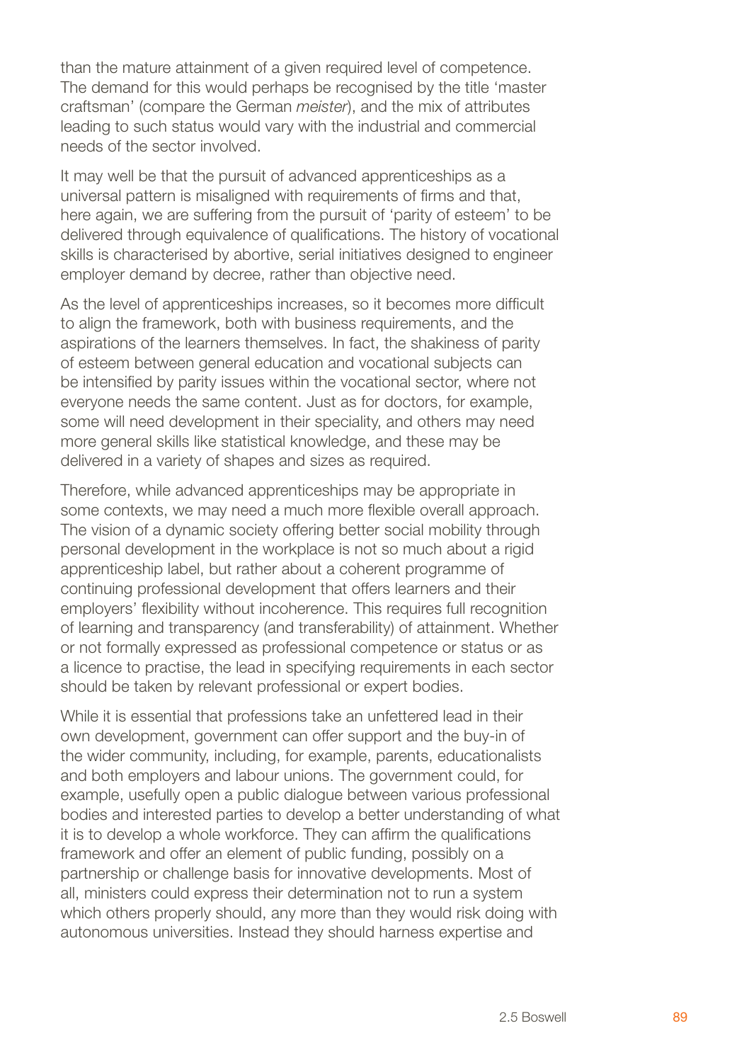than the mature attainment of a given required level of competence. The demand for this would perhaps be recognised by the title 'master craftsman' (compare the German *meister*), and the mix of attributes leading to such status would vary with the industrial and commercial needs of the sector involved.

It may well be that the pursuit of advanced apprenticeships as a universal pattern is misaligned with requirements of firms and that, here again, we are suffering from the pursuit of 'parity of esteem' to be delivered through equivalence of qualifications. The history of vocational skills is characterised by abortive, serial initiatives designed to engineer employer demand by decree, rather than objective need.

As the level of apprenticeships increases, so it becomes more difficult to align the framework, both with business requirements, and the aspirations of the learners themselves. In fact, the shakiness of parity of esteem between general education and vocational subjects can be intensified by parity issues within the vocational sector, where not everyone needs the same content. Just as for doctors, for example, some will need development in their speciality, and others may need more general skills like statistical knowledge, and these may be delivered in a variety of shapes and sizes as required.

Therefore, while advanced apprenticeships may be appropriate in some contexts, we may need a much more flexible overall approach. The vision of a dynamic society offering better social mobility through personal development in the workplace is not so much about a rigid apprenticeship label, but rather about a coherent programme of continuing professional development that offers learners and their employers' flexibility without incoherence. This requires full recognition of learning and transparency (and transferability) of attainment. Whether or not formally expressed as professional competence or status or as a licence to practise, the lead in specifying requirements in each sector should be taken by relevant professional or expert bodies.

While it is essential that professions take an unfettered lead in their own development, government can offer support and the buy-in of the wider community, including, for example, parents, educationalists and both employers and labour unions. The government could, for example, usefully open a public dialogue between various professional bodies and interested parties to develop a better understanding of what it is to develop a whole workforce. They can affirm the qualifications framework and offer an element of public funding, possibly on a partnership or challenge basis for innovative developments. Most of all, ministers could express their determination not to run a system which others properly should, any more than they would risk doing with autonomous universities. Instead they should harness expertise and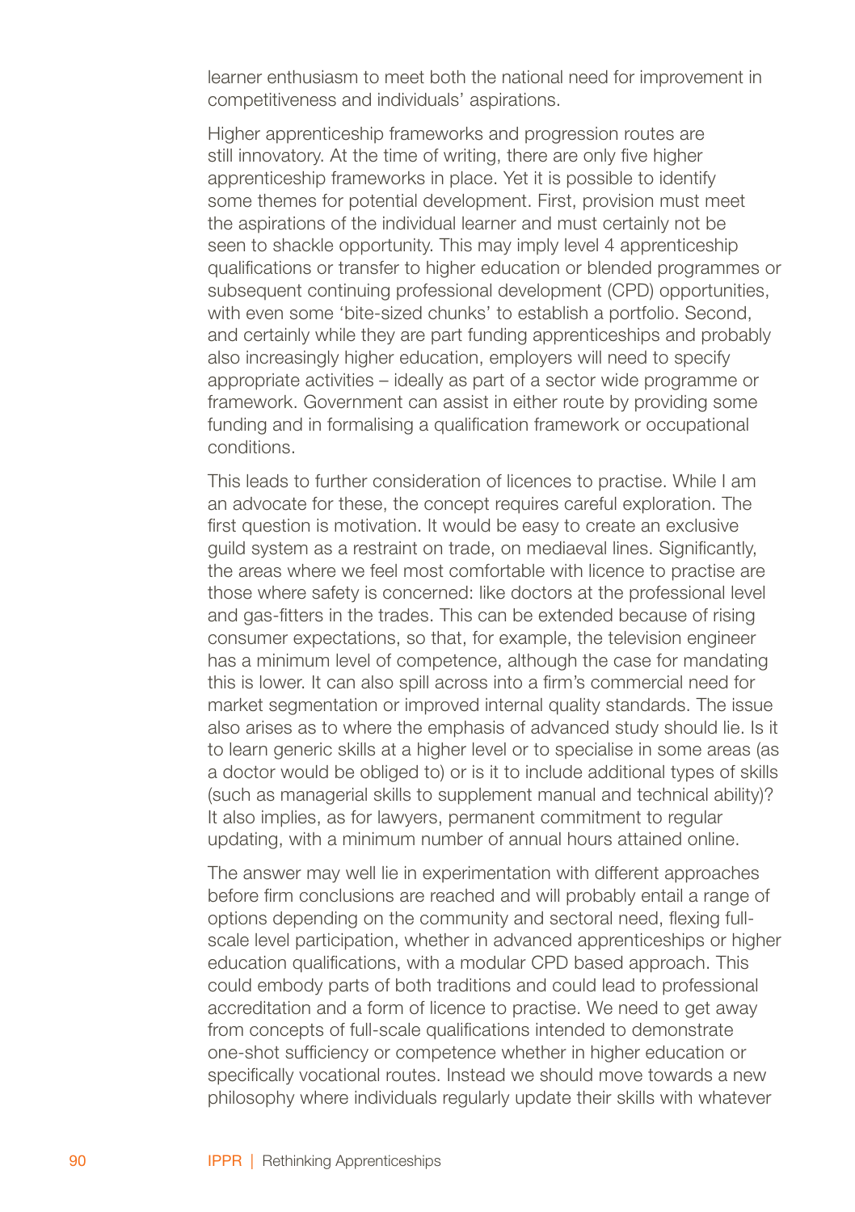learner enthusiasm to meet both the national need for improvement in competitiveness and individuals' aspirations.

Higher apprenticeship frameworks and progression routes are still innovatory. At the time of writing, there are only five higher apprenticeship frameworks in place. Yet it is possible to identify some themes for potential development. First, provision must meet the aspirations of the individual learner and must certainly not be seen to shackle opportunity. This may imply level 4 apprenticeship qualifications or transfer to higher education or blended programmes or subsequent continuing professional development (CPD) opportunities, with even some 'bite-sized chunks' to establish a portfolio. Second, and certainly while they are part funding apprenticeships and probably also increasingly higher education, employers will need to specify appropriate activities – ideally as part of a sector wide programme or framework. Government can assist in either route by providing some funding and in formalising a qualification framework or occupational conditions.

This leads to further consideration of licences to practise. While I am an advocate for these, the concept requires careful exploration. The first question is motivation. It would be easy to create an exclusive guild system as a restraint on trade, on mediaeval lines. Significantly, the areas where we feel most comfortable with licence to practise are those where safety is concerned: like doctors at the professional level and gas-fitters in the trades. This can be extended because of rising consumer expectations, so that, for example, the television engineer has a minimum level of competence, although the case for mandating this is lower. It can also spill across into a firm's commercial need for market segmentation or improved internal quality standards. The issue also arises as to where the emphasis of advanced study should lie. Is it to learn generic skills at a higher level or to specialise in some areas (as a doctor would be obliged to) or is it to include additional types of skills (such as managerial skills to supplement manual and technical ability)? It also implies, as for lawyers, permanent commitment to regular updating, with a minimum number of annual hours attained online.

The answer may well lie in experimentation with different approaches before firm conclusions are reached and will probably entail a range of options depending on the community and sectoral need, flexing full-scale level participation, whether in advanced apprenticeships or higher education qualifications, with a modular CPD based approach. This could embody parts of both traditions and could lead to professional accreditation and a form of licence to practise. We need to get away from concepts of full-scale qualifications intended to demonstrate one-shot sufficiency or competence whether in higher education or specifically vocational routes. Instead we should move towards a new philosophy where individuals regularly update their skills with whatever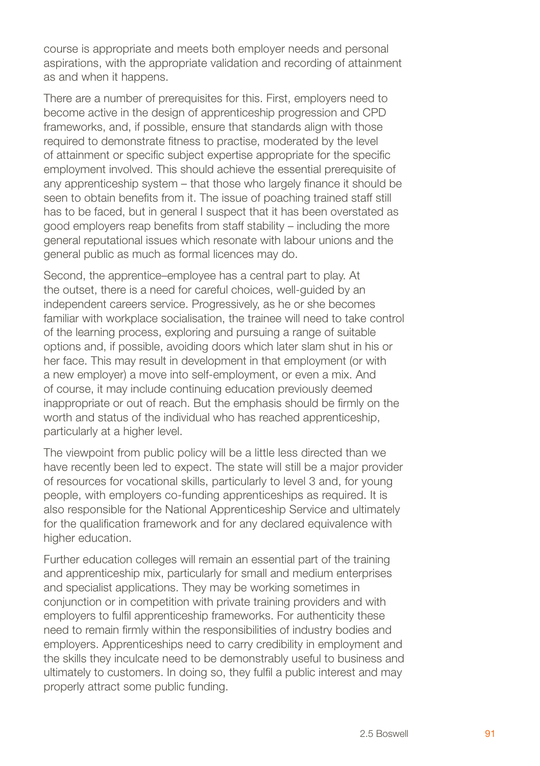course is appropriate and meets both employer needs and personal aspirations, with the appropriate validation and recording of attainment as and when it happens.

There are a number of prerequisites for this. First, employers need to become active in the design of apprenticeship progression and CPD frameworks, and, if possible, ensure that standards align with those required to demonstrate fitness to practise, moderated by the level of attainment or specific subject expertise appropriate for the specific employment involved. This should achieve the essential prerequisite of any apprenticeship system – that those who largely finance it should be seen to obtain benefits from it. The issue of poaching trained staff still has to be faced, but in general I suspect that it has been overstated as good employers reap benefits from staff stability – including the more general reputational issues which resonate with labour unions and the general public as much as formal licences may do.

Second, the apprentice–employee has a central part to play. At the outset, there is a need for careful choices, well-guided by an independent careers service. Progressively, as he or she becomes familiar with workplace socialisation, the trainee will need to take control of the learning process, exploring and pursuing a range of suitable options and, if possible, avoiding doors which later slam shut in his or her face. This may result in development in that employment (or with a new employer) a move into self-employment, or even a mix. And of course, it may include continuing education previously deemed inappropriate or out of reach. But the emphasis should be firmly on the worth and status of the individual who has reached apprenticeship, particularly at a higher level.

The viewpoint from public policy will be a little less directed than we have recently been led to expect. The state will still be a major provider of resources for vocational skills, particularly to level 3 and, for young people, with employers co-funding apprenticeships as required. It is also responsible for the National Apprenticeship Service and ultimately for the qualification framework and for any declared equivalence with higher education.

Further education colleges will remain an essential part of the training and apprenticeship mix, particularly for small and medium enterprises and specialist applications. They may be working sometimes in conjunction or in competition with private training providers and with employers to fulfil apprenticeship frameworks. For authenticity these need to remain firmly within the responsibilities of industry bodies and employers. Apprenticeships need to carry credibility in employment and the skills they inculcate need to be demonstrably useful to business and ultimately to customers. In doing so, they fulfil a public interest and may properly attract some public funding.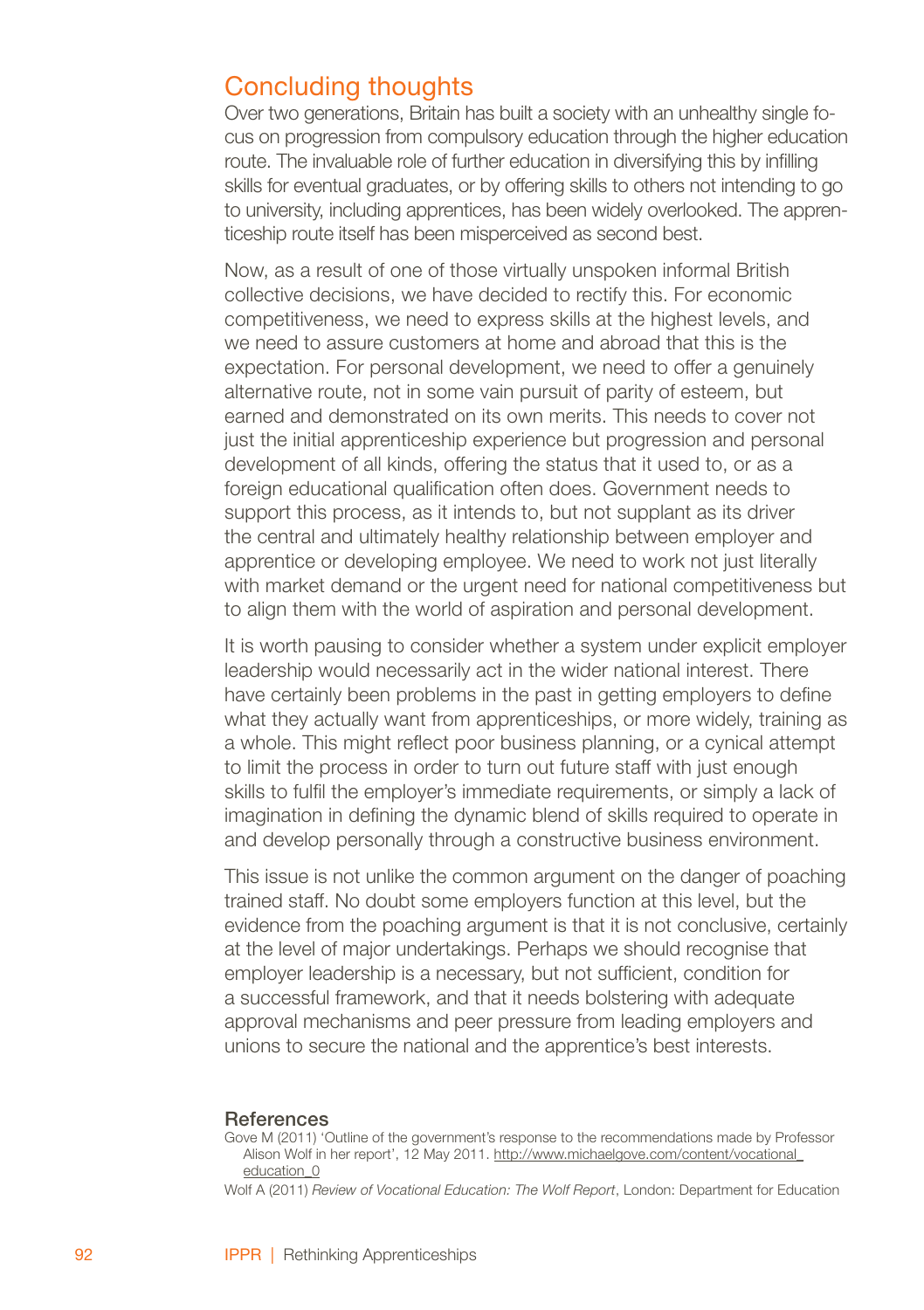## Concluding thoughts

Over two generations, Britain has built a society with an unhealthy single focus on progression from compulsory education through the higher education route. The invaluable role of further education in diversifying this by infilling skills for eventual graduates, or by offering skills to others not intending to go to university, including apprentices, has been widely overlooked. The apprenticeship route itself has been misperceived as second best.

Now, as a result of one of those virtually unspoken informal British collective decisions, we have decided to rectify this. For economic competitiveness, we need to express skills at the highest levels, and we need to assure customers at home and abroad that this is the expectation. For personal development, we need to offer a genuinely alternative route, not in some vain pursuit of parity of esteem, but earned and demonstrated on its own merits. This needs to cover not just the initial apprenticeship experience but progression and personal development of all kinds, offering the status that it used to, or as a foreign educational qualification often does. Government needs to support this process, as it intends to, but not supplant as its driver the central and ultimately healthy relationship between employer and apprentice or developing employee. We need to work not just literally with market demand or the urgent need for national competitiveness but to align them with the world of aspiration and personal development.

It is worth pausing to consider whether a system under explicit employer leadership would necessarily act in the wider national interest. There have certainly been problems in the past in getting employers to define what they actually want from apprenticeships, or more widely, training as a whole. This might reflect poor business planning, or a cynical attempt to limit the process in order to turn out future staff with just enough skills to fulfil the employer's immediate requirements, or simply a lack of imagination in defining the dynamic blend of skills required to operate in and develop personally through a constructive business environment.

This issue is not unlike the common argument on the danger of poaching trained staff. No doubt some employers function at this level, but the evidence from the poaching argument is that it is not conclusive, certainly at the level of major undertakings. Perhaps we should recognise that employer leadership is a necessary, but not sufficient, condition for a successful framework, and that it needs bolstering with adequate approval mechanisms and peer pressure from leading employers and unions to secure the national and the apprentice's best interests.

### References

Gove M (2011) 'Outline of the government's response to the recommendations made by Professor Alison Wolf in her report', 12 May 2011. http://www.michaelgove.com/content/vocational_education_0

Wolf A (2011) *Review of Vocational Education: The Wolf Report*, London: Department for Education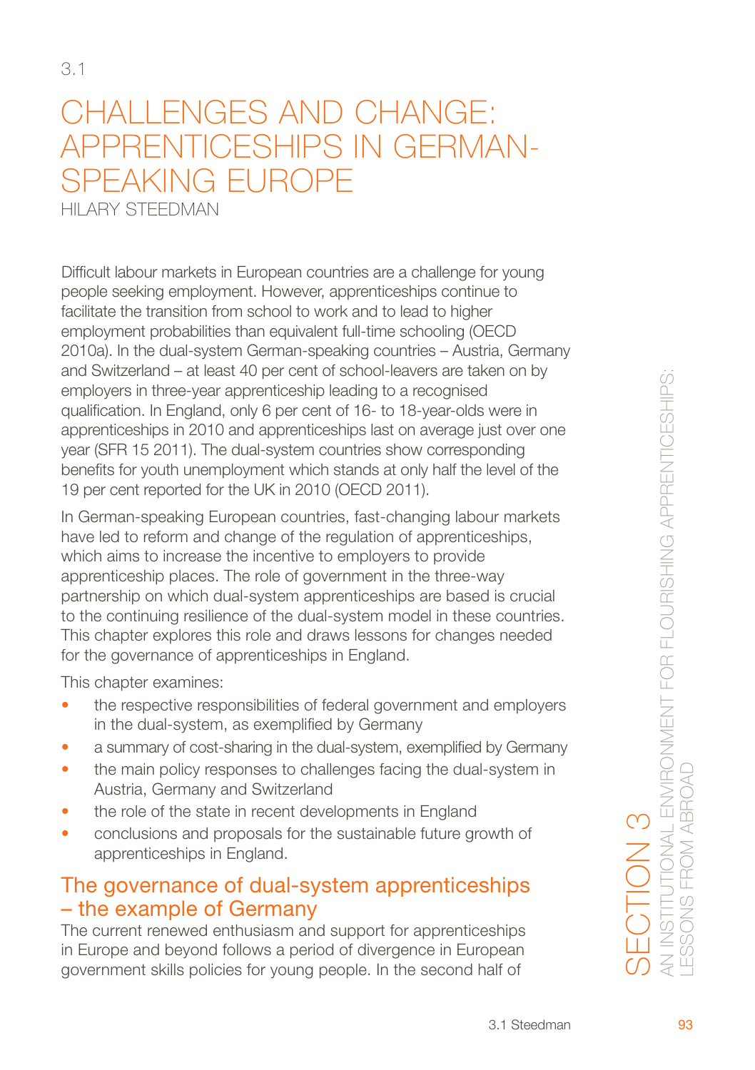3.1

# CHALLENGES AND CHANGE: APPRENTICESHIPS IN GERMAN-SPEAKING EUROPE

HILARY STEEDMAN

Difficult labour markets in European countries are a challenge for young people seeking employment. However, apprenticeships continue to facilitate the transition from school to work and to lead to higher employment probabilities than equivalent full-time schooling (OECD 2010a). In the dual-system German-speaking countries – Austria, Germany and Switzerland – at least 40 per cent of school-leavers are taken on by employers in three-year apprenticeship leading to a recognised qualification. In England, only 6 per cent of 16- to 18-year-olds were in apprenticeships in 2010 and apprenticeships last on average just over one year (SFR 15 2011). The dual-system countries show corresponding benefits for youth unemployment which stands at only half the level of the 19 per cent reported for the UK in 2010 (OECD 2011).

In German-speaking European countries, fast-changing labour markets have led to reform and change of the regulation of apprenticeships, which aims to increase the incentive to employers to provide apprenticeship places. The role of government in the three-way partnership on which dual-system apprenticeships are based is crucial to the continuing resilience of the dual-system model in these countries. This chapter explores this role and draws lessons for changes needed for the governance of apprenticeships in England.

This chapter examines:

- the respective responsibilities of federal government and employers in the dual-system, as exemplified by Germany
- a summary of cost-sharing in the dual-system, exemplified by Germany
- the main policy responses to challenges facing the dual-system in Austria, Germany and Switzerland
- the role of the state in recent developments in England
- conclusions and proposals for the sustainable future growth of apprenticeships in England.

## The governance of dual-system apprenticeships – the example of Germany

The current renewed enthusiasm and support for apprenticeships in Europe and beyond follows a period of divergence in European government skills policies for young people. In the second half of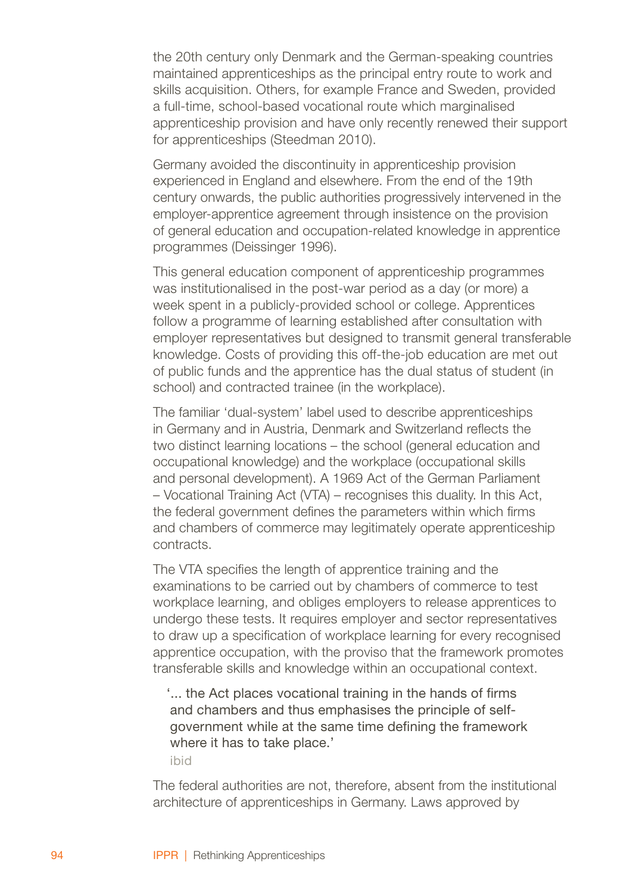the 20th century only Denmark and the German-speaking countries maintained apprenticeships as the principal entry route to work and skills acquisition. Others, for example France and Sweden, provided a full-time, school-based vocational route which marginalised apprenticeship provision and have only recently renewed their support for apprenticeships (Steedman 2010).

Germany avoided the discontinuity in apprenticeship provision experienced in England and elsewhere. From the end of the 19th century onwards, the public authorities progressively intervened in the employer-apprentice agreement through insistence on the provision of general education and occupation-related knowledge in apprentice programmes (Deissinger 1996).

This general education component of apprenticeship programmes was institutionalised in the post-war period as a day (or more) a week spent in a publicly-provided school or college. Apprentices follow a programme of learning established after consultation with employer representatives but designed to transmit general transferable knowledge. Costs of providing this off-the-job education are met out of public funds and the apprentice has the dual status of student (in school) and contracted trainee (in the workplace).

The familiar 'dual-system' label used to describe apprenticeships in Germany and in Austria, Denmark and Switzerland reflects the two distinct learning locations – the school (general education and occupational knowledge) and the workplace (occupational skills and personal development). A 1969 Act of the German Parliament – Vocational Training Act (VTA) – recognises this duality. In this Act, the federal government defines the parameters within which firms and chambers of commerce may legitimately operate apprenticeship contracts.

The VTA specifies the length of apprentice training and the examinations to be carried out by chambers of commerce to test workplace learning, and obliges employers to release apprentices to undergo these tests. It requires employer and sector representatives to draw up a specification of workplace learning for every recognised apprentice occupation, with the proviso that the framework promotes transferable skills and knowledge within an occupational context.

> '... the Act places vocational training in the hands of firms and chambers and thus emphasises the principle of self-government while at the same time defining the framework where it has to take place.'
>
> ibid

The federal authorities are not, therefore, absent from the institutional architecture of apprenticeships in Germany. Laws approved by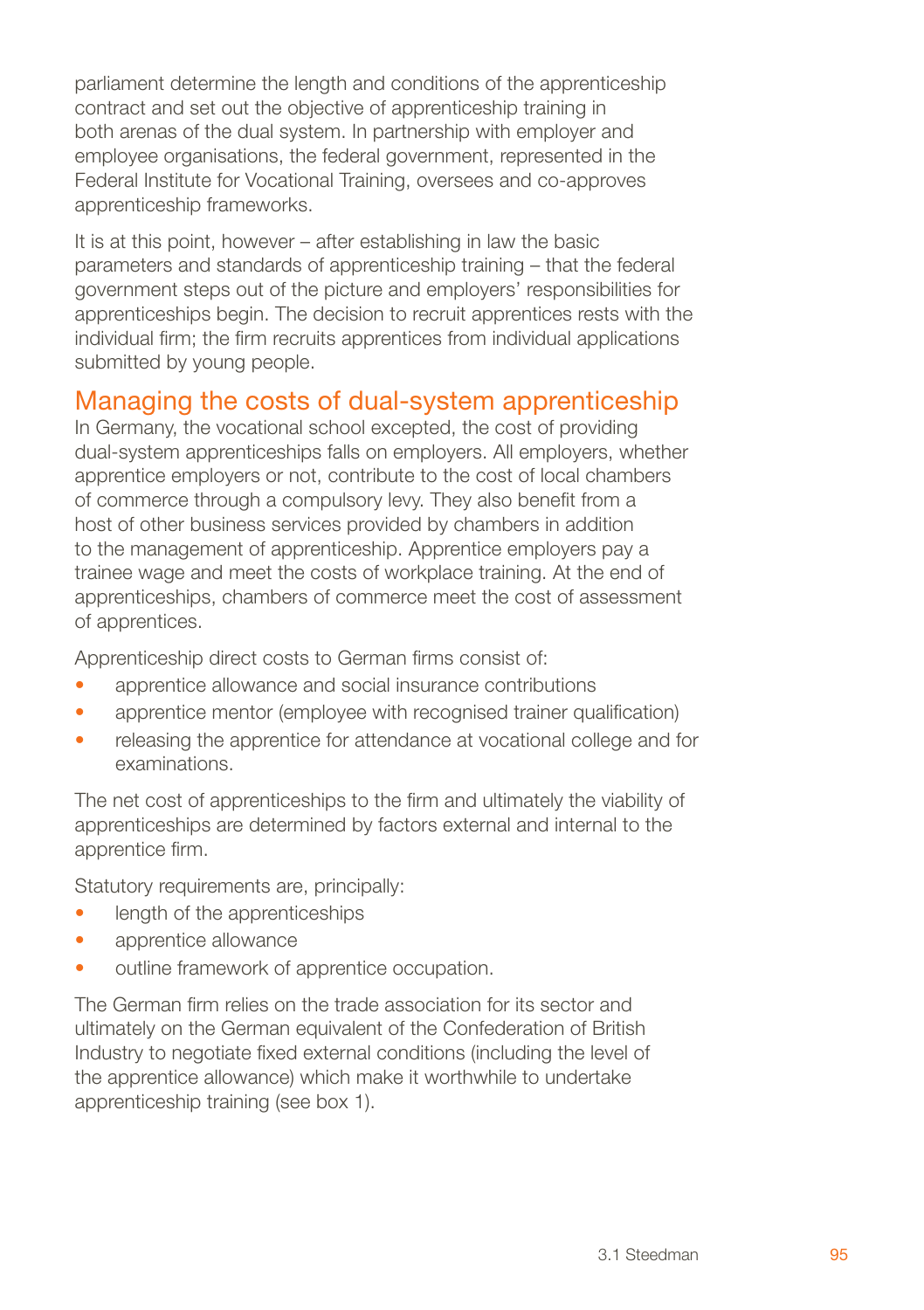parliament determine the length and conditions of the apprenticeship contract and set out the objective of apprenticeship training in both arenas of the dual system. In partnership with employer and employee organisations, the federal government, represented in the Federal Institute for Vocational Training, oversees and co-approves apprenticeship frameworks.

It is at this point, however – after establishing in law the basic parameters and standards of apprenticeship training – that the federal government steps out of the picture and employers' responsibilities for apprenticeships begin. The decision to recruit apprentices rests with the individual firm; the firm recruits apprentices from individual applications submitted by young people.

## Managing the costs of dual-system apprenticeship

In Germany, the vocational school excepted, the cost of providing dual-system apprenticeships falls on employers. All employers, whether apprentice employers or not, contribute to the cost of local chambers of commerce through a compulsory levy. They also benefit from a host of other business services provided by chambers in addition to the management of apprenticeship. Apprentice employers pay a trainee wage and meet the costs of workplace training. At the end of apprenticeships, chambers of commerce meet the cost of assessment of apprentices.

Apprenticeship direct costs to German firms consist of:

- apprentice allowance and social insurance contributions
- apprentice mentor (employee with recognised trainer qualification)
- releasing the apprentice for attendance at vocational college and for examinations.

The net cost of apprenticeships to the firm and ultimately the viability of apprenticeships are determined by factors external and internal to the apprentice firm.

Statutory requirements are, principally:

- length of the apprenticeships
- apprentice allowance
- outline framework of apprentice occupation.

The German firm relies on the trade association for its sector and ultimately on the German equivalent of the Confederation of British Industry to negotiate fixed external conditions (including the level of the apprentice allowance) which make it worthwhile to undertake apprenticeship training (see box 1).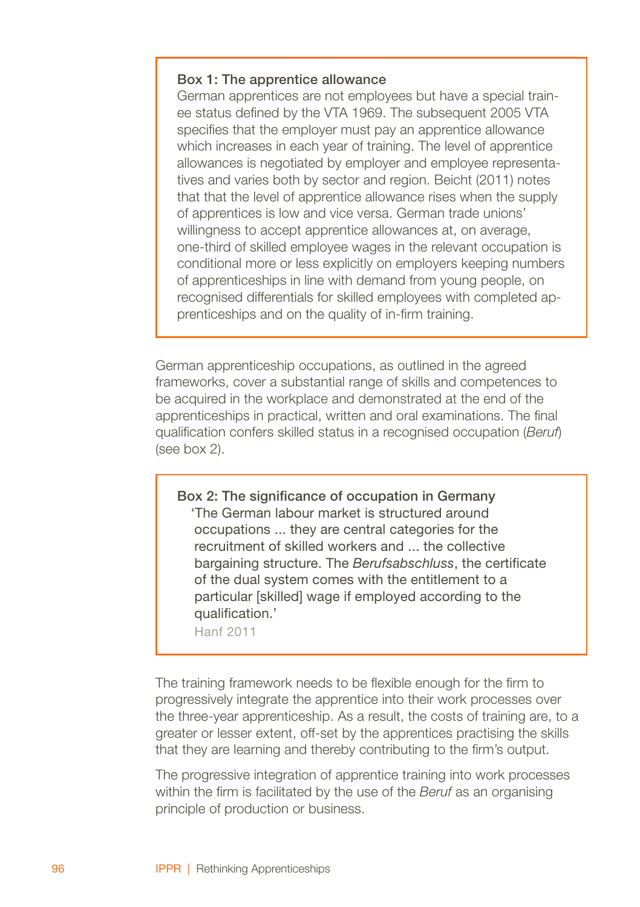**Box 1: The apprentice allowance**

German apprentices are not employees but have a special trainee status defined by the VTA 1969. The subsequent 2005 VTA specifies that the employer must pay an apprentice allowance which increases in each year of training. The level of apprentice allowances is negotiated by employer and employee representatives and varies both by sector and region. Beicht (2011) notes that that the level of apprentice allowance rises when the supply of apprentices is low and vice versa. German trade unions' willingness to accept apprentice allowances at, on average, one-third of skilled employee wages in the relevant occupation is conditional more or less explicitly on employers keeping numbers of apprenticeships in line with demand from young people, on recognised differentials for skilled employees with completed apprenticeships and on the quality of in-firm training.

German apprenticeship occupations, as outlined in the agreed frameworks, cover a substantial range of skills and competences to be acquired in the workplace and demonstrated at the end of the apprenticeships in practical, written and oral examinations. The final qualification confers skilled status in a recognised occupation (*Beruf*) (see box 2).

**Box 2: The significance of occupation in Germany**

> 'The German labour market is structured around occupations ... they are central categories for the recruitment of skilled workers and ... the collective bargaining structure. The *Berufsabschluss*, the certificate of the dual system comes with the entitlement to a particular [skilled] wage if employed according to the qualification.'
>
> Hanf 2011

The training framework needs to be flexible enough for the firm to progressively integrate the apprentice into their work processes over the three-year apprenticeship. As a result, the costs of training are, to a greater or lesser extent, off-set by the apprentices practising the skills that they are learning and thereby contributing to the firm's output.

The progressive integration of apprentice training into work processes within the firm is facilitated by the use of the *Beruf* as an organising principle of production or business.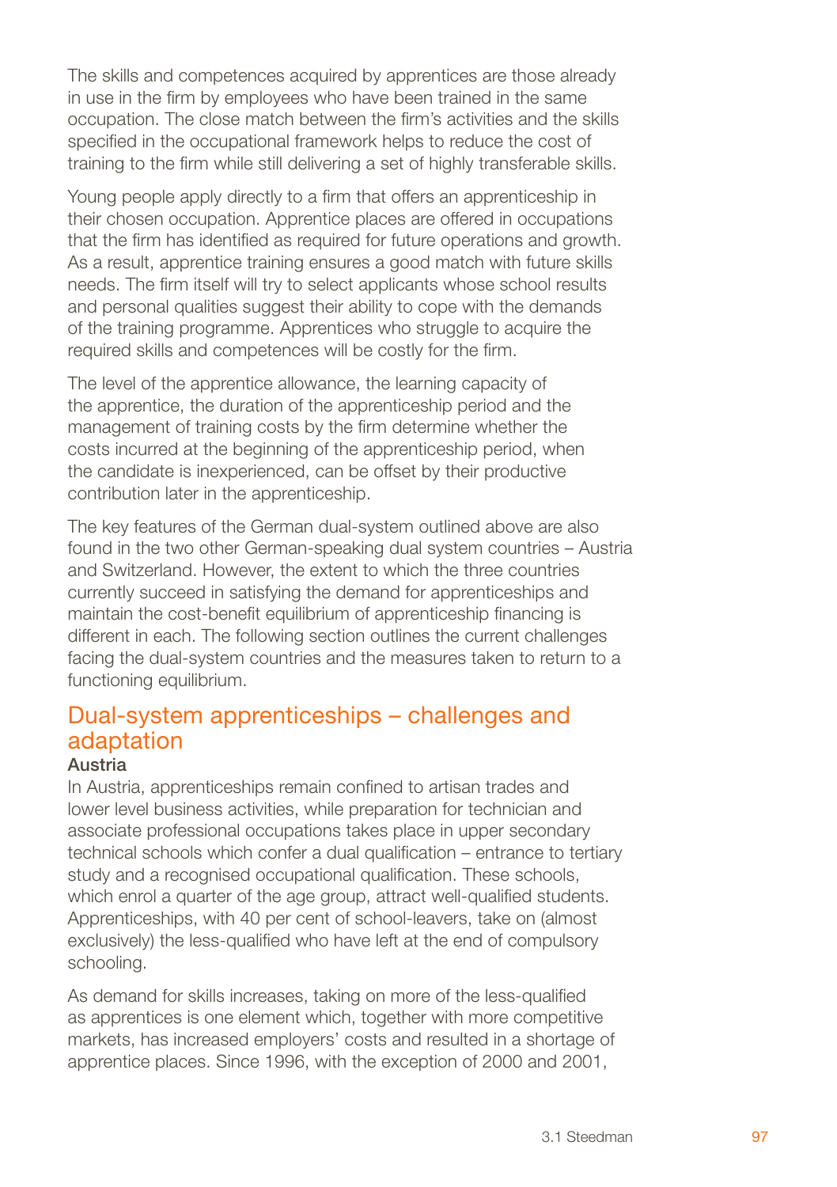The skills and competences acquired by apprentices are those already in use in the firm by employees who have been trained in the same occupation. The close match between the firm's activities and the skills specified in the occupational framework helps to reduce the cost of training to the firm while still delivering a set of highly transferable skills.

Young people apply directly to a firm that offers an apprenticeship in their chosen occupation. Apprentice places are offered in occupations that the firm has identified as required for future operations and growth. As a result, apprentice training ensures a good match with future skills needs. The firm itself will try to select applicants whose school results and personal qualities suggest their ability to cope with the demands of the training programme. Apprentices who struggle to acquire the required skills and competences will be costly for the firm.

The level of the apprentice allowance, the learning capacity of the apprentice, the duration of the apprenticeship period and the management of training costs by the firm determine whether the costs incurred at the beginning of the apprenticeship period, when the candidate is inexperienced, can be offset by their productive contribution later in the apprenticeship.

The key features of the German dual-system outlined above are also found in the two other German-speaking dual system countries – Austria and Switzerland. However, the extent to which the three countries currently succeed in satisfying the demand for apprenticeships and maintain the cost-benefit equilibrium of apprenticeship financing is different in each. The following section outlines the current challenges facing the dual-system countries and the measures taken to return to a functioning equilibrium.

## Dual-system apprenticeships – challenges and adaptation

### Austria

In Austria, apprenticeships remain confined to artisan trades and lower level business activities, while preparation for technician and associate professional occupations takes place in upper secondary technical schools which confer a dual qualification – entrance to tertiary study and a recognised occupational qualification. These schools, which enrol a quarter of the age group, attract well-qualified students. Apprenticeships, with 40 per cent of school-leavers, take on (almost exclusively) the less-qualified who have left at the end of compulsory schooling.

As demand for skills increases, taking on more of the less-qualified as apprentices is one element which, together with more competitive markets, has increased employers' costs and resulted in a shortage of apprentice places. Since 1996, with the exception of 2000 and 2001,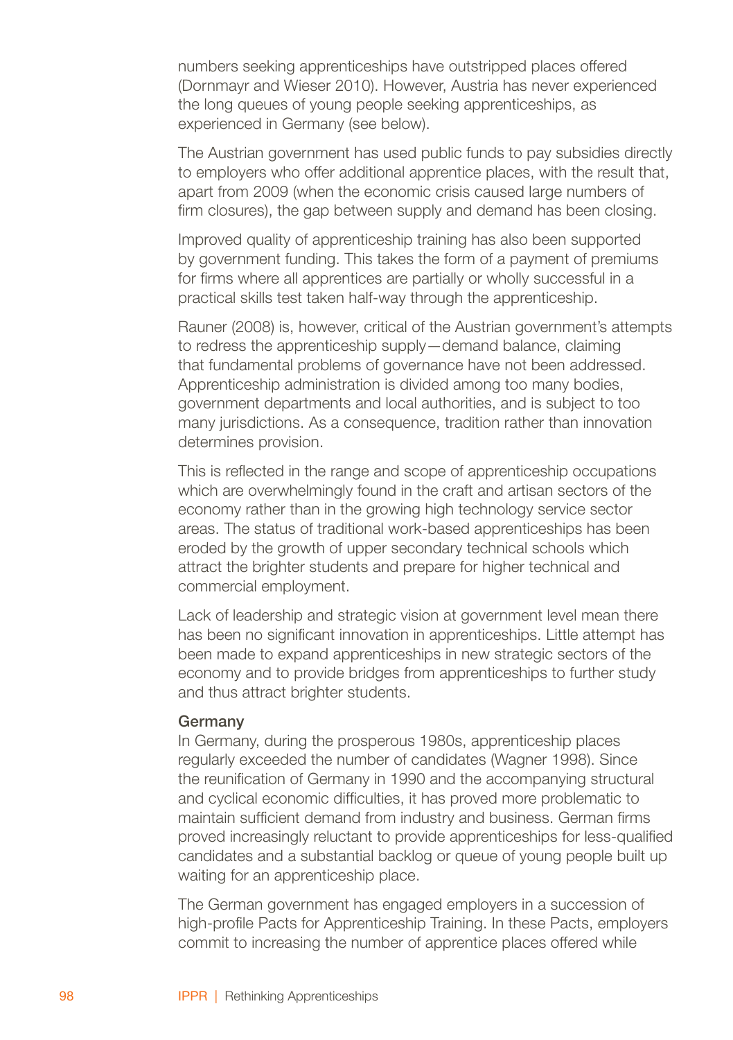numbers seeking apprenticeships have outstripped places offered (Dornmayr and Wieser 2010). However, Austria has never experienced the long queues of young people seeking apprenticeships, as experienced in Germany (see below).

The Austrian government has used public funds to pay subsidies directly to employers who offer additional apprentice places, with the result that, apart from 2009 (when the economic crisis caused large numbers of firm closures), the gap between supply and demand has been closing.

Improved quality of apprenticeship training has also been supported by government funding. This takes the form of a payment of premiums for firms where all apprentices are partially or wholly successful in a practical skills test taken half-way through the apprenticeship.

Rauner (2008) is, however, critical of the Austrian government's attempts to redress the apprenticeship supply—demand balance, claiming that fundamental problems of governance have not been addressed. Apprenticeship administration is divided among too many bodies, government departments and local authorities, and is subject to too many jurisdictions. As a consequence, tradition rather than innovation determines provision.

This is reflected in the range and scope of apprenticeship occupations which are overwhelmingly found in the craft and artisan sectors of the economy rather than in the growing high technology service sector areas. The status of traditional work-based apprenticeships has been eroded by the growth of upper secondary technical schools which attract the brighter students and prepare for higher technical and commercial employment.

Lack of leadership and strategic vision at government level mean there has been no significant innovation in apprenticeships. Little attempt has been made to expand apprenticeships in new strategic sectors of the economy and to provide bridges from apprenticeships to further study and thus attract brighter students.

#### Germany

In Germany, during the prosperous 1980s, apprenticeship places regularly exceeded the number of candidates (Wagner 1998). Since the reunification of Germany in 1990 and the accompanying structural and cyclical economic difficulties, it has proved more problematic to maintain sufficient demand from industry and business. German firms proved increasingly reluctant to provide apprenticeships for less-qualified candidates and a substantial backlog or queue of young people built up waiting for an apprenticeship place.

The German government has engaged employers in a succession of high-profile Pacts for Apprenticeship Training. In these Pacts, employers commit to increasing the number of apprentice places offered while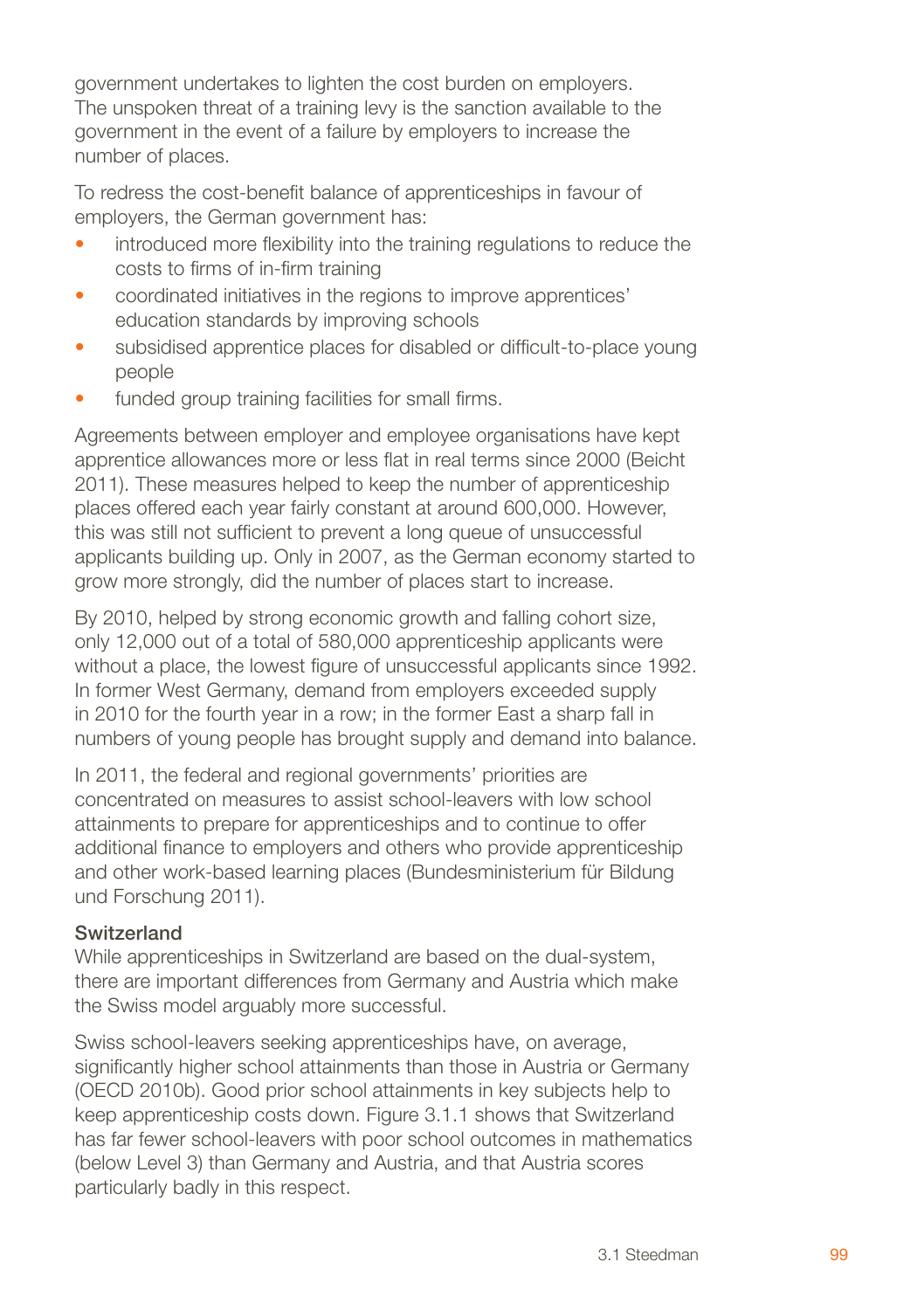government undertakes to lighten the cost burden on employers. The unspoken threat of a training levy is the sanction available to the government in the event of a failure by employers to increase the number of places.

To redress the cost-benefit balance of apprenticeships in favour of employers, the German government has:

- introduced more flexibility into the training regulations to reduce the costs to firms of in-firm training
- coordinated initiatives in the regions to improve apprentices' education standards by improving schools
- subsidised apprentice places for disabled or difficult-to-place young people
- funded group training facilities for small firms.

Agreements between employer and employee organisations have kept apprentice allowances more or less flat in real terms since 2000 (Beicht 2011). These measures helped to keep the number of apprenticeship places offered each year fairly constant at around 600,000. However, this was still not sufficient to prevent a long queue of unsuccessful applicants building up. Only in 2007, as the German economy started to grow more strongly, did the number of places start to increase.

By 2010, helped by strong economic growth and falling cohort size, only 12,000 out of a total of 580,000 apprenticeship applicants were without a place, the lowest figure of unsuccessful applicants since 1992. In former West Germany, demand from employers exceeded supply in 2010 for the fourth year in a row; in the former East a sharp fall in numbers of young people has brought supply and demand into balance.

In 2011, the federal and regional governments' priorities are concentrated on measures to assist school-leavers with low school attainments to prepare for apprenticeships and to continue to offer additional finance to employers and others who provide apprenticeship and other work-based learning places (Bundesministerium für Bildung und Forschung 2011).

### Switzerland

While apprenticeships in Switzerland are based on the dual-system, there are important differences from Germany and Austria which make the Swiss model arguably more successful.

Swiss school-leavers seeking apprenticeships have, on average, significantly higher school attainments than those in Austria or Germany (OECD 2010b). Good prior school attainments in key subjects help to keep apprenticeship costs down. Figure 3.1.1 shows that Switzerland has far fewer school-leavers with poor school outcomes in mathematics (below Level 3) than Germany and Austria, and that Austria scores particularly badly in this respect.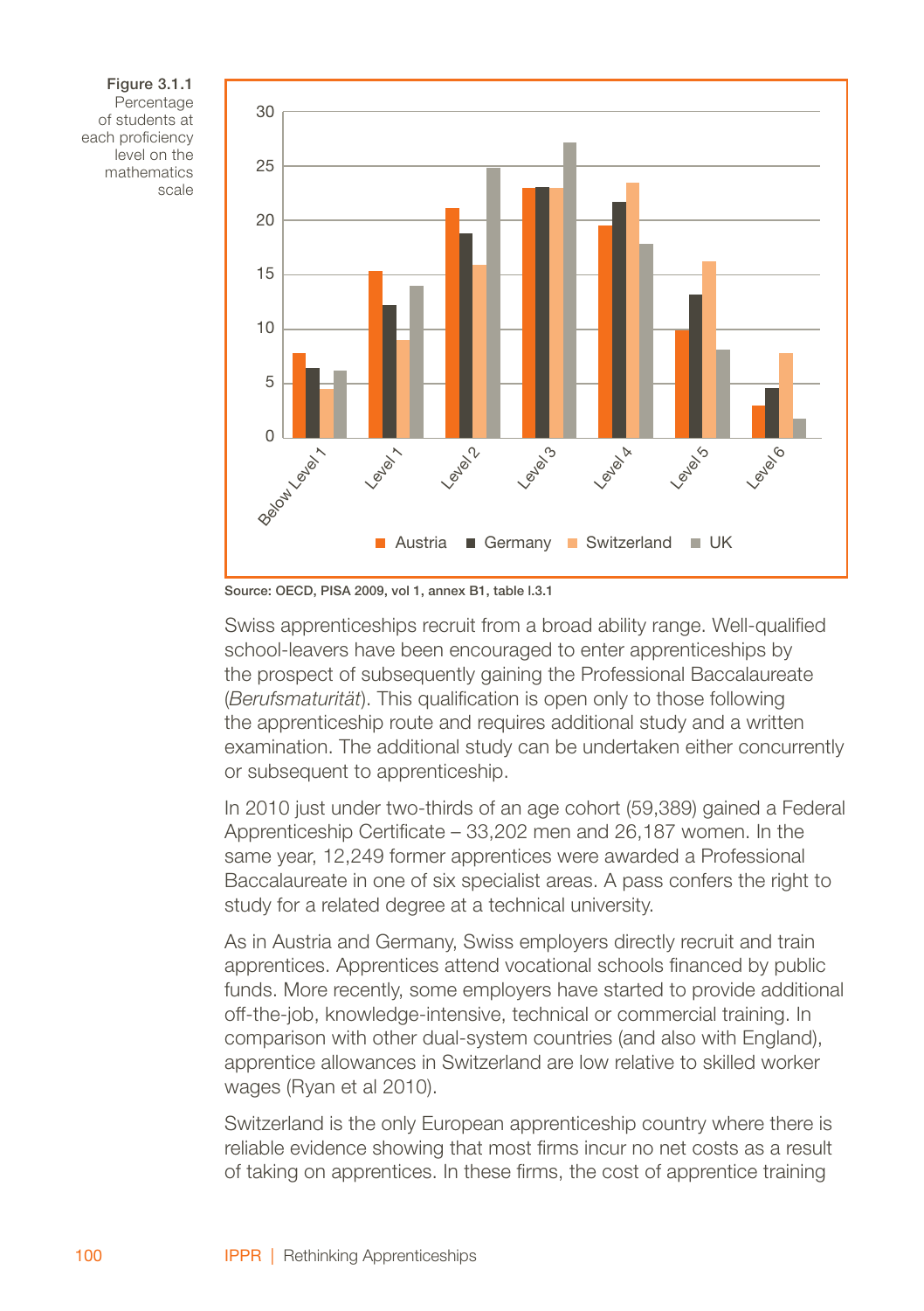**Figure 3.1.1** Percentage of students at each proficiency level on the mathematics scale

Source: OECD, PISA 2009, vol 1, annex B1, table I.3.1

Swiss apprenticeships recruit from a broad ability range. Well-qualified school-leavers have been encouraged to enter apprenticeships by the prospect of subsequently gaining the Professional Baccalaureate (*Berufsmaturität*). This qualification is open only to those following the apprenticeship route and requires additional study and a written examination. The additional study can be undertaken either concurrently or subsequent to apprenticeship.

In 2010 just under two-thirds of an age cohort (59,389) gained a Federal Apprenticeship Certificate – 33,202 men and 26,187 women. In the same year, 12,249 former apprentices were awarded a Professional Baccalaureate in one of six specialist areas. A pass confers the right to study for a related degree at a technical university.

As in Austria and Germany, Swiss employers directly recruit and train apprentices. Apprentices attend vocational schools financed by public funds. More recently, some employers have started to provide additional off-the-job, knowledge-intensive, technical or commercial training. In comparison with other dual-system countries (and also with England), apprentice allowances in Switzerland are low relative to skilled worker wages (Ryan et al 2010).

Switzerland is the only European apprenticeship country where there is reliable evidence showing that most firms incur no net costs as a result of taking on apprentices. In these firms, the cost of apprentice training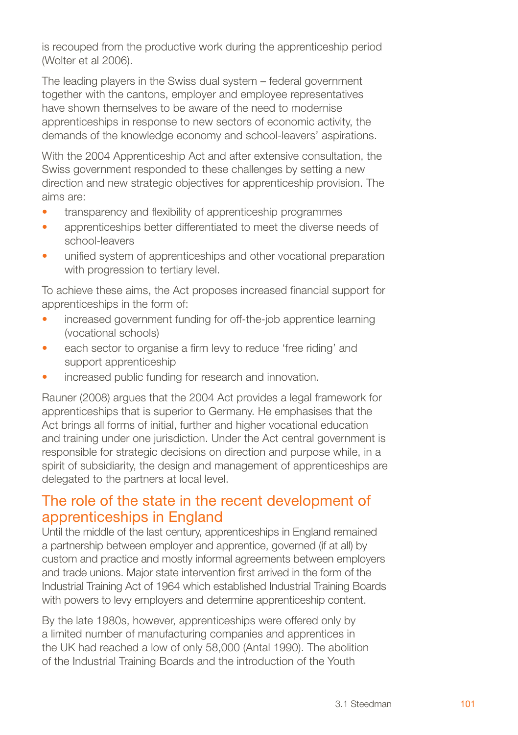is recouped from the productive work during the apprenticeship period (Wolter et al 2006).

The leading players in the Swiss dual system – federal government together with the cantons, employer and employee representatives have shown themselves to be aware of the need to modernise apprenticeships in response to new sectors of economic activity, the demands of the knowledge economy and school-leavers' aspirations.

With the 2004 Apprenticeship Act and after extensive consultation, the Swiss government responded to these challenges by setting a new direction and new strategic objectives for apprenticeship provision. The aims are:

- transparency and flexibility of apprenticeship programmes
- apprenticeships better differentiated to meet the diverse needs of school-leavers
- unified system of apprenticeships and other vocational preparation with progression to tertiary level.

To achieve these aims, the Act proposes increased financial support for apprenticeships in the form of:

- increased government funding for off-the-job apprentice learning (vocational schools)
- each sector to organise a firm levy to reduce 'free riding' and support apprenticeship
- increased public funding for research and innovation.

Rauner (2008) argues that the 2004 Act provides a legal framework for apprenticeships that is superior to Germany. He emphasises that the Act brings all forms of initial, further and higher vocational education and training under one jurisdiction. Under the Act central government is responsible for strategic decisions on direction and purpose while, in a spirit of subsidiarity, the design and management of apprenticeships are delegated to the partners at local level.

## The role of the state in the recent development of apprenticeships in England

Until the middle of the last century, apprenticeships in England remained a partnership between employer and apprentice, governed (if at all) by custom and practice and mostly informal agreements between employers and trade unions. Major state intervention first arrived in the form of the Industrial Training Act of 1964 which established Industrial Training Boards with powers to levy employers and determine apprenticeship content.

By the late 1980s, however, apprenticeships were offered only by a limited number of manufacturing companies and apprentices in the UK had reached a low of only 58,000 (Antal 1990). The abolition of the Industrial Training Boards and the introduction of the Youth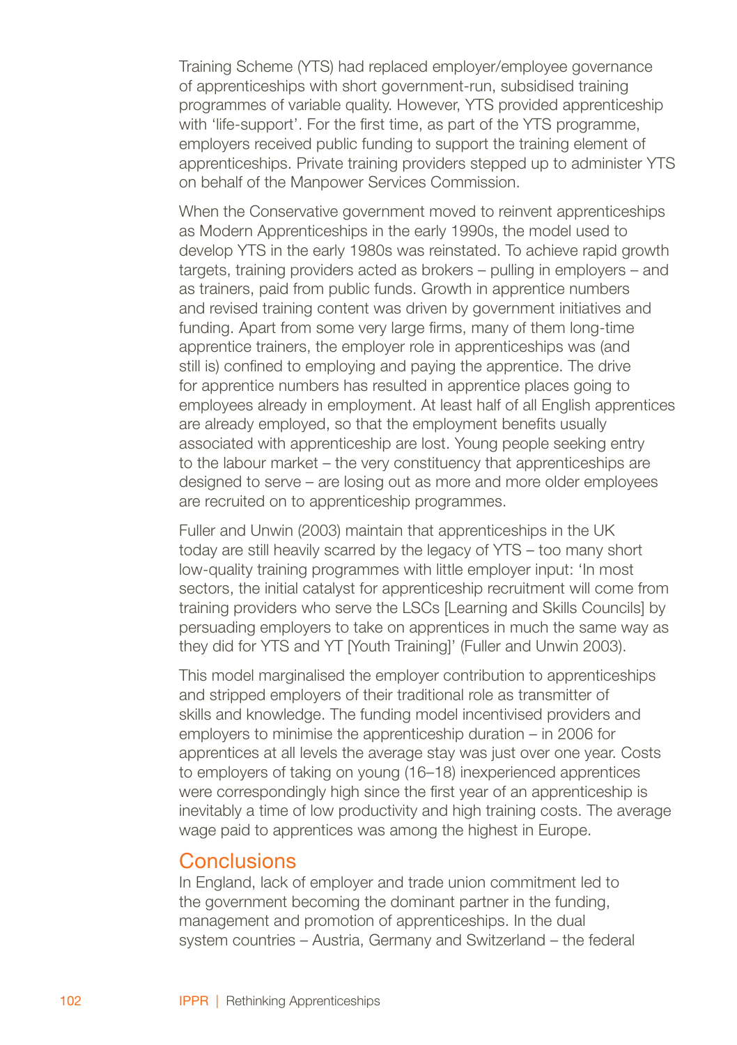Training Scheme (YTS) had replaced employer/employee governance of apprenticeships with short government-run, subsidised training programmes of variable quality. However, YTS provided apprenticeship with 'life-support'. For the first time, as part of the YTS programme, employers received public funding to support the training element of apprenticeships. Private training providers stepped up to administer YTS on behalf of the Manpower Services Commission.

When the Conservative government moved to reinvent apprenticeships as Modern Apprenticeships in the early 1990s, the model used to develop YTS in the early 1980s was reinstated. To achieve rapid growth targets, training providers acted as brokers – pulling in employers – and as trainers, paid from public funds. Growth in apprentice numbers and revised training content was driven by government initiatives and funding. Apart from some very large firms, many of them long-time apprentice trainers, the employer role in apprenticeships was (and still is) confined to employing and paying the apprentice. The drive for apprentice numbers has resulted in apprentice places going to employees already in employment. At least half of all English apprentices are already employed, so that the employment benefits usually associated with apprenticeship are lost. Young people seeking entry to the labour market – the very constituency that apprenticeships are designed to serve – are losing out as more and more older employees are recruited on to apprenticeship programmes.

Fuller and Unwin (2003) maintain that apprenticeships in the UK today are still heavily scarred by the legacy of YTS – too many short low-quality training programmes with little employer input: 'In most sectors, the initial catalyst for apprenticeship recruitment will come from training providers who serve the LSCs [Learning and Skills Councils] by persuading employers to take on apprentices in much the same way as they did for YTS and YT [Youth Training]' (Fuller and Unwin 2003).

This model marginalised the employer contribution to apprenticeships and stripped employers of their traditional role as transmitter of skills and knowledge. The funding model incentivised providers and employers to minimise the apprenticeship duration – in 2006 for apprentices at all levels the average stay was just over one year. Costs to employers of taking on young (16–18) inexperienced apprentices were correspondingly high since the first year of an apprenticeship is inevitably a time of low productivity and high training costs. The average wage paid to apprentices was among the highest in Europe.

## Conclusions

In England, lack of employer and trade union commitment led to the government becoming the dominant partner in the funding, management and promotion of apprenticeships. In the dual system countries – Austria, Germany and Switzerland – the federal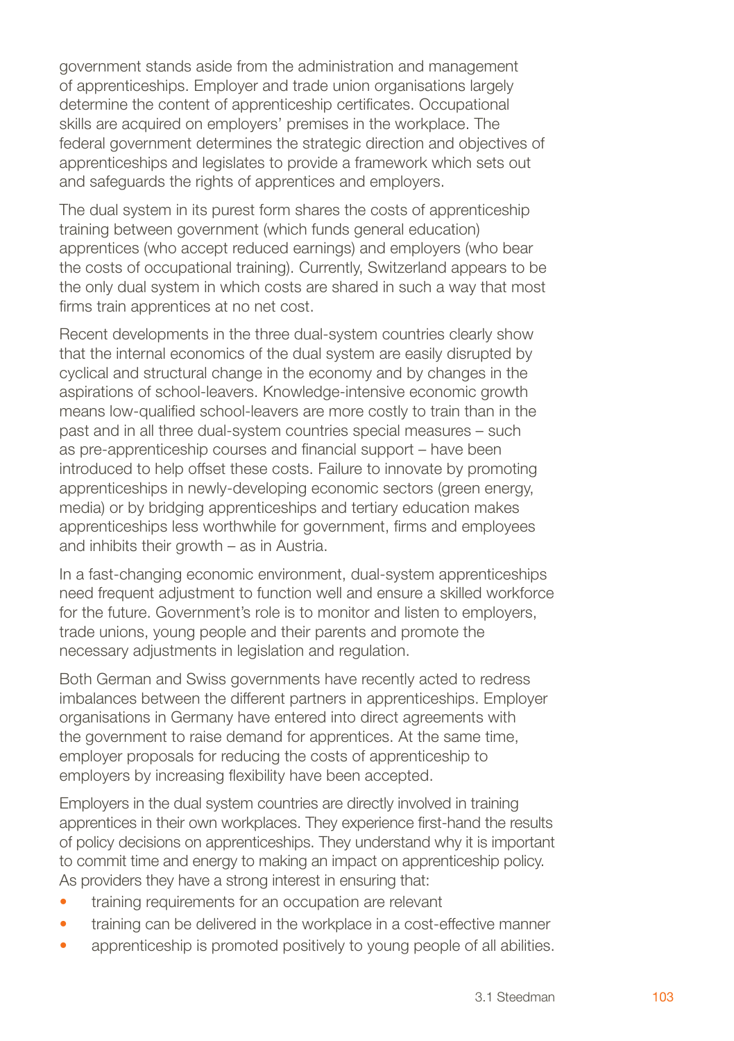government stands aside from the administration and management of apprenticeships. Employer and trade union organisations largely determine the content of apprenticeship certificates. Occupational skills are acquired on employers' premises in the workplace. The federal government determines the strategic direction and objectives of apprenticeships and legislates to provide a framework which sets out and safeguards the rights of apprentices and employers.

The dual system in its purest form shares the costs of apprenticeship training between government (which funds general education) apprentices (who accept reduced earnings) and employers (who bear the costs of occupational training). Currently, Switzerland appears to be the only dual system in which costs are shared in such a way that most firms train apprentices at no net cost.

Recent developments in the three dual-system countries clearly show that the internal economics of the dual system are easily disrupted by cyclical and structural change in the economy and by changes in the aspirations of school-leavers. Knowledge-intensive economic growth means low-qualified school-leavers are more costly to train than in the past and in all three dual-system countries special measures – such as pre-apprenticeship courses and financial support – have been introduced to help offset these costs. Failure to innovate by promoting apprenticeships in newly-developing economic sectors (green energy, media) or by bridging apprenticeships and tertiary education makes apprenticeships less worthwhile for government, firms and employees and inhibits their growth – as in Austria.

In a fast-changing economic environment, dual-system apprenticeships need frequent adjustment to function well and ensure a skilled workforce for the future. Government's role is to monitor and listen to employers, trade unions, young people and their parents and promote the necessary adjustments in legislation and regulation.

Both German and Swiss governments have recently acted to redress imbalances between the different partners in apprenticeships. Employer organisations in Germany have entered into direct agreements with the government to raise demand for apprentices. At the same time, employer proposals for reducing the costs of apprenticeship to employers by increasing flexibility have been accepted.

Employers in the dual system countries are directly involved in training apprentices in their own workplaces. They experience first-hand the results of policy decisions on apprenticeships. They understand why it is important to commit time and energy to making an impact on apprenticeship policy. As providers they have a strong interest in ensuring that:

- training requirements for an occupation are relevant
- training can be delivered in the workplace in a cost-effective manner
- apprenticeship is promoted positively to young people of all abilities.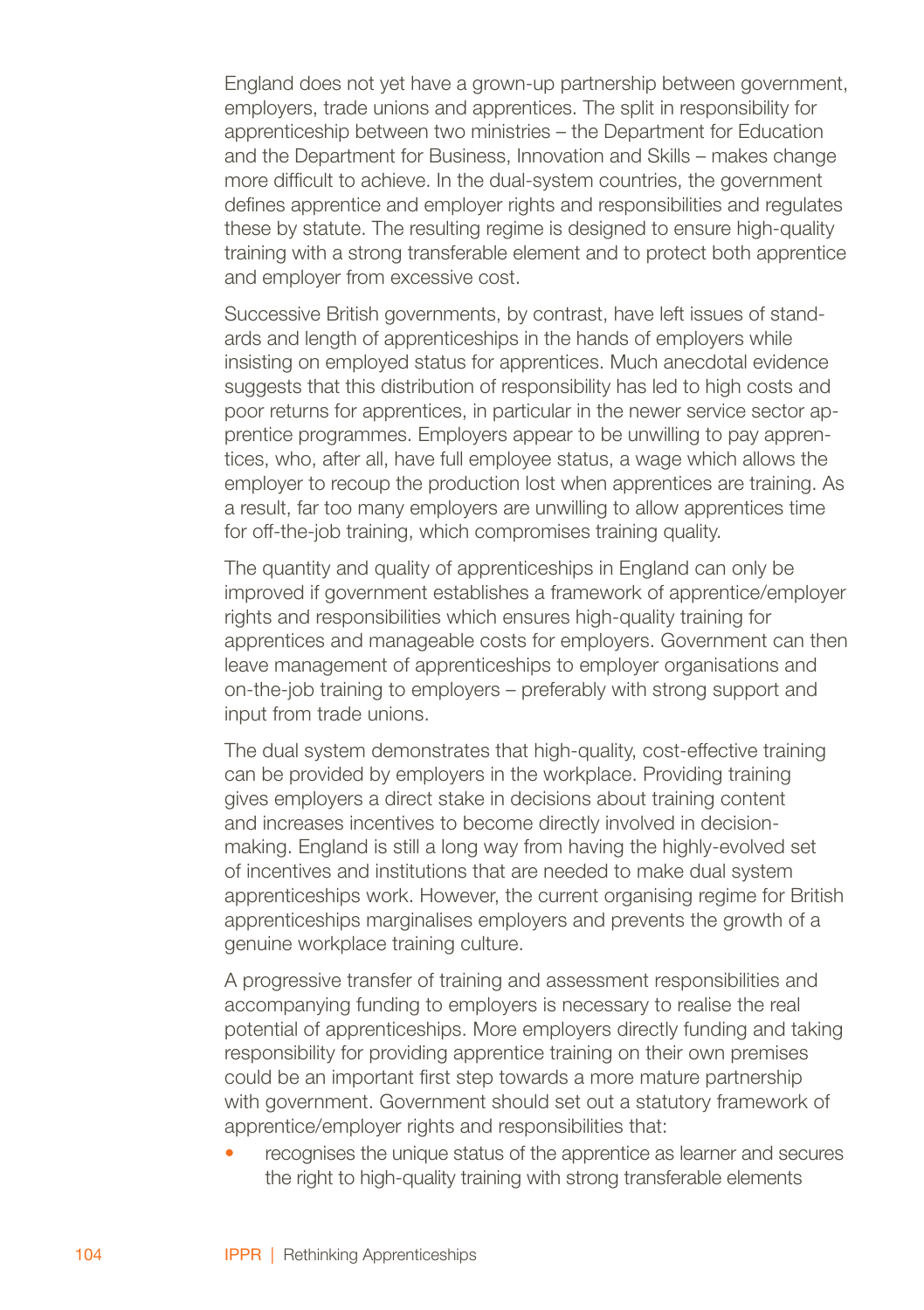England does not yet have a grown-up partnership between government, employers, trade unions and apprentices. The split in responsibility for apprenticeship between two ministries – the Department for Education and the Department for Business, Innovation and Skills – makes change more difficult to achieve. In the dual-system countries, the government defines apprentice and employer rights and responsibilities and regulates these by statute. The resulting regime is designed to ensure high-quality training with a strong transferable element and to protect both apprentice and employer from excessive cost.

Successive British governments, by contrast, have left issues of standards and length of apprenticeships in the hands of employers while insisting on employed status for apprentices. Much anecdotal evidence suggests that this distribution of responsibility has led to high costs and poor returns for apprentices, in particular in the newer service sector apprentice programmes. Employers appear to be unwilling to pay apprentices, who, after all, have full employee status, a wage which allows the employer to recoup the production lost when apprentices are training. As a result, far too many employers are unwilling to allow apprentices time for off-the-job training, which compromises training quality.

The quantity and quality of apprenticeships in England can only be improved if government establishes a framework of apprentice/employer rights and responsibilities which ensures high-quality training for apprentices and manageable costs for employers. Government can then leave management of apprenticeships to employer organisations and on-the-job training to employers – preferably with strong support and input from trade unions.

The dual system demonstrates that high-quality, cost-effective training can be provided by employers in the workplace. Providing training gives employers a direct stake in decisions about training content and increases incentives to become directly involved in decision-making. England is still a long way from having the highly-evolved set of incentives and institutions that are needed to make dual system apprenticeships work. However, the current organising regime for British apprenticeships marginalises employers and prevents the growth of a genuine workplace training culture.

A progressive transfer of training and assessment responsibilities and accompanying funding to employers is necessary to realise the real potential of apprenticeships. More employers directly funding and taking responsibility for providing apprentice training on their own premises could be an important first step towards a more mature partnership with government. Government should set out a statutory framework of apprentice/employer rights and responsibilities that:

- recognises the unique status of the apprentice as learner and secures the right to high-quality training with strong transferable elements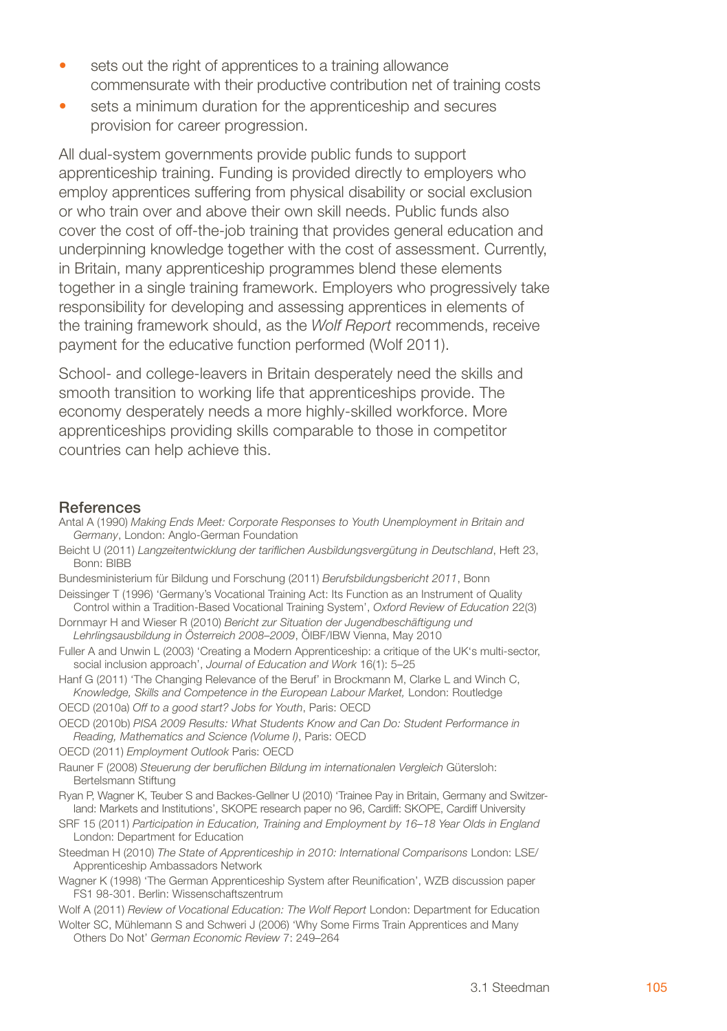- sets out the right of apprentices to a training allowance commensurate with their productive contribution net of training costs
- sets a minimum duration for the apprenticeship and secures provision for career progression.

All dual-system governments provide public funds to support apprenticeship training. Funding is provided directly to employers who employ apprentices suffering from physical disability or social exclusion or who train over and above their own skill needs. Public funds also cover the cost of off-the-job training that provides general education and underpinning knowledge together with the cost of assessment. Currently, in Britain, many apprenticeship programmes blend these elements together in a single training framework. Employers who progressively take responsibility for developing and assessing apprentices in elements of the training framework should, as the *Wolf Report* recommends, receive payment for the educative function performed (Wolf 2011).

School- and college-leavers in Britain desperately need the skills and smooth transition to working life that apprenticeships provide. The economy desperately needs a more highly-skilled workforce. More apprenticeships providing skills comparable to those in competitor countries can help achieve this.

## References

Antal A (1990) *Making Ends Meet: Corporate Responses to Youth Unemployment in Britain and Germany*, London: Anglo-German Foundation

Beicht U (2011) *Langzeitentwicklung der tariflichen Ausbildungsvergütung in Deutschland*, Heft 23, Bonn: BIBB

Bundesministerium für Bildung und Forschung (2011) *Berufsbildungsbericht 2011*, Bonn

Deissinger T (1996) 'Germany's Vocational Training Act: Its Function as an Instrument of Quality Control within a Tradition-Based Vocational Training System', *Oxford Review of Education* 22(3)

Dornmayr H and Wieser R (2010) *Bericht zur Situation der Jugendbeschäftigung und Lehrlingsausbildung in Österreich 2008–2009*, ÖIBF/IBW Vienna, May 2010

Fuller A and Unwin L (2003) 'Creating a Modern Apprenticeship: a critique of the UK's multi-sector, social inclusion approach', *Journal of Education and Work* 16(1): 5–25

Hanf G (2011) 'The Changing Relevance of the Beruf' in Brockmann M, Clarke L and Winch C, *Knowledge, Skills and Competence in the European Labour Market,* London: Routledge

OECD (2010a) *Off to a good start? Jobs for Youth*, Paris: OECD

OECD (2010b) *PISA 2009 Results: What Students Know and Can Do: Student Performance in Reading, Mathematics and Science (Volume I)*, Paris: OECD

OECD (2011) *Employment Outlook* Paris: OECD

Rauner F (2008) *Steuerung der beruflichen Bildung im internationalen Vergleich* Gütersloh: Bertelsmann Stiftung

Ryan P, Wagner K, Teuber S and Backes-Gellner U (2010) 'Trainee Pay in Britain, Germany and Switzerland: Markets and Institutions', SKOPE research paper no 96, Cardiff: SKOPE, Cardiff University

SRF 15 (2011) *Participation in Education, Training and Employment by 16–18 Year Olds in England* London: Department for Education

Steedman H (2010) *The State of Apprenticeship in 2010: International Comparisons* London: LSE/Apprenticeship Ambassadors Network

Wagner K (1998) 'The German Apprenticeship System after Reunification', WZB discussion paper FS1 98-301. Berlin: Wissenschaftszentrum

Wolf A (2011) *Review of Vocational Education: The Wolf Report* London: Department for Education

Wolter SC, Mühlemann S and Schweri J (2006) 'Why Some Firms Train Apprentices and Many Others Do Not' *German Economic Review* 7: 249–264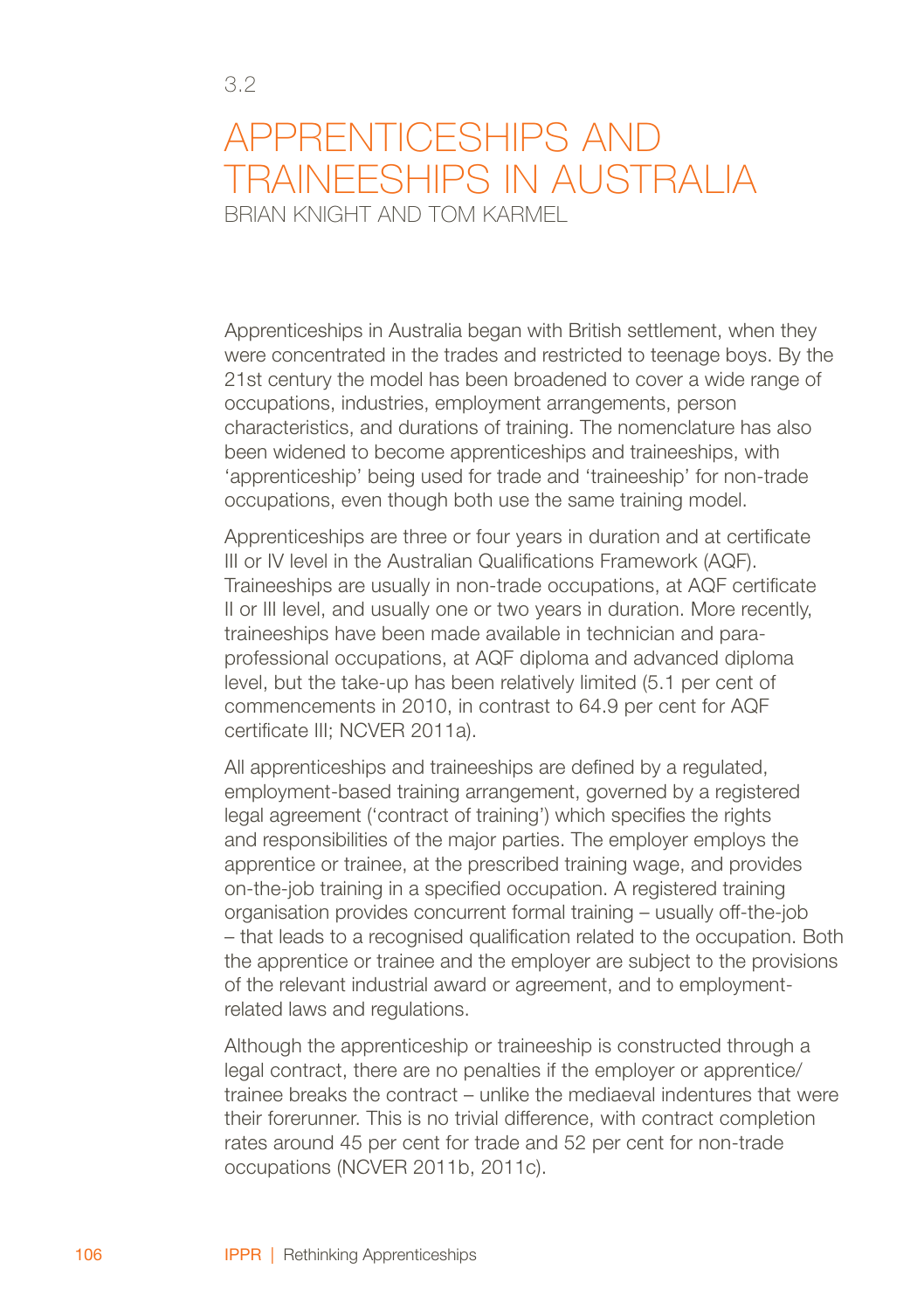3.2

# APPRENTICESHIPS AND TRAINEESHIPS IN AUSTRALIA

BRIAN KNIGHT AND TOM KARMEL

Apprenticeships in Australia began with British settlement, when they were concentrated in the trades and restricted to teenage boys. By the 21st century the model has been broadened to cover a wide range of occupations, industries, employment arrangements, person characteristics, and durations of training. The nomenclature has also been widened to become apprenticeships and traineeships, with 'apprenticeship' being used for trade and 'traineeship' for non-trade occupations, even though both use the same training model.

Apprenticeships are three or four years in duration and at certificate III or IV level in the Australian Qualifications Framework (AQF). Traineeships are usually in non-trade occupations, at AQF certificate II or III level, and usually one or two years in duration. More recently, traineeships have been made available in technician and para-professional occupations, at AQF diploma and advanced diploma level, but the take-up has been relatively limited (5.1 per cent of commencements in 2010, in contrast to 64.9 per cent for AQF certificate III; NCVER 2011a).

All apprenticeships and traineeships are defined by a regulated, employment-based training arrangement, governed by a registered legal agreement ('contract of training') which specifies the rights and responsibilities of the major parties. The employer employs the apprentice or trainee, at the prescribed training wage, and provides on-the-job training in a specified occupation. A registered training organisation provides concurrent formal training – usually off-the-job – that leads to a recognised qualification related to the occupation. Both the apprentice or trainee and the employer are subject to the provisions of the relevant industrial award or agreement, and to employment-related laws and regulations.

Although the apprenticeship or traineeship is constructed through a legal contract, there are no penalties if the employer or apprentice/trainee breaks the contract – unlike the mediaeval indentures that were their forerunner. This is no trivial difference, with contract completion rates around 45 per cent for trade and 52 per cent for non-trade occupations (NCVER 2011b, 2011c).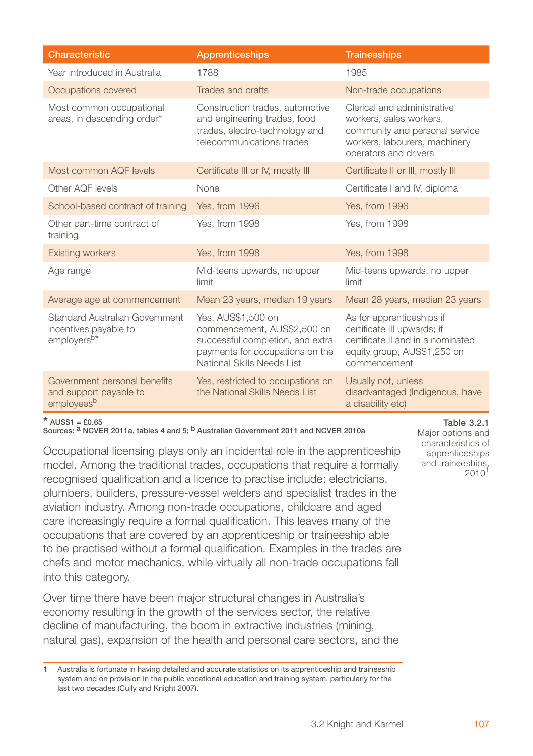| Characteristic | Apprenticeships | Traineeships |
|---|---|---|
| Year introduced in Australia | 1788 | 1985 |
| Occupations covered | Trades and crafts | Non-trade occupations |
| Most common occupational areas, in descending order[a] | Construction trades, automotive and engineering trades, food trades, electro-technology and telecommunications trades | Clerical and administrative workers, sales workers, community and personal service workers, labourers, machinery operators and drivers |
| Most common AQF levels | Certificate III or IV, mostly III | Certificate II or III, mostly III |
| Other AQF levels | None | Certificate I and IV, diploma |
| School-based contract of training | Yes, from 1996 | Yes, from 1996 |
| Other part-time contract of training | Yes, from 1998 | Yes, from 1998 |
| Existing workers | Yes, from 1998 | Yes, from 1998 |
| Age range | Mid-teens upwards, no upper limit | Mid-teens upwards, no upper limit |
| Average age at commencement | Mean 23 years, median 19 years | Mean 28 years, median 23 years |
| Standard Australian Government incentives payable to employers[b*] | Yes, AUS$1,500 on commencement, AUS$2,500 on successful completion, and extra payments for occupations on the National Skills Needs List | As for apprenticeships if certificate III upwards; if certificate II and in a nominated equity group, AUS$1,250 on commencement |
| Government personal benefits and support payable to employees[b] | Yes, restricted to occupations on the National Skills Needs List | Usually not, unless disadvantaged (Indigenous, have a disability etc) |

* AUS$1 = £0.65
Sources: [a] NCVER 2011a, tables 4 and 5; [b] Australian Government 2011 and NCVER 2010a

**Table 3.2.1**
Major options and characteristics of apprenticeships and traineeships, 2010[1]

Occupational licensing plays only an incidental role in the apprenticeship model. Among the traditional trades, occupations that require a formally recognised qualification and a licence to practise include: electricians, plumbers, builders, pressure-vessel welders and specialist trades in the aviation industry. Among non-trade occupations, childcare and aged care increasingly require a formal qualification. This leaves many of the occupations that are covered by an apprenticeship or traineeship able to be practised without a formal qualification. Examples in the trades are chefs and motor mechanics, while virtually all non-trade occupations fall into this category.

Over time there have been major structural changes in Australia's economy resulting in the growth of the services sector, the relative decline of manufacturing, the boom in extractive industries (mining, natural gas), expansion of the health and personal care sectors, and the

1 Australia is fortunate in having detailed and accurate statistics on its apprenticeship and traineeship system and on provision in the public vocational education and training system, particularly for the last two decades (Cully and Knight 2007).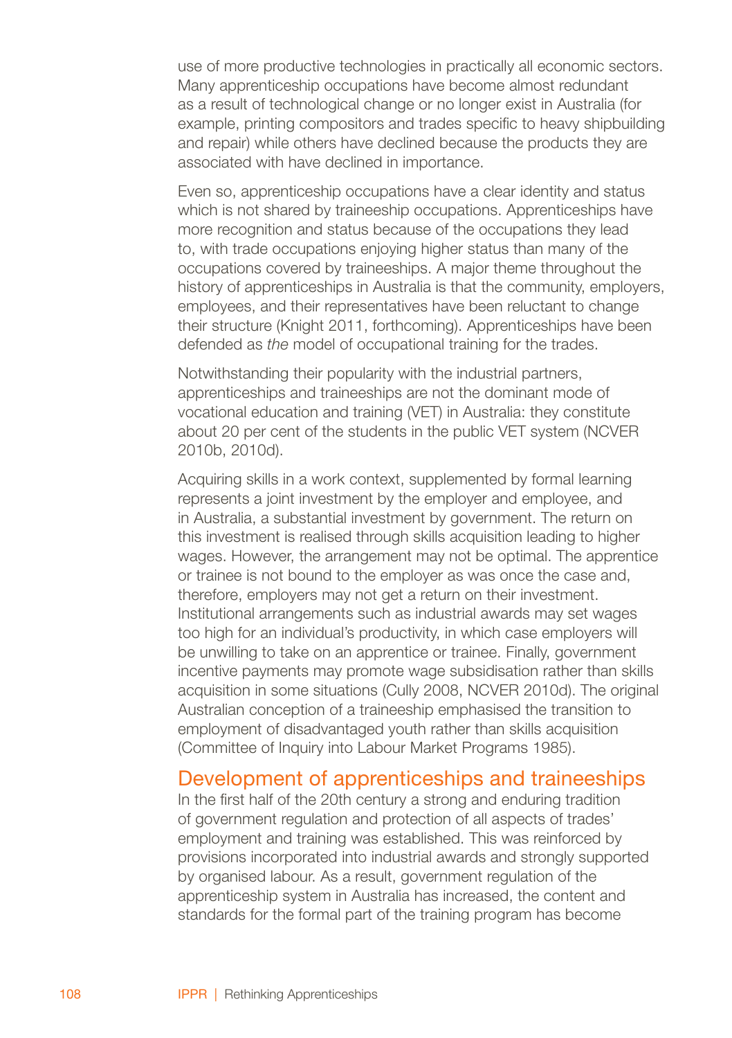use of more productive technologies in practically all economic sectors. Many apprenticeship occupations have become almost redundant as a result of technological change or no longer exist in Australia (for example, printing compositors and trades specific to heavy shipbuilding and repair) while others have declined because the products they are associated with have declined in importance.

Even so, apprenticeship occupations have a clear identity and status which is not shared by traineeship occupations. Apprenticeships have more recognition and status because of the occupations they lead to, with trade occupations enjoying higher status than many of the occupations covered by traineeships. A major theme throughout the history of apprenticeships in Australia is that the community, employers, employees, and their representatives have been reluctant to change their structure (Knight 2011, forthcoming). Apprenticeships have been defended as *the* model of occupational training for the trades.

Notwithstanding their popularity with the industrial partners, apprenticeships and traineeships are not the dominant mode of vocational education and training (VET) in Australia: they constitute about 20 per cent of the students in the public VET system (NCVER 2010b, 2010d).

Acquiring skills in a work context, supplemented by formal learning represents a joint investment by the employer and employee, and in Australia, a substantial investment by government. The return on this investment is realised through skills acquisition leading to higher wages. However, the arrangement may not be optimal. The apprentice or trainee is not bound to the employer as was once the case and, therefore, employers may not get a return on their investment. Institutional arrangements such as industrial awards may set wages too high for an individual's productivity, in which case employers will be unwilling to take on an apprentice or trainee. Finally, government incentive payments may promote wage subsidisation rather than skills acquisition in some situations (Cully 2008, NCVER 2010d). The original Australian conception of a traineeship emphasised the transition to employment of disadvantaged youth rather than skills acquisition (Committee of Inquiry into Labour Market Programs 1985).

## Development of apprenticeships and traineeships

In the first half of the 20th century a strong and enduring tradition of government regulation and protection of all aspects of trades' employment and training was established. This was reinforced by provisions incorporated into industrial awards and strongly supported by organised labour. As a result, government regulation of the apprenticeship system in Australia has increased, the content and standards for the formal part of the training program has become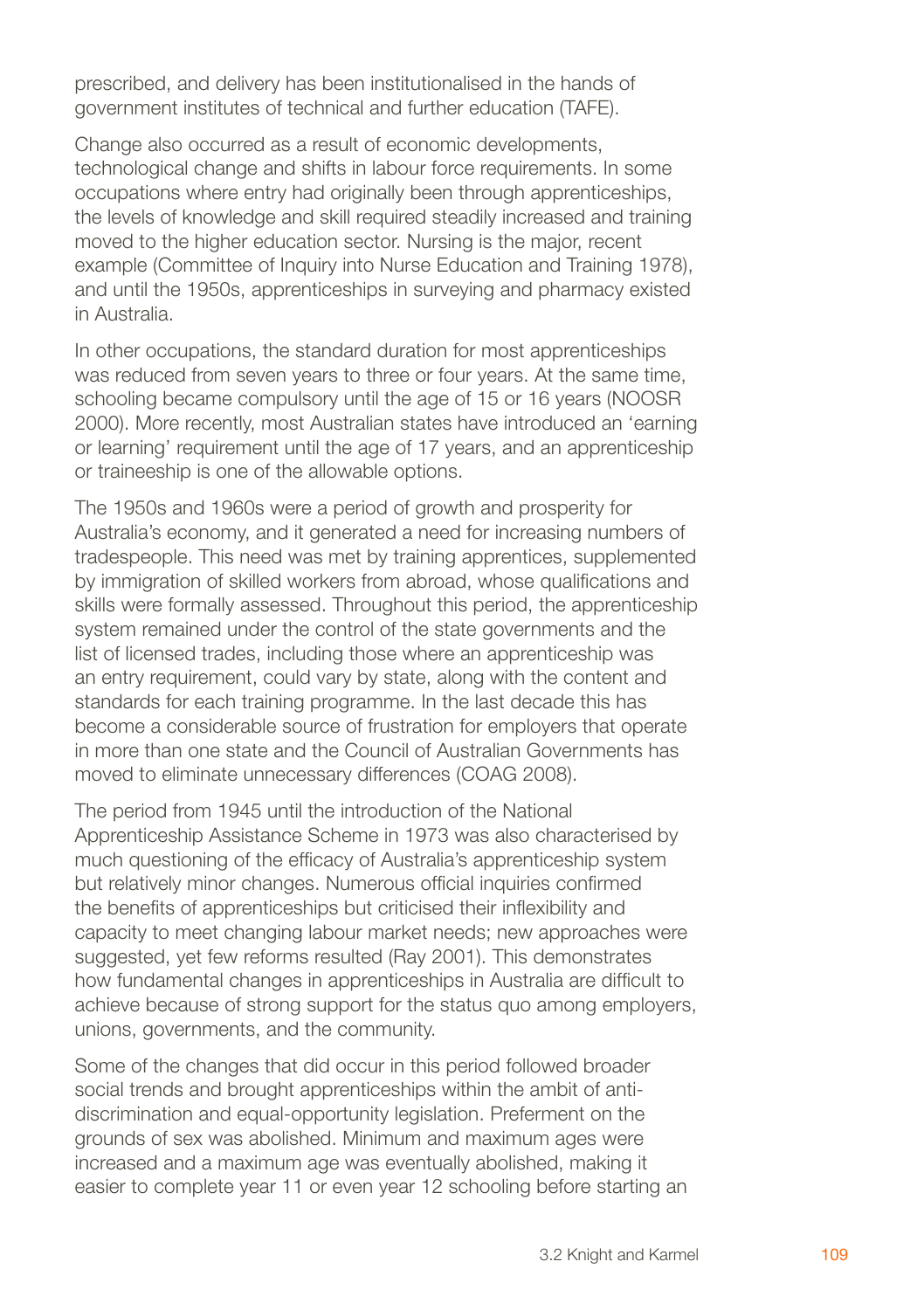prescribed, and delivery has been institutionalised in the hands of government institutes of technical and further education (TAFE).

Change also occurred as a result of economic developments, technological change and shifts in labour force requirements. In some occupations where entry had originally been through apprenticeships, the levels of knowledge and skill required steadily increased and training moved to the higher education sector. Nursing is the major, recent example (Committee of Inquiry into Nurse Education and Training 1978), and until the 1950s, apprenticeships in surveying and pharmacy existed in Australia.

In other occupations, the standard duration for most apprenticeships was reduced from seven years to three or four years. At the same time, schooling became compulsory until the age of 15 or 16 years (NOOSR 2000). More recently, most Australian states have introduced an 'earning or learning' requirement until the age of 17 years, and an apprenticeship or traineeship is one of the allowable options.

The 1950s and 1960s were a period of growth and prosperity for Australia's economy, and it generated a need for increasing numbers of tradespeople. This need was met by training apprentices, supplemented by immigration of skilled workers from abroad, whose qualifications and skills were formally assessed. Throughout this period, the apprenticeship system remained under the control of the state governments and the list of licensed trades, including those where an apprenticeship was an entry requirement, could vary by state, along with the content and standards for each training programme. In the last decade this has become a considerable source of frustration for employers that operate in more than one state and the Council of Australian Governments has moved to eliminate unnecessary differences (COAG 2008).

The period from 1945 until the introduction of the National Apprenticeship Assistance Scheme in 1973 was also characterised by much questioning of the efficacy of Australia's apprenticeship system but relatively minor changes. Numerous official inquiries confirmed the benefits of apprenticeships but criticised their inflexibility and capacity to meet changing labour market needs; new approaches were suggested, yet few reforms resulted (Ray 2001). This demonstrates how fundamental changes in apprenticeships in Australia are difficult to achieve because of strong support for the status quo among employers, unions, governments, and the community.

Some of the changes that did occur in this period followed broader social trends and brought apprenticeships within the ambit of anti-discrimination and equal-opportunity legislation. Preferment on the grounds of sex was abolished. Minimum and maximum ages were increased and a maximum age was eventually abolished, making it easier to complete year 11 or even year 12 schooling before starting an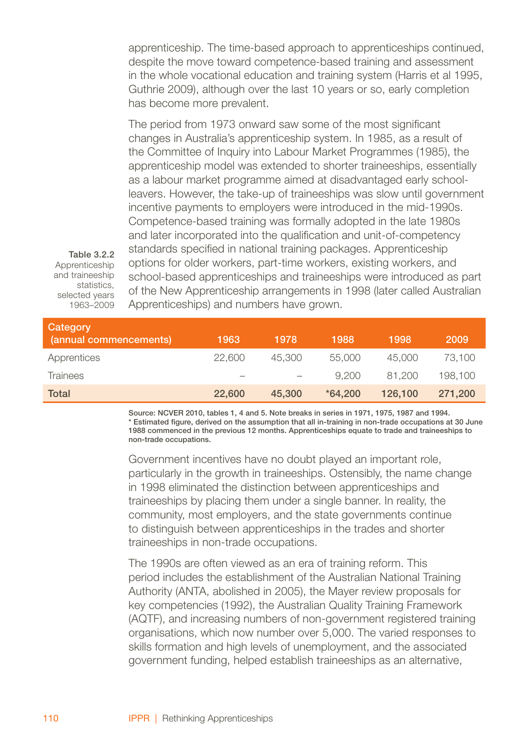apprenticeship. The time-based approach to apprenticeships continued, despite the move toward competence-based training and assessment in the whole vocational education and training system (Harris et al 1995, Guthrie 2009), although over the last 10 years or so, early completion has become more prevalent.

The period from 1973 onward saw some of the most significant changes in Australia's apprenticeship system. In 1985, as a result of the Committee of Inquiry into Labour Market Programmes (1985), the apprenticeship model was extended to shorter traineeships, essentially as a labour market programme aimed at disadvantaged early school-leavers. However, the take-up of traineeships was slow until government incentive payments to employers were introduced in the mid-1990s. Competence-based training was formally adopted in the late 1980s and later incorporated into the qualification and unit-of-competency standards specified in national training packages. Apprenticeship options for older workers, part-time workers, existing workers, and school-based apprenticeships and traineeships were introduced as part of the New Apprenticeship arrangements in 1998 (later called Australian Apprenticeships) and numbers have grown.

**Table 3.2.2** Apprenticeship and traineeship statistics, selected years 1963–2009

| Category (annual commencements) | 1963 | 1978 | 1988 | 1998 | 2009 |
|---|---|---|---|---|---|
| Apprentices | 22,600 | 45,300 | 55,000 | 45,000 | 73,100 |
| Trainees | – | – | 9,200 | 81,200 | 198,100 |
| **Total** | **22,600** | **45,300** | ***64,200** | **126,100** | **271,200** |

Source: NCVER 2010, tables 1, 4 and 5. Note breaks in series in 1971, 1975, 1987 and 1994.
* Estimated figure, derived on the assumption that all in-training in non-trade occupations at 30 June 1988 commenced in the previous 12 months. Apprenticeships equate to trade and traineeships to non-trade occupations.

Government incentives have no doubt played an important role, particularly in the growth in traineeships. Ostensibly, the name change in 1998 eliminated the distinction between apprenticeships and traineeships by placing them under a single banner. In reality, the community, most employers, and the state governments continue to distinguish between apprenticeships in the trades and shorter traineeships in non-trade occupations.

The 1990s are often viewed as an era of training reform. This period includes the establishment of the Australian National Training Authority (ANTA, abolished in 2005), the Mayer review proposals for key competencies (1992), the Australian Quality Training Framework (AQTF), and increasing numbers of non-government registered training organisations, which now number over 5,000. The varied responses to skills formation and high levels of unemployment, and the associated government funding, helped establish traineeships as an alternative,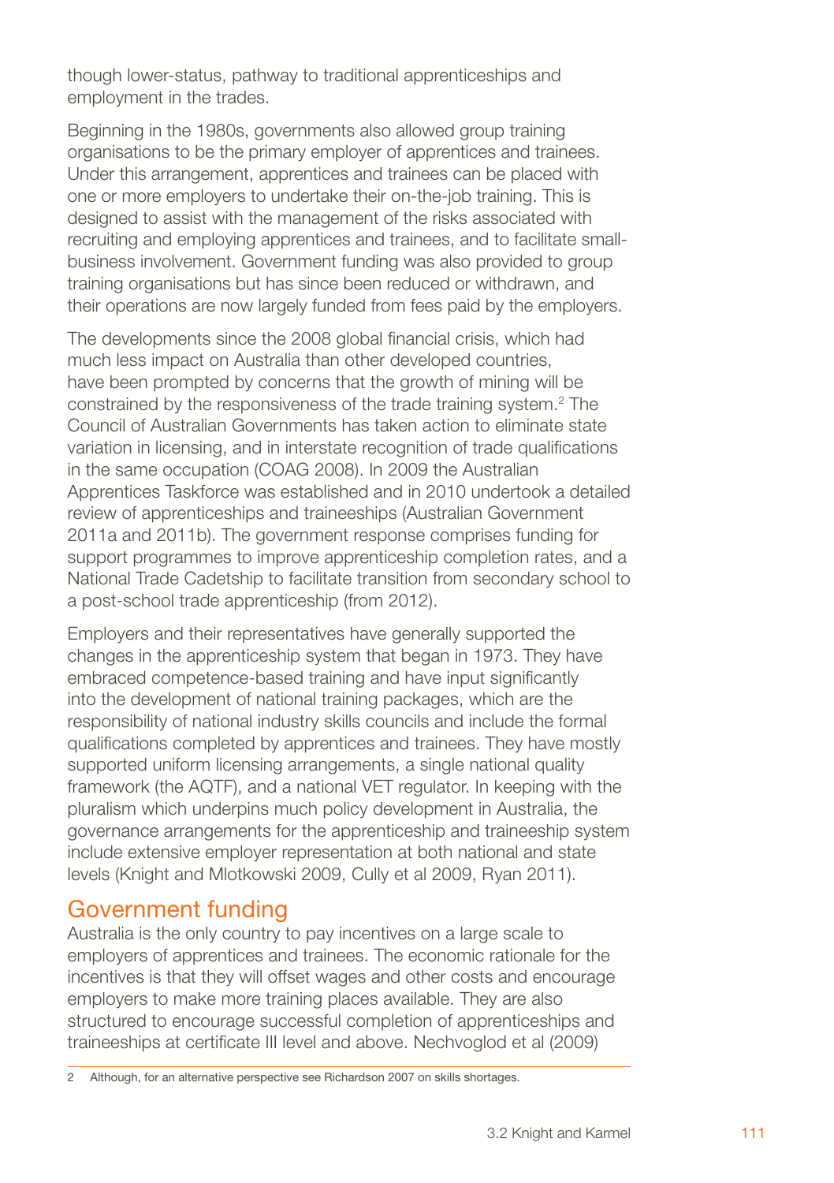though lower-status, pathway to traditional apprenticeships and employment in the trades.

Beginning in the 1980s, governments also allowed group training organisations to be the primary employer of apprentices and trainees. Under this arrangement, apprentices and trainees can be placed with one or more employers to undertake their on-the-job training. This is designed to assist with the management of the risks associated with recruiting and employing apprentices and trainees, and to facilitate small-business involvement. Government funding was also provided to group training organisations but has since been reduced or withdrawn, and their operations are now largely funded from fees paid by the employers.

The developments since the 2008 global financial crisis, which had much less impact on Australia than other developed countries, have been prompted by concerns that the growth of mining will be constrained by the responsiveness of the trade training system.[2] The Council of Australian Governments has taken action to eliminate state variation in licensing, and in interstate recognition of trade qualifications in the same occupation (COAG 2008). In 2009 the Australian Apprentices Taskforce was established and in 2010 undertook a detailed review of apprenticeships and traineeships (Australian Government 2011a and 2011b). The government response comprises funding for support programmes to improve apprenticeship completion rates, and a National Trade Cadetship to facilitate transition from secondary school to a post-school trade apprenticeship (from 2012).

Employers and their representatives have generally supported the changes in the apprenticeship system that began in 1973. They have embraced competence-based training and have input significantly into the development of national training packages, which are the responsibility of national industry skills councils and include the formal qualifications completed by apprentices and trainees. They have mostly supported uniform licensing arrangements, a single national quality framework (the AQTF), and a national VET regulator. In keeping with the pluralism which underpins much policy development in Australia, the governance arrangements for the apprenticeship and traineeship system include extensive employer representation at both national and state levels (Knight and Mlotkowski 2009, Cully et al 2009, Ryan 2011).

## Government funding

Australia is the only country to pay incentives on a large scale to employers of apprentices and trainees. The economic rationale for the incentives is that they will offset wages and other costs and encourage employers to make more training places available. They are also structured to encourage successful completion of apprenticeships and traineeships at certificate III level and above. Nechvoglod et al (2009)

2 Although, for an alternative perspective see Richardson 2007 on skills shortages.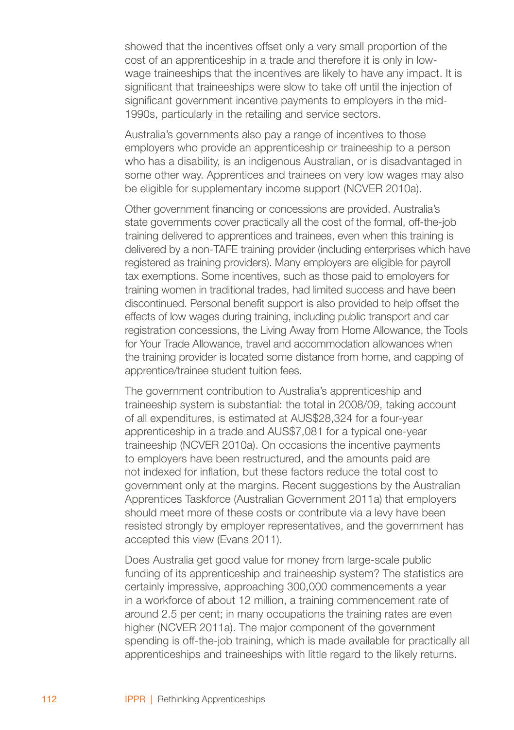showed that the incentives offset only a very small proportion of the cost of an apprenticeship in a trade and therefore it is only in low-wage traineeships that the incentives are likely to have any impact. It is significant that traineeships were slow to take off until the injection of significant government incentive payments to employers in the mid-1990s, particularly in the retailing and service sectors.

Australia's governments also pay a range of incentives to those employers who provide an apprenticeship or traineeship to a person who has a disability, is an indigenous Australian, or is disadvantaged in some other way. Apprentices and trainees on very low wages may also be eligible for supplementary income support (NCVER 2010a).

Other government financing or concessions are provided. Australia's state governments cover practically all the cost of the formal, off-the-job training delivered to apprentices and trainees, even when this training is delivered by a non-TAFE training provider (including enterprises which have registered as training providers). Many employers are eligible for payroll tax exemptions. Some incentives, such as those paid to employers for training women in traditional trades, had limited success and have been discontinued. Personal benefit support is also provided to help offset the effects of low wages during training, including public transport and car registration concessions, the Living Away from Home Allowance, the Tools for Your Trade Allowance, travel and accommodation allowances when the training provider is located some distance from home, and capping of apprentice/trainee student tuition fees.

The government contribution to Australia's apprenticeship and traineeship system is substantial: the total in 2008/09, taking account of all expenditures, is estimated at AUS$28,324 for a four-year apprenticeship in a trade and AUS$7,081 for a typical one-year traineeship (NCVER 2010a). On occasions the incentive payments to employers have been restructured, and the amounts paid are not indexed for inflation, but these factors reduce the total cost to government only at the margins. Recent suggestions by the Australian Apprentices Taskforce (Australian Government 2011a) that employers should meet more of these costs or contribute via a levy have been resisted strongly by employer representatives, and the government has accepted this view (Evans 2011).

Does Australia get good value for money from large-scale public funding of its apprenticeship and traineeship system? The statistics are certainly impressive, approaching 300,000 commencements a year in a workforce of about 12 million, a training commencement rate of around 2.5 per cent; in many occupations the training rates are even higher (NCVER 2011a). The major component of the government spending is off-the-job training, which is made available for practically all apprenticeships and traineeships with little regard to the likely returns.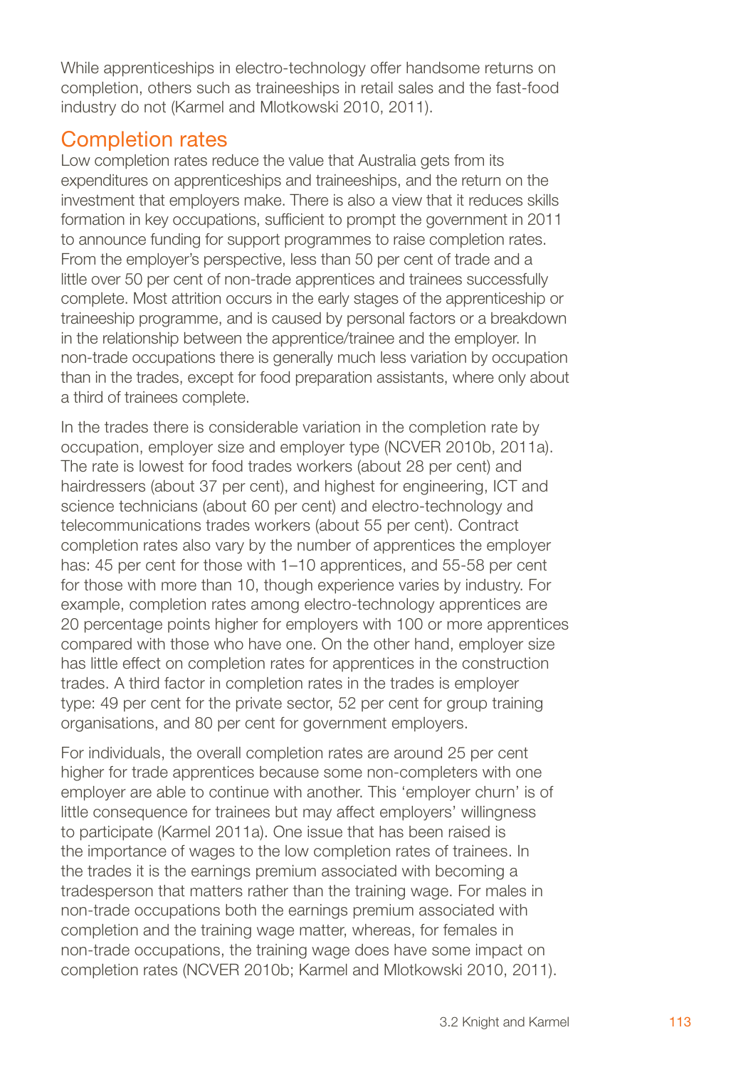While apprenticeships in electro-technology offer handsome returns on completion, others such as traineeships in retail sales and the fast-food industry do not (Karmel and Mlotkowski 2010, 2011).

## Completion rates

Low completion rates reduce the value that Australia gets from its expenditures on apprenticeships and traineeships, and the return on the investment that employers make. There is also a view that it reduces skills formation in key occupations, sufficient to prompt the government in 2011 to announce funding for support programmes to raise completion rates. From the employer's perspective, less than 50 per cent of trade and a little over 50 per cent of non-trade apprentices and trainees successfully complete. Most attrition occurs in the early stages of the apprenticeship or traineeship programme, and is caused by personal factors or a breakdown in the relationship between the apprentice/trainee and the employer. In non-trade occupations there is generally much less variation by occupation than in the trades, except for food preparation assistants, where only about a third of trainees complete.

In the trades there is considerable variation in the completion rate by occupation, employer size and employer type (NCVER 2010b, 2011a). The rate is lowest for food trades workers (about 28 per cent) and hairdressers (about 37 per cent), and highest for engineering, ICT and science technicians (about 60 per cent) and electro-technology and telecommunications trades workers (about 55 per cent). Contract completion rates also vary by the number of apprentices the employer has: 45 per cent for those with 1–10 apprentices, and 55-58 per cent for those with more than 10, though experience varies by industry. For example, completion rates among electro-technology apprentices are 20 percentage points higher for employers with 100 or more apprentices compared with those who have one. On the other hand, employer size has little effect on completion rates for apprentices in the construction trades. A third factor in completion rates in the trades is employer type: 49 per cent for the private sector, 52 per cent for group training organisations, and 80 per cent for government employers.

For individuals, the overall completion rates are around 25 per cent higher for trade apprentices because some non-completers with one employer are able to continue with another. This 'employer churn' is of little consequence for trainees but may affect employers' willingness to participate (Karmel 2011a). One issue that has been raised is the importance of wages to the low completion rates of trainees. In the trades it is the earnings premium associated with becoming a tradesperson that matters rather than the training wage. For males in non-trade occupations both the earnings premium associated with completion and the training wage matter, whereas, for females in non-trade occupations, the training wage does have some impact on completion rates (NCVER 2010b; Karmel and Mlotkowski 2010, 2011).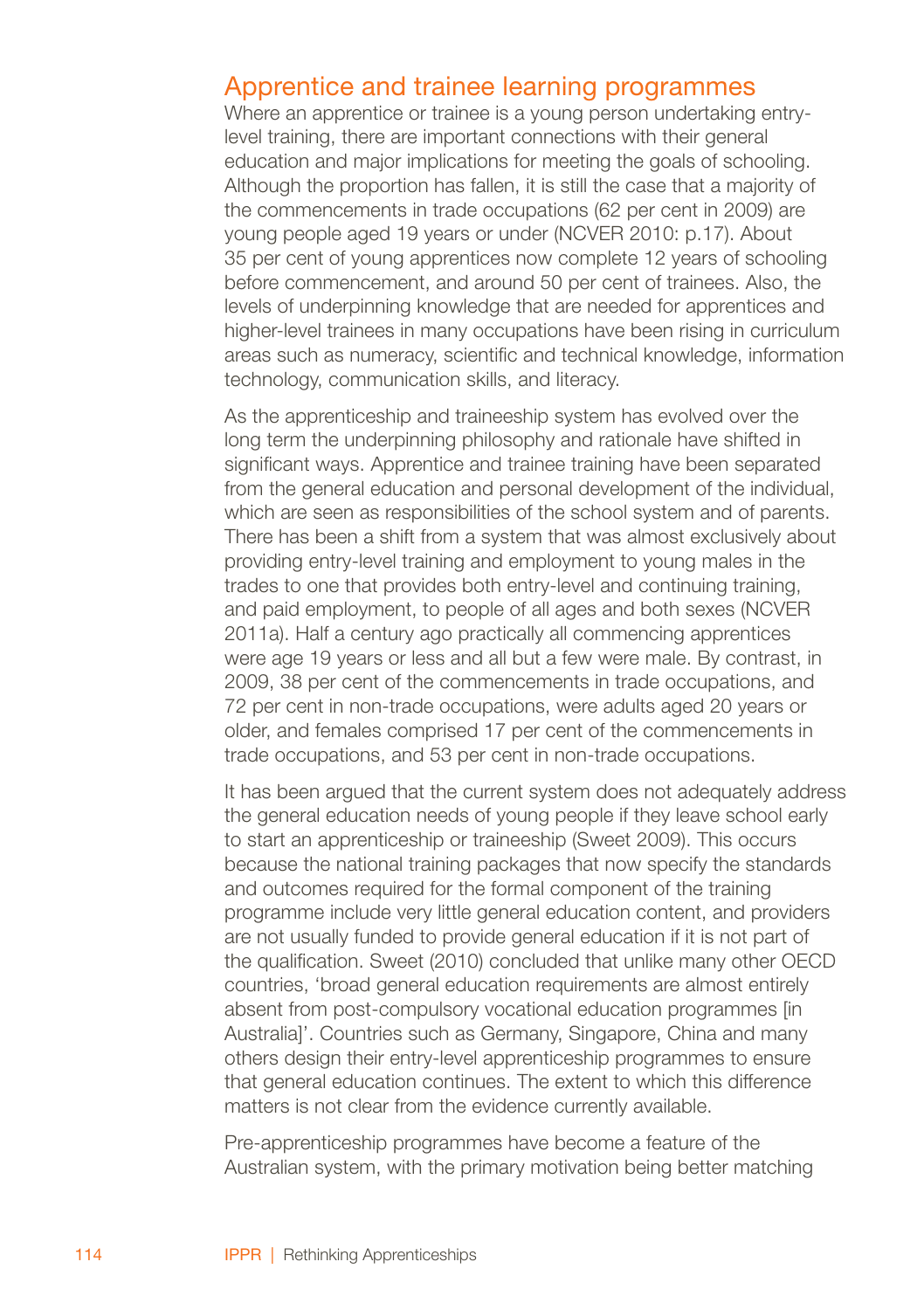## Apprentice and trainee learning programmes

Where an apprentice or trainee is a young person undertaking entry-level training, there are important connections with their general education and major implications for meeting the goals of schooling. Although the proportion has fallen, it is still the case that a majority of the commencements in trade occupations (62 per cent in 2009) are young people aged 19 years or under (NCVER 2010: p.17). About 35 per cent of young apprentices now complete 12 years of schooling before commencement, and around 50 per cent of trainees. Also, the levels of underpinning knowledge that are needed for apprentices and higher-level trainees in many occupations have been rising in curriculum areas such as numeracy, scientific and technical knowledge, information technology, communication skills, and literacy.

As the apprenticeship and traineeship system has evolved over the long term the underpinning philosophy and rationale have shifted in significant ways. Apprentice and trainee training have been separated from the general education and personal development of the individual, which are seen as responsibilities of the school system and of parents. There has been a shift from a system that was almost exclusively about providing entry-level training and employment to young males in the trades to one that provides both entry-level and continuing training, and paid employment, to people of all ages and both sexes (NCVER 2011a). Half a century ago practically all commencing apprentices were age 19 years or less and all but a few were male. By contrast, in 2009, 38 per cent of the commencements in trade occupations, and 72 per cent in non-trade occupations, were adults aged 20 years or older, and females comprised 17 per cent of the commencements in trade occupations, and 53 per cent in non-trade occupations.

It has been argued that the current system does not adequately address the general education needs of young people if they leave school early to start an apprenticeship or traineeship (Sweet 2009). This occurs because the national training packages that now specify the standards and outcomes required for the formal component of the training programme include very little general education content, and providers are not usually funded to provide general education if it is not part of the qualification. Sweet (2010) concluded that unlike many other OECD countries, 'broad general education requirements are almost entirely absent from post-compulsory vocational education programmes [in Australia]'. Countries such as Germany, Singapore, China and many others design their entry-level apprenticeship programmes to ensure that general education continues. The extent to which this difference matters is not clear from the evidence currently available.

Pre-apprenticeship programmes have become a feature of the Australian system, with the primary motivation being better matching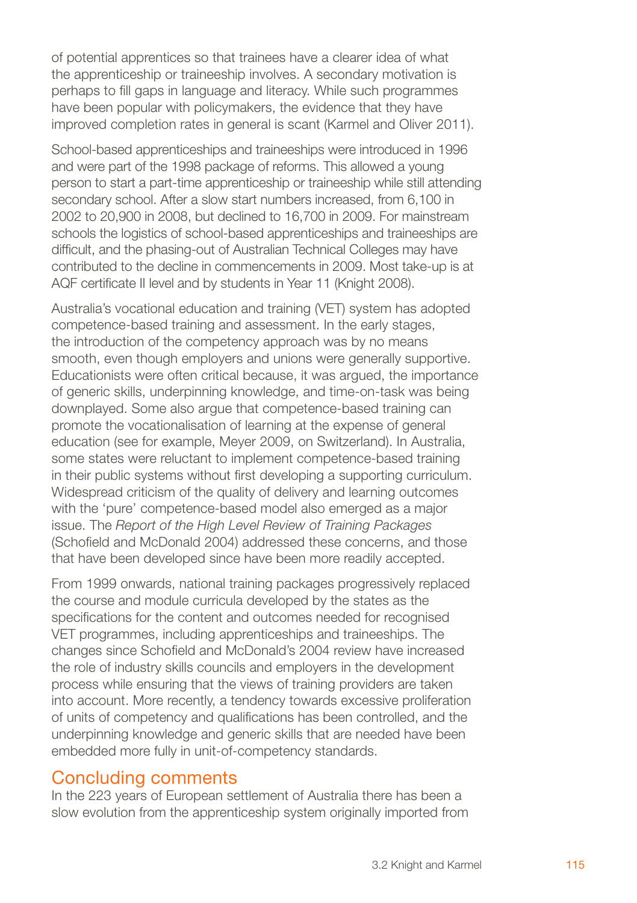of potential apprentices so that trainees have a clearer idea of what the apprenticeship or traineeship involves. A secondary motivation is perhaps to fill gaps in language and literacy. While such programmes have been popular with policymakers, the evidence that they have improved completion rates in general is scant (Karmel and Oliver 2011).

School-based apprenticeships and traineeships were introduced in 1996 and were part of the 1998 package of reforms. This allowed a young person to start a part-time apprenticeship or traineeship while still attending secondary school. After a slow start numbers increased, from 6,100 in 2002 to 20,900 in 2008, but declined to 16,700 in 2009. For mainstream schools the logistics of school-based apprenticeships and traineeships are difficult, and the phasing-out of Australian Technical Colleges may have contributed to the decline in commencements in 2009. Most take-up is at AQF certificate II level and by students in Year 11 (Knight 2008).

Australia's vocational education and training (VET) system has adopted competence-based training and assessment. In the early stages, the introduction of the competency approach was by no means smooth, even though employers and unions were generally supportive. Educationists were often critical because, it was argued, the importance of generic skills, underpinning knowledge, and time-on-task was being downplayed. Some also argue that competence-based training can promote the vocationalisation of learning at the expense of general education (see for example, Meyer 2009, on Switzerland). In Australia, some states were reluctant to implement competence-based training in their public systems without first developing a supporting curriculum. Widespread criticism of the quality of delivery and learning outcomes with the 'pure' competence-based model also emerged as a major issue. The *Report of the High Level Review of Training Packages* (Schofield and McDonald 2004) addressed these concerns, and those that have been developed since have been more readily accepted.

From 1999 onwards, national training packages progressively replaced the course and module curricula developed by the states as the specifications for the content and outcomes needed for recognised VET programmes, including apprenticeships and traineeships. The changes since Schofield and McDonald's 2004 review have increased the role of industry skills councils and employers in the development process while ensuring that the views of training providers are taken into account. More recently, a tendency towards excessive proliferation of units of competency and qualifications has been controlled, and the underpinning knowledge and generic skills that are needed have been embedded more fully in unit-of-competency standards.

## Concluding comments

In the 223 years of European settlement of Australia there has been a slow evolution from the apprenticeship system originally imported from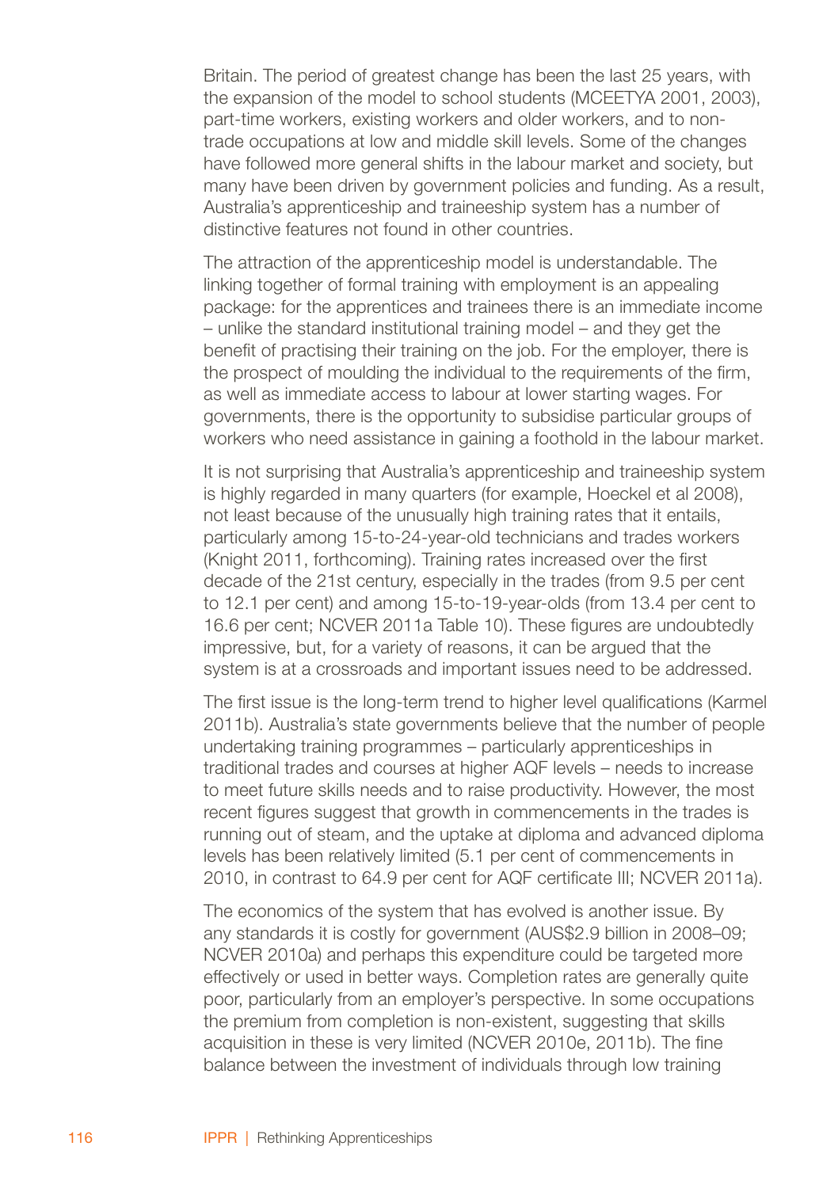Britain. The period of greatest change has been the last 25 years, with the expansion of the model to school students (MCEETYA 2001, 2003), part-time workers, existing workers and older workers, and to non-trade occupations at low and middle skill levels. Some of the changes have followed more general shifts in the labour market and society, but many have been driven by government policies and funding. As a result, Australia's apprenticeship and traineeship system has a number of distinctive features not found in other countries.

The attraction of the apprenticeship model is understandable. The linking together of formal training with employment is an appealing package: for the apprentices and trainees there is an immediate income – unlike the standard institutional training model – and they get the benefit of practising their training on the job. For the employer, there is the prospect of moulding the individual to the requirements of the firm, as well as immediate access to labour at lower starting wages. For governments, there is the opportunity to subsidise particular groups of workers who need assistance in gaining a foothold in the labour market.

It is not surprising that Australia's apprenticeship and traineeship system is highly regarded in many quarters (for example, Hoeckel et al 2008), not least because of the unusually high training rates that it entails, particularly among 15-to-24-year-old technicians and trades workers (Knight 2011, forthcoming). Training rates increased over the first decade of the 21st century, especially in the trades (from 9.5 per cent to 12.1 per cent) and among 15-to-19-year-olds (from 13.4 per cent to 16.6 per cent; NCVER 2011a Table 10). These figures are undoubtedly impressive, but, for a variety of reasons, it can be argued that the system is at a crossroads and important issues need to be addressed.

The first issue is the long-term trend to higher level qualifications (Karmel 2011b). Australia's state governments believe that the number of people undertaking training programmes – particularly apprenticeships in traditional trades and courses at higher AQF levels – needs to increase to meet future skills needs and to raise productivity. However, the most recent figures suggest that growth in commencements in the trades is running out of steam, and the uptake at diploma and advanced diploma levels has been relatively limited (5.1 per cent of commencements in 2010, in contrast to 64.9 per cent for AQF certificate III; NCVER 2011a).

The economics of the system that has evolved is another issue. By any standards it is costly for government (AUS$2.9 billion in 2008–09; NCVER 2010a) and perhaps this expenditure could be targeted more effectively or used in better ways. Completion rates are generally quite poor, particularly from an employer's perspective. In some occupations the premium from completion is non-existent, suggesting that skills acquisition in these is very limited (NCVER 2010e, 2011b). The fine balance between the investment of individuals through low training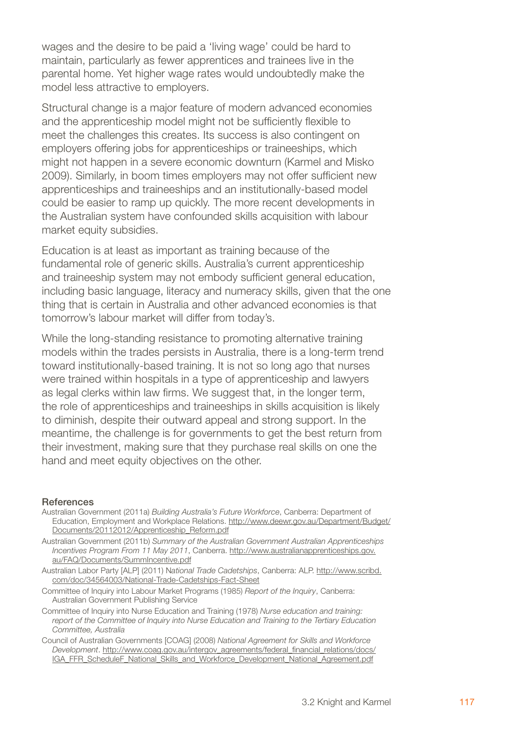wages and the desire to be paid a 'living wage' could be hard to maintain, particularly as fewer apprentices and trainees live in the parental home. Yet higher wage rates would undoubtedly make the model less attractive to employers.

Structural change is a major feature of modern advanced economies and the apprenticeship model might not be sufficiently flexible to meet the challenges this creates. Its success is also contingent on employers offering jobs for apprenticeships or traineeships, which might not happen in a severe economic downturn (Karmel and Misko 2009). Similarly, in boom times employers may not offer sufficient new apprenticeships and traineeships and an institutionally-based model could be easier to ramp up quickly. The more recent developments in the Australian system have confounded skills acquisition with labour market equity subsidies.

Education is at least as important as training because of the fundamental role of generic skills. Australia's current apprenticeship and traineeship system may not embody sufficient general education, including basic language, literacy and numeracy skills, given that the one thing that is certain in Australia and other advanced economies is that tomorrow's labour market will differ from today's.

While the long-standing resistance to promoting alternative training models within the trades persists in Australia, there is a long-term trend toward institutionally-based training. It is not so long ago that nurses were trained within hospitals in a type of apprenticeship and lawyers as legal clerks within law firms. We suggest that, in the longer term, the role of apprenticeships and traineeships in skills acquisition is likely to diminish, despite their outward appeal and strong support. In the meantime, the challenge is for governments to get the best return from their investment, making sure that they purchase real skills on one the hand and meet equity objectives on the other.

## References

Australian Government (2011a) *Building Australia's Future Workforce*, Canberra: Department of Education, Employment and Workplace Relations. http://www.deewr.gov.au/Department/Budget/Documents/20112012/Apprenticeship_Reform.pdf

Australian Government (2011b) *Summary of the Australian Government Australian Apprenticeships Incentives Program From 11 May 2011*, Canberra. http://www.australianapprenticeships.gov.au/FAQ/Documents/SummIncentive.pdf

Australian Labor Party [ALP] (2011) N*ational Trade Cadetships*, Canberra: ALP. http://www.scribd.com/doc/34564003/National-Trade-Cadetships-Fact-Sheet

Committee of Inquiry into Labour Market Programs (1985) *Report of the Inquiry*, Canberra: Australian Government Publishing Service

Committee of Inquiry into Nurse Education and Training (1978) *Nurse education and training: report of the Committee of Inquiry into Nurse Education and Training to the Tertiary Education Committee, Australia*

Council of Australian Governments [COAG] (2008) *National Agreement for Skills and Workforce Development*. http://www.coag.gov.au/intergov_agreements/federal_financial_relations/docs/IGA_FFR_ScheduleF_National_Skills_and_Workforce_Development_National_Agreement.pdf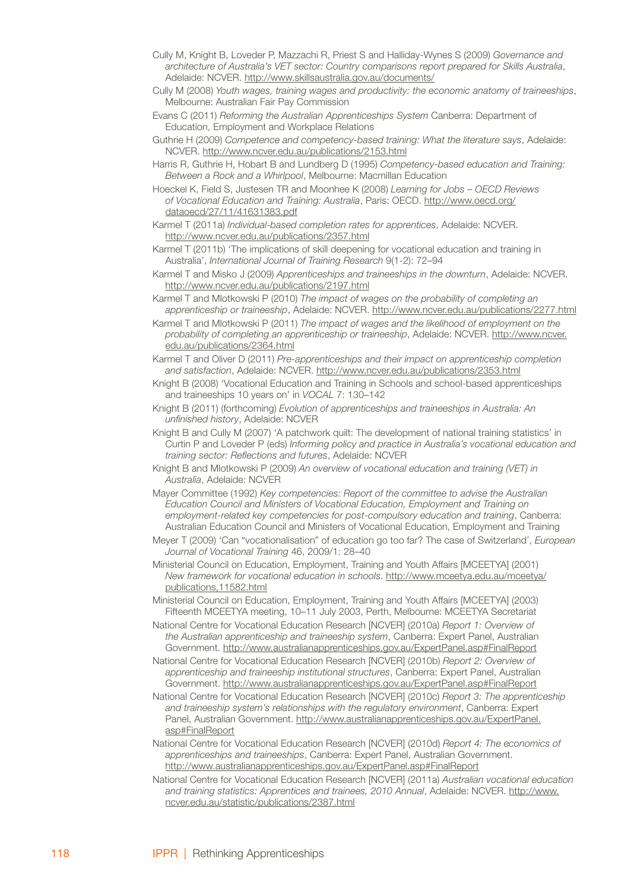Cully M, Knight B, Loveder P, Mazzachi R, Priest S and Halliday-Wynes S (2009) *Governance and architecture of Australia's VET sector: Country comparisons report prepared for Skills Australia*, Adelaide: NCVER. http://www.skillsaustralia.gov.au/documents/

Cully M (2008) *Youth wages, training wages and productivity: the economic anatomy of traineeships*, Melbourne: Australian Fair Pay Commission

Evans C (2011) *Reforming the Australian Apprenticeships System* Canberra: Department of Education, Employment and Workplace Relations

Guthrie H (2009) *Competence and competency-based training: What the literature says*, Adelaide: NCVER. http://www.ncver.edu.au/publications/2153.html

Harris R, Guthrie H, Hobart B and Lundberg D (1995) *Competency-based education and Training: Between a Rock and a Whirlpool*, Melbourne: Macmillan Education

Hoeckel K, Field S, Justesen TR and Moonhee K (2008) *Learning for Jobs – OECD Reviews of Vocational Education and Training: Australia*, Paris: OECD. http://www.oecd.org/dataoecd/27/11/41631383.pdf

Karmel T (2011a) *Individual-based completion rates for apprentices*, Adelaide: NCVER. http://www.ncver.edu.au/publications/2357.html

Karmel T (2011b) 'The implications of skill deepening for vocational education and training in Australia', *International Journal of Training Research* 9(1-2): 72–94

Karmel T and Misko J (2009) *Apprenticeships and traineeships in the downturn*, Adelaide: NCVER. http://www.ncver.edu.au/publications/2197.html

Karmel T and Mlotkowski P (2010) *The impact of wages on the probability of completing an apprenticeship or traineeship*, Adelaide: NCVER. http://www.ncver.edu.au/publications/2277.html

Karmel T and Mlotkowski P (2011) *The impact of wages and the likelihood of employment on the probability of completing an apprenticeship or traineeship*, Adelaide: NCVER. http://www.ncver.edu.au/publications/2364.html

Karmel T and Oliver D (2011) *Pre-apprenticeships and their impact on apprenticeship completion and satisfaction*, Adelaide: NCVER. http://www.ncver.edu.au/publications/2353.html

Knight B (2008) 'Vocational Education and Training in Schools and school-based apprenticeships and traineeships 10 years on' in *VOCAL* 7: 130–142

Knight B (2011) (forthcoming) *Evolution of apprenticeships and traineeships in Australia: An unfinished history*, Adelaide: NCVER

Knight B and Cully M (2007) 'A patchwork quilt: The development of national training statistics' in Curtin P and Loveder P (eds) *Informing policy and practice in Australia's vocational education and training sector: Reflections and futures*, Adelaide: NCVER

Knight B and Mlotkowski P (2009) *An overview of vocational education and training (VET) in Australia*, Adelaide: NCVER

Mayer Committee (1992) *Key competencies: Report of the committee to advise the Australian Education Council and Ministers of Vocational Education, Employment and Training on employment-related key competencies for post-compulsory education and training*, Canberra: Australian Education Council and Ministers of Vocational Education, Employment and Training

Meyer T (2009) 'Can "vocationalisation" of education go too far? The case of Switzerland', *European Journal of Vocational Training* 46, 2009/1: 28–40

Ministerial Council on Education, Employment, Training and Youth Affairs [MCEETYA] (2001) *New framework for vocational education in schools*. http://www.mceetya.edu.au/mceetya/publications,11582.html

Ministerial Council on Education, Employment, Training and Youth Affairs [MCEETYA] (2003) Fifteenth MCEETYA meeting, 10–11 July 2003, Perth, Melbourne: MCEETYA Secretariat

National Centre for Vocational Education Research [NCVER] (2010a) *Report 1: Overview of the Australian apprenticeship and traineeship system*, Canberra: Expert Panel, Australian Government. http://www.australianapprenticeships.gov.au/ExpertPanel.asp#FinalReport

National Centre for Vocational Education Research [NCVER] (2010b) *Report 2: Overview of apprenticeship and traineeship institutional structures*, Canberra: Expert Panel, Australian Government. http://www.australianapprenticeships.gov.au/ExpertPanel.asp#FinalReport

National Centre for Vocational Education Research [NCVER] (2010c) *Report 3: The apprenticeship and traineeship system's relationships with the regulatory environment*, Canberra: Expert Panel, Australian Government. http://www.australianapprenticeships.gov.au/ExpertPanel.asp#FinalReport

National Centre for Vocational Education Research [NCVER] (2010d) *Report 4: The economics of apprenticeships and traineeships*, Canberra: Expert Panel, Australian Government. http://www.australianapprenticeships.gov.au/ExpertPanel.asp#FinalReport

National Centre for Vocational Education Research [NCVER] (2011a) *Australian vocational education and training statistics: Apprentices and trainees, 2010 Annual*, Adelaide: NCVER. http://www.ncver.edu.au/statistic/publications/2387.html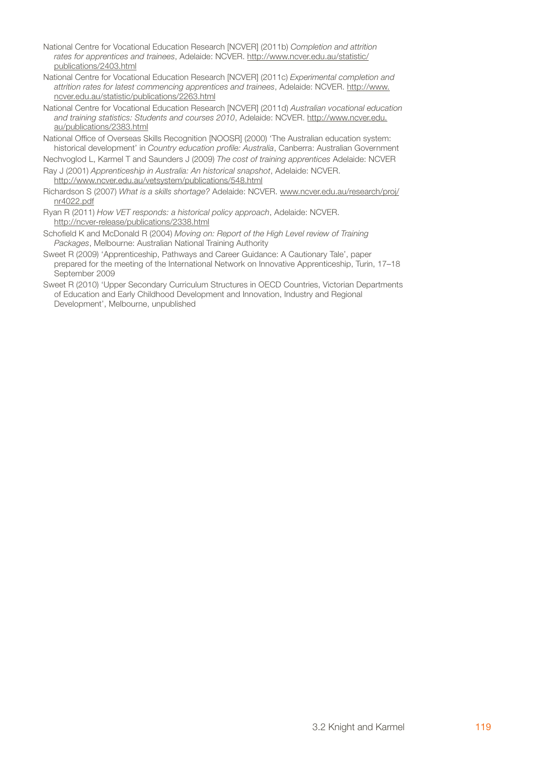National Centre for Vocational Education Research [NCVER] (2011b) *Completion and attrition rates for apprentices and trainees*, Adelaide: NCVER. http://www.ncver.edu.au/statistic/publications/2403.html

National Centre for Vocational Education Research [NCVER] (2011c) *Experimental completion and attrition rates for latest commencing apprentices and trainees*, Adelaide: NCVER. http://www.ncver.edu.au/statistic/publications/2263.html

National Centre for Vocational Education Research [NCVER] (2011d) *Australian vocational education and training statistics: Students and courses 2010*, Adelaide: NCVER. http://www.ncver.edu.au/publications/2383.html

National Office of Overseas Skills Recognition [NOOSR] (2000) 'The Australian education system: historical development' in *Country education profile: Australia*, Canberra: Australian Government

Nechvoglod L, Karmel T and Saunders J (2009) *The cost of training apprentices* Adelaide: NCVER

Ray J (2001) *Apprenticeship in Australia: An historical snapshot*, Adelaide: NCVER. http://www.ncver.edu.au/vetsystem/publications/548.html

Richardson S (2007) *What is a skills shortage?* Adelaide: NCVER. www.ncver.edu.au/research/proj/nr4022.pdf

Ryan R (2011) *How VET responds: a historical policy approach*, Adelaide: NCVER. http://ncver-release/publications/2338.html

Schofield K and McDonald R (2004) *Moving on: Report of the High Level review of Training Packages*, Melbourne: Australian National Training Authority

Sweet R (2009) 'Apprenticeship, Pathways and Career Guidance: A Cautionary Tale', paper prepared for the meeting of the International Network on Innovative Apprenticeship, Turin, 17–18 September 2009

Sweet R (2010) 'Upper Secondary Curriculum Structures in OECD Countries, Victorian Departments of Education and Early Childhood Development and Innovation, Industry and Regional Development', Melbourne, unpublished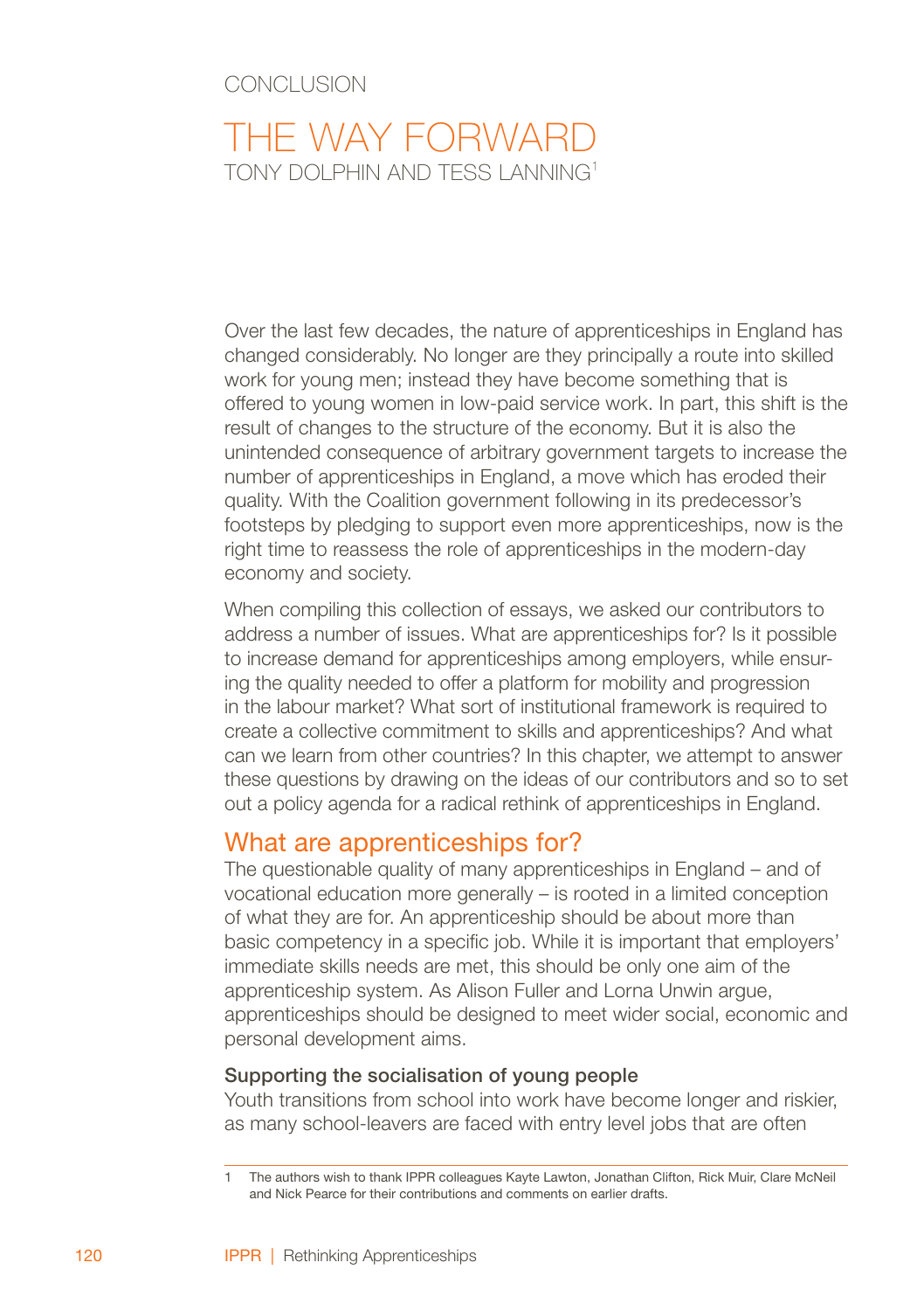CONCLUSION

# THE WAY FORWARD

TONY DOLPHIN AND TESS LANNING[1]

Over the last few decades, the nature of apprenticeships in England has changed considerably. No longer are they principally a route into skilled work for young men; instead they have become something that is offered to young women in low-paid service work. In part, this shift is the result of changes to the structure of the economy. But it is also the unintended consequence of arbitrary government targets to increase the number of apprenticeships in England, a move which has eroded their quality. With the Coalition government following in its predecessor's footsteps by pledging to support even more apprenticeships, now is the right time to reassess the role of apprenticeships in the modern-day economy and society.

When compiling this collection of essays, we asked our contributors to address a number of issues. What are apprenticeships for? Is it possible to increase demand for apprenticeships among employers, while ensuring the quality needed to offer a platform for mobility and progression in the labour market? What sort of institutional framework is required to create a collective commitment to skills and apprenticeships? And what can we learn from other countries? In this chapter, we attempt to answer these questions by drawing on the ideas of our contributors and so to set out a policy agenda for a radical rethink of apprenticeships in England.

## What are apprenticeships for?

The questionable quality of many apprenticeships in England – and of vocational education more generally – is rooted in a limited conception of what they are for. An apprenticeship should be about more than basic competency in a specific job. While it is important that employers' immediate skills needs are met, this should be only one aim of the apprenticeship system. As Alison Fuller and Lorna Unwin argue, apprenticeships should be designed to meet wider social, economic and personal development aims.

### Supporting the socialisation of young people

Youth transitions from school into work have become longer and riskier, as many school-leavers are faced with entry level jobs that are often

---

1 The authors wish to thank IPPR colleagues Kayte Lawton, Jonathan Clifton, Rick Muir, Clare McNeil and Nick Pearce for their contributions and comments on earlier drafts.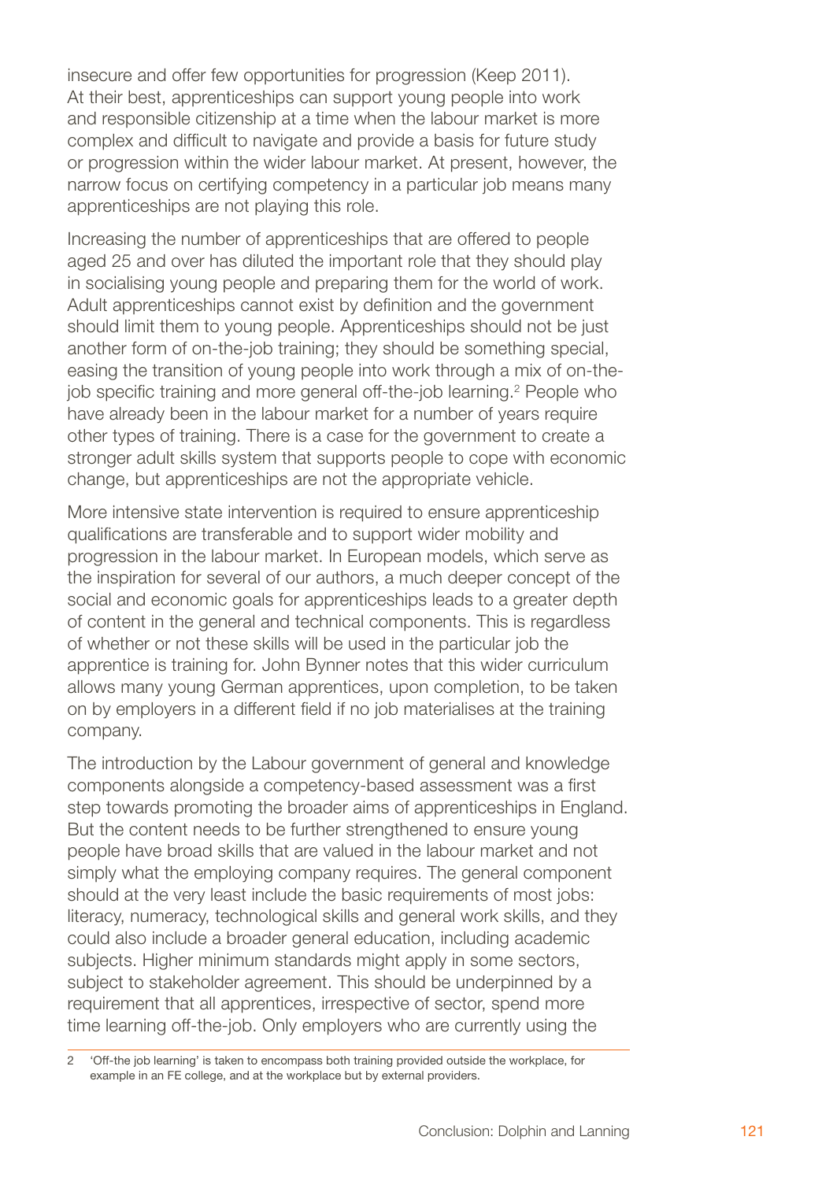insecure and offer few opportunities for progression (Keep 2011). At their best, apprenticeships can support young people into work and responsible citizenship at a time when the labour market is more complex and difficult to navigate and provide a basis for future study or progression within the wider labour market. At present, however, the narrow focus on certifying competency in a particular job means many apprenticeships are not playing this role.

Increasing the number of apprenticeships that are offered to people aged 25 and over has diluted the important role that they should play in socialising young people and preparing them for the world of work. Adult apprenticeships cannot exist by definition and the government should limit them to young people. Apprenticeships should not be just another form of on-the-job training; they should be something special, easing the transition of young people into work through a mix of on-the-job specific training and more general off-the-job learning.[2] People who have already been in the labour market for a number of years require other types of training. There is a case for the government to create a stronger adult skills system that supports people to cope with economic change, but apprenticeships are not the appropriate vehicle.

More intensive state intervention is required to ensure apprenticeship qualifications are transferable and to support wider mobility and progression in the labour market. In European models, which serve as the inspiration for several of our authors, a much deeper concept of the social and economic goals for apprenticeships leads to a greater depth of content in the general and technical components. This is regardless of whether or not these skills will be used in the particular job the apprentice is training for. John Bynner notes that this wider curriculum allows many young German apprentices, upon completion, to be taken on by employers in a different field if no job materialises at the training company.

The introduction by the Labour government of general and knowledge components alongside a competency-based assessment was a first step towards promoting the broader aims of apprenticeships in England. But the content needs to be further strengthened to ensure young people have broad skills that are valued in the labour market and not simply what the employing company requires. The general component should at the very least include the basic requirements of most jobs: literacy, numeracy, technological skills and general work skills, and they could also include a broader general education, including academic subjects. Higher minimum standards might apply in some sectors, subject to stakeholder agreement. This should be underpinned by a requirement that all apprentices, irrespective of sector, spend more time learning off-the-job. Only employers who are currently using the

---

2 'Off-the job learning' is taken to encompass both training provided outside the workplace, for example in an FE college, and at the workplace but by external providers.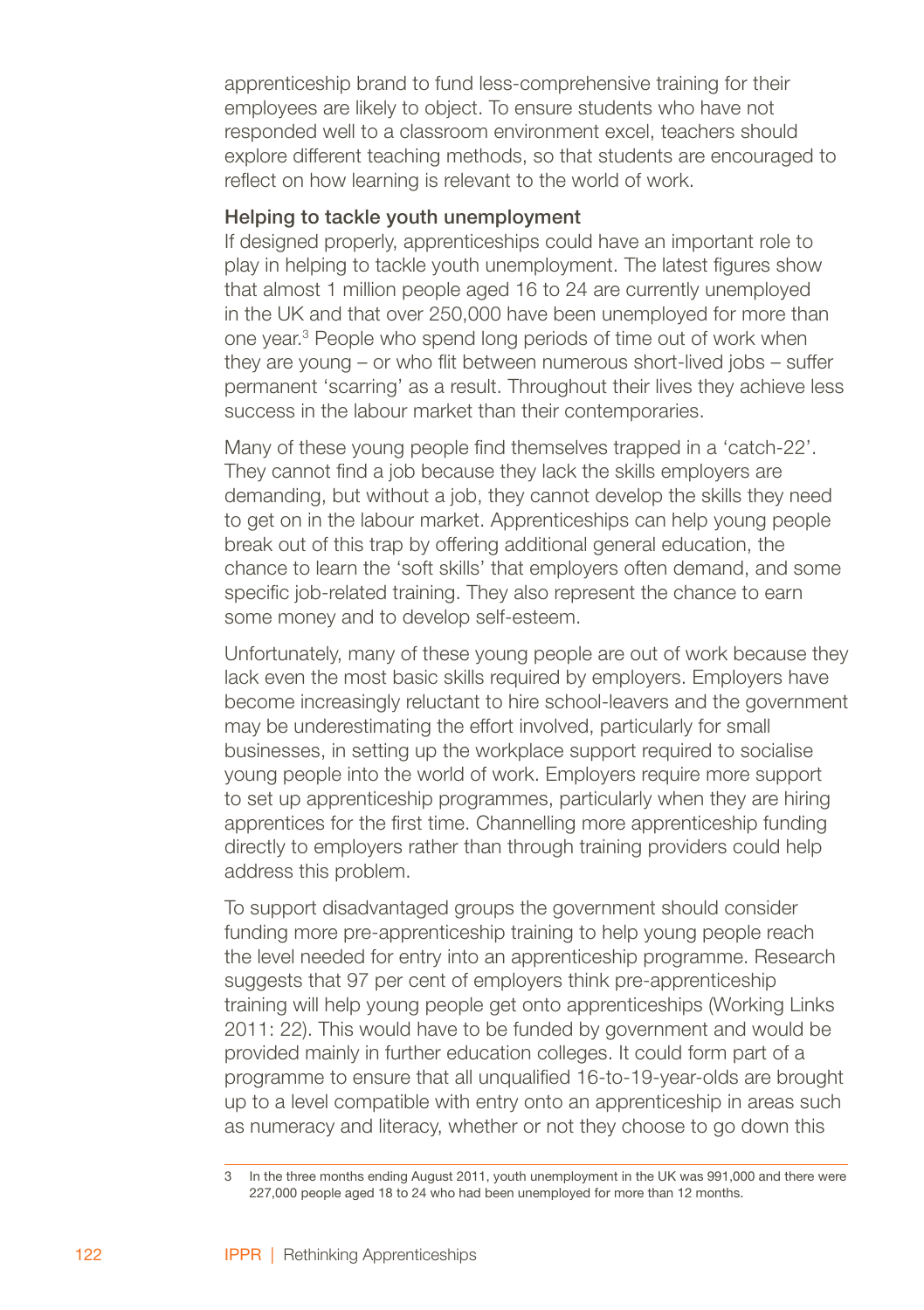apprenticeship brand to fund less-comprehensive training for their employees are likely to object. To ensure students who have not responded well to a classroom environment excel, teachers should explore different teaching methods, so that students are encouraged to reflect on how learning is relevant to the world of work.

### Helping to tackle youth unemployment

If designed properly, apprenticeships could have an important role to play in helping to tackle youth unemployment. The latest figures show that almost 1 million people aged 16 to 24 are currently unemployed in the UK and that over 250,000 have been unemployed for more than one year.[3] People who spend long periods of time out of work when they are young – or who flit between numerous short-lived jobs – suffer permanent 'scarring' as a result. Throughout their lives they achieve less success in the labour market than their contemporaries.

Many of these young people find themselves trapped in a 'catch-22'. They cannot find a job because they lack the skills employers are demanding, but without a job, they cannot develop the skills they need to get on in the labour market. Apprenticeships can help young people break out of this trap by offering additional general education, the chance to learn the 'soft skills' that employers often demand, and some specific job-related training. They also represent the chance to earn some money and to develop self-esteem.

Unfortunately, many of these young people are out of work because they lack even the most basic skills required by employers. Employers have become increasingly reluctant to hire school-leavers and the government may be underestimating the effort involved, particularly for small businesses, in setting up the workplace support required to socialise young people into the world of work. Employers require more support to set up apprenticeship programmes, particularly when they are hiring apprentices for the first time. Channelling more apprenticeship funding directly to employers rather than through training providers could help address this problem.

To support disadvantaged groups the government should consider funding more pre-apprenticeship training to help young people reach the level needed for entry into an apprenticeship programme. Research suggests that 97 per cent of employers think pre-apprenticeship training will help young people get onto apprenticeships (Working Links 2011: 22). This would have to be funded by government and would be provided mainly in further education colleges. It could form part of a programme to ensure that all unqualified 16-to-19-year-olds are brought up to a level compatible with entry onto an apprenticeship in areas such as numeracy and literacy, whether or not they choose to go down this

---

3 In the three months ending August 2011, youth unemployment in the UK was 991,000 and there were 227,000 people aged 18 to 24 who had been unemployed for more than 12 months.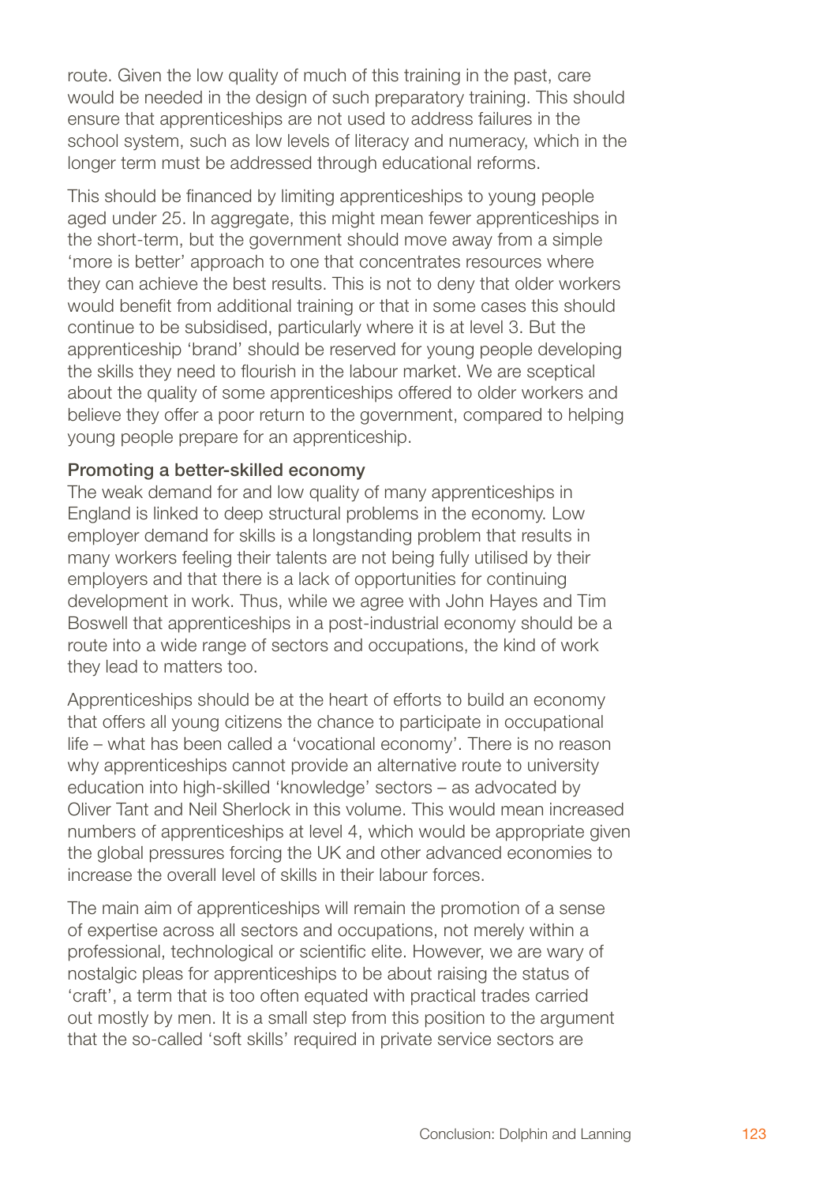route. Given the low quality of much of this training in the past, care would be needed in the design of such preparatory training. This should ensure that apprenticeships are not used to address failures in the school system, such as low levels of literacy and numeracy, which in the longer term must be addressed through educational reforms.

This should be financed by limiting apprenticeships to young people aged under 25. In aggregate, this might mean fewer apprenticeships in the short-term, but the government should move away from a simple 'more is better' approach to one that concentrates resources where they can achieve the best results. This is not to deny that older workers would benefit from additional training or that in some cases this should continue to be subsidised, particularly where it is at level 3. But the apprenticeship 'brand' should be reserved for young people developing the skills they need to flourish in the labour market. We are sceptical about the quality of some apprenticeships offered to older workers and believe they offer a poor return to the government, compared to helping young people prepare for an apprenticeship.

### Promoting a better-skilled economy

The weak demand for and low quality of many apprenticeships in England is linked to deep structural problems in the economy. Low employer demand for skills is a longstanding problem that results in many workers feeling their talents are not being fully utilised by their employers and that there is a lack of opportunities for continuing development in work. Thus, while we agree with John Hayes and Tim Boswell that apprenticeships in a post-industrial economy should be a route into a wide range of sectors and occupations, the kind of work they lead to matters too.

Apprenticeships should be at the heart of efforts to build an economy that offers all young citizens the chance to participate in occupational life – what has been called a 'vocational economy'. There is no reason why apprenticeships cannot provide an alternative route to university education into high-skilled 'knowledge' sectors – as advocated by Oliver Tant and Neil Sherlock in this volume. This would mean increased numbers of apprenticeships at level 4, which would be appropriate given the global pressures forcing the UK and other advanced economies to increase the overall level of skills in their labour forces.

The main aim of apprenticeships will remain the promotion of a sense of expertise across all sectors and occupations, not merely within a professional, technological or scientific elite. However, we are wary of nostalgic pleas for apprenticeships to be about raising the status of 'craft', a term that is too often equated with practical trades carried out mostly by men. It is a small step from this position to the argument that the so-called 'soft skills' required in private service sectors are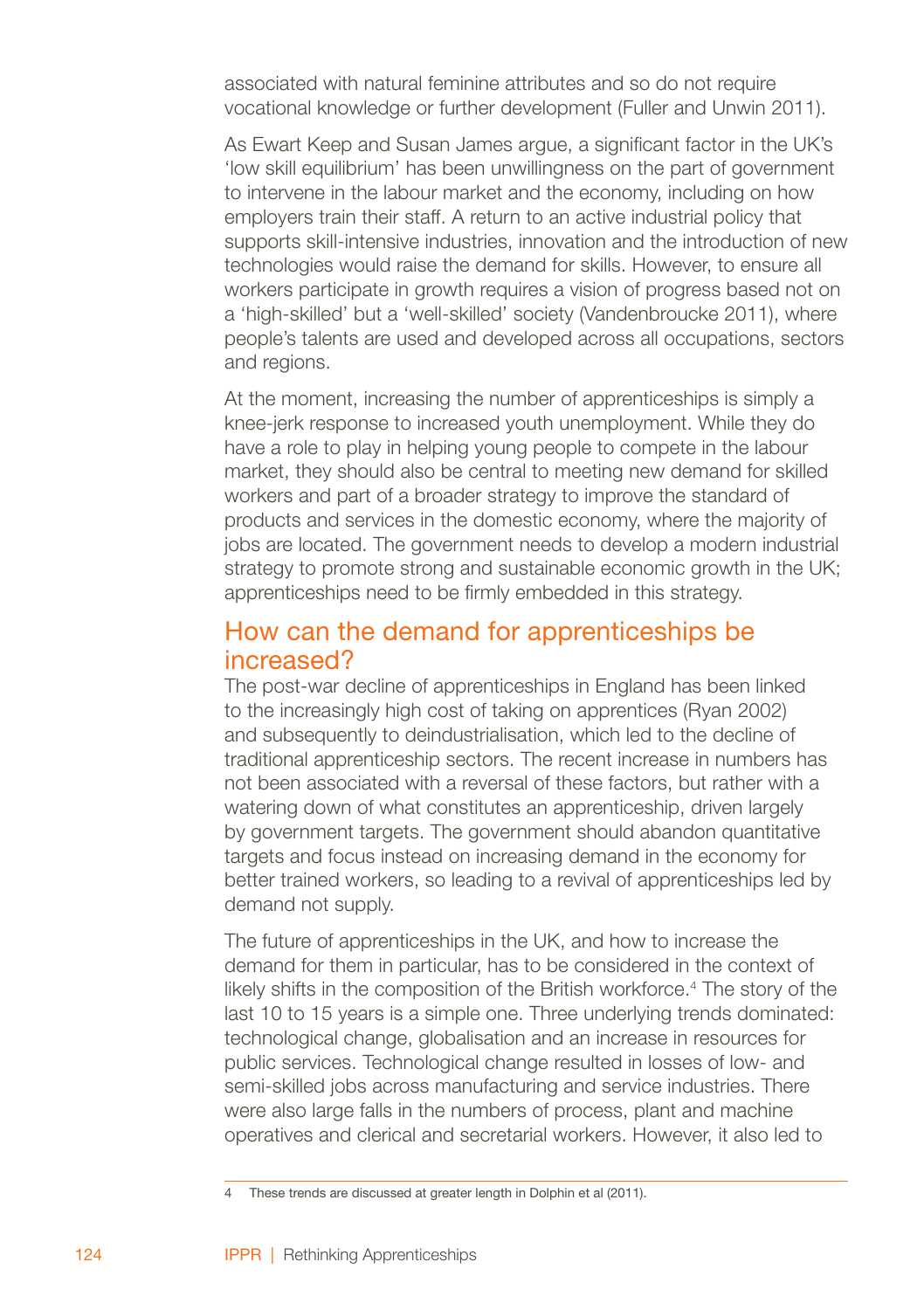associated with natural feminine attributes and so do not require vocational knowledge or further development (Fuller and Unwin 2011).

As Ewart Keep and Susan James argue, a significant factor in the UK's 'low skill equilibrium' has been unwillingness on the part of government to intervene in the labour market and the economy, including on how employers train their staff. A return to an active industrial policy that supports skill-intensive industries, innovation and the introduction of new technologies would raise the demand for skills. However, to ensure all workers participate in growth requires a vision of progress based not on a 'high-skilled' but a 'well-skilled' society (Vandenbroucke 2011), where people's talents are used and developed across all occupations, sectors and regions.

At the moment, increasing the number of apprenticeships is simply a knee-jerk response to increased youth unemployment. While they do have a role to play in helping young people to compete in the labour market, they should also be central to meeting new demand for skilled workers and part of a broader strategy to improve the standard of products and services in the domestic economy, where the majority of jobs are located. The government needs to develop a modern industrial strategy to promote strong and sustainable economic growth in the UK; apprenticeships need to be firmly embedded in this strategy.

## How can the demand for apprenticeships be increased?

The post-war decline of apprenticeships in England has been linked to the increasingly high cost of taking on apprentices (Ryan 2002) and subsequently to deindustrialisation, which led to the decline of traditional apprenticeship sectors. The recent increase in numbers has not been associated with a reversal of these factors, but rather with a watering down of what constitutes an apprenticeship, driven largely by government targets. The government should abandon quantitative targets and focus instead on increasing demand in the economy for better trained workers, so leading to a revival of apprenticeships led by demand not supply.

The future of apprenticeships in the UK, and how to increase the demand for them in particular, has to be considered in the context of likely shifts in the composition of the British workforce.[4] The story of the last 10 to 15 years is a simple one. Three underlying trends dominated: technological change, globalisation and an increase in resources for public services. Technological change resulted in losses of low- and semi-skilled jobs across manufacturing and service industries. There were also large falls in the numbers of process, plant and machine operatives and clerical and secretarial workers. However, it also led to

4 These trends are discussed at greater length in Dolphin et al (2011).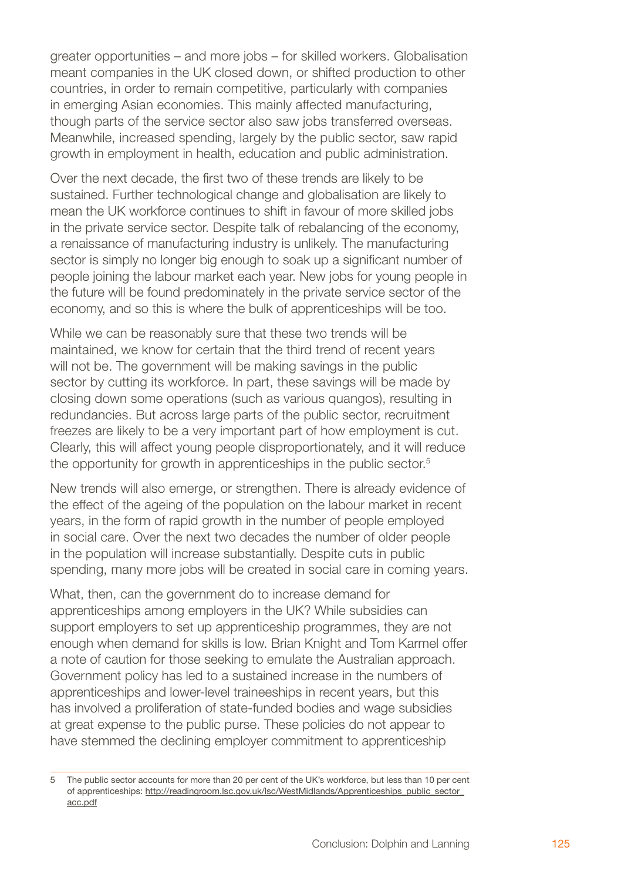greater opportunities – and more jobs – for skilled workers. Globalisation meant companies in the UK closed down, or shifted production to other countries, in order to remain competitive, particularly with companies in emerging Asian economies. This mainly affected manufacturing, though parts of the service sector also saw jobs transferred overseas. Meanwhile, increased spending, largely by the public sector, saw rapid growth in employment in health, education and public administration.

Over the next decade, the first two of these trends are likely to be sustained. Further technological change and globalisation are likely to mean the UK workforce continues to shift in favour of more skilled jobs in the private service sector. Despite talk of rebalancing of the economy, a renaissance of manufacturing industry is unlikely. The manufacturing sector is simply no longer big enough to soak up a significant number of people joining the labour market each year. New jobs for young people in the future will be found predominately in the private service sector of the economy, and so this is where the bulk of apprenticeships will be too.

While we can be reasonably sure that these two trends will be maintained, we know for certain that the third trend of recent years will not be. The government will be making savings in the public sector by cutting its workforce. In part, these savings will be made by closing down some operations (such as various quangos), resulting in redundancies. But across large parts of the public sector, recruitment freezes are likely to be a very important part of how employment is cut. Clearly, this will affect young people disproportionately, and it will reduce the opportunity for growth in apprenticeships in the public sector.[5]

New trends will also emerge, or strengthen. There is already evidence of the effect of the ageing of the population on the labour market in recent years, in the form of rapid growth in the number of people employed in social care. Over the next two decades the number of older people in the population will increase substantially. Despite cuts in public spending, many more jobs will be created in social care in coming years.

What, then, can the government do to increase demand for apprenticeships among employers in the UK? While subsidies can support employers to set up apprenticeship programmes, they are not enough when demand for skills is low. Brian Knight and Tom Karmel offer a note of caution for those seeking to emulate the Australian approach. Government policy has led to a sustained increase in the numbers of apprenticeships and lower-level traineeships in recent years, but this has involved a proliferation of state-funded bodies and wage subsidies at great expense to the public purse. These policies do not appear to have stemmed the declining employer commitment to apprenticeship

---

5 The public sector accounts for more than 20 per cent of the UK's workforce, but less than 10 per cent of apprenticeships: http://readingroom.lsc.gov.uk/lsc/WestMidlands/Apprenticeships_public_sector_acc.pdf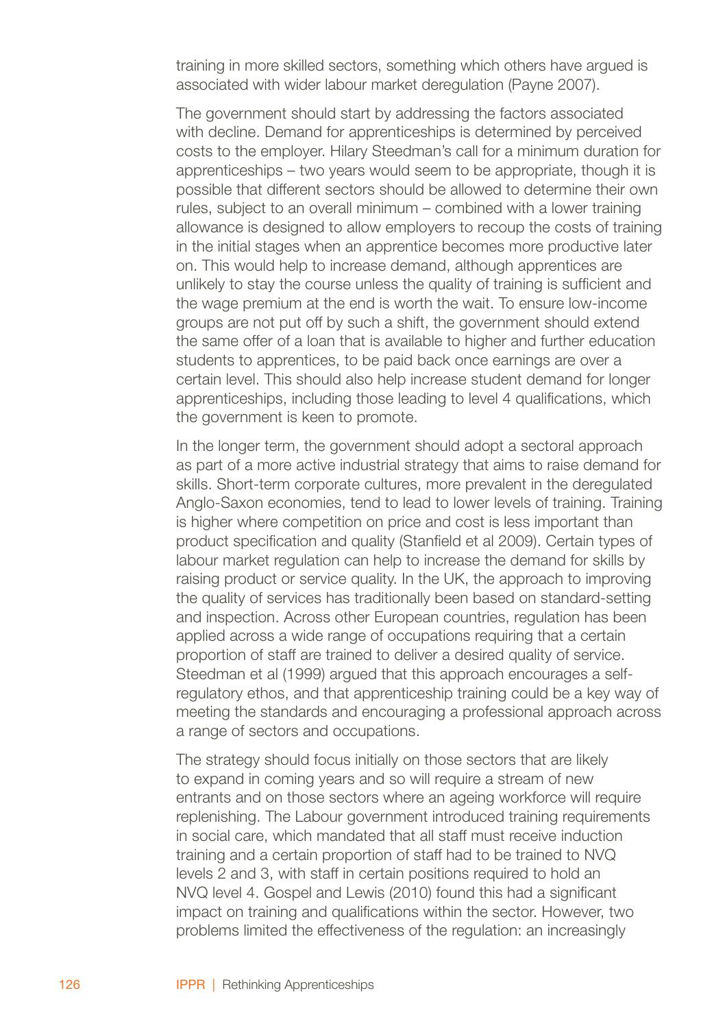training in more skilled sectors, something which others have argued is associated with wider labour market deregulation (Payne 2007).

The government should start by addressing the factors associated with decline. Demand for apprenticeships is determined by perceived costs to the employer. Hilary Steedman's call for a minimum duration for apprenticeships – two years would seem to be appropriate, though it is possible that different sectors should be allowed to determine their own rules, subject to an overall minimum – combined with a lower training allowance is designed to allow employers to recoup the costs of training in the initial stages when an apprentice becomes more productive later on. This would help to increase demand, although apprentices are unlikely to stay the course unless the quality of training is sufficient and the wage premium at the end is worth the wait. To ensure low-income groups are not put off by such a shift, the government should extend the same offer of a loan that is available to higher and further education students to apprentices, to be paid back once earnings are over a certain level. This should also help increase student demand for longer apprenticeships, including those leading to level 4 qualifications, which the government is keen to promote.

In the longer term, the government should adopt a sectoral approach as part of a more active industrial strategy that aims to raise demand for skills. Short-term corporate cultures, more prevalent in the deregulated Anglo-Saxon economies, tend to lead to lower levels of training. Training is higher where competition on price and cost is less important than product specification and quality (Stanfield et al 2009). Certain types of labour market regulation can help to increase the demand for skills by raising product or service quality. In the UK, the approach to improving the quality of services has traditionally been based on standard-setting and inspection. Across other European countries, regulation has been applied across a wide range of occupations requiring that a certain proportion of staff are trained to deliver a desired quality of service. Steedman et al (1999) argued that this approach encourages a self-regulatory ethos, and that apprenticeship training could be a key way of meeting the standards and encouraging a professional approach across a range of sectors and occupations.

The strategy should focus initially on those sectors that are likely to expand in coming years and so will require a stream of new entrants and on those sectors where an ageing workforce will require replenishing. The Labour government introduced training requirements in social care, which mandated that all staff must receive induction training and a certain proportion of staff had to be trained to NVQ levels 2 and 3, with staff in certain positions required to hold an NVQ level 4. Gospel and Lewis (2010) found this had a significant impact on training and qualifications within the sector. However, two problems limited the effectiveness of the regulation: an increasingly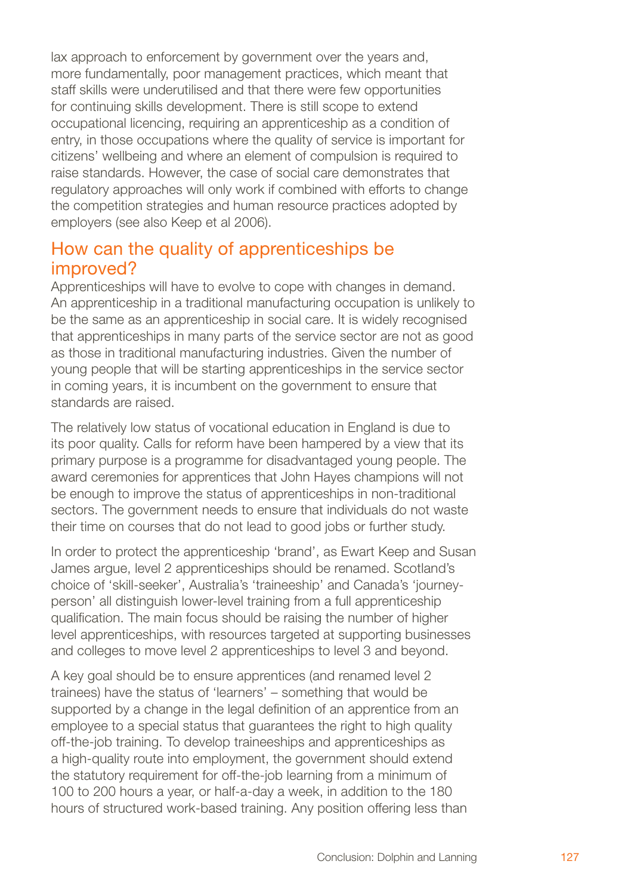lax approach to enforcement by government over the years and, more fundamentally, poor management practices, which meant that staff skills were underutilised and that there were few opportunities for continuing skills development. There is still scope to extend occupational licencing, requiring an apprenticeship as a condition of entry, in those occupations where the quality of service is important for citizens' wellbeing and where an element of compulsion is required to raise standards. However, the case of social care demonstrates that regulatory approaches will only work if combined with efforts to change the competition strategies and human resource practices adopted by employers (see also Keep et al 2006).

## How can the quality of apprenticeships be improved?

Apprenticeships will have to evolve to cope with changes in demand. An apprenticeship in a traditional manufacturing occupation is unlikely to be the same as an apprenticeship in social care. It is widely recognised that apprenticeships in many parts of the service sector are not as good as those in traditional manufacturing industries. Given the number of young people that will be starting apprenticeships in the service sector in coming years, it is incumbent on the government to ensure that standards are raised.

The relatively low status of vocational education in England is due to its poor quality. Calls for reform have been hampered by a view that its primary purpose is a programme for disadvantaged young people. The award ceremonies for apprentices that John Hayes champions will not be enough to improve the status of apprenticeships in non-traditional sectors. The government needs to ensure that individuals do not waste their time on courses that do not lead to good jobs or further study.

In order to protect the apprenticeship 'brand', as Ewart Keep and Susan James argue, level 2 apprenticeships should be renamed. Scotland's choice of 'skill-seeker', Australia's 'traineeship' and Canada's 'journey-person' all distinguish lower-level training from a full apprenticeship qualification. The main focus should be raising the number of higher level apprenticeships, with resources targeted at supporting businesses and colleges to move level 2 apprenticeships to level 3 and beyond.

A key goal should be to ensure apprentices (and renamed level 2 trainees) have the status of 'learners' – something that would be supported by a change in the legal definition of an apprentice from an employee to a special status that guarantees the right to high quality off-the-job training. To develop traineeships and apprenticeships as a high-quality route into employment, the government should extend the statutory requirement for off-the-job learning from a minimum of 100 to 200 hours a year, or half-a-day a week, in addition to the 180 hours of structured work-based training. Any position offering less than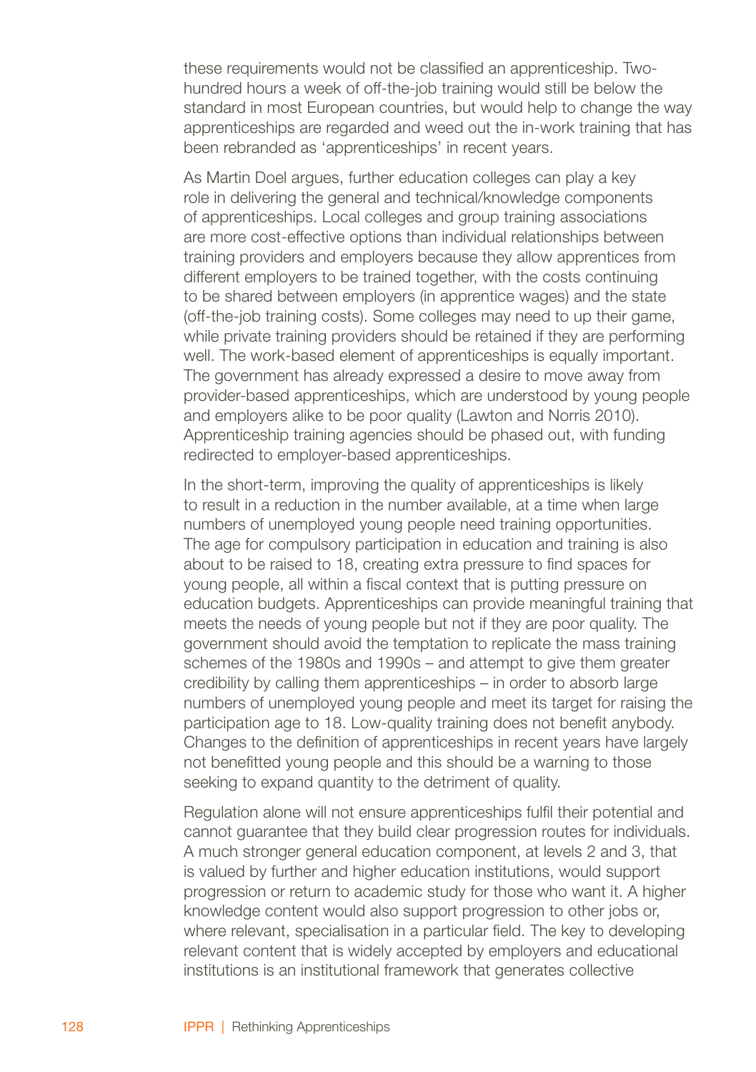these requirements would not be classified an apprenticeship. Two-hundred hours a week of off-the-job training would still be below the standard in most European countries, but would help to change the way apprenticeships are regarded and weed out the in-work training that has been rebranded as 'apprenticeships' in recent years.

As Martin Doel argues, further education colleges can play a key role in delivering the general and technical/knowledge components of apprenticeships. Local colleges and group training associations are more cost-effective options than individual relationships between training providers and employers because they allow apprentices from different employers to be trained together, with the costs continuing to be shared between employers (in apprentice wages) and the state (off-the-job training costs). Some colleges may need to up their game, while private training providers should be retained if they are performing well. The work-based element of apprenticeships is equally important. The government has already expressed a desire to move away from provider-based apprenticeships, which are understood by young people and employers alike to be poor quality (Lawton and Norris 2010). Apprenticeship training agencies should be phased out, with funding redirected to employer-based apprenticeships.

In the short-term, improving the quality of apprenticeships is likely to result in a reduction in the number available, at a time when large numbers of unemployed young people need training opportunities. The age for compulsory participation in education and training is also about to be raised to 18, creating extra pressure to find spaces for young people, all within a fiscal context that is putting pressure on education budgets. Apprenticeships can provide meaningful training that meets the needs of young people but not if they are poor quality. The government should avoid the temptation to replicate the mass training schemes of the 1980s and 1990s – and attempt to give them greater credibility by calling them apprenticeships – in order to absorb large numbers of unemployed young people and meet its target for raising the participation age to 18. Low-quality training does not benefit anybody. Changes to the definition of apprenticeships in recent years have largely not benefitted young people and this should be a warning to those seeking to expand quantity to the detriment of quality.

Regulation alone will not ensure apprenticeships fulfil their potential and cannot guarantee that they build clear progression routes for individuals. A much stronger general education component, at levels 2 and 3, that is valued by further and higher education institutions, would support progression or return to academic study for those who want it. A higher knowledge content would also support progression to other jobs or, where relevant, specialisation in a particular field. The key to developing relevant content that is widely accepted by employers and educational institutions is an institutional framework that generates collective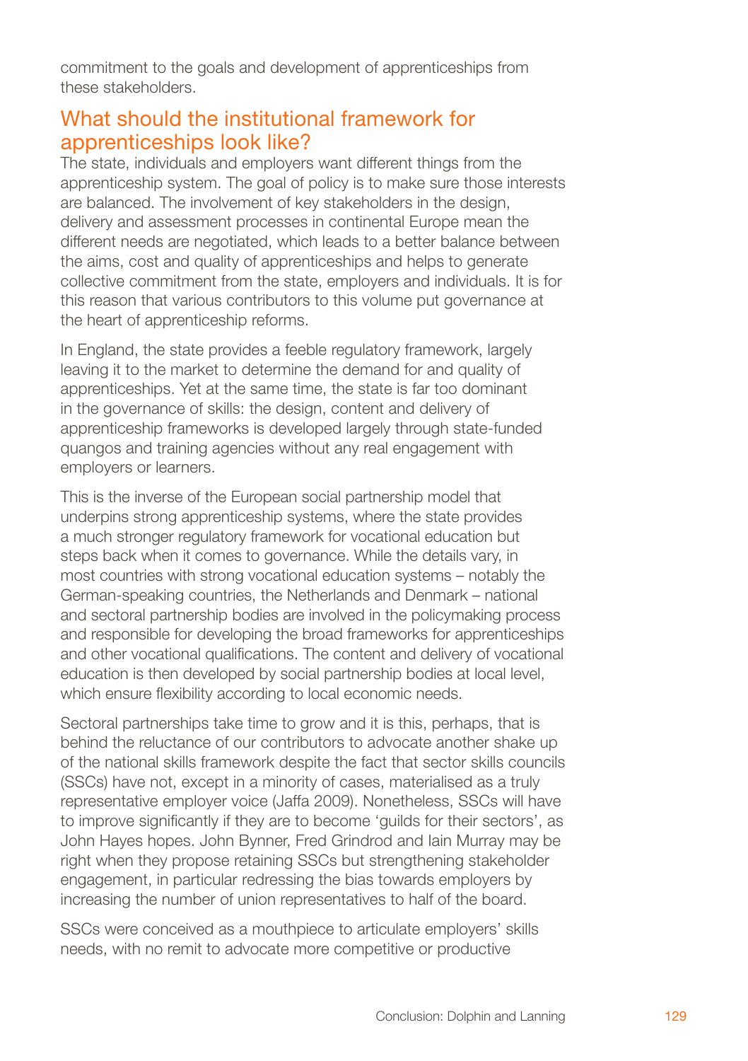commitment to the goals and development of apprenticeships from these stakeholders.

## What should the institutional framework for apprenticeships look like?

The state, individuals and employers want different things from the apprenticeship system. The goal of policy is to make sure those interests are balanced. The involvement of key stakeholders in the design, delivery and assessment processes in continental Europe mean the different needs are negotiated, which leads to a better balance between the aims, cost and quality of apprenticeships and helps to generate collective commitment from the state, employers and individuals. It is for this reason that various contributors to this volume put governance at the heart of apprenticeship reforms.

In England, the state provides a feeble regulatory framework, largely leaving it to the market to determine the demand for and quality of apprenticeships. Yet at the same time, the state is far too dominant in the governance of skills: the design, content and delivery of apprenticeship frameworks is developed largely through state-funded quangos and training agencies without any real engagement with employers or learners.

This is the inverse of the European social partnership model that underpins strong apprenticeship systems, where the state provides a much stronger regulatory framework for vocational education but steps back when it comes to governance. While the details vary, in most countries with strong vocational education systems – notably the German-speaking countries, the Netherlands and Denmark – national and sectoral partnership bodies are involved in the policymaking process and responsible for developing the broad frameworks for apprenticeships and other vocational qualifications. The content and delivery of vocational education is then developed by social partnership bodies at local level, which ensure flexibility according to local economic needs.

Sectoral partnerships take time to grow and it is this, perhaps, that is behind the reluctance of our contributors to advocate another shake up of the national skills framework despite the fact that sector skills councils (SSCs) have not, except in a minority of cases, materialised as a truly representative employer voice (Jaffa 2009). Nonetheless, SSCs will have to improve significantly if they are to become 'guilds for their sectors', as John Hayes hopes. John Bynner, Fred Grindrod and Iain Murray may be right when they propose retaining SSCs but strengthening stakeholder engagement, in particular redressing the bias towards employers by increasing the number of union representatives to half of the board.

SSCs were conceived as a mouthpiece to articulate employers' skills needs, with no remit to advocate more competitive or productive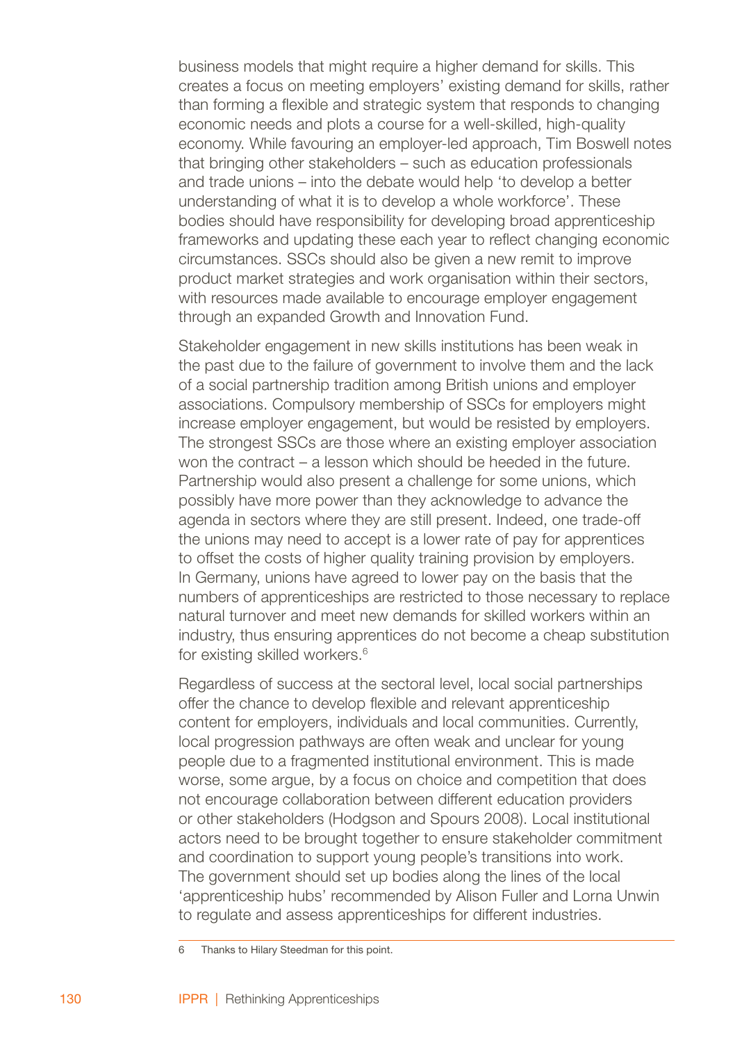business models that might require a higher demand for skills. This creates a focus on meeting employers' existing demand for skills, rather than forming a flexible and strategic system that responds to changing economic needs and plots a course for a well-skilled, high-quality economy. While favouring an employer-led approach, Tim Boswell notes that bringing other stakeholders – such as education professionals and trade unions – into the debate would help 'to develop a better understanding of what it is to develop a whole workforce'. These bodies should have responsibility for developing broad apprenticeship frameworks and updating these each year to reflect changing economic circumstances. SSCs should also be given a new remit to improve product market strategies and work organisation within their sectors, with resources made available to encourage employer engagement through an expanded Growth and Innovation Fund.

Stakeholder engagement in new skills institutions has been weak in the past due to the failure of government to involve them and the lack of a social partnership tradition among British unions and employer associations. Compulsory membership of SSCs for employers might increase employer engagement, but would be resisted by employers. The strongest SSCs are those where an existing employer association won the contract – a lesson which should be heeded in the future. Partnership would also present a challenge for some unions, which possibly have more power than they acknowledge to advance the agenda in sectors where they are still present. Indeed, one trade-off the unions may need to accept is a lower rate of pay for apprentices to offset the costs of higher quality training provision by employers. In Germany, unions have agreed to lower pay on the basis that the numbers of apprenticeships are restricted to those necessary to replace natural turnover and meet new demands for skilled workers within an industry, thus ensuring apprentices do not become a cheap substitution for existing skilled workers.[6]

Regardless of success at the sectoral level, local social partnerships offer the chance to develop flexible and relevant apprenticeship content for employers, individuals and local communities. Currently, local progression pathways are often weak and unclear for young people due to a fragmented institutional environment. This is made worse, some argue, by a focus on choice and competition that does not encourage collaboration between different education providers or other stakeholders (Hodgson and Spours 2008). Local institutional actors need to be brought together to ensure stakeholder commitment and coordination to support young people's transitions into work. The government should set up bodies along the lines of the local 'apprenticeship hubs' recommended by Alison Fuller and Lorna Unwin to regulate and assess apprenticeships for different industries.

6 Thanks to Hilary Steedman for this point.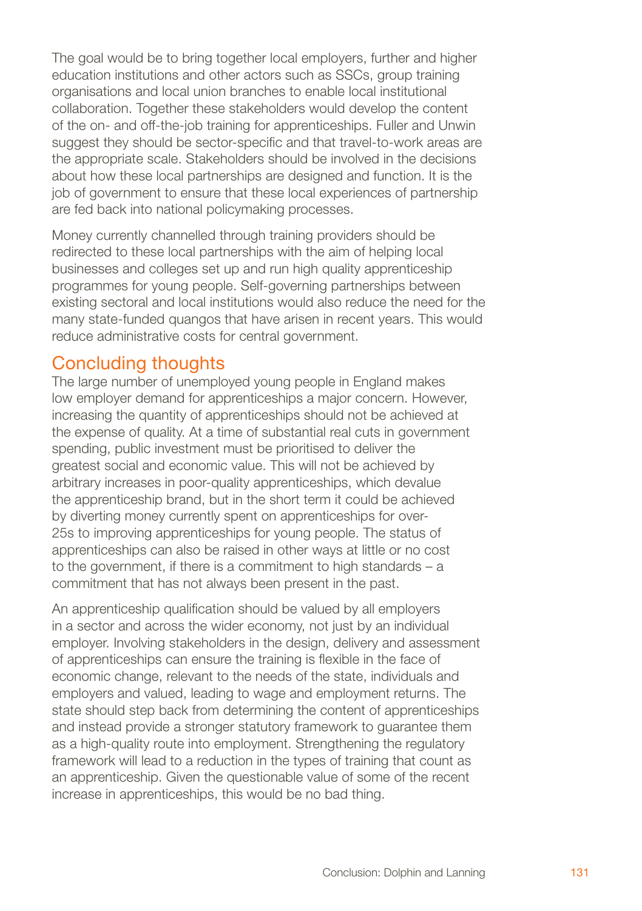The goal would be to bring together local employers, further and higher education institutions and other actors such as SSCs, group training organisations and local union branches to enable local institutional collaboration. Together these stakeholders would develop the content of the on- and off-the-job training for apprenticeships. Fuller and Unwin suggest they should be sector-specific and that travel-to-work areas are the appropriate scale. Stakeholders should be involved in the decisions about how these local partnerships are designed and function. It is the job of government to ensure that these local experiences of partnership are fed back into national policymaking processes.

Money currently channelled through training providers should be redirected to these local partnerships with the aim of helping local businesses and colleges set up and run high quality apprenticeship programmes for young people. Self-governing partnerships between existing sectoral and local institutions would also reduce the need for the many state-funded quangos that have arisen in recent years. This would reduce administrative costs for central government.

## Concluding thoughts

The large number of unemployed young people in England makes low employer demand for apprenticeships a major concern. However, increasing the quantity of apprenticeships should not be achieved at the expense of quality. At a time of substantial real cuts in government spending, public investment must be prioritised to deliver the greatest social and economic value. This will not be achieved by arbitrary increases in poor-quality apprenticeships, which devalue the apprenticeship brand, but in the short term it could be achieved by diverting money currently spent on apprenticeships for over-25s to improving apprenticeships for young people. The status of apprenticeships can also be raised in other ways at little or no cost to the government, if there is a commitment to high standards – a commitment that has not always been present in the past.

An apprenticeship qualification should be valued by all employers in a sector and across the wider economy, not just by an individual employer. Involving stakeholders in the design, delivery and assessment of apprenticeships can ensure the training is flexible in the face of economic change, relevant to the needs of the state, individuals and employers and valued, leading to wage and employment returns. The state should step back from determining the content of apprenticeships and instead provide a stronger statutory framework to guarantee them as a high-quality route into employment. Strengthening the regulatory framework will lead to a reduction in the types of training that count as an apprenticeship. Given the questionable value of some of the recent increase in apprenticeships, this would be no bad thing.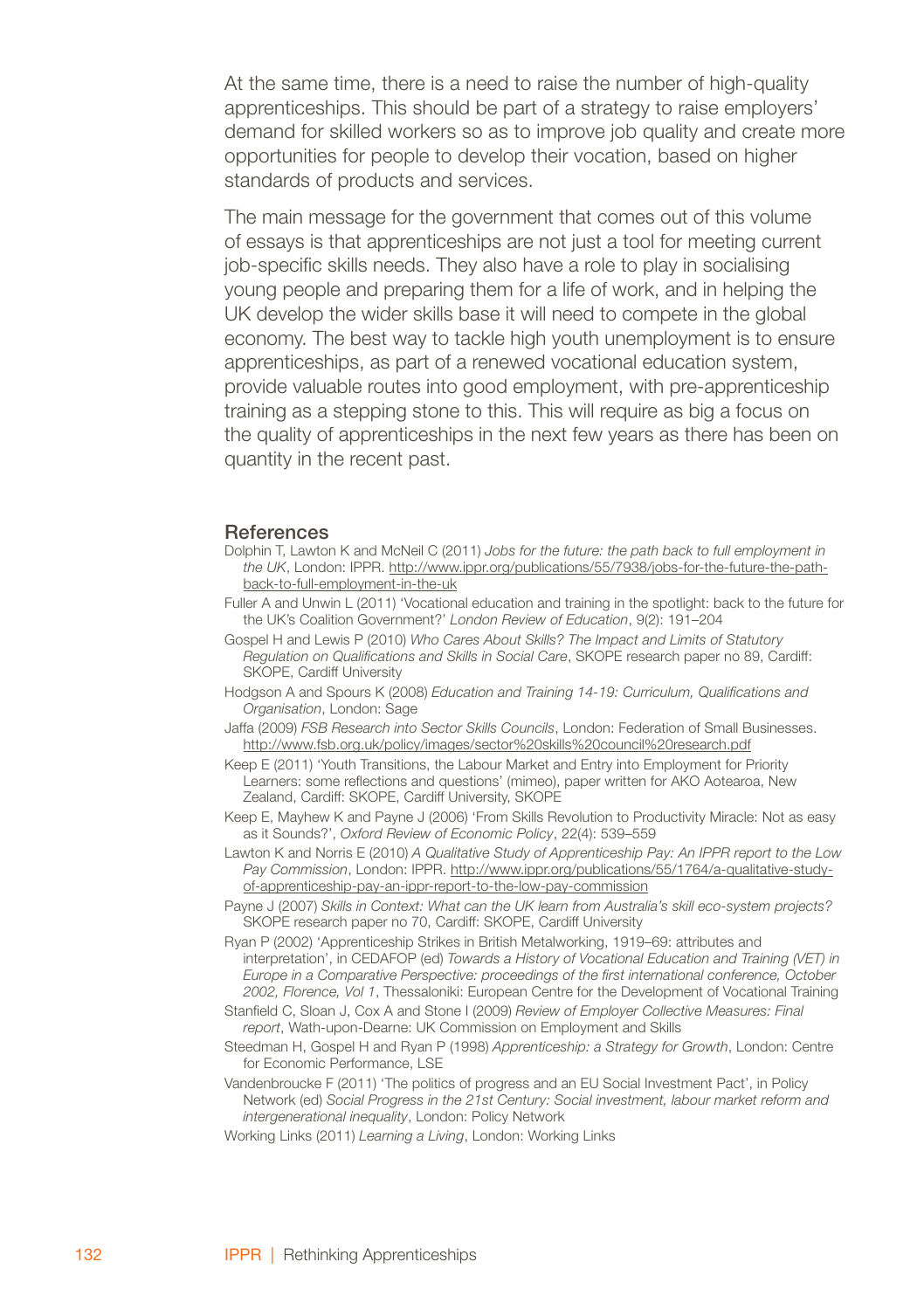At the same time, there is a need to raise the number of high-quality apprenticeships. This should be part of a strategy to raise employers' demand for skilled workers so as to improve job quality and create more opportunities for people to develop their vocation, based on higher standards of products and services.

The main message for the government that comes out of this volume of essays is that apprenticeships are not just a tool for meeting current job-specific skills needs. They also have a role to play in socialising young people and preparing them for a life of work, and in helping the UK develop the wider skills base it will need to compete in the global economy. The best way to tackle high youth unemployment is to ensure apprenticeships, as part of a renewed vocational education system, provide valuable routes into good employment, with pre-apprenticeship training as a stepping stone to this. This will require as big a focus on the quality of apprenticeships in the next few years as there has been on quantity in the recent past.

## References

Dolphin T, Lawton K and McNeil C (2011) *Jobs for the future: the path back to full employment in the UK*, London: IPPR. http://www.ippr.org/publications/55/7938/jobs-for-the-future-the-path-back-to-full-employment-in-the-uk

Fuller A and Unwin L (2011) 'Vocational education and training in the spotlight: back to the future for the UK's Coalition Government?' *London Review of Education*, 9(2): 191–204

Gospel H and Lewis P (2010) *Who Cares About Skills? The Impact and Limits of Statutory Regulation on Qualifications and Skills in Social Care*, SKOPE research paper no 89, Cardiff: SKOPE, Cardiff University

Hodgson A and Spours K (2008) *Education and Training 14-19: Curriculum, Qualifications and Organisation*, London: Sage

Jaffa (2009) *FSB Research into Sector Skills Councils*, London: Federation of Small Businesses. http://www.fsb.org.uk/policy/images/sector%20skills%20council%20research.pdf

Keep E (2011) 'Youth Transitions, the Labour Market and Entry into Employment for Priority Learners: some reflections and questions' (mimeo), paper written for AKO Aotearoa, New Zealand, Cardiff: SKOPE, Cardiff University, SKOPE

Keep E, Mayhew K and Payne J (2006) 'From Skills Revolution to Productivity Miracle: Not as easy as it Sounds?', *Oxford Review of Economic Policy*, 22(4): 539–559

Lawton K and Norris E (2010) *A Qualitative Study of Apprenticeship Pay: An IPPR report to the Low Pay Commission*, London: IPPR. http://www.ippr.org/publications/55/1764/a-qualitative-study-of-apprenticeship-pay-an-ippr-report-to-the-low-pay-commission

Payne J (2007) *Skills in Context: What can the UK learn from Australia's skill eco-system projects?* SKOPE research paper no 70, Cardiff: SKOPE, Cardiff University

Ryan P (2002) 'Apprenticeship Strikes in British Metalworking, 1919–69: attributes and interpretation', in CEDAFOP (ed) *Towards a History of Vocational Education and Training (VET) in Europe in a Comparative Perspective: proceedings of the first international conference, October 2002, Florence, Vol 1*, Thessaloniki: European Centre for the Development of Vocational Training

Stanfield C, Sloan J, Cox A and Stone I (2009) *Review of Employer Collective Measures: Final report*, Wath-upon-Dearne: UK Commission on Employment and Skills

Steedman H, Gospel H and Ryan P (1998) *Apprenticeship: a Strategy for Growth*, London: Centre for Economic Performance, LSE

Vandenbroucke F (2011) 'The politics of progress and an EU Social Investment Pact', in Policy Network (ed) *Social Progress in the 21st Century: Social investment, labour market reform and intergenerational inequality*, London: Policy Network

Working Links (2011) *Learning a Living*, London: Working Links